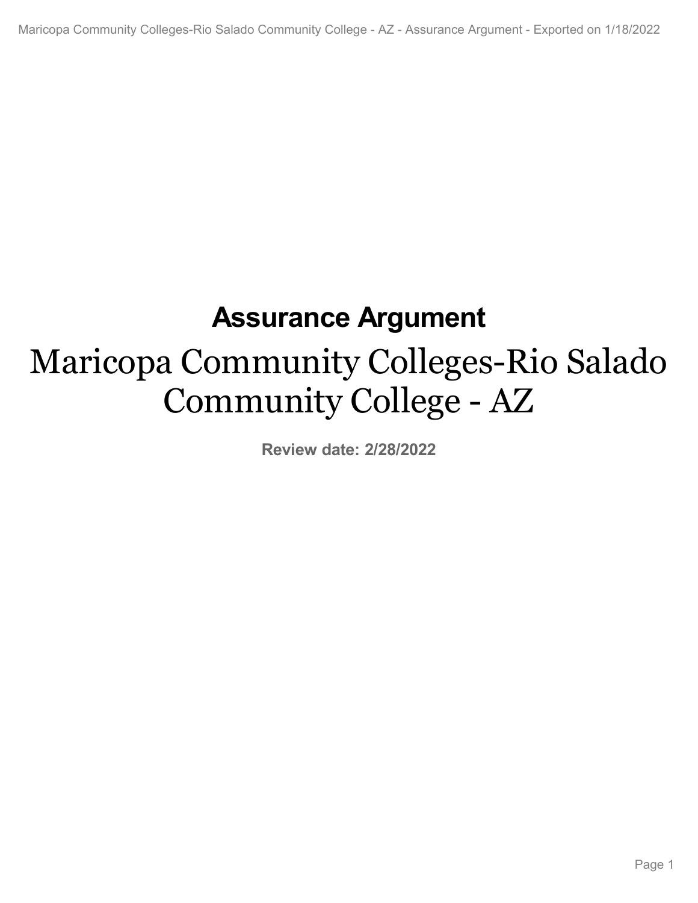# Assurance Argument

# Maricopa Community Colleges-Rio Salado Community College - AZ

**Review date: 2/28/2022**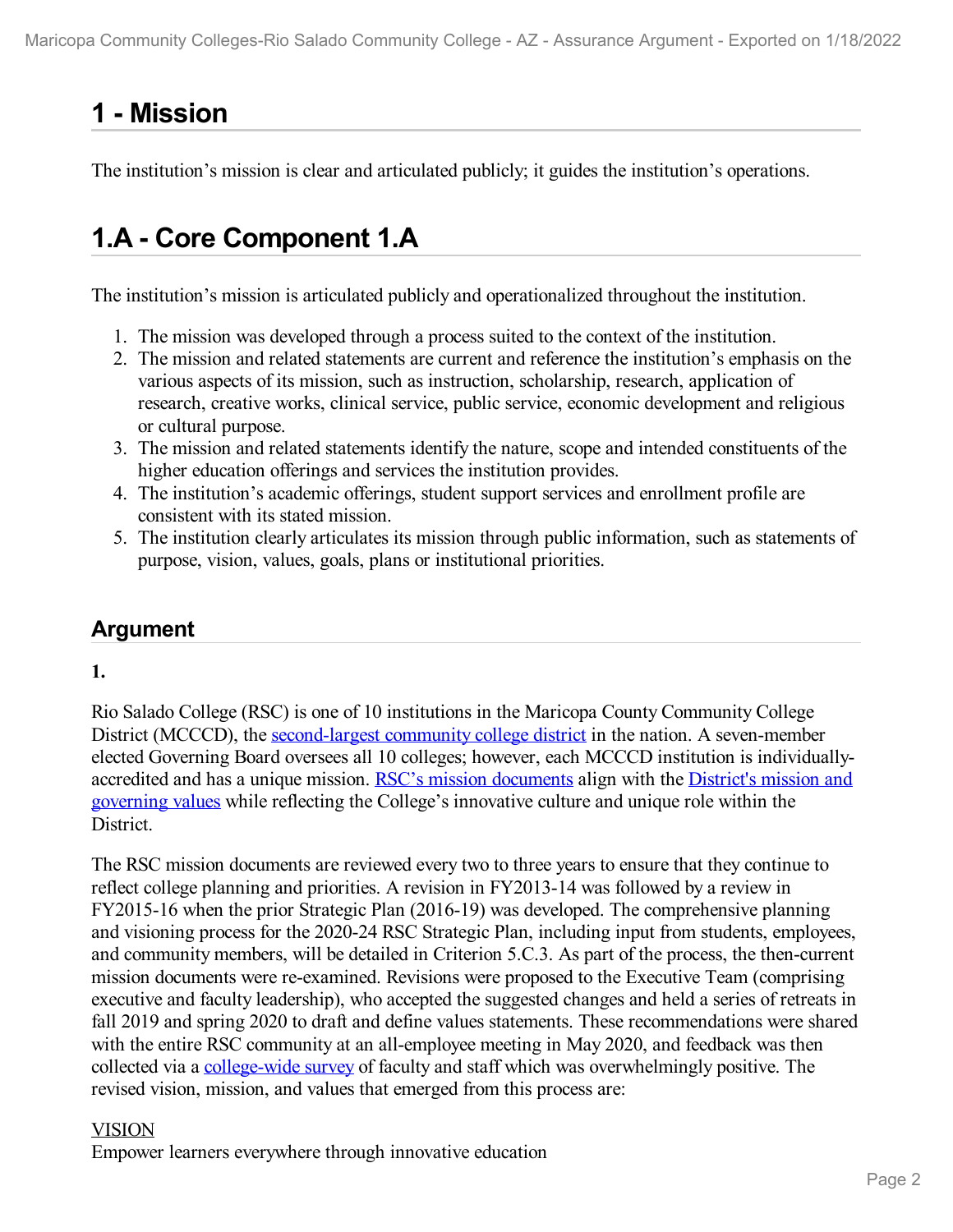# 1 - Mission

The institution's mission is clear and articulated publicly; it guides the institution's operations.

# 1.A - Core Component 1.A

The institution's mission is articulated publicly and operationalized throughout the institution.

1. The mission was developed through a process suited to the context of the institution.
2. The mission and related statements are current and reference the institution's emphasis on the various aspects of its mission, such as instruction, scholarship, research, application of research, creative works, clinical service, public service, economic development and religious or cultural purpose.
3. The mission and related statements identify the nature, scope and intended constituents of the higher education offerings and services the institution provides.
4. The institution's academic offerings, student support services and enrollment profile are consistent with its stated mission.
5. The institution clearly articulates its mission through public information, such as statements of purpose, vision, values, goals, plans or institutional priorities.

## Argument

**1.**

Rio Salado College (RSC) is one of 10 institutions in the Maricopa County Community College District (MCCCD), the second-largest community college district in the nation. A seven-member elected Governing Board oversees all 10 colleges; however, each MCCCD institution is individually-accredited and has a unique mission. RSC's mission documents align with the District's mission and governing values while reflecting the College's innovative culture and unique role within the District.

The RSC mission documents are reviewed every two to three years to ensure that they continue to reflect college planning and priorities. A revision in FY2013-14 was followed by a review in FY2015-16 when the prior Strategic Plan (2016-19) was developed. The comprehensive planning and visioning process for the 2020-24 RSC Strategic Plan, including input from students, employees, and community members, will be detailed in Criterion 5.C.3. As part of the process, the then-current mission documents were re-examined. Revisions were proposed to the Executive Team (comprising executive and faculty leadership), who accepted the suggested changes and held a series of retreats in fall 2019 and spring 2020 to draft and define values statements. These recommendations were shared with the entire RSC community at an all-employee meeting in May 2020, and feedback was then collected via a college-wide survey of faculty and staff which was overwhelmingly positive. The revised vision, mission, and values that emerged from this process are:

VISION
Empower learners everywhere through innovative education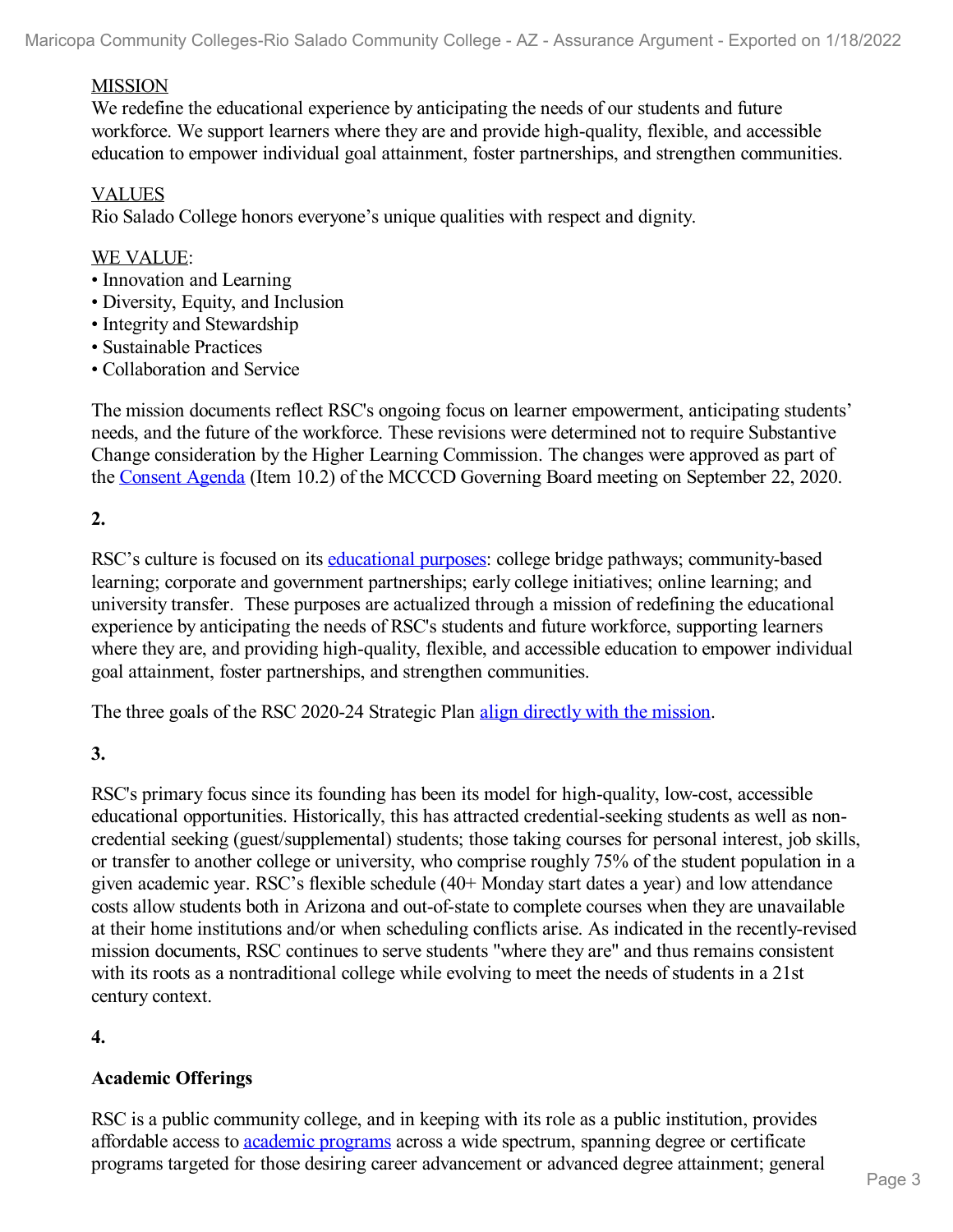MISSION
We redefine the educational experience by anticipating the needs of our students and future workforce. We support learners where they are and provide high-quality, flexible, and accessible education to empower individual goal attainment, foster partnerships, and strengthen communities.

VALUES
Rio Salado College honors everyone's unique qualities with respect and dignity.

WE VALUE:
- Innovation and Learning
- Diversity, Equity, and Inclusion
- Integrity and Stewardship
- Sustainable Practices
- Collaboration and Service

The mission documents reflect RSC's ongoing focus on learner empowerment, anticipating students' needs, and the future of the workforce. These revisions were determined not to require Substantive Change consideration by the Higher Learning Commission. The changes were approved as part of the Consent Agenda (Item 10.2) of the MCCCD Governing Board meeting on September 22, 2020.

**2.**

RSC's culture is focused on its educational purposes: college bridge pathways; community-based learning; corporate and government partnerships; early college initiatives; online learning; and university transfer. These purposes are actualized through a mission of redefining the educational experience by anticipating the needs of RSC's students and future workforce, supporting learners where they are, and providing high-quality, flexible, and accessible education to empower individual goal attainment, foster partnerships, and strengthen communities.

The three goals of the RSC 2020-24 Strategic Plan align directly with the mission.

**3.**

RSC's primary focus since its founding has been its model for high-quality, low-cost, accessible educational opportunities. Historically, this has attracted credential-seeking students as well as non-credential seeking (guest/supplemental) students; those taking courses for personal interest, job skills, or transfer to another college or university, who comprise roughly 75% of the student population in a given academic year. RSC's flexible schedule (40+ Monday start dates a year) and low attendance costs allow students both in Arizona and out-of-state to complete courses when they are unavailable at their home institutions and/or when scheduling conflicts arise. As indicated in the recently-revised mission documents, RSC continues to serve students "where they are" and thus remains consistent with its roots as a nontraditional college while evolving to meet the needs of students in a 21st century context.

**4.**

**Academic Offerings**

RSC is a public community college, and in keeping with its role as a public institution, provides affordable access to academic programs across a wide spectrum, spanning degree or certificate programs targeted for those desiring career advancement or advanced degree attainment; general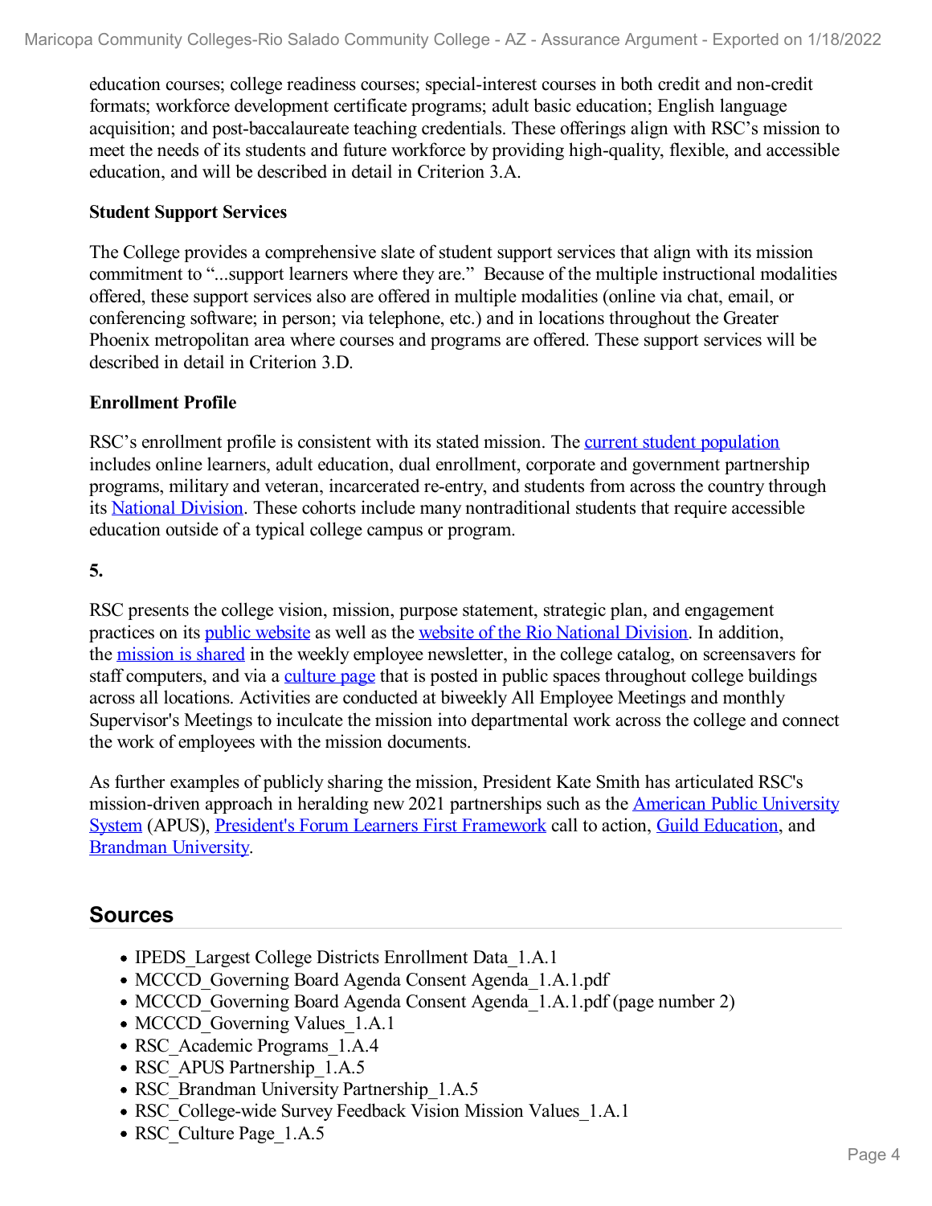education courses; college readiness courses; special-interest courses in both credit and non-credit formats; workforce development certificate programs; adult basic education; English language acquisition; and post-baccalaureate teaching credentials. These offerings align with RSC's mission to meet the needs of its students and future workforce by providing high-quality, flexible, and accessible education, and will be described in detail in Criterion 3.A.

**Student Support Services**

The College provides a comprehensive slate of student support services that align with its mission commitment to "...support learners where they are." Because of the multiple instructional modalities offered, these support services also are offered in multiple modalities (online via chat, email, or conferencing software; in person; via telephone, etc.) and in locations throughout the Greater Phoenix metropolitan area where courses and programs are offered. These support services will be described in detail in Criterion 3.D.

**Enrollment Profile**

RSC's enrollment profile is consistent with its stated mission. The current student population includes online learners, adult education, dual enrollment, corporate and government partnership programs, military and veteran, incarcerated re-entry, and students from across the country through its National Division. These cohorts include many nontraditional students that require accessible education outside of a typical college campus or program.

**5.**

RSC presents the college vision, mission, purpose statement, strategic plan, and engagement practices on its public website as well as the website of the Rio National Division. In addition, the mission is shared in the weekly employee newsletter, in the college catalog, on screensavers for staff computers, and via a culture page that is posted in public spaces throughout college buildings across all locations. Activities are conducted at biweekly All Employee Meetings and monthly Supervisor's Meetings to inculcate the mission into departmental work across the college and connect the work of employees with the mission documents.

As further examples of publicly sharing the mission, President Kate Smith has articulated RSC's mission-driven approach in heralding new 2021 partnerships such as the American Public University System (APUS), President's Forum Learners First Framework call to action, Guild Education, and Brandman University.

## Sources

- IPEDS_Largest College Districts Enrollment Data_1.A.1
- MCCCD_Governing Board Agenda Consent Agenda_1.A.1.pdf
- MCCCD_Governing Board Agenda Consent Agenda_1.A.1.pdf (page number 2)
- MCCCD_Governing Values_1.A.1
- RSC_Academic Programs_1.A.4
- RSC_APUS Partnership_1.A.5
- RSC_Brandman University Partnership_1.A.5
- RSC_College-wide Survey Feedback Vision Mission Values_1.A.1
- RSC_Culture Page_1.A.5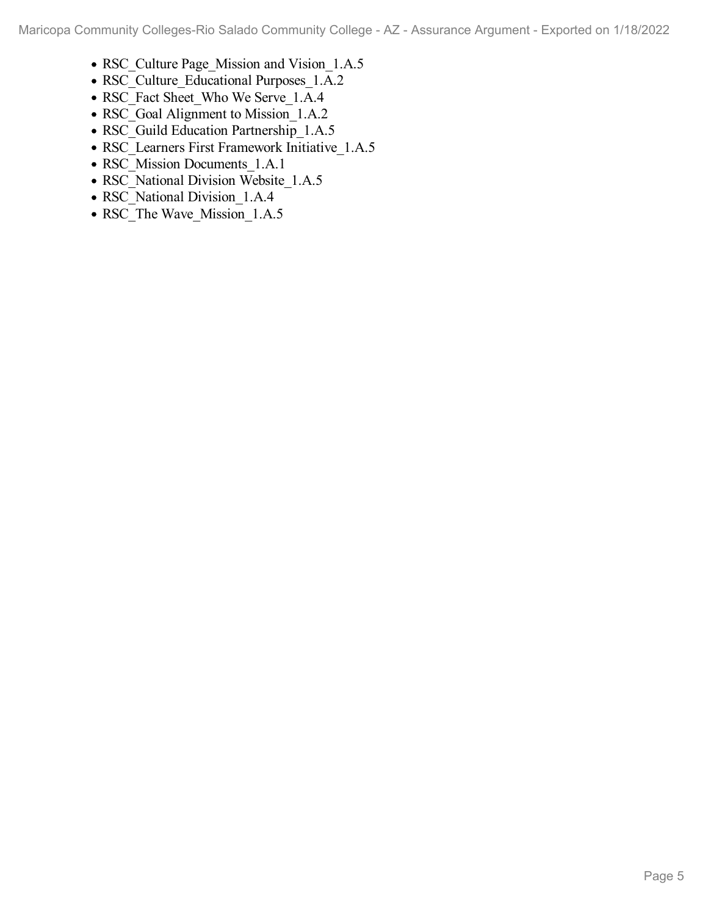- RSC_Culture Page_Mission and Vision_1.A.5
- RSC_Culture_Educational Purposes_1.A.2
- RSC_Fact Sheet_Who We Serve_1.A.4
- RSC_Goal Alignment to Mission_1.A.2
- RSC_Guild Education Partnership_1.A.5
- RSC_Learners First Framework Initiative_1.A.5
- RSC_Mission Documents_1.A.1
- RSC_National Division Website_1.A.5
- RSC_National Division_1.A.4
- RSC_The Wave_Mission_1.A.5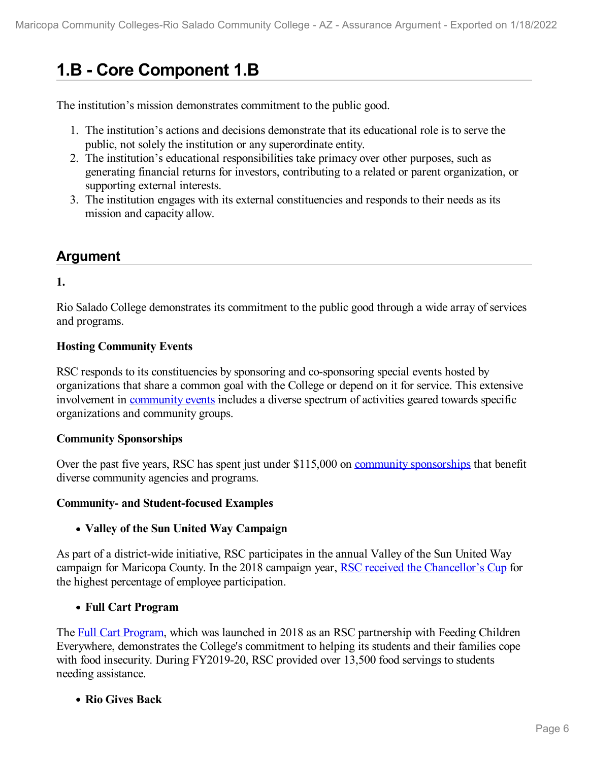# 1.B - Core Component 1.B

The institution's mission demonstrates commitment to the public good.

1. The institution's actions and decisions demonstrate that its educational role is to serve the public, not solely the institution or any superordinate entity.
2. The institution's educational responsibilities take primacy over other purposes, such as generating financial returns for investors, contributing to a related or parent organization, or supporting external interests.
3. The institution engages with its external constituencies and responds to their needs as its mission and capacity allow.

## Argument

**1.**

Rio Salado College demonstrates its commitment to the public good through a wide array of services and programs.

**Hosting Community Events**

RSC responds to its constituencies by sponsoring and co-sponsoring special events hosted by organizations that share a common goal with the College or depend on it for service. This extensive involvement in community events includes a diverse spectrum of activities geared towards specific organizations and community groups.

**Community Sponsorships**

Over the past five years, RSC has spent just under $115,000 on community sponsorships that benefit diverse community agencies and programs.

**Community- and Student-focused Examples**

- **Valley of the Sun United Way Campaign**

As part of a district-wide initiative, RSC participates in the annual Valley of the Sun United Way campaign for Maricopa County. In the 2018 campaign year, RSC received the Chancellor's Cup for the highest percentage of employee participation.

- **Full Cart Program**

The Full Cart Program, which was launched in 2018 as an RSC partnership with Feeding Children Everywhere, demonstrates the College's commitment to helping its students and their families cope with food insecurity. During FY2019-20, RSC provided over 13,500 food servings to students needing assistance.

- **Rio Gives Back**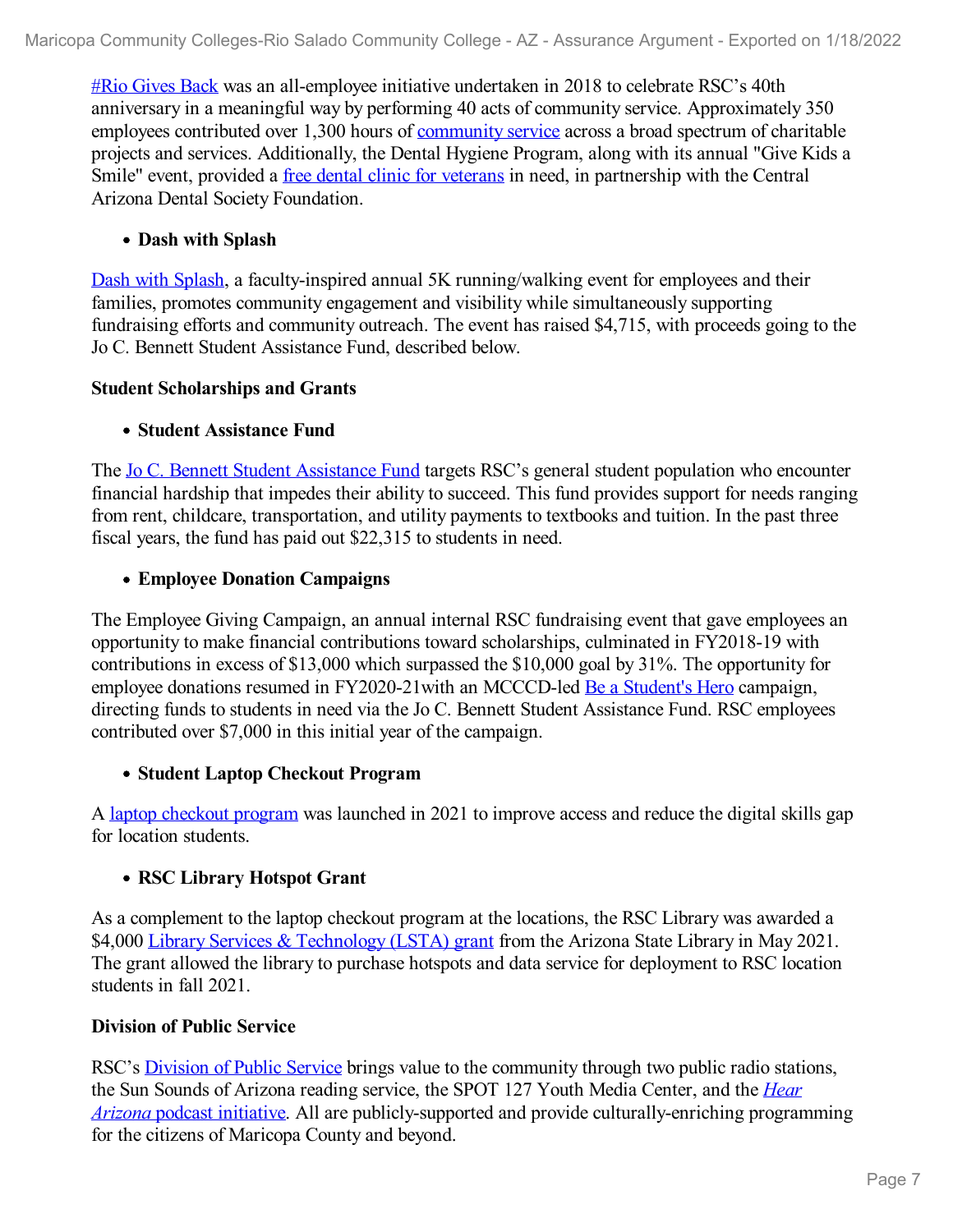#Rio Gives Back was an all-employee initiative undertaken in 2018 to celebrate RSC's 40th anniversary in a meaningful way by performing 40 acts of community service. Approximately 350 employees contributed over 1,300 hours of community service across a broad spectrum of charitable projects and services. Additionally, the Dental Hygiene Program, along with its annual "Give Kids a Smile" event, provided a free dental clinic for veterans in need, in partnership with the Central Arizona Dental Society Foundation.

- **Dash with Splash**

Dash with Splash, a faculty-inspired annual 5K running/walking event for employees and their families, promotes community engagement and visibility while simultaneously supporting fundraising efforts and community outreach. The event has raised $4,715, with proceeds going to the Jo C. Bennett Student Assistance Fund, described below.

**Student Scholarships and Grants**

- **Student Assistance Fund**

The Jo C. Bennett Student Assistance Fund targets RSC's general student population who encounter financial hardship that impedes their ability to succeed. This fund provides support for needs ranging from rent, childcare, transportation, and utility payments to textbooks and tuition. In the past three fiscal years, the fund has paid out $22,315 to students in need.

- **Employee Donation Campaigns**

The Employee Giving Campaign, an annual internal RSC fundraising event that gave employees an opportunity to make financial contributions toward scholarships, culminated in FY2018-19 with contributions in excess of $13,000 which surpassed the $10,000 goal by 31%. The opportunity for employee donations resumed in FY2020-21with an MCCCD-led Be a Student's Hero campaign, directing funds to students in need via the Jo C. Bennett Student Assistance Fund. RSC employees contributed over $7,000 in this initial year of the campaign.

- **Student Laptop Checkout Program**

A laptop checkout program was launched in 2021 to improve access and reduce the digital skills gap for location students.

- **RSC Library Hotspot Grant**

As a complement to the laptop checkout program at the locations, the RSC Library was awarded a $4,000 Library Services & Technology (LSTA) grant from the Arizona State Library in May 2021. The grant allowed the library to purchase hotspots and data service for deployment to RSC location students in fall 2021.

**Division of Public Service**

RSC's Division of Public Service brings value to the community through two public radio stations, the Sun Sounds of Arizona reading service, the SPOT 127 Youth Media Center, and the *Hear Arizona* podcast initiative. All are publicly-supported and provide culturally-enriching programming for the citizens of Maricopa County and beyond.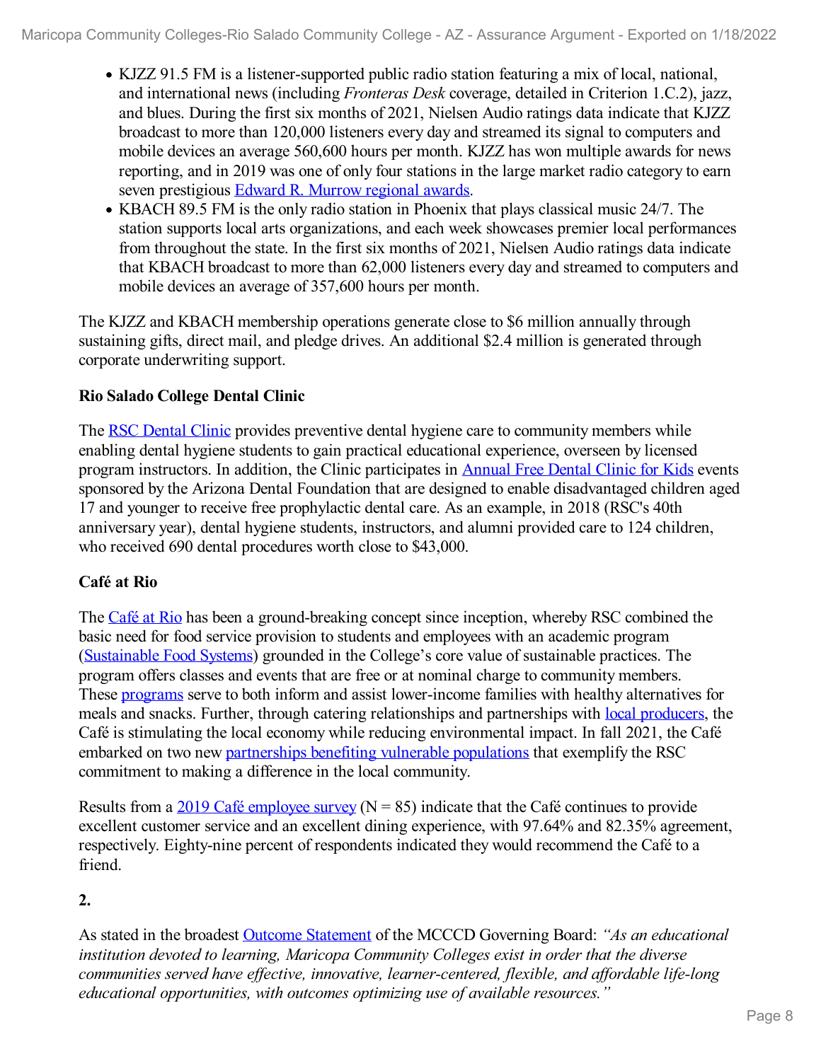- KJZZ 91.5 FM is a listener-supported public radio station featuring a mix of local, national, and international news (including *Fronteras Desk* coverage, detailed in Criterion 1.C.2), jazz, and blues. During the first six months of 2021, Nielsen Audio ratings data indicate that KJZZ broadcast to more than 120,000 listeners every day and streamed its signal to computers and mobile devices an average 560,600 hours per month. KJZZ has won multiple awards for news reporting, and in 2019 was one of only four stations in the large market radio category to earn seven prestigious Edward R. Murrow regional awards.
- KBACH 89.5 FM is the only radio station in Phoenix that plays classical music 24/7. The station supports local arts organizations, and each week showcases premier local performances from throughout the state. In the first six months of 2021, Nielsen Audio ratings data indicate that KBACH broadcast to more than 62,000 listeners every day and streamed to computers and mobile devices an average of 357,600 hours per month.

The KJZZ and KBACH membership operations generate close to $6 million annually through sustaining gifts, direct mail, and pledge drives. An additional $2.4 million is generated through corporate underwriting support.

**Rio Salado College Dental Clinic**

The RSC Dental Clinic provides preventive dental hygiene care to community members while enabling dental hygiene students to gain practical educational experience, overseen by licensed program instructors. In addition, the Clinic participates in Annual Free Dental Clinic for Kids events sponsored by the Arizona Dental Foundation that are designed to enable disadvantaged children aged 17 and younger to receive free prophylactic dental care. As an example, in 2018 (RSC's 40th anniversary year), dental hygiene students, instructors, and alumni provided care to 124 children, who received 690 dental procedures worth close to $43,000.

**Café at Rio**

The Café at Rio has been a ground-breaking concept since inception, whereby RSC combined the basic need for food service provision to students and employees with an academic program (Sustainable Food Systems) grounded in the College's core value of sustainable practices. The program offers classes and events that are free or at nominal charge to community members. These programs serve to both inform and assist lower-income families with healthy alternatives for meals and snacks. Further, through catering relationships and partnerships with local producers, the Café is stimulating the local economy while reducing environmental impact. In fall 2021, the Café embarked on two new partnerships benefiting vulnerable populations that exemplify the RSC commitment to making a difference in the local community.

Results from a 2019 Café employee survey (N = 85) indicate that the Café continues to provide excellent customer service and an excellent dining experience, with 97.64% and 82.35% agreement, respectively. Eighty-nine percent of respondents indicated they would recommend the Café to a friend.

**2.**

As stated in the broadest Outcome Statement of the MCCCD Governing Board: *"As an educational institution devoted to learning, Maricopa Community Colleges exist in order that the diverse communities served have effective, innovative, learner-centered, flexible, and affordable life-long educational opportunities, with outcomes optimizing use of available resources."*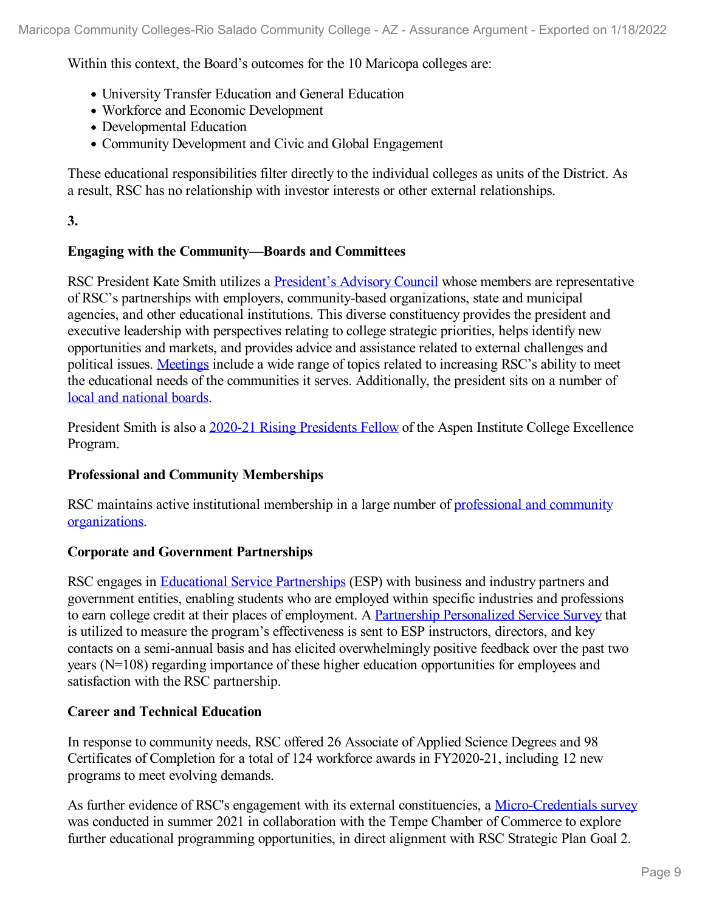Within this context, the Board's outcomes for the 10 Maricopa colleges are:

- University Transfer Education and General Education
- Workforce and Economic Development
- Developmental Education
- Community Development and Civic and Global Engagement

These educational responsibilities filter directly to the individual colleges as units of the District. As a result, RSC has no relationship with investor interests or other external relationships.

**3.**

**Engaging with the Community—Boards and Committees**

RSC President Kate Smith utilizes a President's Advisory Council whose members are representative of RSC's partnerships with employers, community-based organizations, state and municipal agencies, and other educational institutions. This diverse constituency provides the president and executive leadership with perspectives relating to college strategic priorities, helps identify new opportunities and markets, and provides advice and assistance related to external challenges and political issues. Meetings include a wide range of topics related to increasing RSC's ability to meet the educational needs of the communities it serves. Additionally, the president sits on a number of local and national boards.

President Smith is also a 2020-21 Rising Presidents Fellow of the Aspen Institute College Excellence Program.

**Professional and Community Memberships**

RSC maintains active institutional membership in a large number of professional and community organizations.

**Corporate and Government Partnerships**

RSC engages in Educational Service Partnerships (ESP) with business and industry partners and government entities, enabling students who are employed within specific industries and professions to earn college credit at their places of employment. A Partnership Personalized Service Survey that is utilized to measure the program's effectiveness is sent to ESP instructors, directors, and key contacts on a semi-annual basis and has elicited overwhelmingly positive feedback over the past two years (N=108) regarding importance of these higher education opportunities for employees and satisfaction with the RSC partnership.

**Career and Technical Education**

In response to community needs, RSC offered 26 Associate of Applied Science Degrees and 98 Certificates of Completion for a total of 124 workforce awards in FY2020-21, including 12 new programs to meet evolving demands.

As further evidence of RSC's engagement with its external constituencies, a Micro-Credentials survey was conducted in summer 2021 in collaboration with the Tempe Chamber of Commerce to explore further educational programming opportunities, in direct alignment with RSC Strategic Plan Goal 2.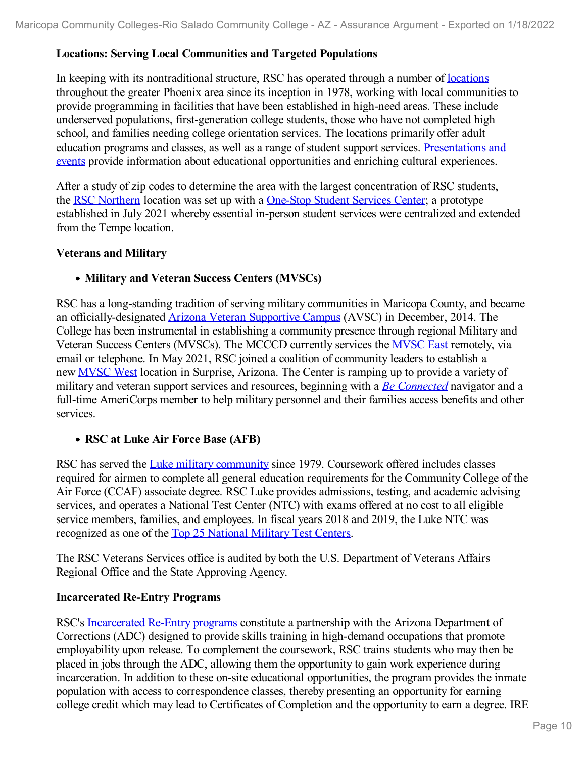**Locations: Serving Local Communities and Targeted Populations**

In keeping with its nontraditional structure, RSC has operated through a number of locations throughout the greater Phoenix area since its inception in 1978, working with local communities to provide programming in facilities that have been established in high-need areas. These include underserved populations, first-generation college students, those who have not completed high school, and families needing college orientation services. The locations primarily offer adult education programs and classes, as well as a range of student support services. Presentations and events provide information about educational opportunities and enriching cultural experiences.

After a study of zip codes to determine the area with the largest concentration of RSC students, the RSC Northern location was set up with a One-Stop Student Services Center; a prototype established in July 2021 whereby essential in-person student services were centralized and extended from the Tempe location.

**Veterans and Military**

- **Military and Veteran Success Centers (MVSCs)**

RSC has a long-standing tradition of serving military communities in Maricopa County, and became an officially-designated Arizona Veteran Supportive Campus (AVSC) in December, 2014. The College has been instrumental in establishing a community presence through regional Military and Veteran Success Centers (MVSCs). The MCCCD currently services the MVSC East remotely, via email or telephone. In May 2021, RSC joined a coalition of community leaders to establish a new MVSC West location in Surprise, Arizona. The Center is ramping up to provide a variety of military and veteran support services and resources, beginning with a *Be Connected* navigator and a full-time AmeriCorps member to help military personnel and their families access benefits and other services.

- **RSC at Luke Air Force Base (AFB)**

RSC has served the Luke military community since 1979. Coursework offered includes classes required for airmen to complete all general education requirements for the Community College of the Air Force (CCAF) associate degree. RSC Luke provides admissions, testing, and academic advising services, and operates a National Test Center (NTC) with exams offered at no cost to all eligible service members, families, and employees. In fiscal years 2018 and 2019, the Luke NTC was recognized as one of the Top 25 National Military Test Centers.

The RSC Veterans Services office is audited by both the U.S. Department of Veterans Affairs Regional Office and the State Approving Agency.

**Incarcerated Re-Entry Programs**

RSC's Incarcerated Re-Entry programs constitute a partnership with the Arizona Department of Corrections (ADC) designed to provide skills training in high-demand occupations that promote employability upon release. To complement the coursework, RSC trains students who may then be placed in jobs through the ADC, allowing them the opportunity to gain work experience during incarceration. In addition to these on-site educational opportunities, the program provides the inmate population with access to correspondence classes, thereby presenting an opportunity for earning college credit which may lead to Certificates of Completion and the opportunity to earn a degree. IRE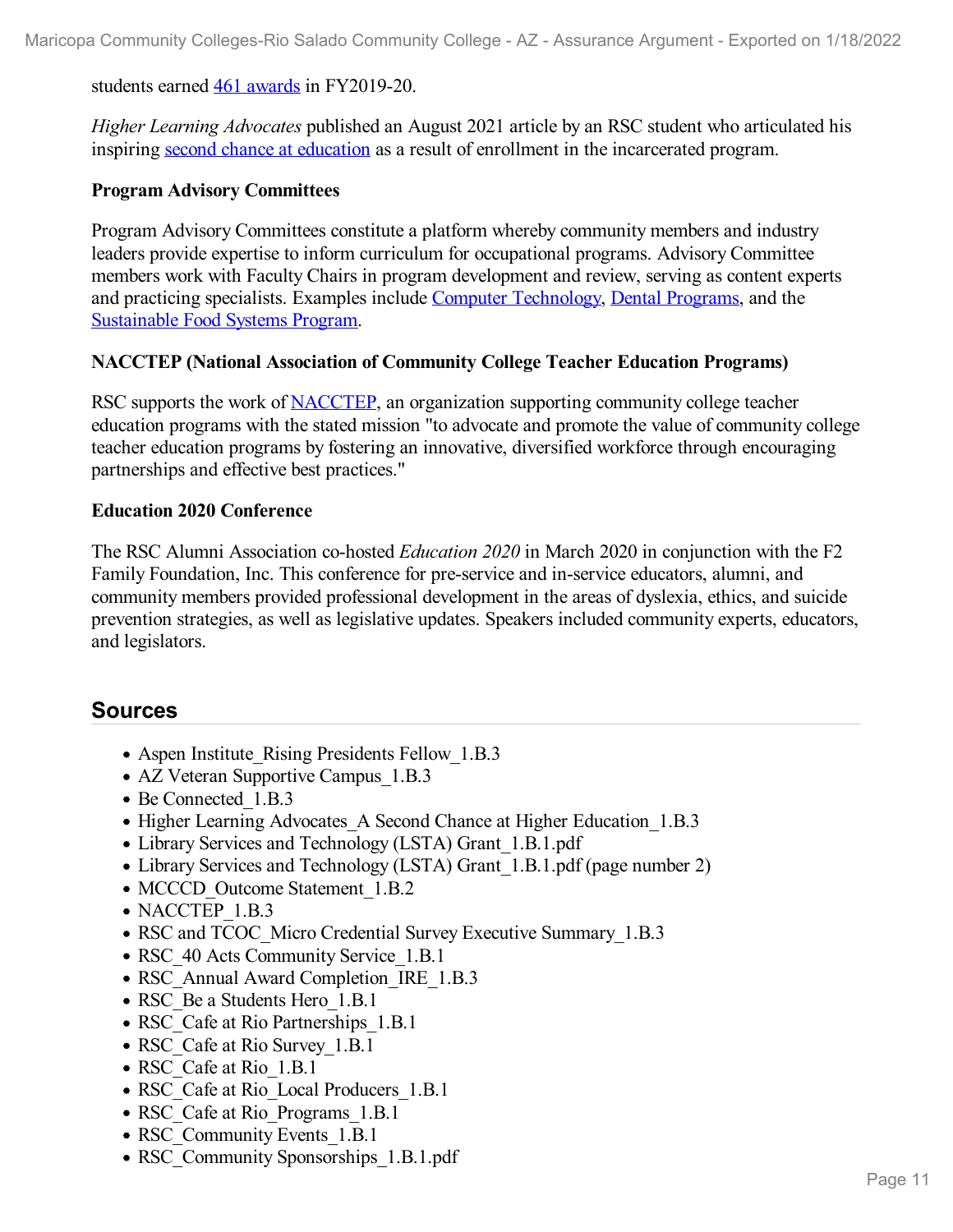students earned 461 awards in FY2019-20.

*Higher Learning Advocates* published an August 2021 article by an RSC student who articulated his inspiring second chance at education as a result of enrollment in the incarcerated program.

**Program Advisory Committees**

Program Advisory Committees constitute a platform whereby community members and industry leaders provide expertise to inform curriculum for occupational programs. Advisory Committee members work with Faculty Chairs in program development and review, serving as content experts and practicing specialists. Examples include Computer Technology, Dental Programs, and the Sustainable Food Systems Program.

**NACCTEP (National Association of Community College Teacher Education Programs)**

RSC supports the work of NACCTEP, an organization supporting community college teacher education programs with the stated mission "to advocate and promote the value of community college teacher education programs by fostering an innovative, diversified workforce through encouraging partnerships and effective best practices."

**Education 2020 Conference**

The RSC Alumni Association co-hosted *Education 2020* in March 2020 in conjunction with the F2 Family Foundation, Inc. This conference for pre-service and in-service educators, alumni, and community members provided professional development in the areas of dyslexia, ethics, and suicide prevention strategies, as well as legislative updates. Speakers included community experts, educators, and legislators.

## Sources

- Aspen Institute_Rising Presidents Fellow_1.B.3
- AZ Veteran Supportive Campus_1.B.3
- Be Connected_1.B.3
- Higher Learning Advocates_A Second Chance at Higher Education_1.B.3
- Library Services and Technology (LSTA) Grant_1.B.1.pdf
- Library Services and Technology (LSTA) Grant_1.B.1.pdf (page number 2)
- MCCCD_Outcome Statement_1.B.2
- NACCTEP_1.B.3
- RSC and TCOC_Micro Credential Survey Executive Summary_1.B.3
- RSC_40 Acts Community Service_1.B.1
- RSC_Annual Award Completion_IRE_1.B.3
- RSC_Be a Students Hero_1.B.1
- RSC_Cafe at Rio Partnerships_1.B.1
- RSC_Cafe at Rio Survey_1.B.1
- RSC_Cafe at Rio_1.B.1
- RSC_Cafe at Rio_Local Producers_1.B.1
- RSC_Cafe at Rio_Programs_1.B.1
- RSC_Community Events_1.B.1
- RSC_Community Sponsorships_1.B.1.pdf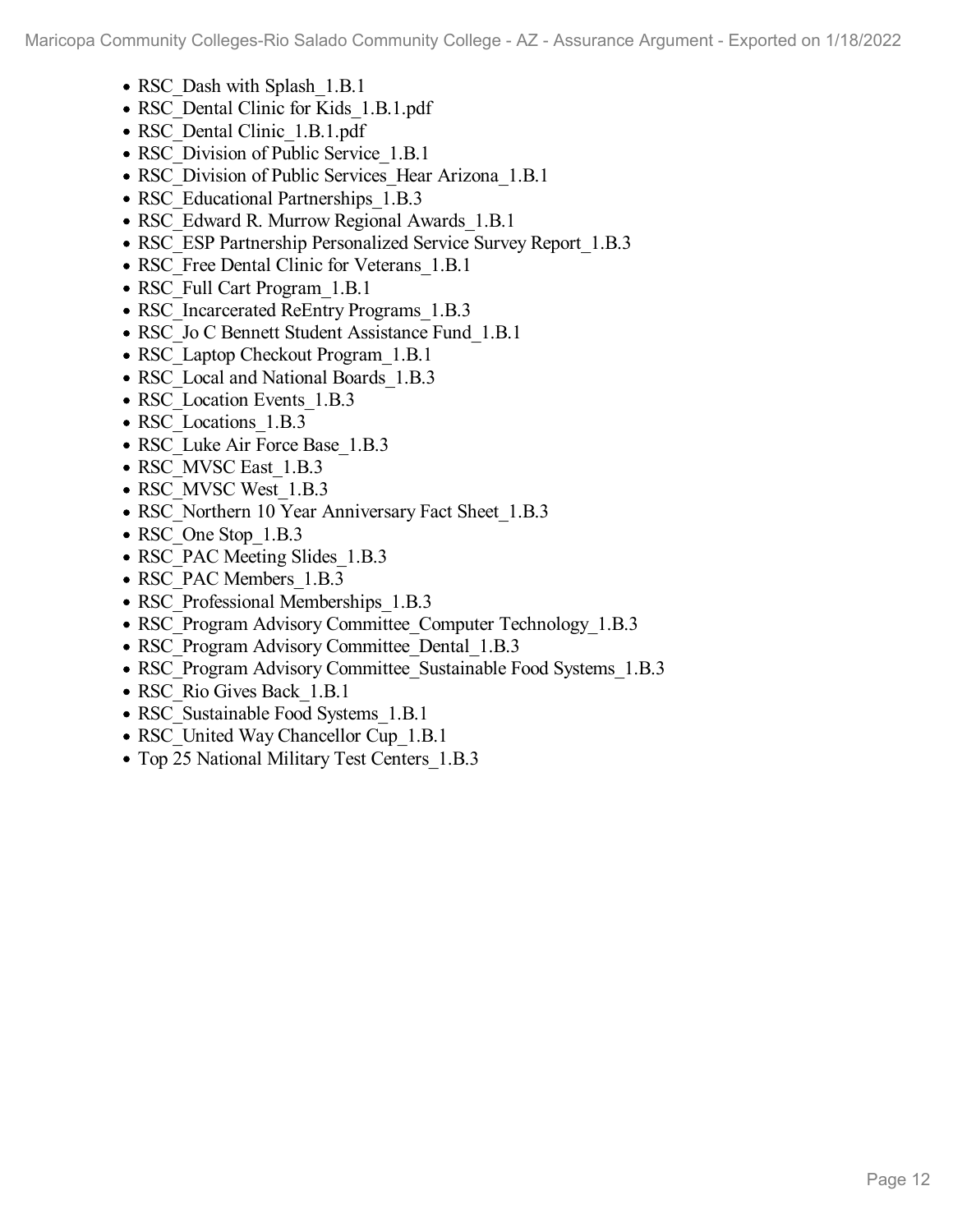- RSC_Dash with Splash_1.B.1
- RSC_Dental Clinic for Kids_1.B.1.pdf
- RSC_Dental Clinic_1.B.1.pdf
- RSC_Division of Public Service_1.B.1
- RSC_Division of Public Services_Hear Arizona_1.B.1
- RSC_Educational Partnerships_1.B.3
- RSC_Edward R. Murrow Regional Awards_1.B.1
- RSC_ESP Partnership Personalized Service Survey Report_1.B.3
- RSC_Free Dental Clinic for Veterans_1.B.1
- RSC_Full Cart Program_1.B.1
- RSC_Incarcerated ReEntry Programs_1.B.3
- RSC_Jo C Bennett Student Assistance Fund_1.B.1
- RSC_Laptop Checkout Program_1.B.1
- RSC_Local and National Boards_1.B.3
- RSC_Location Events_1.B.3
- RSC_Locations_1.B.3
- RSC_Luke Air Force Base_1.B.3
- RSC_MVSC East_1.B.3
- RSC_MVSC West_1.B.3
- RSC_Northern 10 Year Anniversary Fact Sheet_1.B.3
- RSC_One Stop_1.B.3
- RSC_PAC Meeting Slides_1.B.3
- RSC_PAC Members_1.B.3
- RSC_Professional Memberships_1.B.3
- RSC_Program Advisory Committee_Computer Technology_1.B.3
- RSC_Program Advisory Committee_Dental_1.B.3
- RSC_Program Advisory Committee_Sustainable Food Systems_1.B.3
- RSC_Rio Gives Back_1.B.1
- RSC_Sustainable Food Systems_1.B.1
- RSC_United Way Chancellor Cup_1.B.1
- Top 25 National Military Test Centers_1.B.3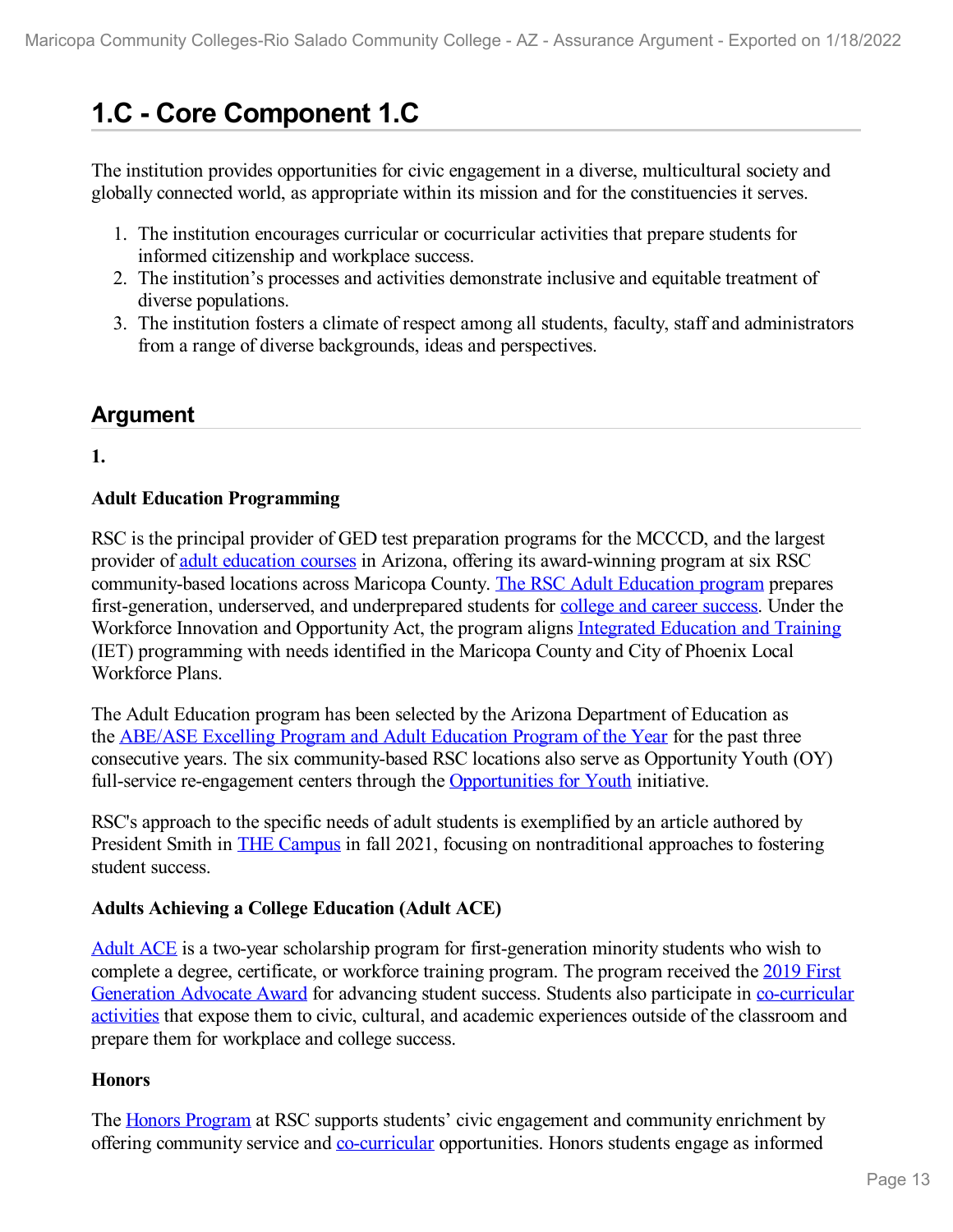# 1.C - Core Component 1.C

The institution provides opportunities for civic engagement in a diverse, multicultural society and globally connected world, as appropriate within its mission and for the constituencies it serves.

1. The institution encourages curricular or cocurricular activities that prepare students for informed citizenship and workplace success.
2. The institution's processes and activities demonstrate inclusive and equitable treatment of diverse populations.
3. The institution fosters a climate of respect among all students, faculty, staff and administrators from a range of diverse backgrounds, ideas and perspectives.

## Argument

**1.**

**Adult Education Programming**

RSC is the principal provider of GED test preparation programs for the MCCCD, and the largest provider of adult education courses in Arizona, offering its award-winning program at six RSC community-based locations across Maricopa County. The RSC Adult Education program prepares first-generation, underserved, and underprepared students for college and career success. Under the Workforce Innovation and Opportunity Act, the program aligns Integrated Education and Training (IET) programming with needs identified in the Maricopa County and City of Phoenix Local Workforce Plans.

The Adult Education program has been selected by the Arizona Department of Education as the ABE/ASE Excelling Program and Adult Education Program of the Year for the past three consecutive years. The six community-based RSC locations also serve as Opportunity Youth (OY) full-service re-engagement centers through the Opportunities for Youth initiative.

RSC's approach to the specific needs of adult students is exemplified by an article authored by President Smith in THE Campus in fall 2021, focusing on nontraditional approaches to fostering student success.

**Adults Achieving a College Education (Adult ACE)**

Adult ACE is a two-year scholarship program for first-generation minority students who wish to complete a degree, certificate, or workforce training program. The program received the 2019 First Generation Advocate Award for advancing student success. Students also participate in co-curricular activities that expose them to civic, cultural, and academic experiences outside of the classroom and prepare them for workplace and college success.

**Honors**

The Honors Program at RSC supports students' civic engagement and community enrichment by offering community service and co-curricular opportunities. Honors students engage as informed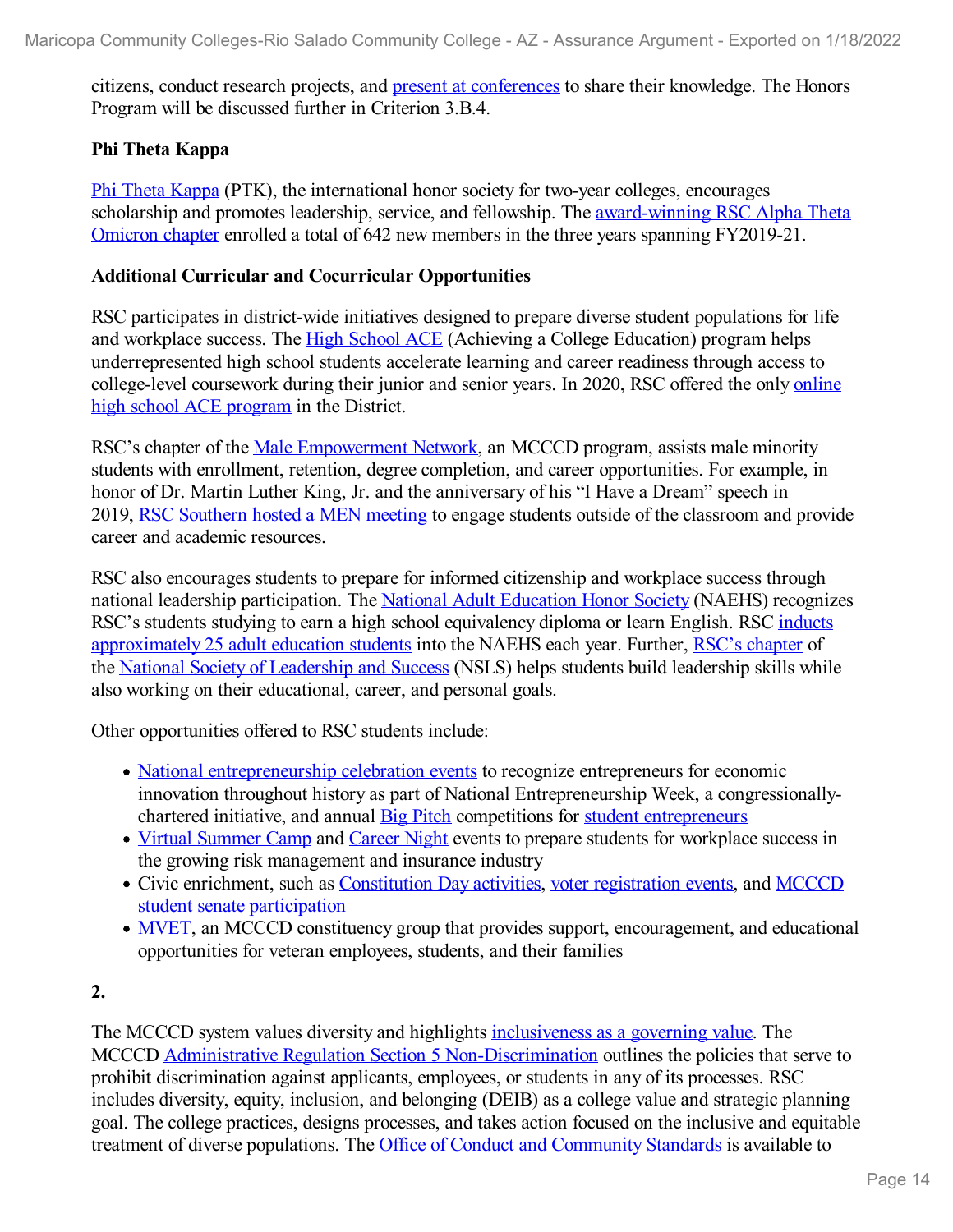citizens, conduct research projects, and present at conferences to share their knowledge. The Honors Program will be discussed further in Criterion 3.B.4.

**Phi Theta Kappa**

Phi Theta Kappa (PTK), the international honor society for two-year colleges, encourages scholarship and promotes leadership, service, and fellowship. The award-winning RSC Alpha Theta Omicron chapter enrolled a total of 642 new members in the three years spanning FY2019-21.

**Additional Curricular and Cocurricular Opportunities**

RSC participates in district-wide initiatives designed to prepare diverse student populations for life and workplace success. The High School ACE (Achieving a College Education) program helps underrepresented high school students accelerate learning and career readiness through access to college-level coursework during their junior and senior years. In 2020, RSC offered the only online high school ACE program in the District.

RSC's chapter of the Male Empowerment Network, an MCCCD program, assists male minority students with enrollment, retention, degree completion, and career opportunities. For example, in honor of Dr. Martin Luther King, Jr. and the anniversary of his "I Have a Dream" speech in 2019, RSC Southern hosted a MEN meeting to engage students outside of the classroom and provide career and academic resources.

RSC also encourages students to prepare for informed citizenship and workplace success through national leadership participation. The National Adult Education Honor Society (NAEHS) recognizes RSC's students studying to earn a high school equivalency diploma or learn English. RSC inducts approximately 25 adult education students into the NAEHS each year. Further, RSC's chapter of the National Society of Leadership and Success (NSLS) helps students build leadership skills while also working on their educational, career, and personal goals.

Other opportunities offered to RSC students include:

- National entrepreneurship celebration events to recognize entrepreneurs for economic innovation throughout history as part of National Entrepreneurship Week, a congressionally-chartered initiative, and annual Big Pitch competitions for student entrepreneurs
- Virtual Summer Camp and Career Night events to prepare students for workplace success in the growing risk management and insurance industry
- Civic enrichment, such as Constitution Day activities, voter registration events, and MCCCD student senate participation
- MVET, an MCCCD constituency group that provides support, encouragement, and educational opportunities for veteran employees, students, and their families

**2.**

The MCCCD system values diversity and highlights inclusiveness as a governing value. The MCCCD Administrative Regulation Section 5 Non-Discrimination outlines the policies that serve to prohibit discrimination against applicants, employees, or students in any of its processes. RSC includes diversity, equity, inclusion, and belonging (DEIB) as a college value and strategic planning goal. The college practices, designs processes, and takes action focused on the inclusive and equitable treatment of diverse populations. The Office of Conduct and Community Standards is available to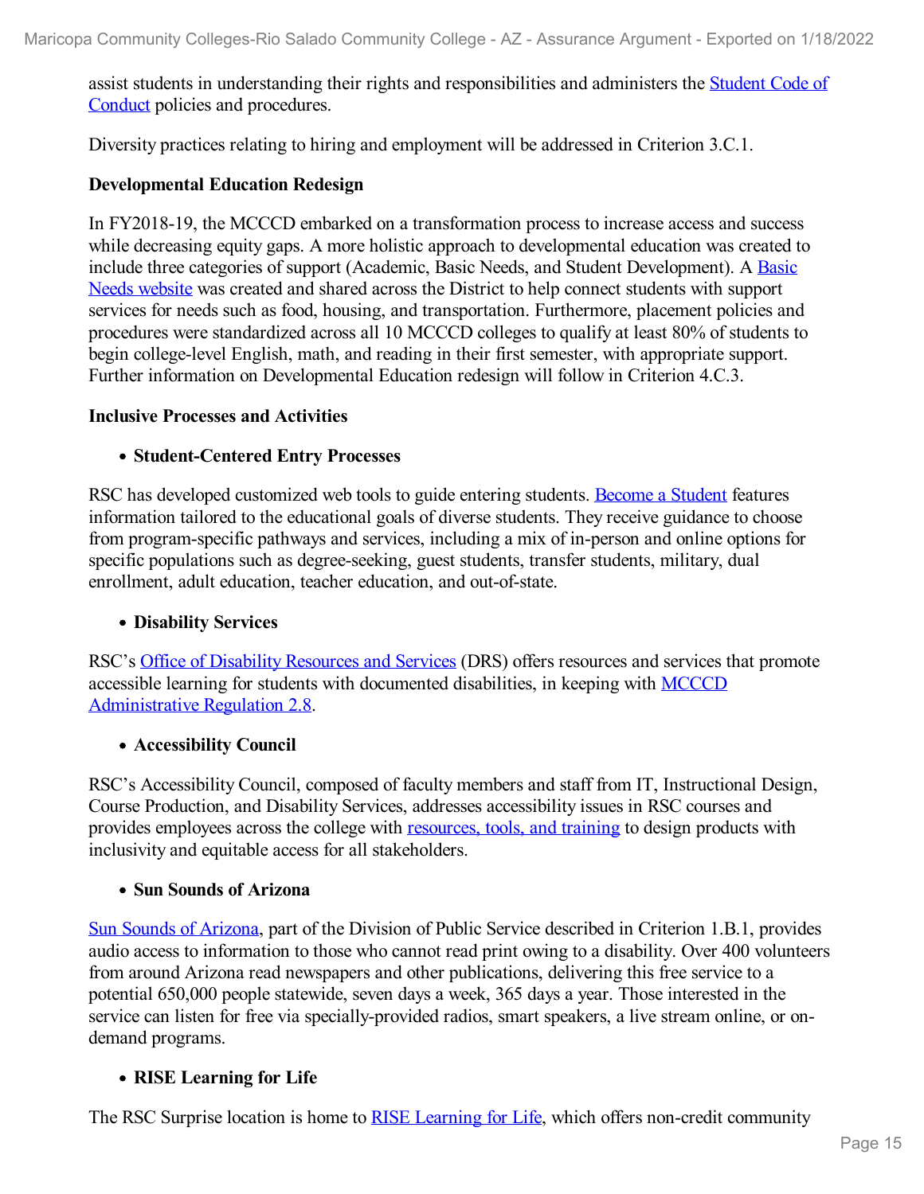assist students in understanding their rights and responsibilities and administers the Student Code of Conduct policies and procedures.

Diversity practices relating to hiring and employment will be addressed in Criterion 3.C.1.

**Developmental Education Redesign**

In FY2018-19, the MCCCD embarked on a transformation process to increase access and success while decreasing equity gaps. A more holistic approach to developmental education was created to include three categories of support (Academic, Basic Needs, and Student Development). A Basic Needs website was created and shared across the District to help connect students with support services for needs such as food, housing, and transportation. Furthermore, placement policies and procedures were standardized across all 10 MCCCD colleges to qualify at least 80% of students to begin college-level English, math, and reading in their first semester, with appropriate support. Further information on Developmental Education redesign will follow in Criterion 4.C.3.

**Inclusive Processes and Activities**

- **Student-Centered Entry Processes**

RSC has developed customized web tools to guide entering students. Become a Student features information tailored to the educational goals of diverse students. They receive guidance to choose from program-specific pathways and services, including a mix of in-person and online options for specific populations such as degree-seeking, guest students, transfer students, military, dual enrollment, adult education, teacher education, and out-of-state.

- **Disability Services**

RSC's Office of Disability Resources and Services (DRS) offers resources and services that promote accessible learning for students with documented disabilities, in keeping with MCCCD Administrative Regulation 2.8.

- **Accessibility Council**

RSC's Accessibility Council, composed of faculty members and staff from IT, Instructional Design, Course Production, and Disability Services, addresses accessibility issues in RSC courses and provides employees across the college with resources, tools, and training to design products with inclusivity and equitable access for all stakeholders.

- **Sun Sounds of Arizona**

Sun Sounds of Arizona, part of the Division of Public Service described in Criterion 1.B.1, provides audio access to information to those who cannot read print owing to a disability. Over 400 volunteers from around Arizona read newspapers and other publications, delivering this free service to a potential 650,000 people statewide, seven days a week, 365 days a year. Those interested in the service can listen for free via specially-provided radios, smart speakers, a live stream online, or on-demand programs.

- **RISE Learning for Life**

The RSC Surprise location is home to RISE Learning for Life, which offers non-credit community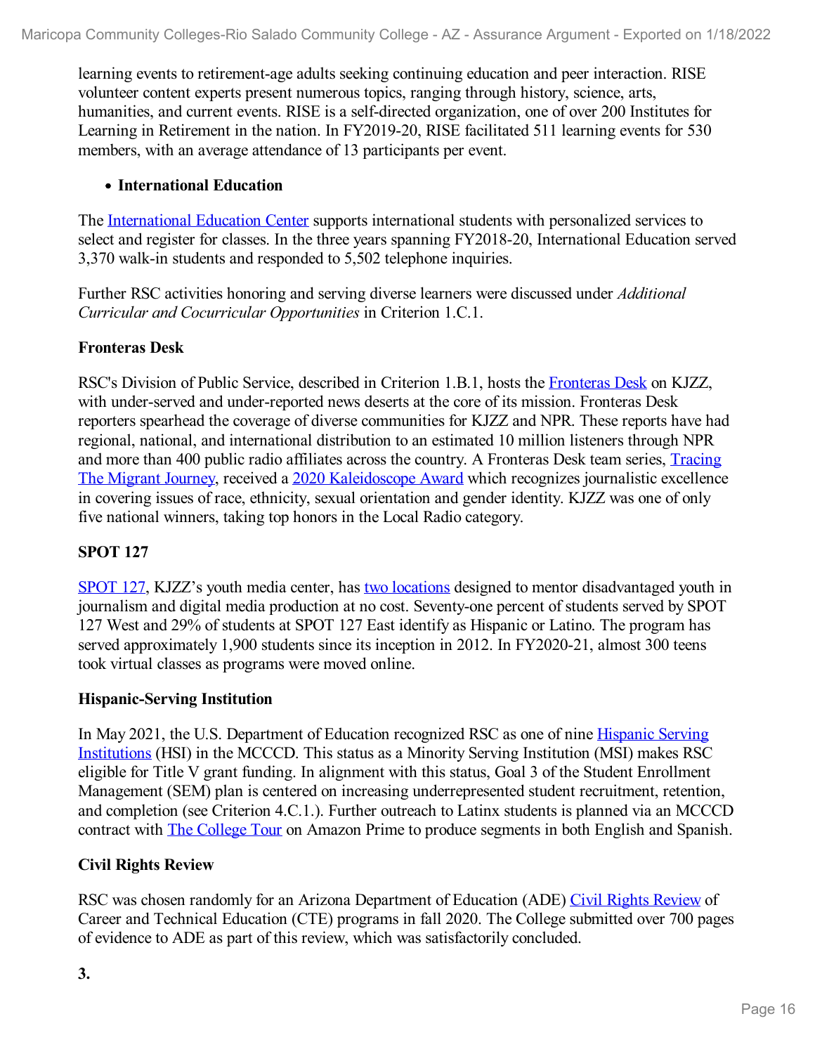learning events to retirement-age adults seeking continuing education and peer interaction. RISE volunteer content experts present numerous topics, ranging through history, science, arts, humanities, and current events. RISE is a self-directed organization, one of over 200 Institutes for Learning in Retirement in the nation. In FY2019-20, RISE facilitated 511 learning events for 530 members, with an average attendance of 13 participants per event.

- **International Education**

The International Education Center supports international students with personalized services to select and register for classes. In the three years spanning FY2018-20, International Education served 3,370 walk-in students and responded to 5,502 telephone inquiries.

Further RSC activities honoring and serving diverse learners were discussed under *Additional Curricular and Cocurricular Opportunities* in Criterion 1.C.1.

**Fronteras Desk**

RSC's Division of Public Service, described in Criterion 1.B.1, hosts the Fronteras Desk on KJZZ, with under-served and under-reported news deserts at the core of its mission. Fronteras Desk reporters spearhead the coverage of diverse communities for KJZZ and NPR. These reports have had regional, national, and international distribution to an estimated 10 million listeners through NPR and more than 400 public radio affiliates across the country. A Fronteras Desk team series, Tracing The Migrant Journey, received a 2020 Kaleidoscope Award which recognizes journalistic excellence in covering issues of race, ethnicity, sexual orientation and gender identity. KJZZ was one of only five national winners, taking top honors in the Local Radio category.

**SPOT 127**

SPOT 127, KJZZ's youth media center, has two locations designed to mentor disadvantaged youth in journalism and digital media production at no cost. Seventy-one percent of students served by SPOT 127 West and 29% of students at SPOT 127 East identify as Hispanic or Latino. The program has served approximately 1,900 students since its inception in 2012. In FY2020-21, almost 300 teens took virtual classes as programs were moved online.

**Hispanic-Serving Institution**

In May 2021, the U.S. Department of Education recognized RSC as one of nine Hispanic Serving Institutions (HSI) in the MCCCD. This status as a Minority Serving Institution (MSI) makes RSC eligible for Title V grant funding. In alignment with this status, Goal 3 of the Student Enrollment Management (SEM) plan is centered on increasing underrepresented student recruitment, retention, and completion (see Criterion 4.C.1.). Further outreach to Latinx students is planned via an MCCCD contract with The College Tour on Amazon Prime to produce segments in both English and Spanish.

**Civil Rights Review**

RSC was chosen randomly for an Arizona Department of Education (ADE) Civil Rights Review of Career and Technical Education (CTE) programs in fall 2020. The College submitted over 700 pages of evidence to ADE as part of this review, which was satisfactorily concluded.

**3.**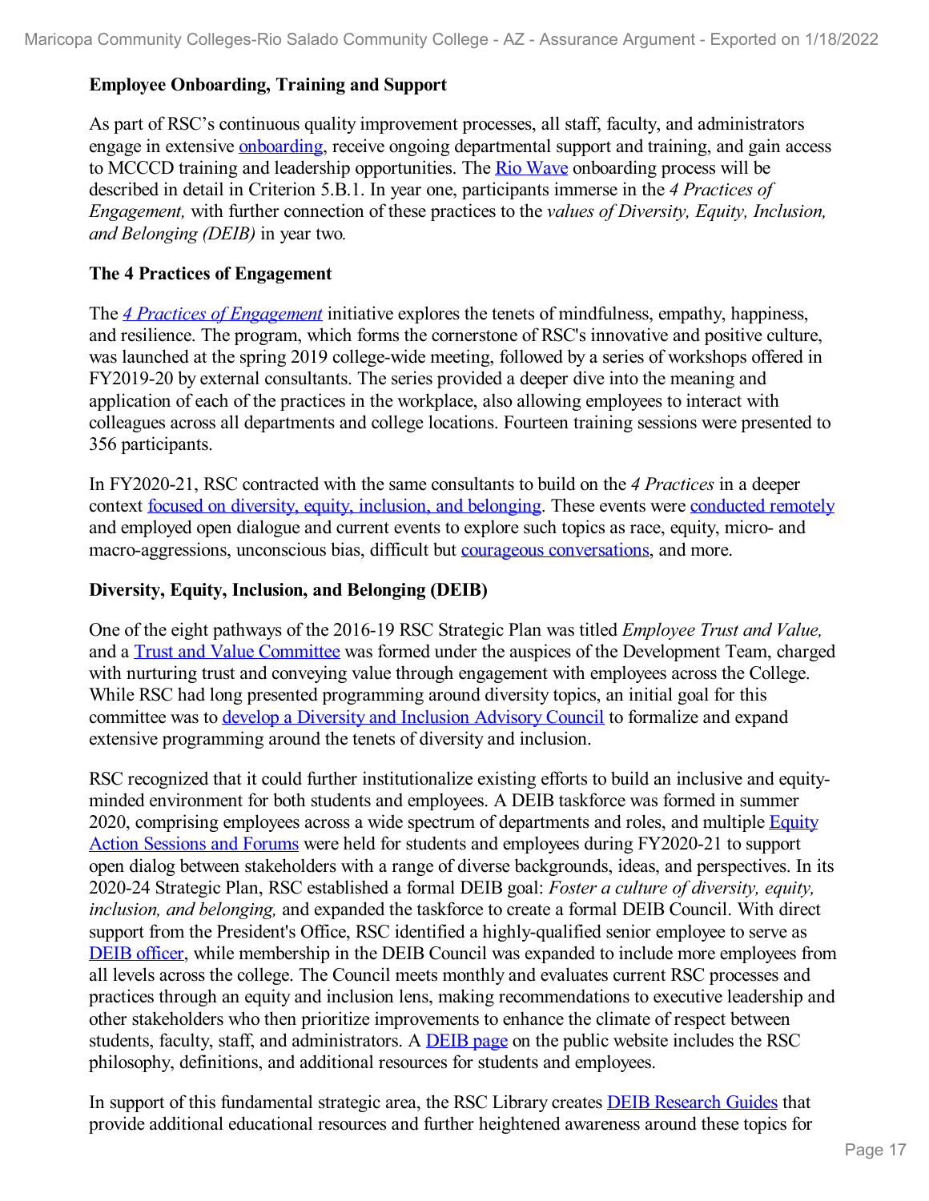**Employee Onboarding, Training and Support**

As part of RSC's continuous quality improvement processes, all staff, faculty, and administrators engage in extensive onboarding, receive ongoing departmental support and training, and gain access to MCCCD training and leadership opportunities. The Rio Wave onboarding process will be described in detail in Criterion 5.B.1. In year one, participants immerse in the *4 Practices of Engagement,* with further connection of these practices to the *values of Diversity, Equity, Inclusion, and Belonging (DEIB)* in year two.

**The 4 Practices of Engagement**

The *4 Practices of Engagement* initiative explores the tenets of mindfulness, empathy, happiness, and resilience. The program, which forms the cornerstone of RSC's innovative and positive culture, was launched at the spring 2019 college-wide meeting, followed by a series of workshops offered in FY2019-20 by external consultants. The series provided a deeper dive into the meaning and application of each of the practices in the workplace, also allowing employees to interact with colleagues across all departments and college locations. Fourteen training sessions were presented to 356 participants.

In FY2020-21, RSC contracted with the same consultants to build on the *4 Practices* in a deeper context focused on diversity, equity, inclusion, and belonging. These events were conducted remotely and employed open dialogue and current events to explore such topics as race, equity, micro- and macro-aggressions, unconscious bias, difficult but courageous conversations, and more.

**Diversity, Equity, Inclusion, and Belonging (DEIB)**

One of the eight pathways of the 2016-19 RSC Strategic Plan was titled *Employee Trust and Value,* and a Trust and Value Committee was formed under the auspices of the Development Team, charged with nurturing trust and conveying value through engagement with employees across the College. While RSC had long presented programming around diversity topics, an initial goal for this committee was to develop a Diversity and Inclusion Advisory Council to formalize and expand extensive programming around the tenets of diversity and inclusion.

RSC recognized that it could further institutionalize existing efforts to build an inclusive and equity-minded environment for both students and employees. A DEIB taskforce was formed in summer 2020, comprising employees across a wide spectrum of departments and roles, and multiple Equity Action Sessions and Forums were held for students and employees during FY2020-21 to support open dialog between stakeholders with a range of diverse backgrounds, ideas, and perspectives. In its 2020-24 Strategic Plan, RSC established a formal DEIB goal: *Foster a culture of diversity, equity, inclusion, and belonging,* and expanded the taskforce to create a formal DEIB Council. With direct support from the President's Office, RSC identified a highly-qualified senior employee to serve as DEIB officer, while membership in the DEIB Council was expanded to include more employees from all levels across the college. The Council meets monthly and evaluates current RSC processes and practices through an equity and inclusion lens, making recommendations to executive leadership and other stakeholders who then prioritize improvements to enhance the climate of respect between students, faculty, staff, and administrators. A DEIB page on the public website includes the RSC philosophy, definitions, and additional resources for students and employees.

In support of this fundamental strategic area, the RSC Library creates DEIB Research Guides that provide additional educational resources and further heightened awareness around these topics for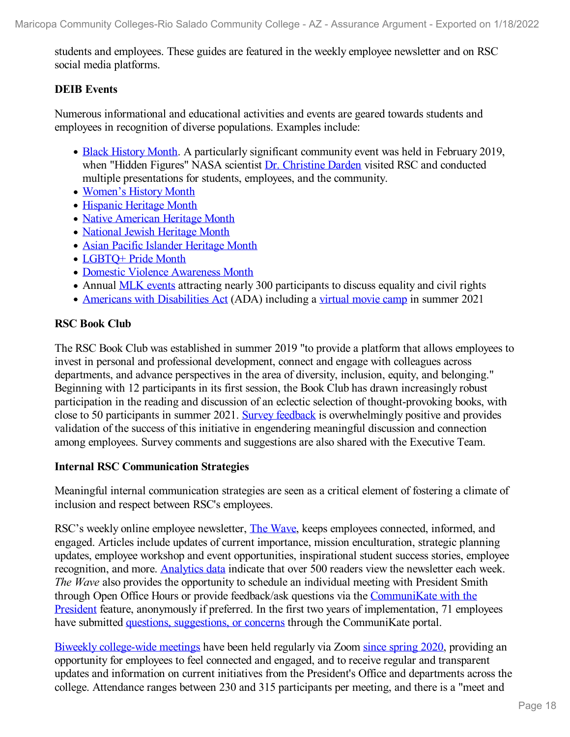students and employees. These guides are featured in the weekly employee newsletter and on RSC social media platforms.

**DEIB Events**

Numerous informational and educational activities and events are geared towards students and employees in recognition of diverse populations. Examples include:

- Black History Month. A particularly significant community event was held in February 2019, when "Hidden Figures" NASA scientist Dr. Christine Darden visited RSC and conducted multiple presentations for students, employees, and the community.
- Women's History Month
- Hispanic Heritage Month
- Native American Heritage Month
- National Jewish Heritage Month
- Asian Pacific Islander Heritage Month
- LGBTQ+ Pride Month
- Domestic Violence Awareness Month
- Annual MLK events attracting nearly 300 participants to discuss equality and civil rights
- Americans with Disabilities Act (ADA) including a virtual movie camp in summer 2021

**RSC Book Club**

The RSC Book Club was established in summer 2019 "to provide a platform that allows employees to invest in personal and professional development, connect and engage with colleagues across departments, and advance perspectives in the area of diversity, inclusion, equity, and belonging." Beginning with 12 participants in its first session, the Book Club has drawn increasingly robust participation in the reading and discussion of an eclectic selection of thought-provoking books, with close to 50 participants in summer 2021. Survey feedback is overwhelmingly positive and provides validation of the success of this initiative in engendering meaningful discussion and connection among employees. Survey comments and suggestions are also shared with the Executive Team.

**Internal RSC Communication Strategies**

Meaningful internal communication strategies are seen as a critical element of fostering a climate of inclusion and respect between RSC's employees.

RSC's weekly online employee newsletter, The Wave, keeps employees connected, informed, and engaged. Articles include updates of current importance, mission enculturation, strategic planning updates, employee workshop and event opportunities, inspirational student success stories, employee recognition, and more. Analytics data indicate that over 500 readers view the newsletter each week. *The Wave* also provides the opportunity to schedule an individual meeting with President Smith through Open Office Hours or provide feedback/ask questions via the CommuniKate with the President feature, anonymously if preferred. In the first two years of implementation, 71 employees have submitted questions, suggestions, or concerns through the CommuniKate portal.

Biweekly college-wide meetings have been held regularly via Zoom since spring 2020, providing an opportunity for employees to feel connected and engaged, and to receive regular and transparent updates and information on current initiatives from the President's Office and departments across the college. Attendance ranges between 230 and 315 participants per meeting, and there is a "meet and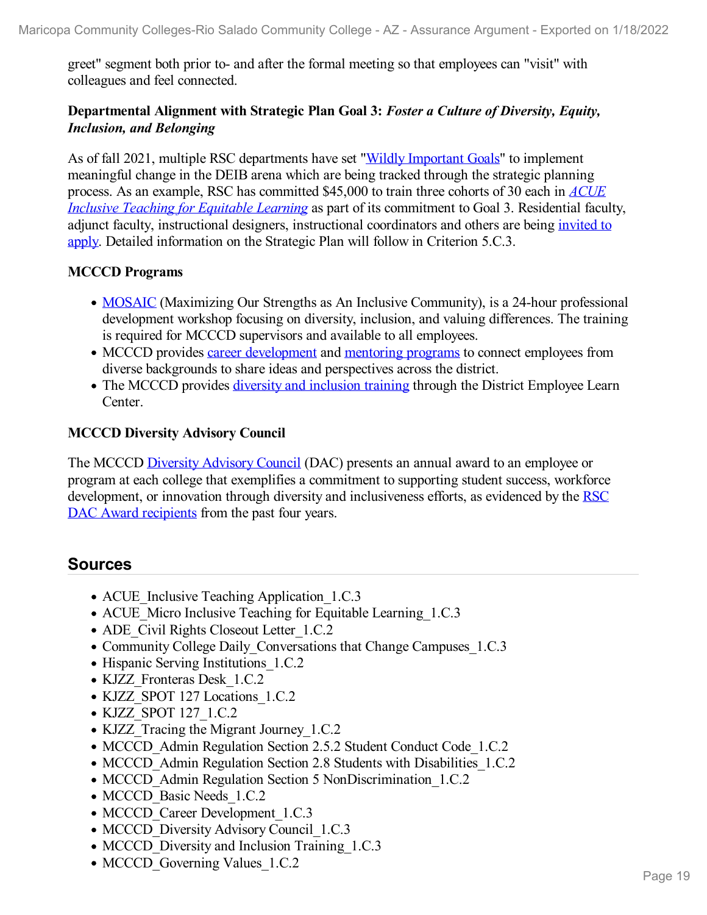greet" segment both prior to- and after the formal meeting so that employees can "visit" with colleagues and feel connected.

**Departmental Alignment with Strategic Plan Goal 3: *Foster a Culture of Diversity, Equity, Inclusion, and Belonging***

As of fall 2021, multiple RSC departments have set "Wildly Important Goals" to implement meaningful change in the DEIB arena which are being tracked through the strategic planning process. As an example, RSC has committed $45,000 to train three cohorts of 30 each in *ACUE Inclusive Teaching for Equitable Learning* as part of its commitment to Goal 3. Residential faculty, adjunct faculty, instructional designers, instructional coordinators and others are being invited to apply. Detailed information on the Strategic Plan will follow in Criterion 5.C.3.

**MCCCD Programs**

- MOSAIC (Maximizing Our Strengths as An Inclusive Community), is a 24-hour professional development workshop focusing on diversity, inclusion, and valuing differences. The training is required for MCCCD supervisors and available to all employees.
- MCCCD provides career development and mentoring programs to connect employees from diverse backgrounds to share ideas and perspectives across the district.
- The MCCCD provides diversity and inclusion training through the District Employee Learn Center.

**MCCCD Diversity Advisory Council**

The MCCCD Diversity Advisory Council (DAC) presents an annual award to an employee or program at each college that exemplifies a commitment to supporting student success, workforce development, or innovation through diversity and inclusiveness efforts, as evidenced by the RSC DAC Award recipients from the past four years.

## Sources

- ACUE_Inclusive Teaching Application_1.C.3
- ACUE_Micro Inclusive Teaching for Equitable Learning_1.C.3
- ADE_Civil Rights Closeout Letter_1.C.2
- Community College Daily_Conversations that Change Campuses_1.C.3
- Hispanic Serving Institutions_1.C.2
- KJZZ_Fronteras Desk_1.C.2
- KJZZ_SPOT 127 Locations_1.C.2
- KJZZ_SPOT 127_1.C.2
- KJZZ_Tracing the Migrant Journey_1.C.2
- MCCCD_Admin Regulation Section 2.5.2 Student Conduct Code_1.C.2
- MCCCD_Admin Regulation Section 2.8 Students with Disabilities_1.C.2
- MCCCD_Admin Regulation Section 5 NonDiscrimination_1.C.2
- MCCCD_Basic Needs_1.C.2
- MCCCD_Career Development_1.C.3
- MCCCD_Diversity Advisory Council_1.C.3
- MCCCD_Diversity and Inclusion Training_1.C.3
- MCCCD_Governing Values_1.C.2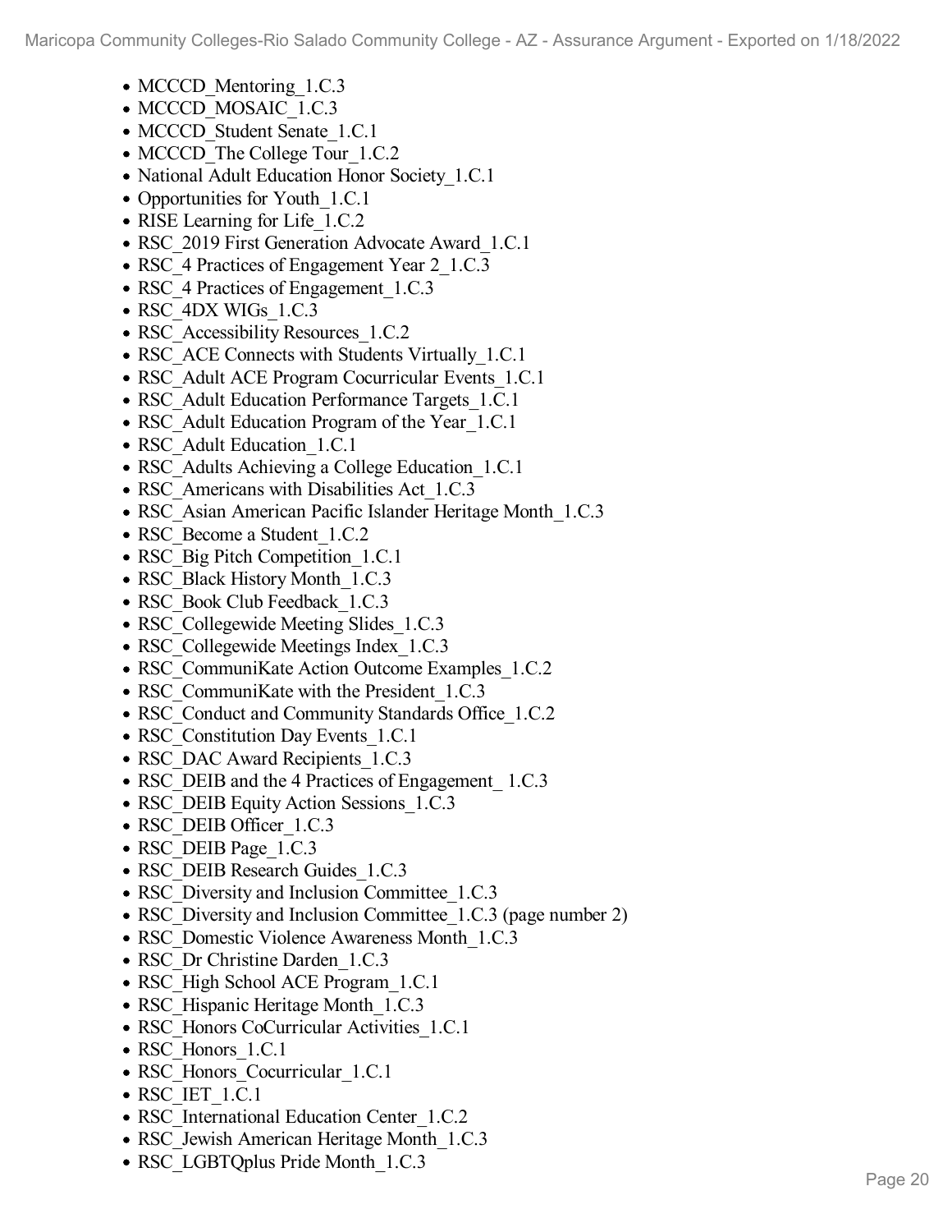- MCCCD_Mentoring_1.C.3
- MCCCD_MOSAIC_1.C.3
- MCCCD_Student Senate_1.C.1
- MCCCD_The College Tour_1.C.2
- National Adult Education Honor Society_1.C.1
- Opportunities for Youth_1.C.1
- RISE Learning for Life_1.C.2
- RSC_2019 First Generation Advocate Award_1.C.1
- RSC_4 Practices of Engagement Year 2_1.C.3
- RSC_4 Practices of Engagement_1.C.3
- RSC_4DX WIGs_1.C.3
- RSC_Accessibility Resources_1.C.2
- RSC_ACE Connects with Students Virtually_1.C.1
- RSC_Adult ACE Program Cocurricular Events_1.C.1
- RSC_Adult Education Performance Targets_1.C.1
- RSC_Adult Education Program of the Year_1.C.1
- RSC_Adult Education_1.C.1
- RSC_Adults Achieving a College Education_1.C.1
- RSC_Americans with Disabilities Act_1.C.3
- RSC_Asian American Pacific Islander Heritage Month_1.C.3
- RSC_Become a Student_1.C.2
- RSC_Big Pitch Competition_1.C.1
- RSC_Black History Month_1.C.3
- RSC_Book Club Feedback_1.C.3
- RSC_Collegewide Meeting Slides_1.C.3
- RSC_Collegewide Meetings Index_1.C.3
- RSC_CommuniKate Action Outcome Examples_1.C.2
- RSC_CommuniKate with the President_1.C.3
- RSC_Conduct and Community Standards Office_1.C.2
- RSC_Constitution Day Events_1.C.1
- RSC_DAC Award Recipients_1.C.3
- RSC_DEIB and the 4 Practices of Engagement_ 1.C.3
- RSC_DEIB Equity Action Sessions_1.C.3
- RSC_DEIB Officer_1.C.3
- RSC_DEIB Page_1.C.3
- RSC_DEIB Research Guides_1.C.3
- RSC_Diversity and Inclusion Committee_1.C.3
- RSC_Diversity and Inclusion Committee_1.C.3 (page number 2)
- RSC_Domestic Violence Awareness Month_1.C.3
- RSC_Dr Christine Darden_1.C.3
- RSC_High School ACE Program_1.C.1
- RSC_Hispanic Heritage Month_1.C.3
- RSC_Honors CoCurricular Activities_1.C.1
- RSC_Honors_1.C.1
- RSC_Honors_Cocurricular_1.C.1
- RSC_IET_1.C.1
- RSC_International Education Center_1.C.2
- RSC_Jewish American Heritage Month_1.C.3
- RSC_LGBTQplus Pride Month_1.C.3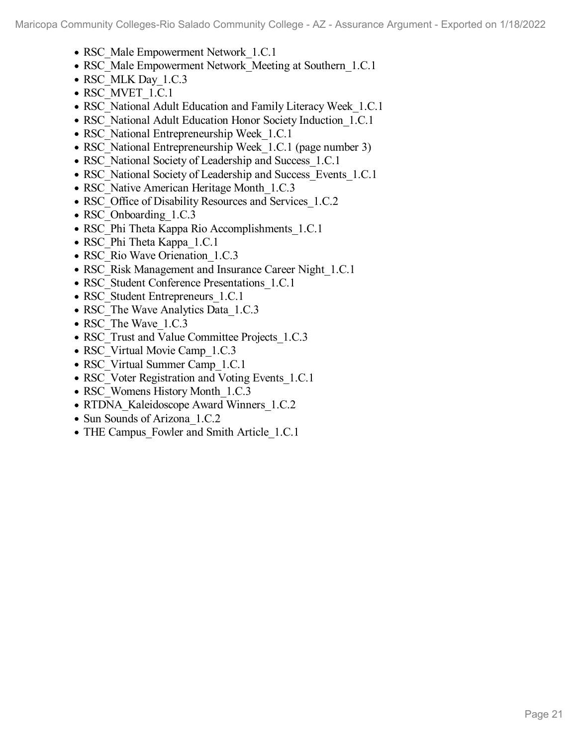- RSC_Male Empowerment Network_1.C.1
- RSC_Male Empowerment Network_Meeting at Southern_1.C.1
- RSC_MLK Day_1.C.3
- RSC_MVET_1.C.1
- RSC_National Adult Education and Family Literacy Week_1.C.1
- RSC_National Adult Education Honor Society Induction_1.C.1
- RSC_National Entrepreneurship Week_1.C.1
- RSC_National Entrepreneurship Week_1.C.1 (page number 3)
- RSC_National Society of Leadership and Success_1.C.1
- RSC_National Society of Leadership and Success_Events_1.C.1
- RSC_Native American Heritage Month_1.C.3
- RSC_Office of Disability Resources and Services_1.C.2
- RSC_Onboarding_1.C.3
- RSC_Phi Theta Kappa Rio Accomplishments_1.C.1
- RSC_Phi Theta Kappa_1.C.1
- RSC_Rio Wave Orienation_1.C.3
- RSC_Risk Management and Insurance Career Night_1.C.1
- RSC_Student Conference Presentations_1.C.1
- RSC_Student Entrepreneurs_1.C.1
- RSC_The Wave Analytics Data_1.C.3
- RSC_The Wave_1.C.3
- RSC_Trust and Value Committee Projects_1.C.3
- RSC_Virtual Movie Camp_1.C.3
- RSC_Virtual Summer Camp_1.C.1
- RSC_Voter Registration and Voting Events_1.C.1
- RSC_Womens History Month_1.C.3
- RTDNA_Kaleidoscope Award Winners_1.C.2
- Sun Sounds of Arizona_1.C.2
- THE Campus_Fowler and Smith Article_1.C.1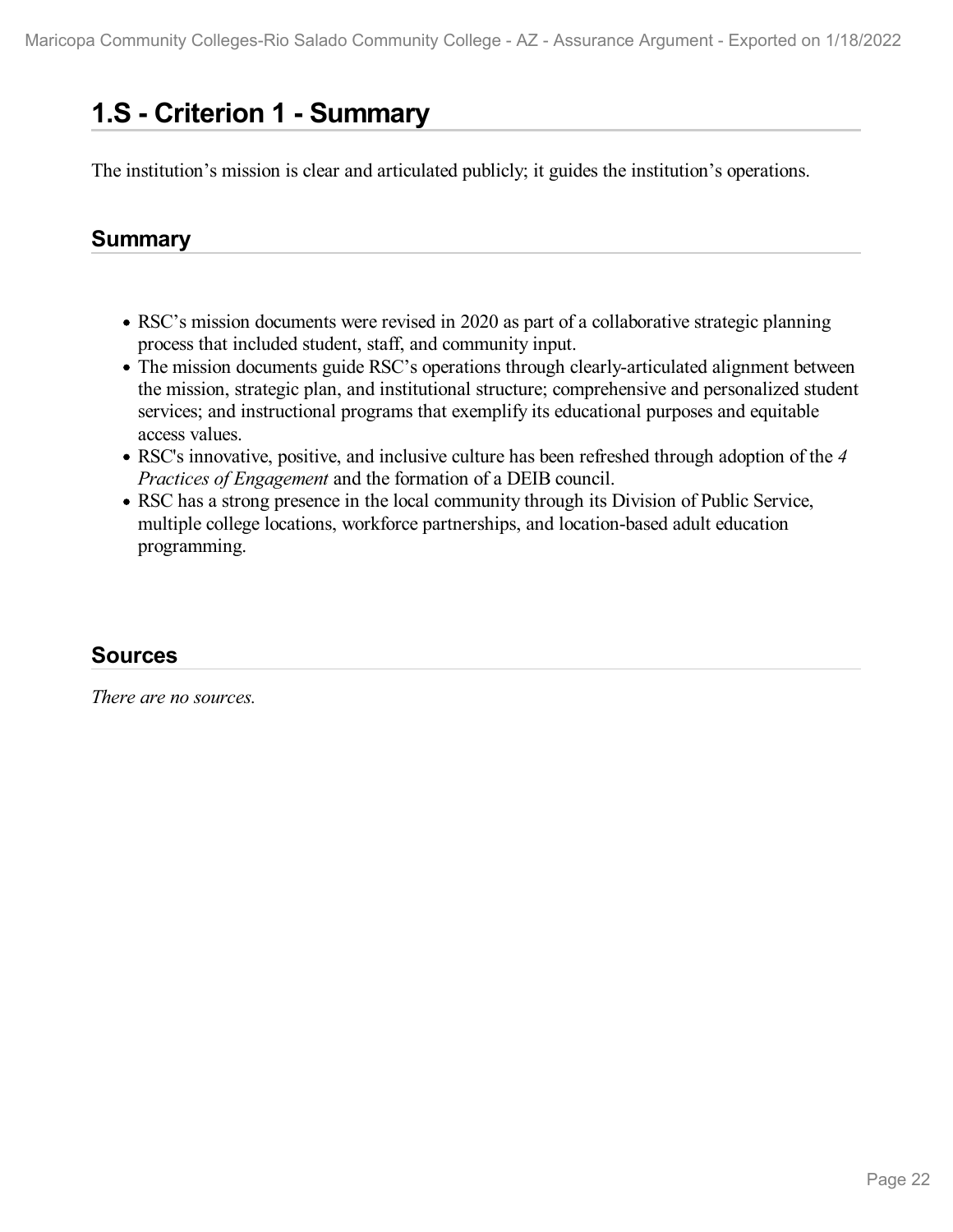# 1.S - Criterion 1 - Summary

The institution's mission is clear and articulated publicly; it guides the institution's operations.

## Summary

- RSC's mission documents were revised in 2020 as part of a collaborative strategic planning process that included student, staff, and community input.
- The mission documents guide RSC's operations through clearly-articulated alignment between the mission, strategic plan, and institutional structure; comprehensive and personalized student services; and instructional programs that exemplify its educational purposes and equitable access values.
- RSC's innovative, positive, and inclusive culture has been refreshed through adoption of the *4 Practices of Engagement* and the formation of a DEIB council.
- RSC has a strong presence in the local community through its Division of Public Service, multiple college locations, workforce partnerships, and location-based adult education programming.

## Sources

*There are no sources.*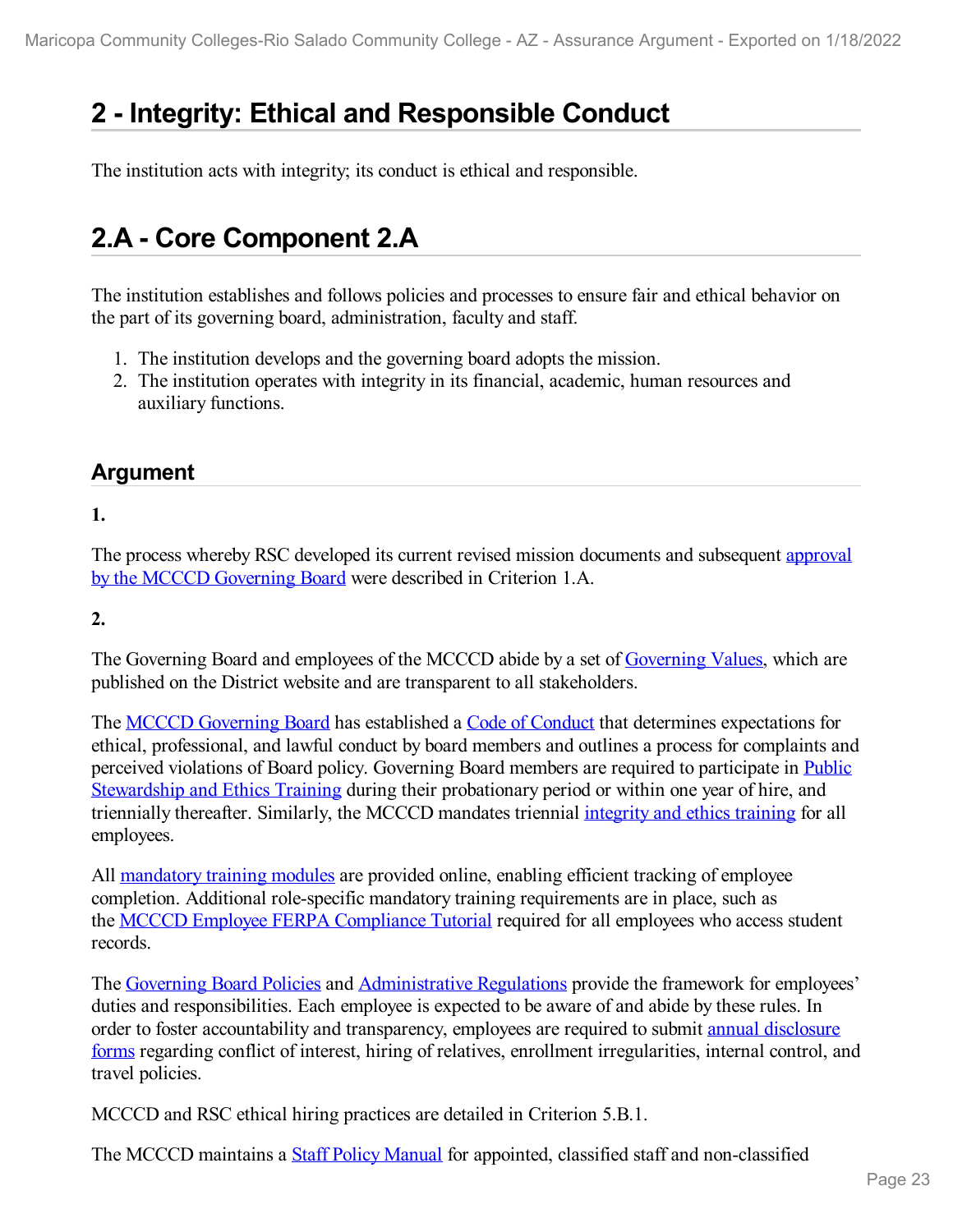# 2 - Integrity: Ethical and Responsible Conduct

The institution acts with integrity; its conduct is ethical and responsible.

# 2.A - Core Component 2.A

The institution establishes and follows policies and processes to ensure fair and ethical behavior on the part of its governing board, administration, faculty and staff.

1. The institution develops and the governing board adopts the mission.
2. The institution operates with integrity in its financial, academic, human resources and auxiliary functions.

## Argument

**1.**

The process whereby RSC developed its current revised mission documents and subsequent approval by the MCCCD Governing Board were described in Criterion 1.A.

**2.**

The Governing Board and employees of the MCCCD abide by a set of Governing Values, which are published on the District website and are transparent to all stakeholders.

The MCCCD Governing Board has established a Code of Conduct that determines expectations for ethical, professional, and lawful conduct by board members and outlines a process for complaints and perceived violations of Board policy. Governing Board members are required to participate in Public Stewardship and Ethics Training during their probationary period or within one year of hire, and triennially thereafter. Similarly, the MCCCD mandates triennial integrity and ethics training for all employees.

All mandatory training modules are provided online, enabling efficient tracking of employee completion. Additional role-specific mandatory training requirements are in place, such as the MCCCD Employee FERPA Compliance Tutorial required for all employees who access student records.

The Governing Board Policies and Administrative Regulations provide the framework for employees' duties and responsibilities. Each employee is expected to be aware of and abide by these rules. In order to foster accountability and transparency, employees are required to submit annual disclosure forms regarding conflict of interest, hiring of relatives, enrollment irregularities, internal control, and travel policies.

MCCCD and RSC ethical hiring practices are detailed in Criterion 5.B.1.

The MCCCD maintains a Staff Policy Manual for appointed, classified staff and non-classified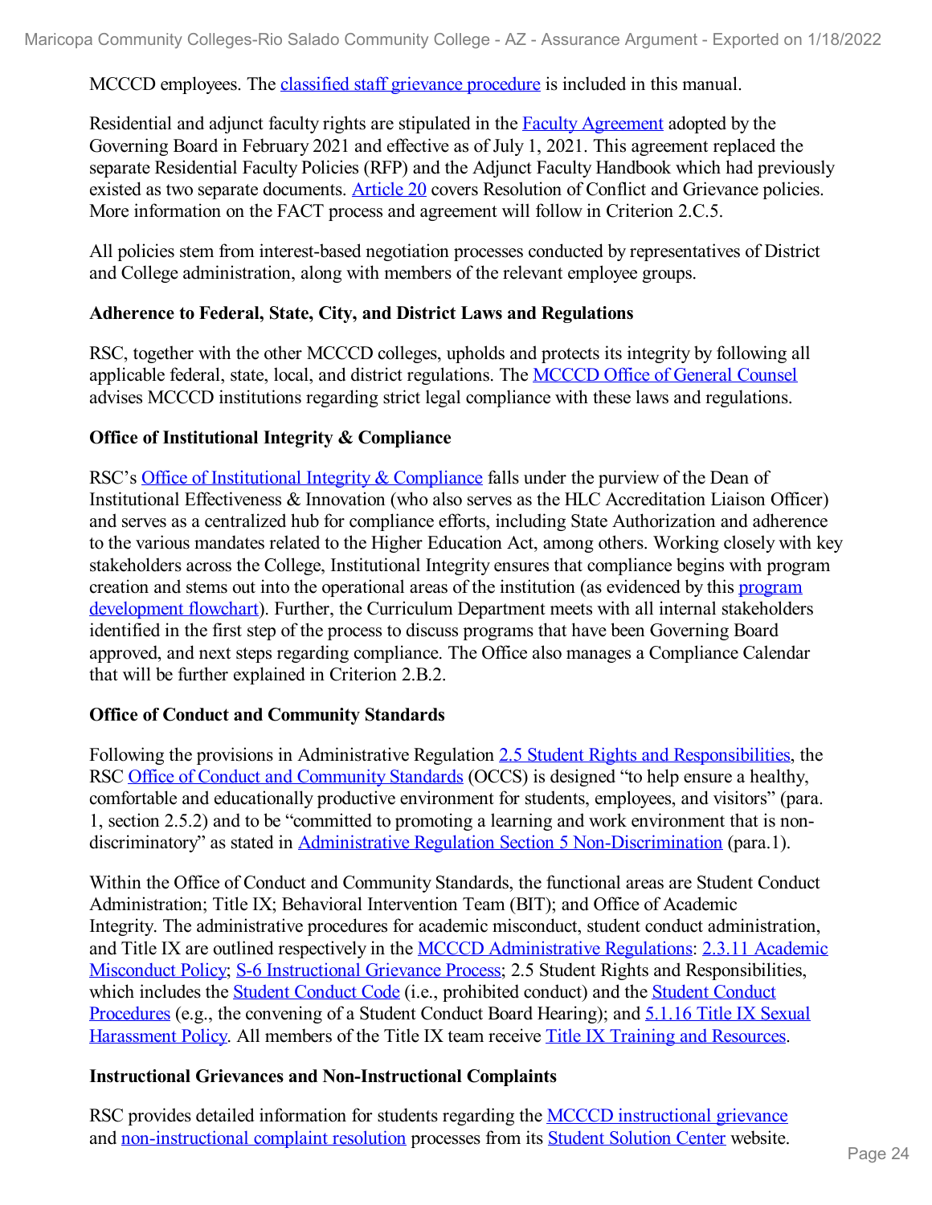MCCCD employees. The classified staff grievance procedure is included in this manual.

Residential and adjunct faculty rights are stipulated in the Faculty Agreement adopted by the Governing Board in February 2021 and effective as of July 1, 2021. This agreement replaced the separate Residential Faculty Policies (RFP) and the Adjunct Faculty Handbook which had previously existed as two separate documents. Article 20 covers Resolution of Conflict and Grievance policies. More information on the FACT process and agreement will follow in Criterion 2.C.5.

All policies stem from interest-based negotiation processes conducted by representatives of District and College administration, along with members of the relevant employee groups.

**Adherence to Federal, State, City, and District Laws and Regulations**

RSC, together with the other MCCCD colleges, upholds and protects its integrity by following all applicable federal, state, local, and district regulations. The MCCCD Office of General Counsel advises MCCCD institutions regarding strict legal compliance with these laws and regulations.

**Office of Institutional Integrity & Compliance**

RSC's Office of Institutional Integrity & Compliance falls under the purview of the Dean of Institutional Effectiveness & Innovation (who also serves as the HLC Accreditation Liaison Officer) and serves as a centralized hub for compliance efforts, including State Authorization and adherence to the various mandates related to the Higher Education Act, among others. Working closely with key stakeholders across the College, Institutional Integrity ensures that compliance begins with program creation and stems out into the operational areas of the institution (as evidenced by this program development flowchart). Further, the Curriculum Department meets with all internal stakeholders identified in the first step of the process to discuss programs that have been Governing Board approved, and next steps regarding compliance. The Office also manages a Compliance Calendar that will be further explained in Criterion 2.B.2.

**Office of Conduct and Community Standards**

Following the provisions in Administrative Regulation 2.5 Student Rights and Responsibilities, the RSC Office of Conduct and Community Standards (OCCS) is designed "to help ensure a healthy, comfortable and educationally productive environment for students, employees, and visitors" (para. 1, section 2.5.2) and to be "committed to promoting a learning and work environment that is non-discriminatory" as stated in Administrative Regulation Section 5 Non-Discrimination (para.1).

Within the Office of Conduct and Community Standards, the functional areas are Student Conduct Administration; Title IX; Behavioral Intervention Team (BIT); and Office of Academic Integrity. The administrative procedures for academic misconduct, student conduct administration, and Title IX are outlined respectively in the MCCCD Administrative Regulations: 2.3.11 Academic Misconduct Policy; S-6 Instructional Grievance Process; 2.5 Student Rights and Responsibilities, which includes the Student Conduct Code (i.e., prohibited conduct) and the Student Conduct Procedures (e.g., the convening of a Student Conduct Board Hearing); and 5.1.16 Title IX Sexual Harassment Policy. All members of the Title IX team receive Title IX Training and Resources.

**Instructional Grievances and Non-Instructional Complaints**

RSC provides detailed information for students regarding the MCCCD instructional grievance and non-instructional complaint resolution processes from its Student Solution Center website.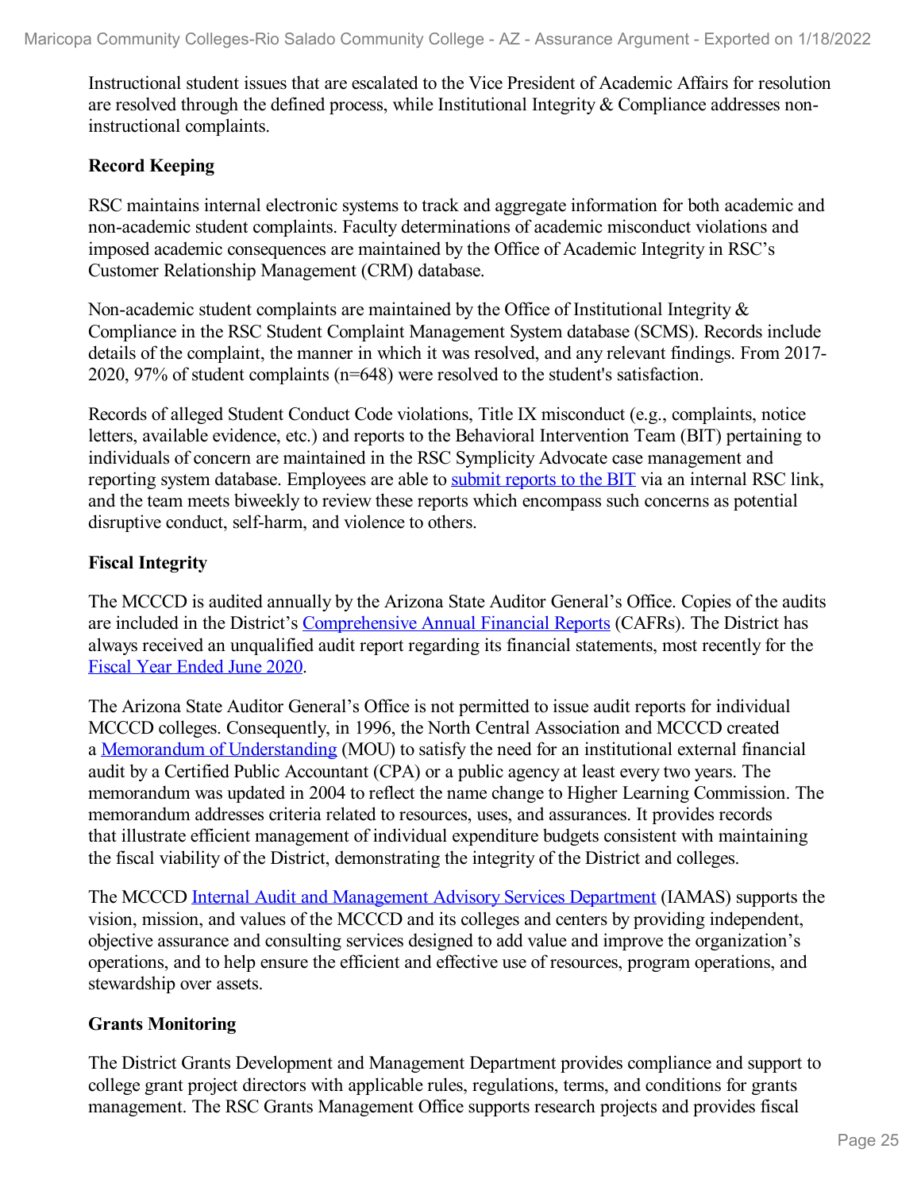Instructional student issues that are escalated to the Vice President of Academic Affairs for resolution are resolved through the defined process, while Institutional Integrity & Compliance addresses non-instructional complaints.

**Record Keeping**

RSC maintains internal electronic systems to track and aggregate information for both academic and non-academic student complaints. Faculty determinations of academic misconduct violations and imposed academic consequences are maintained by the Office of Academic Integrity in RSC's Customer Relationship Management (CRM) database.

Non-academic student complaints are maintained by the Office of Institutional Integrity & Compliance in the RSC Student Complaint Management System database (SCMS). Records include details of the complaint, the manner in which it was resolved, and any relevant findings. From 2017-2020, 97% of student complaints (n=648) were resolved to the student's satisfaction.

Records of alleged Student Conduct Code violations, Title IX misconduct (e.g., complaints, notice letters, available evidence, etc.) and reports to the Behavioral Intervention Team (BIT) pertaining to individuals of concern are maintained in the RSC Symplicity Advocate case management and reporting system database. Employees are able to submit reports to the BIT via an internal RSC link, and the team meets biweekly to review these reports which encompass such concerns as potential disruptive conduct, self-harm, and violence to others.

**Fiscal Integrity**

The MCCCD is audited annually by the Arizona State Auditor General's Office. Copies of the audits are included in the District's Comprehensive Annual Financial Reports (CAFRs). The District has always received an unqualified audit report regarding its financial statements, most recently for the Fiscal Year Ended June 2020.

The Arizona State Auditor General's Office is not permitted to issue audit reports for individual MCCCD colleges. Consequently, in 1996, the North Central Association and MCCCD created a Memorandum of Understanding (MOU) to satisfy the need for an institutional external financial audit by a Certified Public Accountant (CPA) or a public agency at least every two years. The memorandum was updated in 2004 to reflect the name change to Higher Learning Commission. The memorandum addresses criteria related to resources, uses, and assurances. It provides records that illustrate efficient management of individual expenditure budgets consistent with maintaining the fiscal viability of the District, demonstrating the integrity of the District and colleges.

The MCCCD Internal Audit and Management Advisory Services Department (IAMAS) supports the vision, mission, and values of the MCCCD and its colleges and centers by providing independent, objective assurance and consulting services designed to add value and improve the organization's operations, and to help ensure the efficient and effective use of resources, program operations, and stewardship over assets.

**Grants Monitoring**

The District Grants Development and Management Department provides compliance and support to college grant project directors with applicable rules, regulations, terms, and conditions for grants management. The RSC Grants Management Office supports research projects and provides fiscal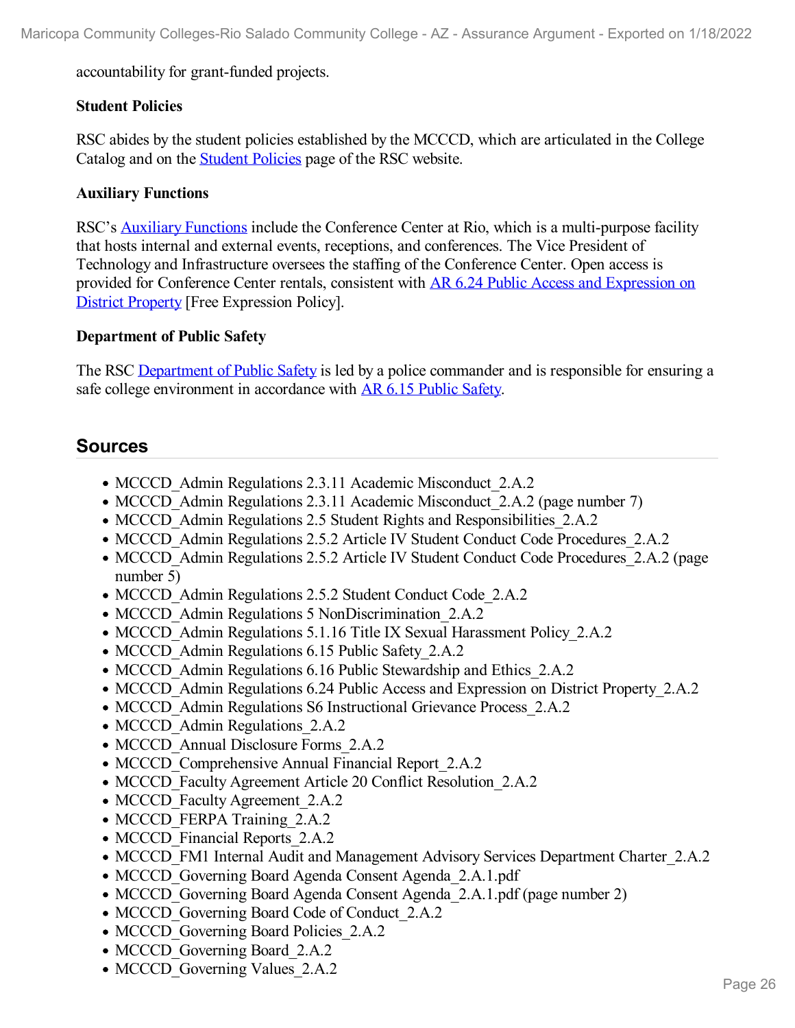accountability for grant-funded projects.

**Student Policies**

RSC abides by the student policies established by the MCCCD, which are articulated in the College Catalog and on the Student Policies page of the RSC website.

**Auxiliary Functions**

RSC's Auxiliary Functions include the Conference Center at Rio, which is a multi-purpose facility that hosts internal and external events, receptions, and conferences. The Vice President of Technology and Infrastructure oversees the staffing of the Conference Center. Open access is provided for Conference Center rentals, consistent with AR 6.24 Public Access and Expression on District Property [Free Expression Policy].

**Department of Public Safety**

The RSC Department of Public Safety is led by a police commander and is responsible for ensuring a safe college environment in accordance with AR 6.15 Public Safety.

## Sources

- MCCCD_Admin Regulations 2.3.11 Academic Misconduct_2.A.2
- MCCCD_Admin Regulations 2.3.11 Academic Misconduct_2.A.2 (page number 7)
- MCCCD_Admin Regulations 2.5 Student Rights and Responsibilities_2.A.2
- MCCCD_Admin Regulations 2.5.2 Article IV Student Conduct Code Procedures_2.A.2
- MCCCD_Admin Regulations 2.5.2 Article IV Student Conduct Code Procedures_2.A.2 (page number 5)
- MCCCD_Admin Regulations 2.5.2 Student Conduct Code_2.A.2
- MCCCD_Admin Regulations 5 NonDiscrimination_2.A.2
- MCCCD_Admin Regulations 5.1.16 Title IX Sexual Harassment Policy_2.A.2
- MCCCD_Admin Regulations 6.15 Public Safety_2.A.2
- MCCCD_Admin Regulations 6.16 Public Stewardship and Ethics_2.A.2
- MCCCD_Admin Regulations 6.24 Public Access and Expression on District Property_2.A.2
- MCCCD_Admin Regulations S6 Instructional Grievance Process_2.A.2
- MCCCD_Admin Regulations_2.A.2
- MCCCD_Annual Disclosure Forms_2.A.2
- MCCCD_Comprehensive Annual Financial Report_2.A.2
- MCCCD_Faculty Agreement Article 20 Conflict Resolution_2.A.2
- MCCCD_Faculty Agreement_2.A.2
- MCCCD_FERPA Training_2.A.2
- MCCCD_Financial Reports_2.A.2
- MCCCD_FM1 Internal Audit and Management Advisory Services Department Charter_2.A.2
- MCCCD_Governing Board Agenda Consent Agenda_2.A.1.pdf
- MCCCD_Governing Board Agenda Consent Agenda_2.A.1.pdf (page number 2)
- MCCCD_Governing Board Code of Conduct_2.A.2
- MCCCD_Governing Board Policies_2.A.2
- MCCCD_Governing Board_2.A.2
- MCCCD_Governing Values_2.A.2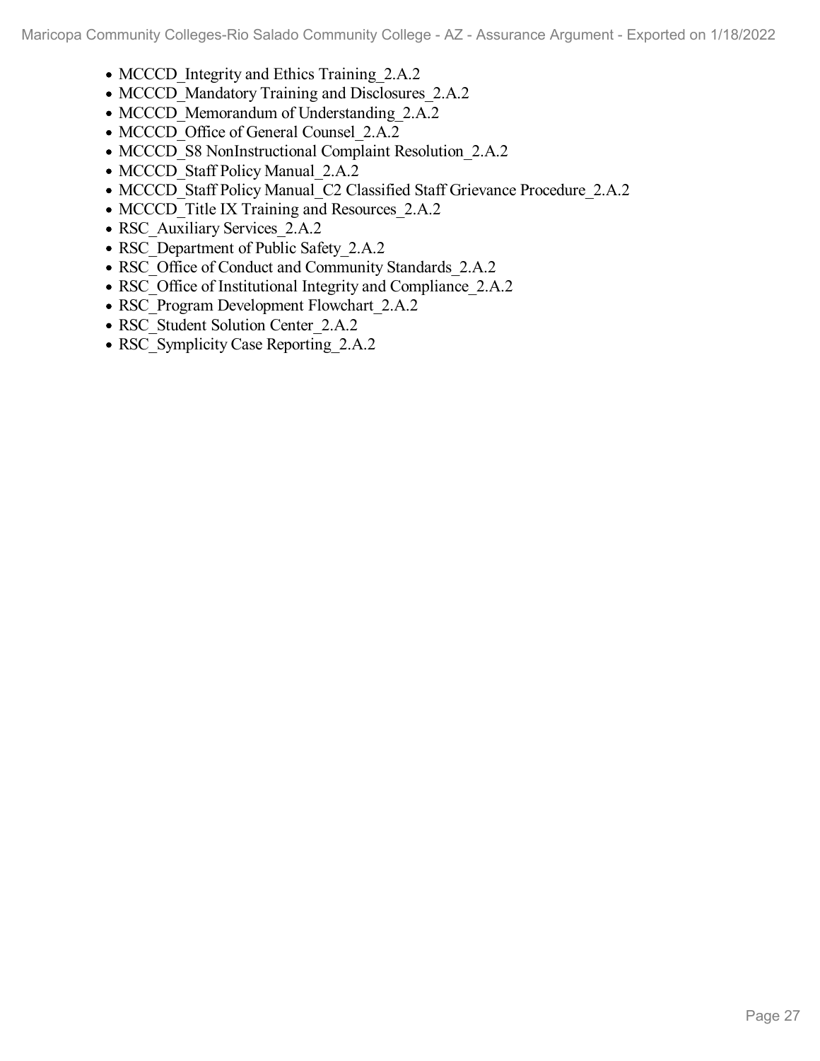- MCCCD_Integrity and Ethics Training_2.A.2
- MCCCD_Mandatory Training and Disclosures_2.A.2
- MCCCD_Memorandum of Understanding_2.A.2
- MCCCD_Office of General Counsel_2.A.2
- MCCCD_S8 NonInstructional Complaint Resolution_2.A.2
- MCCCD_Staff Policy Manual_2.A.2
- MCCCD_Staff Policy Manual_C2 Classified Staff Grievance Procedure_2.A.2
- MCCCD_Title IX Training and Resources_2.A.2
- RSC_Auxiliary Services_2.A.2
- RSC_Department of Public Safety_2.A.2
- RSC_Office of Conduct and Community Standards_2.A.2
- RSC_Office of Institutional Integrity and Compliance_2.A.2
- RSC_Program Development Flowchart_2.A.2
- RSC_Student Solution Center_2.A.2
- RSC_Symplicity Case Reporting_2.A.2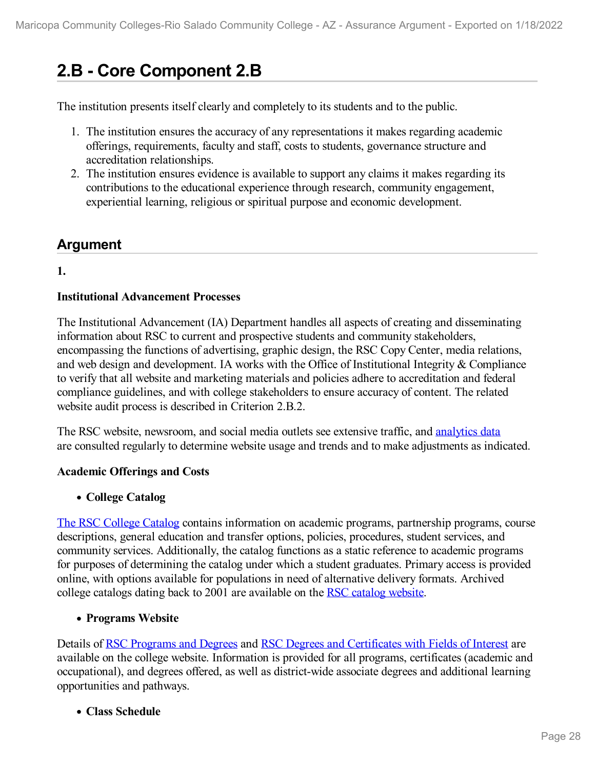## 2.B - Core Component 2.B

The institution presents itself clearly and completely to its students and to the public.

1. The institution ensures the accuracy of any representations it makes regarding academic offerings, requirements, faculty and staff, costs to students, governance structure and accreditation relationships.
2. The institution ensures evidence is available to support any claims it makes regarding its contributions to the educational experience through research, community engagement, experiential learning, religious or spiritual purpose and economic development.

## Argument

**1.**

**Institutional Advancement Processes**

The Institutional Advancement (IA) Department handles all aspects of creating and disseminating information about RSC to current and prospective students and community stakeholders, encompassing the functions of advertising, graphic design, the RSC Copy Center, media relations, and web design and development. IA works with the Office of Institutional Integrity & Compliance to verify that all website and marketing materials and policies adhere to accreditation and federal compliance guidelines, and with college stakeholders to ensure accuracy of content. The related website audit process is described in Criterion 2.B.2.

The RSC website, newsroom, and social media outlets see extensive traffic, and analytics data are consulted regularly to determine website usage and trends and to make adjustments as indicated.

**Academic Offerings and Costs**

- **College Catalog**

The RSC College Catalog contains information on academic programs, partnership programs, course descriptions, general education and transfer options, policies, procedures, student services, and community services. Additionally, the catalog functions as a static reference to academic programs for purposes of determining the catalog under which a student graduates. Primary access is provided online, with options available for populations in need of alternative delivery formats. Archived college catalogs dating back to 2001 are available on the RSC catalog website.

- **Programs Website**

Details of RSC Programs and Degrees and RSC Degrees and Certificates with Fields of Interest are available on the college website. Information is provided for all programs, certificates (academic and occupational), and degrees offered, as well as district-wide associate degrees and additional learning opportunities and pathways.

- **Class Schedule**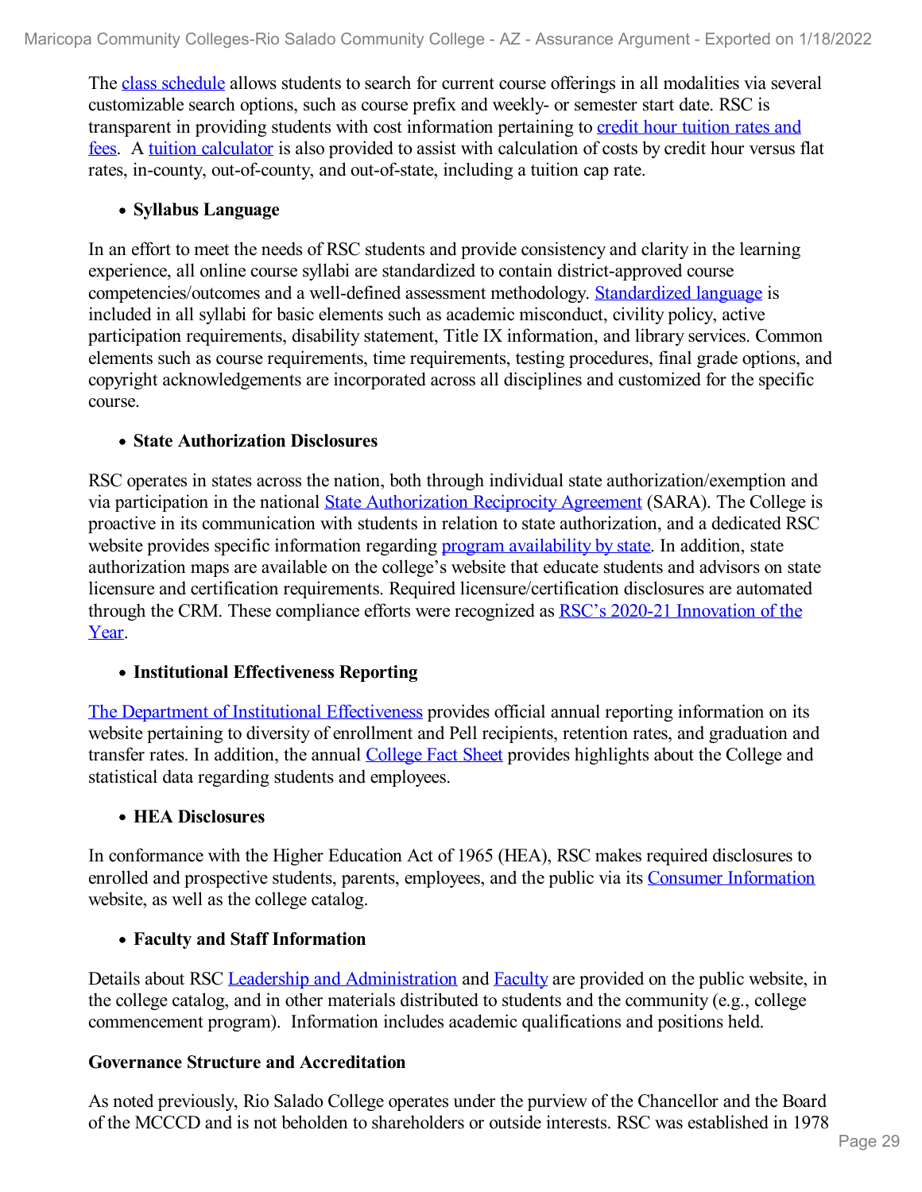The class schedule allows students to search for current course offerings in all modalities via several customizable search options, such as course prefix and weekly- or semester start date. RSC is transparent in providing students with cost information pertaining to credit hour tuition rates and fees. A tuition calculator is also provided to assist with calculation of costs by credit hour versus flat rates, in-county, out-of-county, and out-of-state, including a tuition cap rate.

- **Syllabus Language**

In an effort to meet the needs of RSC students and provide consistency and clarity in the learning experience, all online course syllabi are standardized to contain district-approved course competencies/outcomes and a well-defined assessment methodology. Standardized language is included in all syllabi for basic elements such as academic misconduct, civility policy, active participation requirements, disability statement, Title IX information, and library services. Common elements such as course requirements, time requirements, testing procedures, final grade options, and copyright acknowledgements are incorporated across all disciplines and customized for the specific course.

- **State Authorization Disclosures**

RSC operates in states across the nation, both through individual state authorization/exemption and via participation in the national State Authorization Reciprocity Agreement (SARA). The College is proactive in its communication with students in relation to state authorization, and a dedicated RSC website provides specific information regarding program availability by state. In addition, state authorization maps are available on the college's website that educate students and advisors on state licensure and certification requirements. Required licensure/certification disclosures are automated through the CRM. These compliance efforts were recognized as RSC's 2020-21 Innovation of the Year.

- **Institutional Effectiveness Reporting**

The Department of Institutional Effectiveness provides official annual reporting information on its website pertaining to diversity of enrollment and Pell recipients, retention rates, and graduation and transfer rates. In addition, the annual College Fact Sheet provides highlights about the College and statistical data regarding students and employees.

- **HEA Disclosures**

In conformance with the Higher Education Act of 1965 (HEA), RSC makes required disclosures to enrolled and prospective students, parents, employees, and the public via its Consumer Information website, as well as the college catalog.

- **Faculty and Staff Information**

Details about RSC Leadership and Administration and Faculty are provided on the public website, in the college catalog, and in other materials distributed to students and the community (e.g., college commencement program). Information includes academic qualifications and positions held.

**Governance Structure and Accreditation**

As noted previously, Rio Salado College operates under the purview of the Chancellor and the Board of the MCCCD and is not beholden to shareholders or outside interests. RSC was established in 1978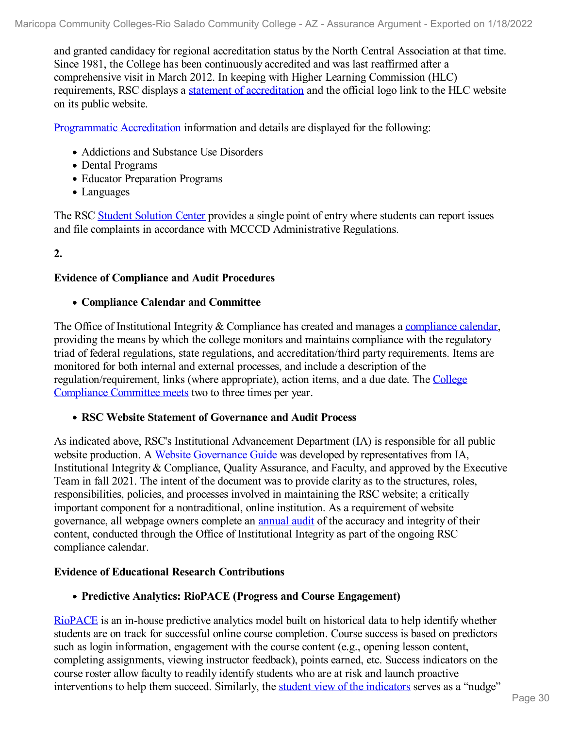and granted candidacy for regional accreditation status by the North Central Association at that time. Since 1981, the College has been continuously accredited and was last reaffirmed after a comprehensive visit in March 2012. In keeping with Higher Learning Commission (HLC) requirements, RSC displays a statement of accreditation and the official logo link to the HLC website on its public website.

Programmatic Accreditation information and details are displayed for the following:

- Addictions and Substance Use Disorders
- Dental Programs
- Educator Preparation Programs
- Languages

The RSC Student Solution Center provides a single point of entry where students can report issues and file complaints in accordance with MCCCD Administrative Regulations.

**2.**

**Evidence of Compliance and Audit Procedures**

- **Compliance Calendar and Committee**

The Office of Institutional Integrity & Compliance has created and manages a compliance calendar, providing the means by which the college monitors and maintains compliance with the regulatory triad of federal regulations, state regulations, and accreditation/third party requirements. Items are monitored for both internal and external processes, and include a description of the regulation/requirement, links (where appropriate), action items, and a due date. The College Compliance Committee meets two to three times per year.

- **RSC Website Statement of Governance and Audit Process**

As indicated above, RSC's Institutional Advancement Department (IA) is responsible for all public website production. A Website Governance Guide was developed by representatives from IA, Institutional Integrity & Compliance, Quality Assurance, and Faculty, and approved by the Executive Team in fall 2021. The intent of the document was to provide clarity as to the structures, roles, responsibilities, policies, and processes involved in maintaining the RSC website; a critically important component for a nontraditional, online institution. As a requirement of website governance, all webpage owners complete an annual audit of the accuracy and integrity of their content, conducted through the Office of Institutional Integrity as part of the ongoing RSC compliance calendar.

**Evidence of Educational Research Contributions**

- **Predictive Analytics: RioPACE (Progress and Course Engagement)**

RioPACE is an in-house predictive analytics model built on historical data to help identify whether students are on track for successful online course completion. Course success is based on predictors such as login information, engagement with the course content (e.g., opening lesson content, completing assignments, viewing instructor feedback), points earned, etc. Success indicators on the course roster allow faculty to readily identify students who are at risk and launch proactive interventions to help them succeed. Similarly, the student view of the indicators serves as a "nudge"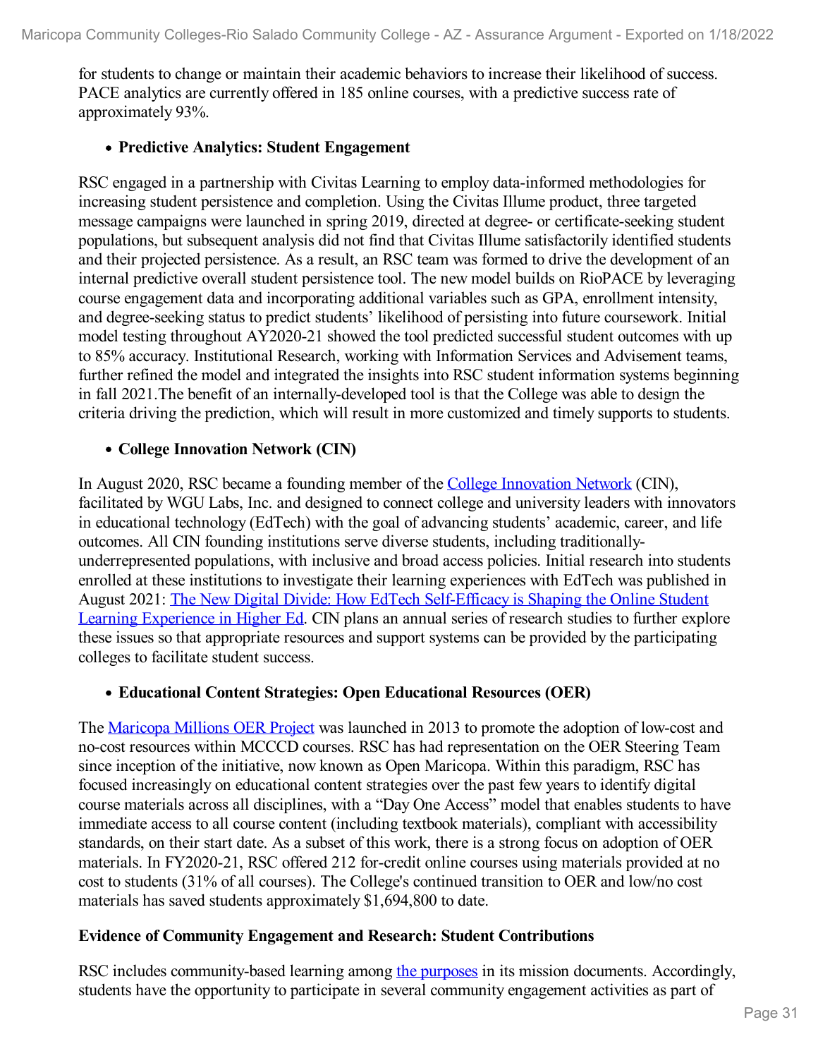for students to change or maintain their academic behaviors to increase their likelihood of success. PACE analytics are currently offered in 185 online courses, with a predictive success rate of approximately 93%.

- **Predictive Analytics: Student Engagement**

RSC engaged in a partnership with Civitas Learning to employ data-informed methodologies for increasing student persistence and completion. Using the Civitas Illume product, three targeted message campaigns were launched in spring 2019, directed at degree- or certificate-seeking student populations, but subsequent analysis did not find that Civitas Illume satisfactorily identified students and their projected persistence. As a result, an RSC team was formed to drive the development of an internal predictive overall student persistence tool. The new model builds on RioPACE by leveraging course engagement data and incorporating additional variables such as GPA, enrollment intensity, and degree-seeking status to predict students' likelihood of persisting into future coursework. Initial model testing throughout AY2020-21 showed the tool predicted successful student outcomes with up to 85% accuracy. Institutional Research, working with Information Services and Advisement teams, further refined the model and integrated the insights into RSC student information systems beginning in fall 2021.The benefit of an internally-developed tool is that the College was able to design the criteria driving the prediction, which will result in more customized and timely supports to students.

- **College Innovation Network (CIN)**

In August 2020, RSC became a founding member of the College Innovation Network (CIN), facilitated by WGU Labs, Inc. and designed to connect college and university leaders with innovators in educational technology (EdTech) with the goal of advancing students' academic, career, and life outcomes. All CIN founding institutions serve diverse students, including traditionally-underrepresented populations, with inclusive and broad access policies. Initial research into students enrolled at these institutions to investigate their learning experiences with EdTech was published in August 2021: The New Digital Divide: How EdTech Self-Efficacy is Shaping the Online Student Learning Experience in Higher Ed. CIN plans an annual series of research studies to further explore these issues so that appropriate resources and support systems can be provided by the participating colleges to facilitate student success.

- **Educational Content Strategies: Open Educational Resources (OER)**

The Maricopa Millions OER Project was launched in 2013 to promote the adoption of low-cost and no-cost resources within MCCCD courses. RSC has had representation on the OER Steering Team since inception of the initiative, now known as Open Maricopa. Within this paradigm, RSC has focused increasingly on educational content strategies over the past few years to identify digital course materials across all disciplines, with a "Day One Access" model that enables students to have immediate access to all course content (including textbook materials), compliant with accessibility standards, on their start date. As a subset of this work, there is a strong focus on adoption of OER materials. In FY2020-21, RSC offered 212 for-credit online courses using materials provided at no cost to students (31% of all courses). The College's continued transition to OER and low/no cost materials has saved students approximately $1,694,800 to date.

**Evidence of Community Engagement and Research: Student Contributions**

RSC includes community-based learning among the purposes in its mission documents. Accordingly, students have the opportunity to participate in several community engagement activities as part of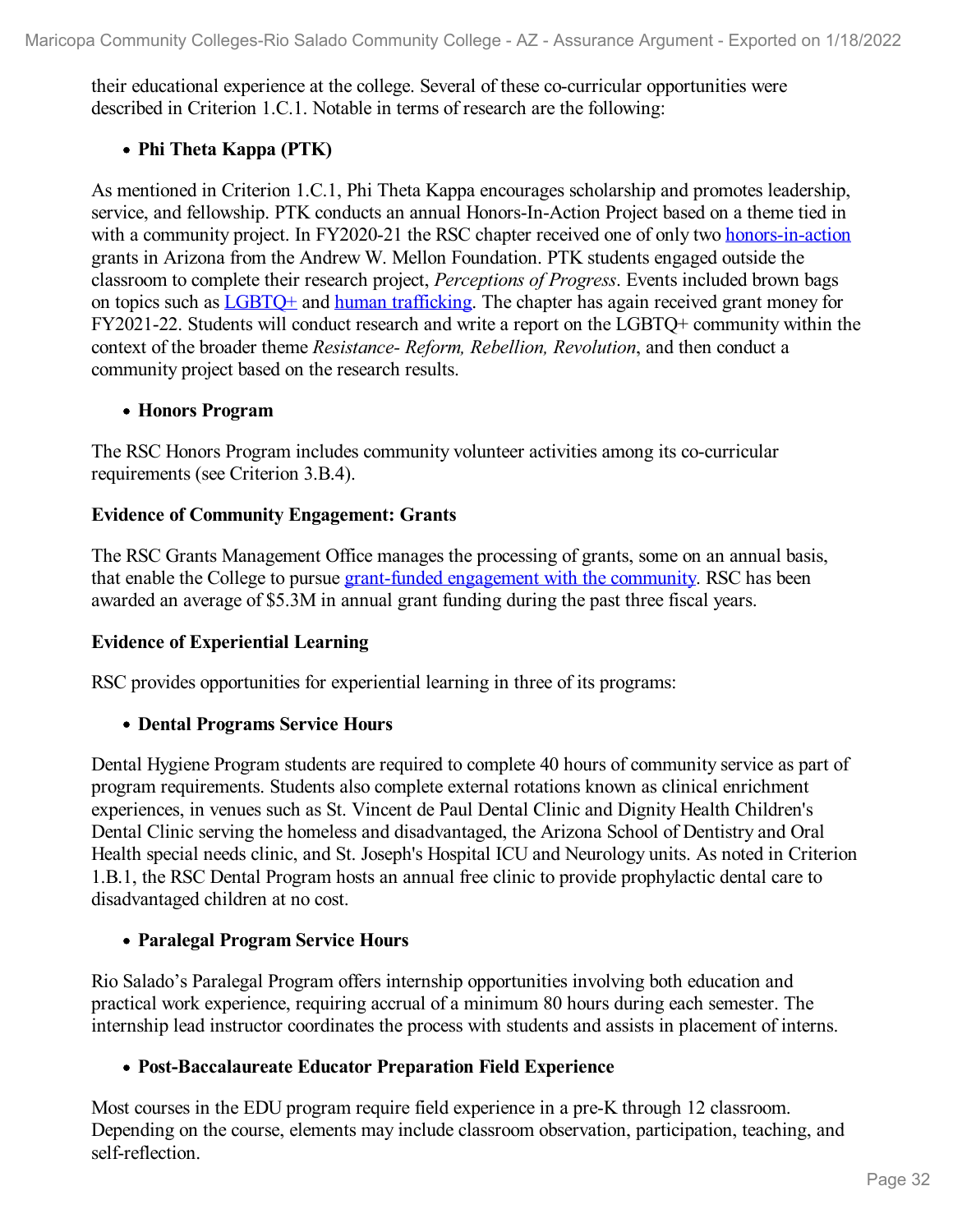their educational experience at the college. Several of these co-curricular opportunities were described in Criterion 1.C.1. Notable in terms of research are the following:

- **Phi Theta Kappa (PTK)**

As mentioned in Criterion 1.C.1, Phi Theta Kappa encourages scholarship and promotes leadership, service, and fellowship. PTK conducts an annual Honors-In-Action Project based on a theme tied in with a community project. In FY2020-21 the RSC chapter received one of only two honors-in-action grants in Arizona from the Andrew W. Mellon Foundation. PTK students engaged outside the classroom to complete their research project, *Perceptions of Progress*. Events included brown bags on topics such as LGBTQ+ and human trafficking. The chapter has again received grant money for FY2021-22. Students will conduct research and write a report on the LGBTQ+ community within the context of the broader theme *Resistance- Reform, Rebellion, Revolution*, and then conduct a community project based on the research results.

- **Honors Program**

The RSC Honors Program includes community volunteer activities among its co-curricular requirements (see Criterion 3.B.4).

**Evidence of Community Engagement: Grants**

The RSC Grants Management Office manages the processing of grants, some on an annual basis, that enable the College to pursue grant-funded engagement with the community. RSC has been awarded an average of $5.3M in annual grant funding during the past three fiscal years.

**Evidence of Experiential Learning**

RSC provides opportunities for experiential learning in three of its programs:

- **Dental Programs Service Hours**

Dental Hygiene Program students are required to complete 40 hours of community service as part of program requirements. Students also complete external rotations known as clinical enrichment experiences, in venues such as St. Vincent de Paul Dental Clinic and Dignity Health Children's Dental Clinic serving the homeless and disadvantaged, the Arizona School of Dentistry and Oral Health special needs clinic, and St. Joseph's Hospital ICU and Neurology units. As noted in Criterion 1.B.1, the RSC Dental Program hosts an annual free clinic to provide prophylactic dental care to disadvantaged children at no cost.

- **Paralegal Program Service Hours**

Rio Salado's Paralegal Program offers internship opportunities involving both education and practical work experience, requiring accrual of a minimum 80 hours during each semester. The internship lead instructor coordinates the process with students and assists in placement of interns.

- **Post-Baccalaureate Educator Preparation Field Experience**

Most courses in the EDU program require field experience in a pre-K through 12 classroom. Depending on the course, elements may include classroom observation, participation, teaching, and self-reflection.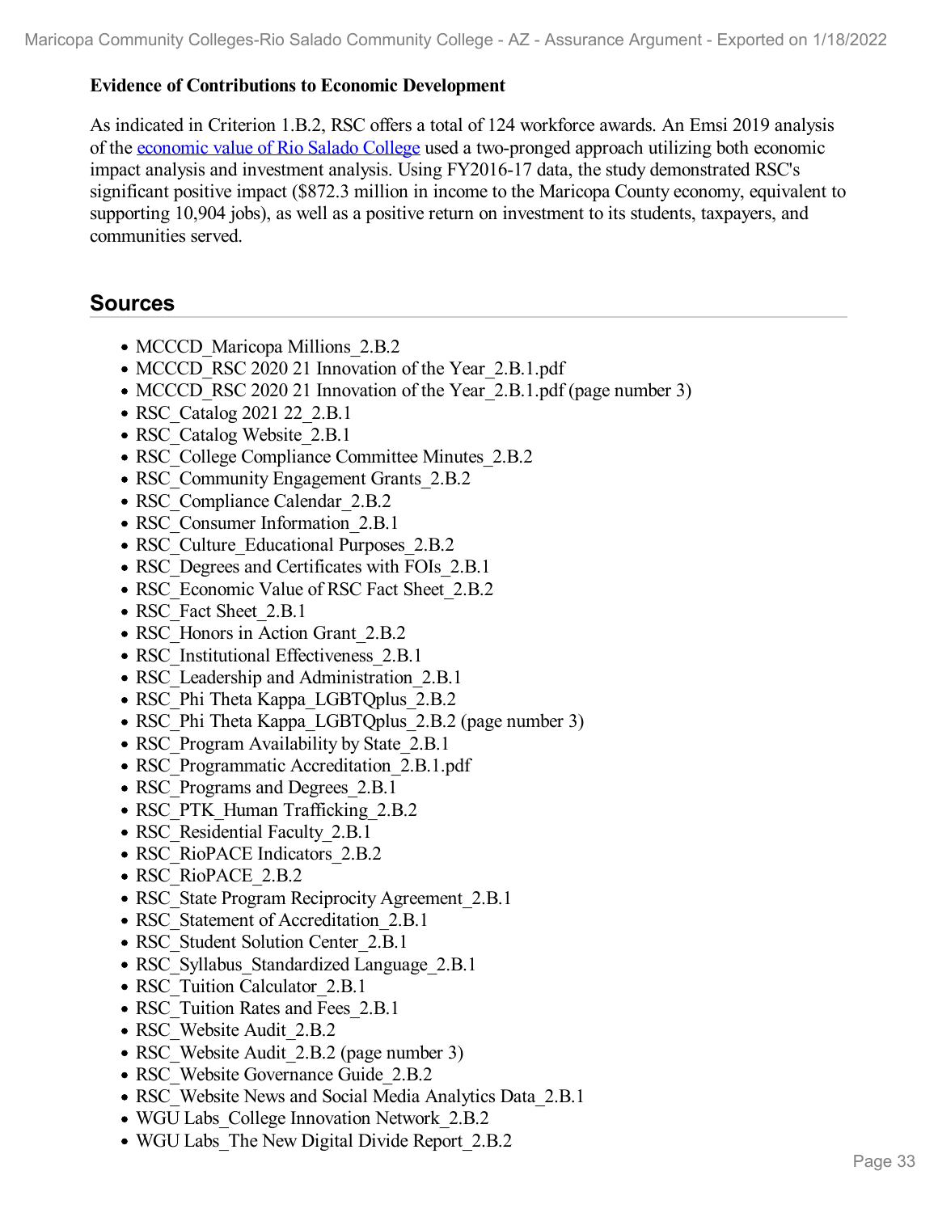**Evidence of Contributions to Economic Development**

As indicated in Criterion 1.B.2, RSC offers a total of 124 workforce awards. An Emsi 2019 analysis of the economic value of Rio Salado College used a two-pronged approach utilizing both economic impact analysis and investment analysis. Using FY2016-17 data, the study demonstrated RSC's significant positive impact ($872.3 million in income to the Maricopa County economy, equivalent to supporting 10,904 jobs), as well as a positive return on investment to its students, taxpayers, and communities served.

## Sources

- MCCCD_Maricopa Millions_2.B.2
- MCCCD_RSC 2020 21 Innovation of the Year_2.B.1.pdf
- MCCCD_RSC 2020 21 Innovation of the Year_2.B.1.pdf (page number 3)
- RSC_Catalog 2021 22_2.B.1
- RSC_Catalog Website_2.B.1
- RSC_College Compliance Committee Minutes_2.B.2
- RSC_Community Engagement Grants_2.B.2
- RSC_Compliance Calendar_2.B.2
- RSC_Consumer Information_2.B.1
- RSC_Culture_Educational Purposes_2.B.2
- RSC_Degrees and Certificates with FOIs_2.B.1
- RSC_Economic Value of RSC Fact Sheet_2.B.2
- RSC_Fact Sheet_2.B.1
- RSC_Honors in Action Grant_2.B.2
- RSC_Institutional Effectiveness_2.B.1
- RSC_Leadership and Administration_2.B.1
- RSC_Phi Theta Kappa_LGBTQplus_2.B.2
- RSC_Phi Theta Kappa_LGBTQplus_2.B.2 (page number 3)
- RSC_Program Availability by State_2.B.1
- RSC_Programmatic Accreditation_2.B.1.pdf
- RSC_Programs and Degrees_2.B.1
- RSC_PTK_Human Trafficking_2.B.2
- RSC_Residential Faculty_2.B.1
- RSC_RioPACE Indicators_2.B.2
- RSC_RioPACE_2.B.2
- RSC_State Program Reciprocity Agreement_2.B.1
- RSC_Statement of Accreditation_2.B.1
- RSC_Student Solution Center_2.B.1
- RSC_Syllabus_Standardized Language_2.B.1
- RSC_Tuition Calculator_2.B.1
- RSC_Tuition Rates and Fees_2.B.1
- RSC_Website Audit_2.B.2
- RSC_Website Audit_2.B.2 (page number 3)
- RSC_Website Governance Guide_2.B.2
- RSC_Website News and Social Media Analytics Data_2.B.1
- WGU Labs_College Innovation Network_2.B.2
- WGU Labs_The New Digital Divide Report_2.B.2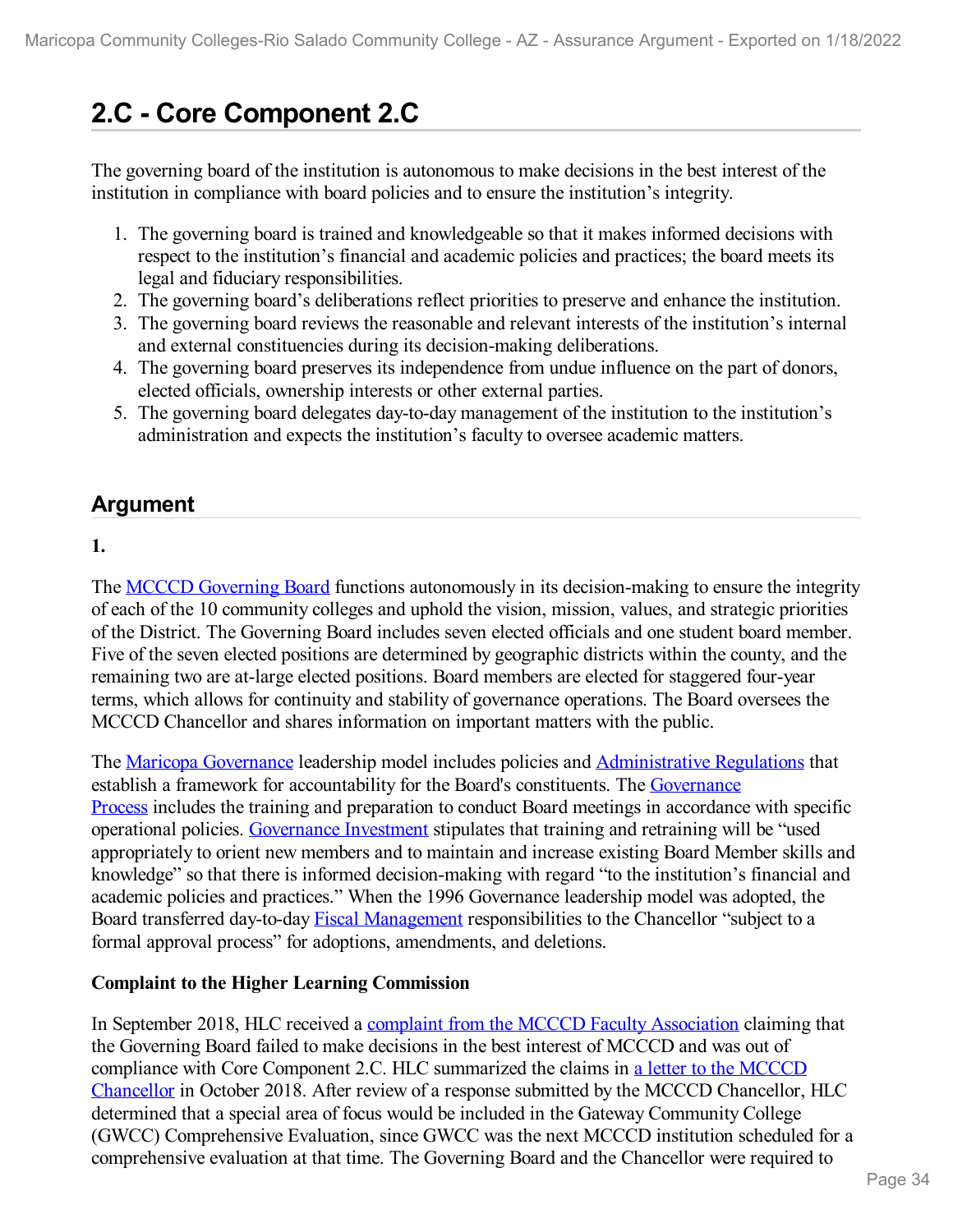# 2.C - Core Component 2.C

The governing board of the institution is autonomous to make decisions in the best interest of the institution in compliance with board policies and to ensure the institution's integrity.

1. The governing board is trained and knowledgeable so that it makes informed decisions with respect to the institution's financial and academic policies and practices; the board meets its legal and fiduciary responsibilities.
2. The governing board's deliberations reflect priorities to preserve and enhance the institution.
3. The governing board reviews the reasonable and relevant interests of the institution's internal and external constituencies during its decision-making deliberations.
4. The governing board preserves its independence from undue influence on the part of donors, elected officials, ownership interests or other external parties.
5. The governing board delegates day-to-day management of the institution to the institution's administration and expects the institution's faculty to oversee academic matters.

## Argument

**1.**

The MCCCD Governing Board functions autonomously in its decision-making to ensure the integrity of each of the 10 community colleges and uphold the vision, mission, values, and strategic priorities of the District. The Governing Board includes seven elected officials and one student board member. Five of the seven elected positions are determined by geographic districts within the county, and the remaining two are at-large elected positions. Board members are elected for staggered four-year terms, which allows for continuity and stability of governance operations. The Board oversees the MCCCD Chancellor and shares information on important matters with the public.

The Maricopa Governance leadership model includes policies and Administrative Regulations that establish a framework for accountability for the Board's constituents. The Governance Process includes the training and preparation to conduct Board meetings in accordance with specific operational policies. Governance Investment stipulates that training and retraining will be "used appropriately to orient new members and to maintain and increase existing Board Member skills and knowledge" so that there is informed decision-making with regard "to the institution's financial and academic policies and practices." When the 1996 Governance leadership model was adopted, the Board transferred day-to-day Fiscal Management responsibilities to the Chancellor "subject to a formal approval process" for adoptions, amendments, and deletions.

**Complaint to the Higher Learning Commission**

In September 2018, HLC received a complaint from the MCCCD Faculty Association claiming that the Governing Board failed to make decisions in the best interest of MCCCD and was out of compliance with Core Component 2.C. HLC summarized the claims in a letter to the MCCCD Chancellor in October 2018. After review of a response submitted by the MCCCD Chancellor, HLC determined that a special area of focus would be included in the Gateway Community College (GWCC) Comprehensive Evaluation, since GWCC was the next MCCCD institution scheduled for a comprehensive evaluation at that time. The Governing Board and the Chancellor were required to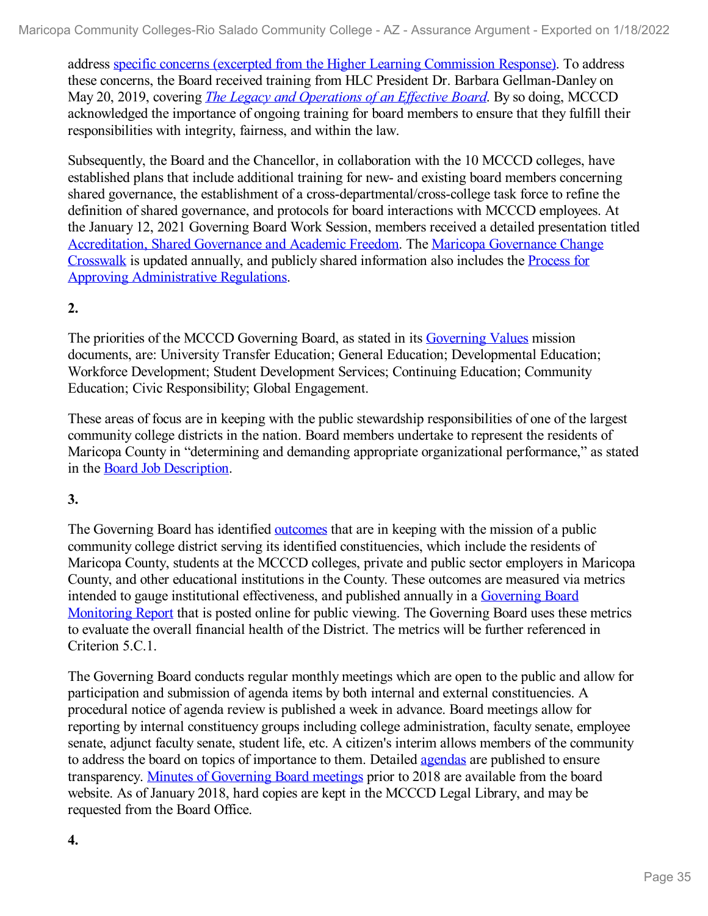address specific concerns (excerpted from the Higher Learning Commission Response). To address these concerns, the Board received training from HLC President Dr. Barbara Gellman-Danley on May 20, 2019, covering *The Legacy and Operations of an Effective Board*. By so doing, MCCCD acknowledged the importance of ongoing training for board members to ensure that they fulfill their responsibilities with integrity, fairness, and within the law.

Subsequently, the Board and the Chancellor, in collaboration with the 10 MCCCD colleges, have established plans that include additional training for new- and existing board members concerning shared governance, the establishment of a cross-departmental/cross-college task force to refine the definition of shared governance, and protocols for board interactions with MCCCD employees. At the January 12, 2021 Governing Board Work Session, members received a detailed presentation titled Accreditation, Shared Governance and Academic Freedom. The Maricopa Governance Change Crosswalk is updated annually, and publicly shared information also includes the Process for Approving Administrative Regulations.

**2.**

The priorities of the MCCCD Governing Board, as stated in its Governing Values mission documents, are: University Transfer Education; General Education; Developmental Education; Workforce Development; Student Development Services; Continuing Education; Community Education; Civic Responsibility; Global Engagement.

These areas of focus are in keeping with the public stewardship responsibilities of one of the largest community college districts in the nation. Board members undertake to represent the residents of Maricopa County in "determining and demanding appropriate organizational performance," as stated in the Board Job Description.

**3.**

The Governing Board has identified outcomes that are in keeping with the mission of a public community college district serving its identified constituencies, which include the residents of Maricopa County, students at the MCCCD colleges, private and public sector employers in Maricopa County, and other educational institutions in the County. These outcomes are measured via metrics intended to gauge institutional effectiveness, and published annually in a Governing Board Monitoring Report that is posted online for public viewing. The Governing Board uses these metrics to evaluate the overall financial health of the District. The metrics will be further referenced in Criterion 5.C.1.

The Governing Board conducts regular monthly meetings which are open to the public and allow for participation and submission of agenda items by both internal and external constituencies. A procedural notice of agenda review is published a week in advance. Board meetings allow for reporting by internal constituency groups including college administration, faculty senate, employee senate, adjunct faculty senate, student life, etc. A citizen's interim allows members of the community to address the board on topics of importance to them. Detailed agendas are published to ensure transparency. Minutes of Governing Board meetings prior to 2018 are available from the board website. As of January 2018, hard copies are kept in the MCCCD Legal Library, and may be requested from the Board Office.

**4.**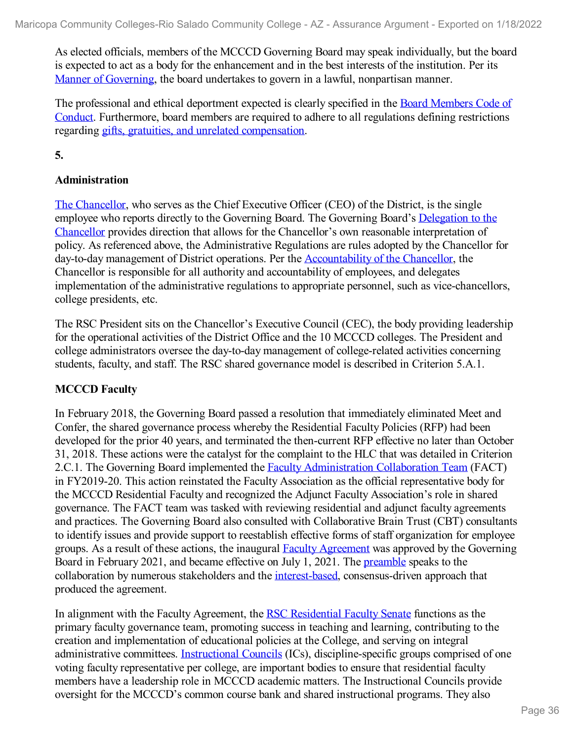As elected officials, members of the MCCCD Governing Board may speak individually, but the board is expected to act as a body for the enhancement and in the best interests of the institution. Per its Manner of Governing, the board undertakes to govern in a lawful, nonpartisan manner.

The professional and ethical deportment expected is clearly specified in the Board Members Code of Conduct. Furthermore, board members are required to adhere to all regulations defining restrictions regarding gifts, gratuities, and unrelated compensation.

**5.**

**Administration**

The Chancellor, who serves as the Chief Executive Officer (CEO) of the District, is the single employee who reports directly to the Governing Board. The Governing Board's Delegation to the Chancellor provides direction that allows for the Chancellor's own reasonable interpretation of policy. As referenced above, the Administrative Regulations are rules adopted by the Chancellor for day-to-day management of District operations. Per the Accountability of the Chancellor, the Chancellor is responsible for all authority and accountability of employees, and delegates implementation of the administrative regulations to appropriate personnel, such as vice-chancellors, college presidents, etc.

The RSC President sits on the Chancellor's Executive Council (CEC), the body providing leadership for the operational activities of the District Office and the 10 MCCCD colleges. The President and college administrators oversee the day-to-day management of college-related activities concerning students, faculty, and staff. The RSC shared governance model is described in Criterion 5.A.1.

**MCCCD Faculty**

In February 2018, the Governing Board passed a resolution that immediately eliminated Meet and Confer, the shared governance process whereby the Residential Faculty Policies (RFP) had been developed for the prior 40 years, and terminated the then-current RFP effective no later than October 31, 2018. These actions were the catalyst for the complaint to the HLC that was detailed in Criterion 2.C.1. The Governing Board implemented the Faculty Administration Collaboration Team (FACT) in FY2019-20. This action reinstated the Faculty Association as the official representative body for the MCCCD Residential Faculty and recognized the Adjunct Faculty Association's role in shared governance. The FACT team was tasked with reviewing residential and adjunct faculty agreements and practices. The Governing Board also consulted with Collaborative Brain Trust (CBT) consultants to identify issues and provide support to reestablish effective forms of staff organization for employee groups. As a result of these actions, the inaugural Faculty Agreement was approved by the Governing Board in February 2021, and became effective on July 1, 2021. The preamble speaks to the collaboration by numerous stakeholders and the interest-based, consensus-driven approach that produced the agreement.

In alignment with the Faculty Agreement, the RSC Residential Faculty Senate functions as the primary faculty governance team, promoting success in teaching and learning, contributing to the creation and implementation of educational policies at the College, and serving on integral administrative committees. Instructional Councils (ICs), discipline-specific groups comprised of one voting faculty representative per college, are important bodies to ensure that residential faculty members have a leadership role in MCCCD academic matters. The Instructional Councils provide oversight for the MCCCD's common course bank and shared instructional programs. They also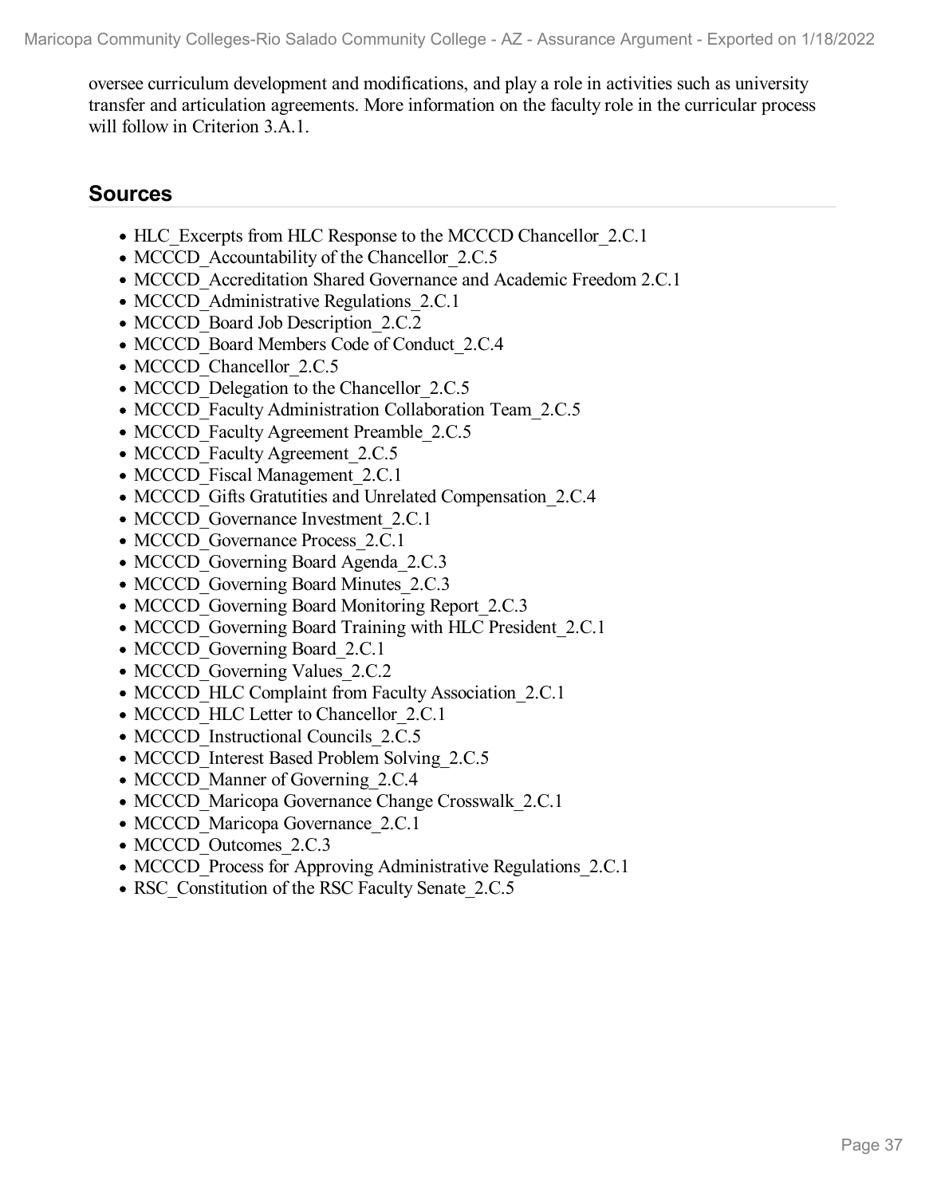oversee curriculum development and modifications, and play a role in activities such as university transfer and articulation agreements. More information on the faculty role in the curricular process will follow in Criterion 3.A.1.

## Sources

- HLC_Excerpts from HLC Response to the MCCCD Chancellor_2.C.1
- MCCCD_Accountability of the Chancellor_2.C.5
- MCCCD_Accreditation Shared Governance and Academic Freedom 2.C.1
- MCCCD_Administrative Regulations_2.C.1
- MCCCD_Board Job Description_2.C.2
- MCCCD_Board Members Code of Conduct_2.C.4
- MCCCD_Chancellor_2.C.5
- MCCCD_Delegation to the Chancellor_2.C.5
- MCCCD_Faculty Administration Collaboration Team_2.C.5
- MCCCD_Faculty Agreement Preamble_2.C.5
- MCCCD_Faculty Agreement_2.C.5
- MCCCD_Fiscal Management_2.C.1
- MCCCD_Gifts Gratutities and Unrelated Compensation_2.C.4
- MCCCD_Governance Investment_2.C.1
- MCCCD_Governance Process_2.C.1
- MCCCD_Governing Board Agenda_2.C.3
- MCCCD_Governing Board Minutes_2.C.3
- MCCCD_Governing Board Monitoring Report_2.C.3
- MCCCD_Governing Board Training with HLC President_2.C.1
- MCCCD_Governing Board_2.C.1
- MCCCD_Governing Values_2.C.2
- MCCCD_HLC Complaint from Faculty Association_2.C.1
- MCCCD_HLC Letter to Chancellor_2.C.1
- MCCCD_Instructional Councils_2.C.5
- MCCCD_Interest Based Problem Solving_2.C.5
- MCCCD_Manner of Governing_2.C.4
- MCCCD_Maricopa Governance Change Crosswalk_2.C.1
- MCCCD_Maricopa Governance_2.C.1
- MCCCD_Outcomes_2.C.3
- MCCCD_Process for Approving Administrative Regulations_2.C.1
- RSC_Constitution of the RSC Faculty Senate_2.C.5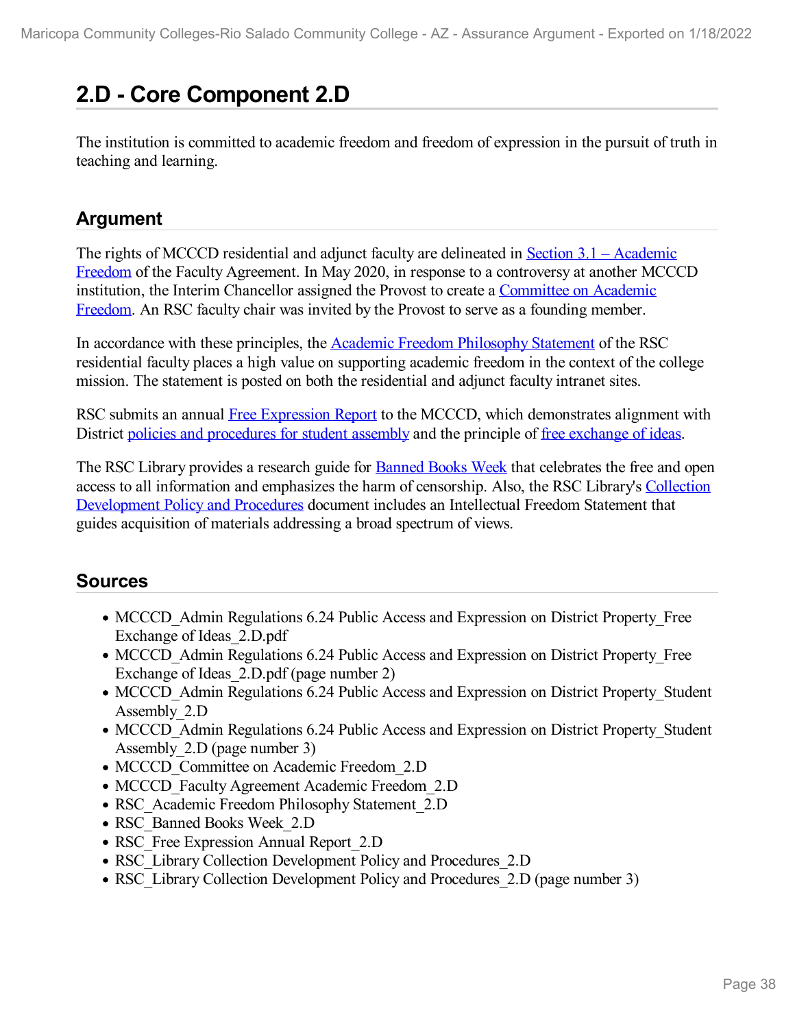# 2.D - Core Component 2.D

The institution is committed to academic freedom and freedom of expression in the pursuit of truth in teaching and learning.

## Argument

The rights of MCCCD residential and adjunct faculty are delineated in Section 3.1 – Academic Freedom of the Faculty Agreement. In May 2020, in response to a controversy at another MCCCD institution, the Interim Chancellor assigned the Provost to create a Committee on Academic Freedom. An RSC faculty chair was invited by the Provost to serve as a founding member.

In accordance with these principles, the Academic Freedom Philosophy Statement of the RSC residential faculty places a high value on supporting academic freedom in the context of the college mission. The statement is posted on both the residential and adjunct faculty intranet sites.

RSC submits an annual Free Expression Report to the MCCCD, which demonstrates alignment with District policies and procedures for student assembly and the principle of free exchange of ideas.

The RSC Library provides a research guide for Banned Books Week that celebrates the free and open access to all information and emphasizes the harm of censorship. Also, the RSC Library's Collection Development Policy and Procedures document includes an Intellectual Freedom Statement that guides acquisition of materials addressing a broad spectrum of views.

## Sources

- MCCCD_Admin Regulations 6.24 Public Access and Expression on District Property_Free Exchange of Ideas_2.D.pdf
- MCCCD_Admin Regulations 6.24 Public Access and Expression on District Property_Free Exchange of Ideas_2.D.pdf (page number 2)
- MCCCD_Admin Regulations 6.24 Public Access and Expression on District Property_Student Assembly_2.D
- MCCCD_Admin Regulations 6.24 Public Access and Expression on District Property_Student Assembly_2.D (page number 3)
- MCCCD_Committee on Academic Freedom_2.D
- MCCCD_Faculty Agreement Academic Freedom_2.D
- RSC_Academic Freedom Philosophy Statement_2.D
- RSC_Banned Books Week_2.D
- RSC_Free Expression Annual Report_2.D
- RSC_Library Collection Development Policy and Procedures_2.D
- RSC_Library Collection Development Policy and Procedures_2.D (page number 3)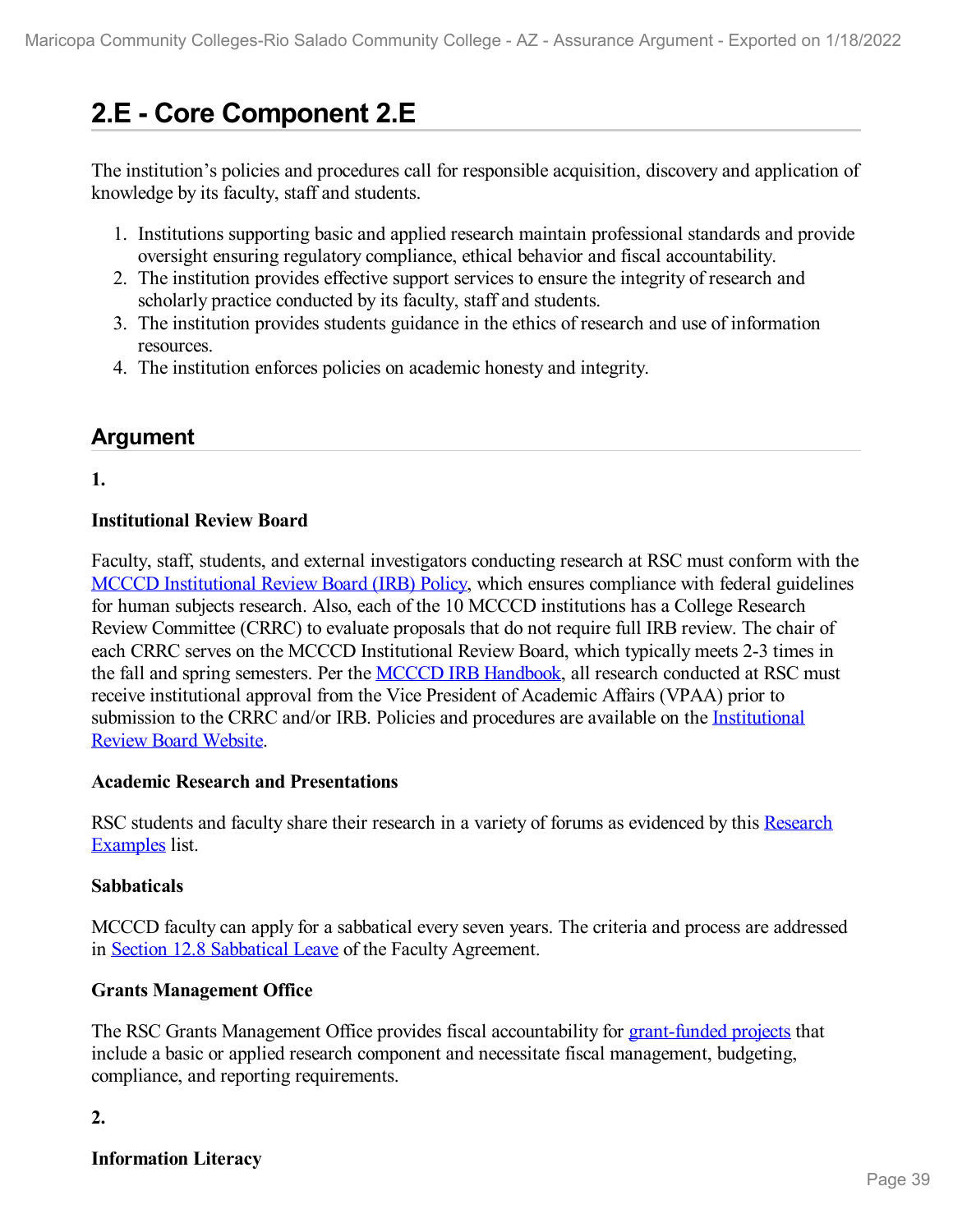# 2.E - Core Component 2.E

The institution's policies and procedures call for responsible acquisition, discovery and application of knowledge by its faculty, staff and students.

1. Institutions supporting basic and applied research maintain professional standards and provide oversight ensuring regulatory compliance, ethical behavior and fiscal accountability.
2. The institution provides effective support services to ensure the integrity of research and scholarly practice conducted by its faculty, staff and students.
3. The institution provides students guidance in the ethics of research and use of information resources.
4. The institution enforces policies on academic honesty and integrity.

## Argument

**1.**

**Institutional Review Board**

Faculty, staff, students, and external investigators conducting research at RSC must conform with the MCCCD Institutional Review Board (IRB) Policy, which ensures compliance with federal guidelines for human subjects research. Also, each of the 10 MCCCD institutions has a College Research Review Committee (CRRC) to evaluate proposals that do not require full IRB review. The chair of each CRRC serves on the MCCCD Institutional Review Board, which typically meets 2-3 times in the fall and spring semesters. Per the MCCCD IRB Handbook, all research conducted at RSC must receive institutional approval from the Vice President of Academic Affairs (VPAA) prior to submission to the CRRC and/or IRB. Policies and procedures are available on the Institutional Review Board Website.

**Academic Research and Presentations**

RSC students and faculty share their research in a variety of forums as evidenced by this Research Examples list.

**Sabbaticals**

MCCCD faculty can apply for a sabbatical every seven years. The criteria and process are addressed in Section 12.8 Sabbatical Leave of the Faculty Agreement.

**Grants Management Office**

The RSC Grants Management Office provides fiscal accountability for grant-funded projects that include a basic or applied research component and necessitate fiscal management, budgeting, compliance, and reporting requirements.

**2.**

**Information Literacy**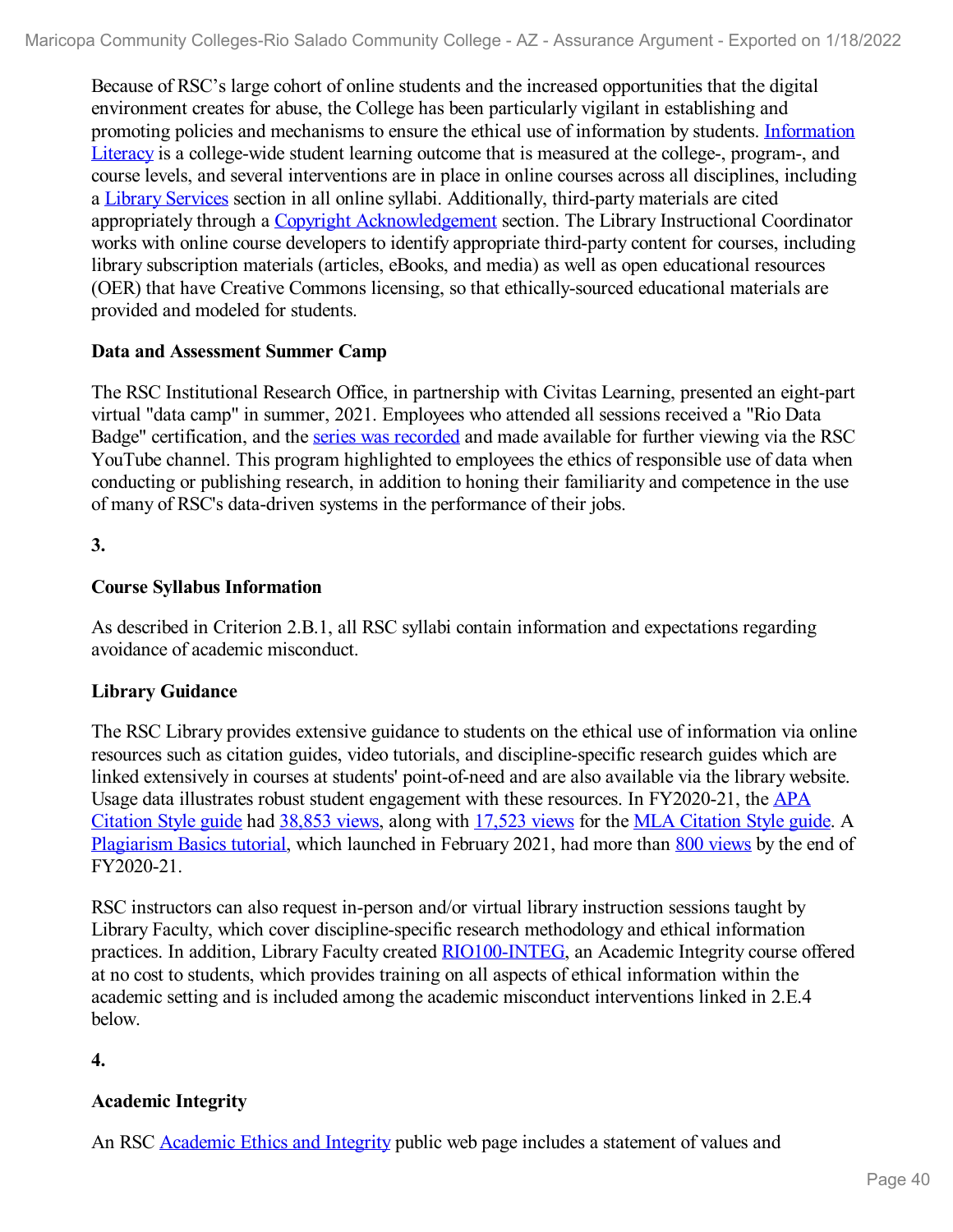Because of RSC's large cohort of online students and the increased opportunities that the digital environment creates for abuse, the College has been particularly vigilant in establishing and promoting policies and mechanisms to ensure the ethical use of information by students. Information Literacy is a college-wide student learning outcome that is measured at the college-, program-, and course levels, and several interventions are in place in online courses across all disciplines, including a Library Services section in all online syllabi. Additionally, third-party materials are cited appropriately through a Copyright Acknowledgement section. The Library Instructional Coordinator works with online course developers to identify appropriate third-party content for courses, including library subscription materials (articles, eBooks, and media) as well as open educational resources (OER) that have Creative Commons licensing, so that ethically-sourced educational materials are provided and modeled for students.

**Data and Assessment Summer Camp**

The RSC Institutional Research Office, in partnership with Civitas Learning, presented an eight-part virtual "data camp" in summer, 2021. Employees who attended all sessions received a "Rio Data Badge" certification, and the series was recorded and made available for further viewing via the RSC YouTube channel. This program highlighted to employees the ethics of responsible use of data when conducting or publishing research, in addition to honing their familiarity and competence in the use of many of RSC's data-driven systems in the performance of their jobs.

**3.**

**Course Syllabus Information**

As described in Criterion 2.B.1, all RSC syllabi contain information and expectations regarding avoidance of academic misconduct.

**Library Guidance**

The RSC Library provides extensive guidance to students on the ethical use of information via online resources such as citation guides, video tutorials, and discipline-specific research guides which are linked extensively in courses at students' point-of-need and are also available via the library website. Usage data illustrates robust student engagement with these resources. In FY2020-21, the APA Citation Style guide had 38,853 views, along with 17,523 views for the MLA Citation Style guide. A Plagiarism Basics tutorial, which launched in February 2021, had more than 800 views by the end of FY2020-21.

RSC instructors can also request in-person and/or virtual library instruction sessions taught by Library Faculty, which cover discipline-specific research methodology and ethical information practices. In addition, Library Faculty created RIO100-INTEG, an Academic Integrity course offered at no cost to students, which provides training on all aspects of ethical information within the academic setting and is included among the academic misconduct interventions linked in 2.E.4 below.

**4.**

**Academic Integrity**

An RSC Academic Ethics and Integrity public web page includes a statement of values and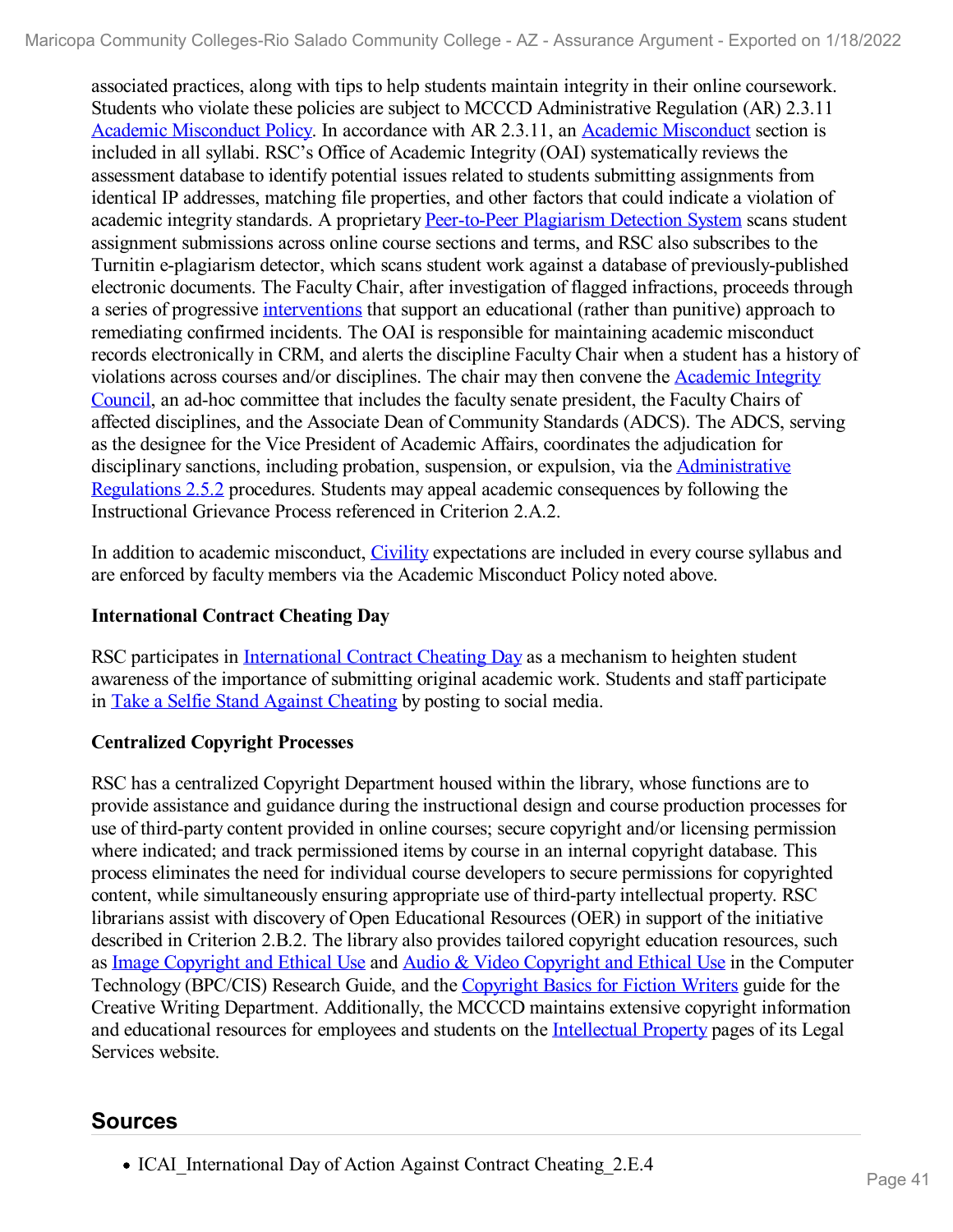associated practices, along with tips to help students maintain integrity in their online coursework. Students who violate these policies are subject to MCCCD Administrative Regulation (AR) 2.3.11 Academic Misconduct Policy. In accordance with AR 2.3.11, an Academic Misconduct section is included in all syllabi. RSC's Office of Academic Integrity (OAI) systematically reviews the assessment database to identify potential issues related to students submitting assignments from identical IP addresses, matching file properties, and other factors that could indicate a violation of academic integrity standards. A proprietary Peer-to-Peer Plagiarism Detection System scans student assignment submissions across online course sections and terms, and RSC also subscribes to the Turnitin e-plagiarism detector, which scans student work against a database of previously-published electronic documents. The Faculty Chair, after investigation of flagged infractions, proceeds through a series of progressive interventions that support an educational (rather than punitive) approach to remediating confirmed incidents. The OAI is responsible for maintaining academic misconduct records electronically in CRM, and alerts the discipline Faculty Chair when a student has a history of violations across courses and/or disciplines. The chair may then convene the Academic Integrity Council, an ad-hoc committee that includes the faculty senate president, the Faculty Chairs of affected disciplines, and the Associate Dean of Community Standards (ADCS). The ADCS, serving as the designee for the Vice President of Academic Affairs, coordinates the adjudication for disciplinary sanctions, including probation, suspension, or expulsion, via the Administrative Regulations 2.5.2 procedures. Students may appeal academic consequences by following the Instructional Grievance Process referenced in Criterion 2.A.2.

In addition to academic misconduct, Civility expectations are included in every course syllabus and are enforced by faculty members via the Academic Misconduct Policy noted above.

**International Contract Cheating Day**

RSC participates in International Contract Cheating Day as a mechanism to heighten student awareness of the importance of submitting original academic work. Students and staff participate in Take a Selfie Stand Against Cheating by posting to social media.

**Centralized Copyright Processes**

RSC has a centralized Copyright Department housed within the library, whose functions are to provide assistance and guidance during the instructional design and course production processes for use of third-party content provided in online courses; secure copyright and/or licensing permission where indicated; and track permissioned items by course in an internal copyright database. This process eliminates the need for individual course developers to secure permissions for copyrighted content, while simultaneously ensuring appropriate use of third-party intellectual property. RSC librarians assist with discovery of Open Educational Resources (OER) in support of the initiative described in Criterion 2.B.2. The library also provides tailored copyright education resources, such as Image Copyright and Ethical Use and Audio & Video Copyright and Ethical Use in the Computer Technology (BPC/CIS) Research Guide, and the Copyright Basics for Fiction Writers guide for the Creative Writing Department. Additionally, the MCCCD maintains extensive copyright information and educational resources for employees and students on the Intellectual Property pages of its Legal Services website.

## Sources

- ICAI_International Day of Action Against Contract Cheating_2.E.4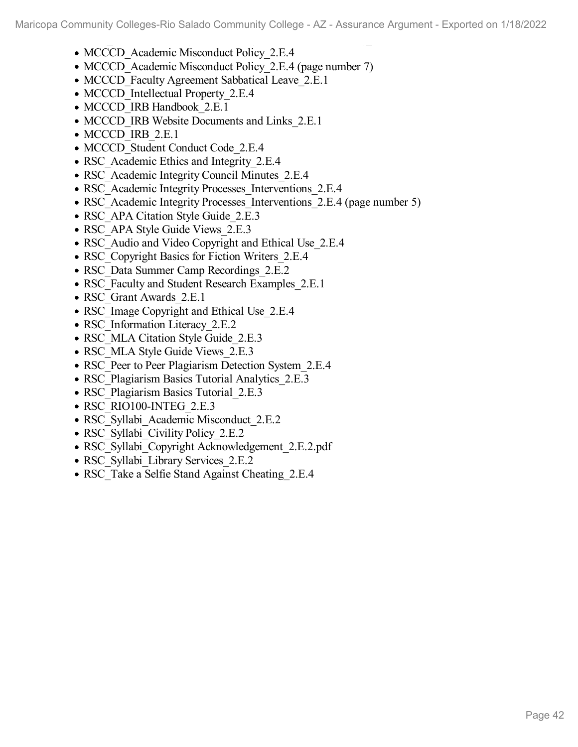- MCCCD_Academic Misconduct Policy_2.E.4
- MCCCD_Academic Misconduct Policy_2.E.4 (page number 7)
- MCCCD_Faculty Agreement Sabbatical Leave_2.E.1
- MCCCD_Intellectual Property_2.E.4
- MCCCD_IRB Handbook_2.E.1
- MCCCD_IRB Website Documents and Links_2.E.1
- MCCCD_IRB_2.E.1
- MCCCD_Student Conduct Code_2.E.4
- RSC_Academic Ethics and Integrity_2.E.4
- RSC_Academic Integrity Council Minutes_2.E.4
- RSC_Academic Integrity Processes_Interventions_2.E.4
- RSC_Academic Integrity Processes_Interventions_2.E.4 (page number 5)
- RSC_APA Citation Style Guide_2.E.3
- RSC_APA Style Guide Views_2.E.3
- RSC_Audio and Video Copyright and Ethical Use_2.E.4
- RSC_Copyright Basics for Fiction Writers_2.E.4
- RSC_Data Summer Camp Recordings_2.E.2
- RSC_Faculty and Student Research Examples_2.E.1
- RSC_Grant Awards_2.E.1
- RSC_Image Copyright and Ethical Use_2.E.4
- RSC_Information Literacy_2.E.2
- RSC_MLA Citation Style Guide_2.E.3
- RSC_MLA Style Guide Views_2.E.3
- RSC_Peer to Peer Plagiarism Detection System_2.E.4
- RSC_Plagiarism Basics Tutorial Analytics_2.E.3
- RSC_Plagiarism Basics Tutorial_2.E.3
- RSC_RIO100-INTEG_2.E.3
- RSC_Syllabi_Academic Misconduct_2.E.2
- RSC_Syllabi_Civility Policy_2.E.2
- RSC_Syllabi_Copyright Acknowledgement_2.E.2.pdf
- RSC_Syllabi_Library Services_2.E.2
- RSC_Take a Selfie Stand Against Cheating_2.E.4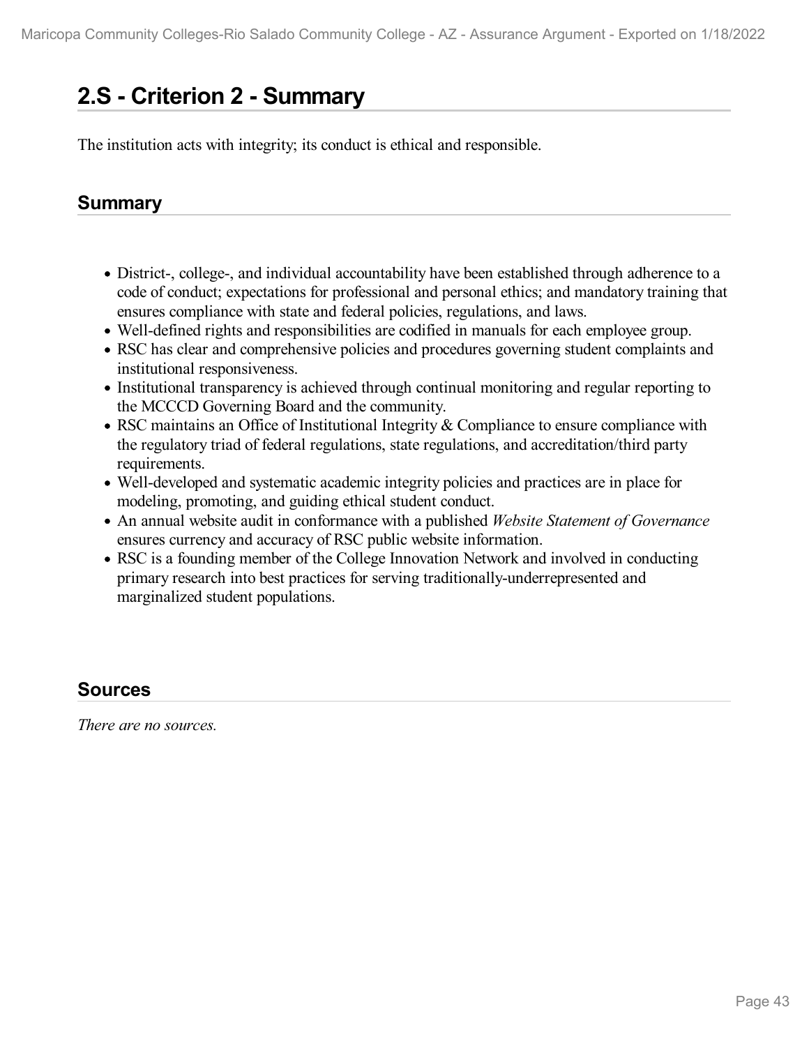## 2.S - Criterion 2 - Summary

The institution acts with integrity; its conduct is ethical and responsible.

### Summary

- District-, college-, and individual accountability have been established through adherence to a code of conduct; expectations for professional and personal ethics; and mandatory training that ensures compliance with state and federal policies, regulations, and laws.
- Well-defined rights and responsibilities are codified in manuals for each employee group.
- RSC has clear and comprehensive policies and procedures governing student complaints and institutional responsiveness.
- Institutional transparency is achieved through continual monitoring and regular reporting to the MCCCD Governing Board and the community.
- RSC maintains an Office of Institutional Integrity & Compliance to ensure compliance with the regulatory triad of federal regulations, state regulations, and accreditation/third party requirements.
- Well-developed and systematic academic integrity policies and practices are in place for modeling, promoting, and guiding ethical student conduct.
- An annual website audit in conformance with a published *Website Statement of Governance* ensures currency and accuracy of RSC public website information.
- RSC is a founding member of the College Innovation Network and involved in conducting primary research into best practices for serving traditionally-underrepresented and marginalized student populations.

### Sources

*There are no sources.*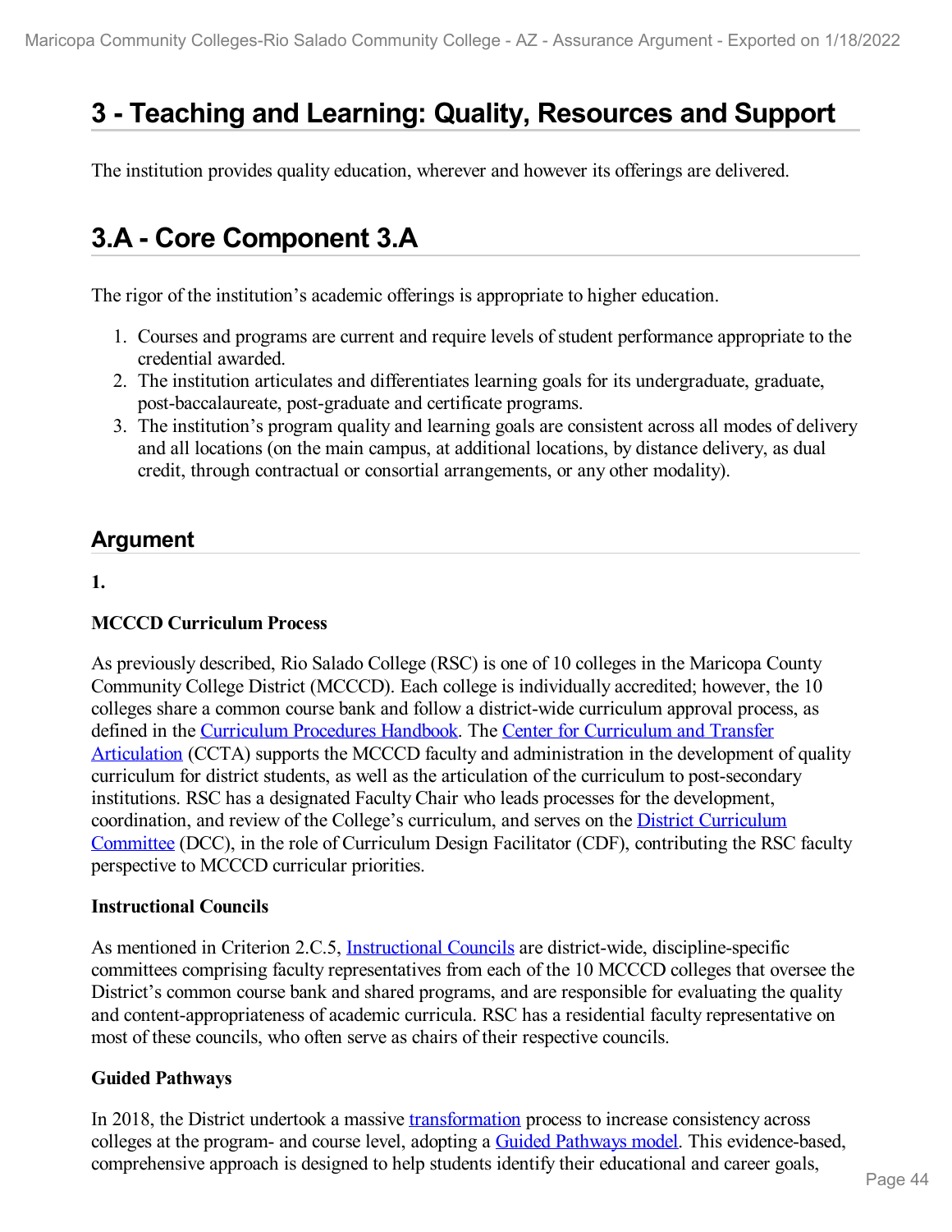# 3 - Teaching and Learning: Quality, Resources and Support

The institution provides quality education, wherever and however its offerings are delivered.

# 3.A - Core Component 3.A

The rigor of the institution's academic offerings is appropriate to higher education.

1. Courses and programs are current and require levels of student performance appropriate to the credential awarded.
2. The institution articulates and differentiates learning goals for its undergraduate, graduate, post-baccalaureate, post-graduate and certificate programs.
3. The institution's program quality and learning goals are consistent across all modes of delivery and all locations (on the main campus, at additional locations, by distance delivery, as dual credit, through contractual or consortial arrangements, or any other modality).

## Argument

**1.**

**MCCCD Curriculum Process**

As previously described, Rio Salado College (RSC) is one of 10 colleges in the Maricopa County Community College District (MCCCD). Each college is individually accredited; however, the 10 colleges share a common course bank and follow a district-wide curriculum approval process, as defined in the Curriculum Procedures Handbook. The Center for Curriculum and Transfer Articulation (CCTA) supports the MCCCD faculty and administration in the development of quality curriculum for district students, as well as the articulation of the curriculum to post-secondary institutions. RSC has a designated Faculty Chair who leads processes for the development, coordination, and review of the College's curriculum, and serves on the District Curriculum Committee (DCC), in the role of Curriculum Design Facilitator (CDF), contributing the RSC faculty perspective to MCCCD curricular priorities.

**Instructional Councils**

As mentioned in Criterion 2.C.5, Instructional Councils are district-wide, discipline-specific committees comprising faculty representatives from each of the 10 MCCCD colleges that oversee the District's common course bank and shared programs, and are responsible for evaluating the quality and content-appropriateness of academic curricula. RSC has a residential faculty representative on most of these councils, who often serve as chairs of their respective councils.

**Guided Pathways**

In 2018, the District undertook a massive transformation process to increase consistency across colleges at the program- and course level, adopting a Guided Pathways model. This evidence-based, comprehensive approach is designed to help students identify their educational and career goals,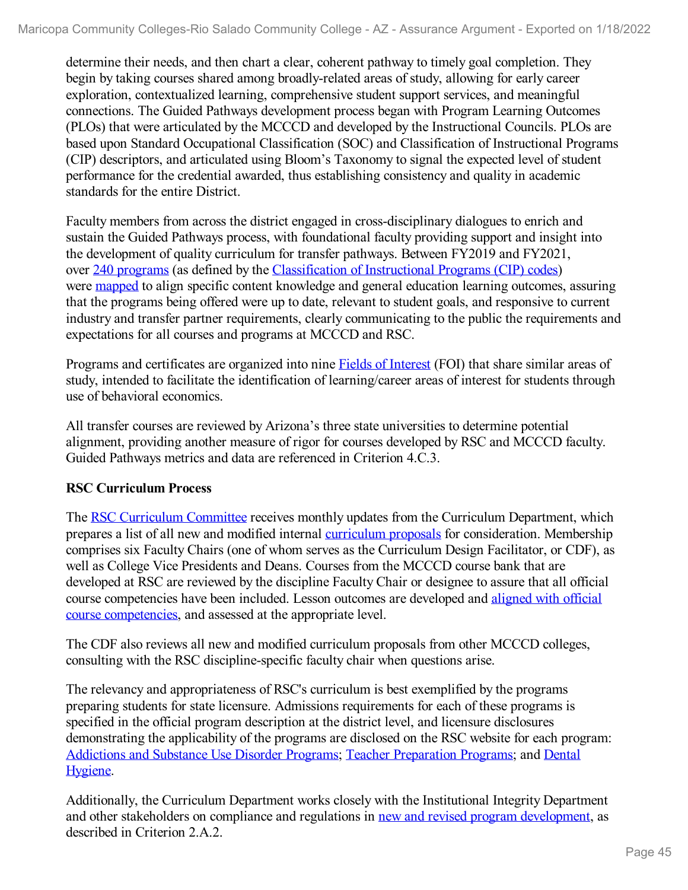determine their needs, and then chart a clear, coherent pathway to timely goal completion. They begin by taking courses shared among broadly-related areas of study, allowing for early career exploration, contextualized learning, comprehensive student support services, and meaningful connections. The Guided Pathways development process began with Program Learning Outcomes (PLOs) that were articulated by the MCCCD and developed by the Instructional Councils. PLOs are based upon Standard Occupational Classification (SOC) and Classification of Instructional Programs (CIP) descriptors, and articulated using Bloom's Taxonomy to signal the expected level of student performance for the credential awarded, thus establishing consistency and quality in academic standards for the entire District.

Faculty members from across the district engaged in cross-disciplinary dialogues to enrich and sustain the Guided Pathways process, with foundational faculty providing support and insight into the development of quality curriculum for transfer pathways. Between FY2019 and FY2021, over 240 programs (as defined by the Classification of Instructional Programs (CIP) codes) were mapped to align specific content knowledge and general education learning outcomes, assuring that the programs being offered were up to date, relevant to student goals, and responsive to current industry and transfer partner requirements, clearly communicating to the public the requirements and expectations for all courses and programs at MCCCD and RSC.

Programs and certificates are organized into nine Fields of Interest (FOI) that share similar areas of study, intended to facilitate the identification of learning/career areas of interest for students through use of behavioral economics.

All transfer courses are reviewed by Arizona's three state universities to determine potential alignment, providing another measure of rigor for courses developed by RSC and MCCCD faculty. Guided Pathways metrics and data are referenced in Criterion 4.C.3.

**RSC Curriculum Process**

The RSC Curriculum Committee receives monthly updates from the Curriculum Department, which prepares a list of all new and modified internal curriculum proposals for consideration. Membership comprises six Faculty Chairs (one of whom serves as the Curriculum Design Facilitator, or CDF), as well as College Vice Presidents and Deans. Courses from the MCCCD course bank that are developed at RSC are reviewed by the discipline Faculty Chair or designee to assure that all official course competencies have been included. Lesson outcomes are developed and aligned with official course competencies, and assessed at the appropriate level.

The CDF also reviews all new and modified curriculum proposals from other MCCCD colleges, consulting with the RSC discipline-specific faculty chair when questions arise.

The relevancy and appropriateness of RSC's curriculum is best exemplified by the programs preparing students for state licensure. Admissions requirements for each of these programs is specified in the official program description at the district level, and licensure disclosures demonstrating the applicability of the programs are disclosed on the RSC website for each program: Addictions and Substance Use Disorder Programs; Teacher Preparation Programs; and Dental Hygiene.

Additionally, the Curriculum Department works closely with the Institutional Integrity Department and other stakeholders on compliance and regulations in new and revised program development, as described in Criterion 2.A.2.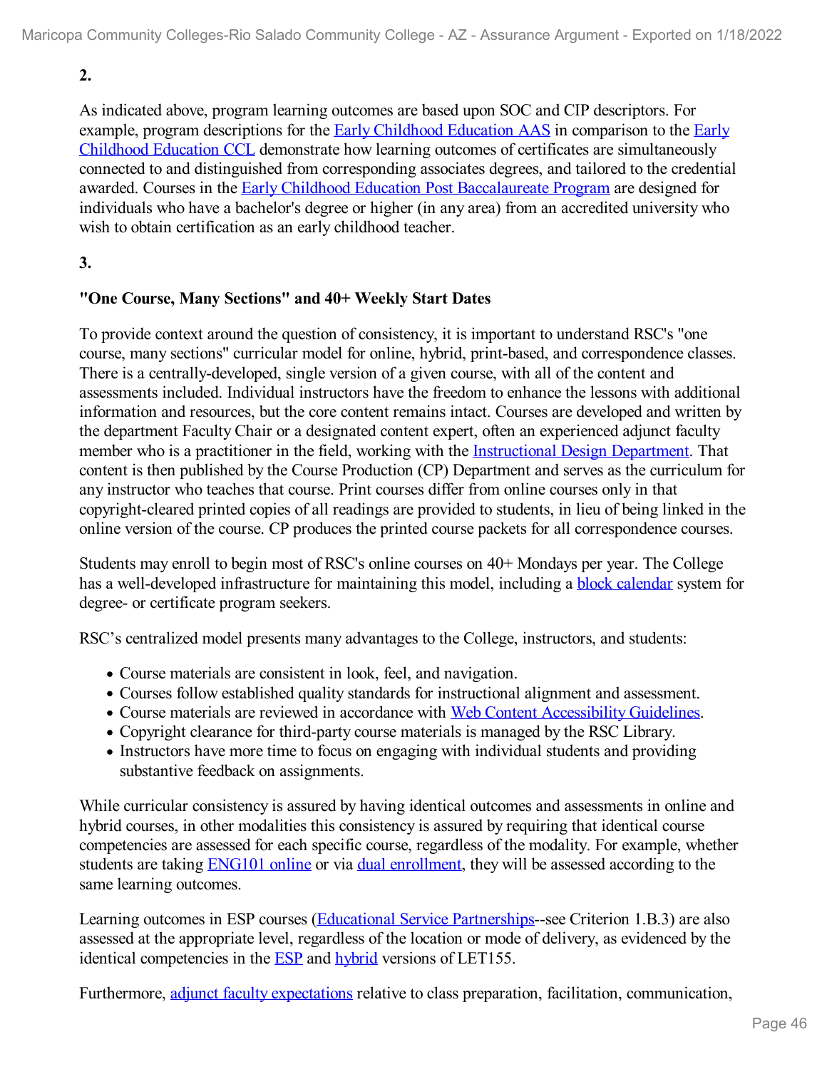**2.**

As indicated above, program learning outcomes are based upon SOC and CIP descriptors. For example, program descriptions for the Early Childhood Education AAS in comparison to the Early Childhood Education CCL demonstrate how learning outcomes of certificates are simultaneously connected to and distinguished from corresponding associates degrees, and tailored to the credential awarded. Courses in the Early Childhood Education Post Baccalaureate Program are designed for individuals who have a bachelor's degree or higher (in any area) from an accredited university who wish to obtain certification as an early childhood teacher.

**3.**

**"One Course, Many Sections" and 40+ Weekly Start Dates**

To provide context around the question of consistency, it is important to understand RSC's "one course, many sections" curricular model for online, hybrid, print-based, and correspondence classes. There is a centrally-developed, single version of a given course, with all of the content and assessments included. Individual instructors have the freedom to enhance the lessons with additional information and resources, but the core content remains intact. Courses are developed and written by the department Faculty Chair or a designated content expert, often an experienced adjunct faculty member who is a practitioner in the field, working with the Instructional Design Department. That content is then published by the Course Production (CP) Department and serves as the curriculum for any instructor who teaches that course. Print courses differ from online courses only in that copyright-cleared printed copies of all readings are provided to students, in lieu of being linked in the online version of the course. CP produces the printed course packets for all correspondence courses.

Students may enroll to begin most of RSC's online courses on 40+ Mondays per year. The College has a well-developed infrastructure for maintaining this model, including a block calendar system for degree- or certificate program seekers.

RSC's centralized model presents many advantages to the College, instructors, and students:

- Course materials are consistent in look, feel, and navigation.
- Courses follow established quality standards for instructional alignment and assessment.
- Course materials are reviewed in accordance with Web Content Accessibility Guidelines.
- Copyright clearance for third-party course materials is managed by the RSC Library.
- Instructors have more time to focus on engaging with individual students and providing substantive feedback on assignments.

While curricular consistency is assured by having identical outcomes and assessments in online and hybrid courses, in other modalities this consistency is assured by requiring that identical course competencies are assessed for each specific course, regardless of the modality. For example, whether students are taking ENG101 online or via dual enrollment, they will be assessed according to the same learning outcomes.

Learning outcomes in ESP courses (Educational Service Partnerships--see Criterion 1.B.3) are also assessed at the appropriate level, regardless of the location or mode of delivery, as evidenced by the identical competencies in the ESP and hybrid versions of LET155.

Furthermore, adjunct faculty expectations relative to class preparation, facilitation, communication,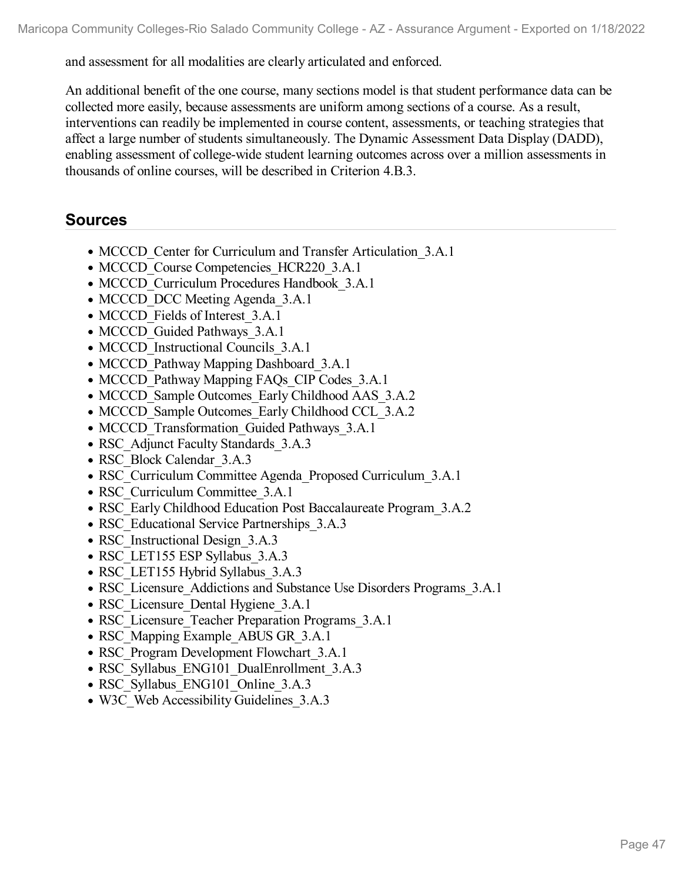and assessment for all modalities are clearly articulated and enforced.

An additional benefit of the one course, many sections model is that student performance data can be collected more easily, because assessments are uniform among sections of a course. As a result, interventions can readily be implemented in course content, assessments, or teaching strategies that affect a large number of students simultaneously. The Dynamic Assessment Data Display (DADD), enabling assessment of college-wide student learning outcomes across over a million assessments in thousands of online courses, will be described in Criterion 4.B.3.

## Sources

- MCCCD_Center for Curriculum and Transfer Articulation_3.A.1
- MCCCD_Course Competencies_HCR220_3.A.1
- MCCCD_Curriculum Procedures Handbook_3.A.1
- MCCCD_DCC Meeting Agenda_3.A.1
- MCCCD_Fields of Interest_3.A.1
- MCCCD_Guided Pathways_3.A.1
- MCCCD_Instructional Councils_3.A.1
- MCCCD_Pathway Mapping Dashboard_3.A.1
- MCCCD_Pathway Mapping FAQs_CIP Codes_3.A.1
- MCCCD_Sample Outcomes_Early Childhood AAS_3.A.2
- MCCCD_Sample Outcomes_Early Childhood CCL_3.A.2
- MCCCD_Transformation_Guided Pathways_3.A.1
- RSC_Adjunct Faculty Standards_3.A.3
- RSC_Block Calendar_3.A.3
- RSC_Curriculum Committee Agenda_Proposed Curriculum_3.A.1
- RSC_Curriculum Committee_3.A.1
- RSC_Early Childhood Education Post Baccalaureate Program_3.A.2
- RSC_Educational Service Partnerships_3.A.3
- RSC_Instructional Design_3.A.3
- RSC_LET155 ESP Syllabus_3.A.3
- RSC_LET155 Hybrid Syllabus_3.A.3
- RSC_Licensure_Addictions and Substance Use Disorders Programs_3.A.1
- RSC_Licensure_Dental Hygiene_3.A.1
- RSC_Licensure_Teacher Preparation Programs_3.A.1
- RSC_Mapping Example_ABUS GR_3.A.1
- RSC_Program Development Flowchart_3.A.1
- RSC_Syllabus_ENG101_DualEnrollment_3.A.3
- RSC_Syllabus_ENG101_Online_3.A.3
- W3C_Web Accessibility Guidelines_3.A.3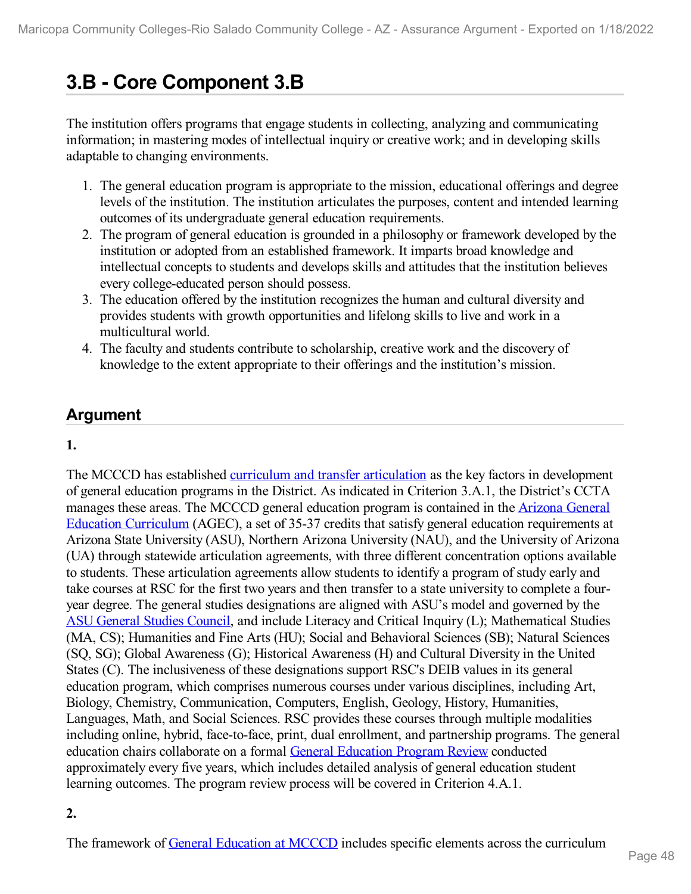# 3.B - Core Component 3.B

The institution offers programs that engage students in collecting, analyzing and communicating information; in mastering modes of intellectual inquiry or creative work; and in developing skills adaptable to changing environments.

1. The general education program is appropriate to the mission, educational offerings and degree levels of the institution. The institution articulates the purposes, content and intended learning outcomes of its undergraduate general education requirements.
2. The program of general education is grounded in a philosophy or framework developed by the institution or adopted from an established framework. It imparts broad knowledge and intellectual concepts to students and develops skills and attitudes that the institution believes every college-educated person should possess.
3. The education offered by the institution recognizes the human and cultural diversity and provides students with growth opportunities and lifelong skills to live and work in a multicultural world.
4. The faculty and students contribute to scholarship, creative work and the discovery of knowledge to the extent appropriate to their offerings and the institution's mission.

## Argument

**1.**

The MCCCD has established curriculum and transfer articulation as the key factors in development of general education programs in the District. As indicated in Criterion 3.A.1, the District's CCTA manages these areas. The MCCCD general education program is contained in the Arizona General Education Curriculum (AGEC), a set of 35-37 credits that satisfy general education requirements at Arizona State University (ASU), Northern Arizona University (NAU), and the University of Arizona (UA) through statewide articulation agreements, with three different concentration options available to students. These articulation agreements allow students to identify a program of study early and take courses at RSC for the first two years and then transfer to a state university to complete a four-year degree. The general studies designations are aligned with ASU's model and governed by the ASU General Studies Council, and include Literacy and Critical Inquiry (L); Mathematical Studies (MA, CS); Humanities and Fine Arts (HU); Social and Behavioral Sciences (SB); Natural Sciences (SQ, SG); Global Awareness (G); Historical Awareness (H) and Cultural Diversity in the United States (C). The inclusiveness of these designations support RSC's DEIB values in its general education program, which comprises numerous courses under various disciplines, including Art, Biology, Chemistry, Communication, Computers, English, Geology, History, Humanities, Languages, Math, and Social Sciences. RSC provides these courses through multiple modalities including online, hybrid, face-to-face, print, dual enrollment, and partnership programs. The general education chairs collaborate on a formal General Education Program Review conducted approximately every five years, which includes detailed analysis of general education student learning outcomes. The program review process will be covered in Criterion 4.A.1.

**2.**

The framework of General Education at MCCCD includes specific elements across the curriculum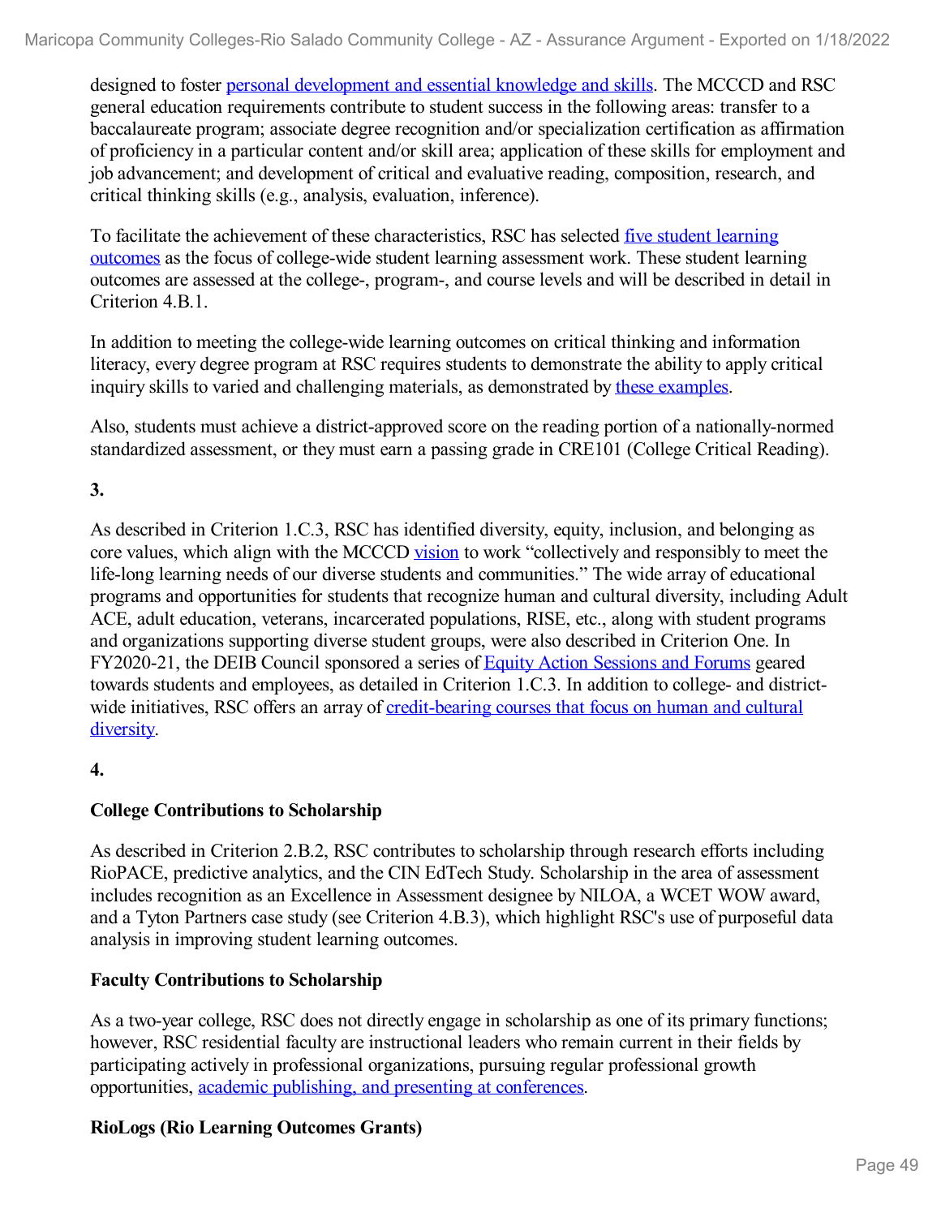designed to foster personal development and essential knowledge and skills. The MCCCD and RSC general education requirements contribute to student success in the following areas: transfer to a baccalaureate program; associate degree recognition and/or specialization certification as affirmation of proficiency in a particular content and/or skill area; application of these skills for employment and job advancement; and development of critical and evaluative reading, composition, research, and critical thinking skills (e.g., analysis, evaluation, inference).

To facilitate the achievement of these characteristics, RSC has selected five student learning outcomes as the focus of college-wide student learning assessment work. These student learning outcomes are assessed at the college-, program-, and course levels and will be described in detail in Criterion 4.B.1.

In addition to meeting the college-wide learning outcomes on critical thinking and information literacy, every degree program at RSC requires students to demonstrate the ability to apply critical inquiry skills to varied and challenging materials, as demonstrated by these examples.

Also, students must achieve a district-approved score on the reading portion of a nationally-normed standardized assessment, or they must earn a passing grade in CRE101 (College Critical Reading).

**3.**

As described in Criterion 1.C.3, RSC has identified diversity, equity, inclusion, and belonging as core values, which align with the MCCCD vision to work "collectively and responsibly to meet the life-long learning needs of our diverse students and communities." The wide array of educational programs and opportunities for students that recognize human and cultural diversity, including Adult ACE, adult education, veterans, incarcerated populations, RISE, etc., along with student programs and organizations supporting diverse student groups, were also described in Criterion One. In FY2020-21, the DEIB Council sponsored a series of Equity Action Sessions and Forums geared towards students and employees, as detailed in Criterion 1.C.3. In addition to college- and district-wide initiatives, RSC offers an array of credit-bearing courses that focus on human and cultural diversity.

**4.**

**College Contributions to Scholarship**

As described in Criterion 2.B.2, RSC contributes to scholarship through research efforts including RioPACE, predictive analytics, and the CIN EdTech Study. Scholarship in the area of assessment includes recognition as an Excellence in Assessment designee by NILOA, a WCET WOW award, and a Tyton Partners case study (see Criterion 4.B.3), which highlight RSC's use of purposeful data analysis in improving student learning outcomes.

**Faculty Contributions to Scholarship**

As a two-year college, RSC does not directly engage in scholarship as one of its primary functions; however, RSC residential faculty are instructional leaders who remain current in their fields by participating actively in professional organizations, pursuing regular professional growth opportunities, academic publishing, and presenting at conferences.

**RioLogs (Rio Learning Outcomes Grants)**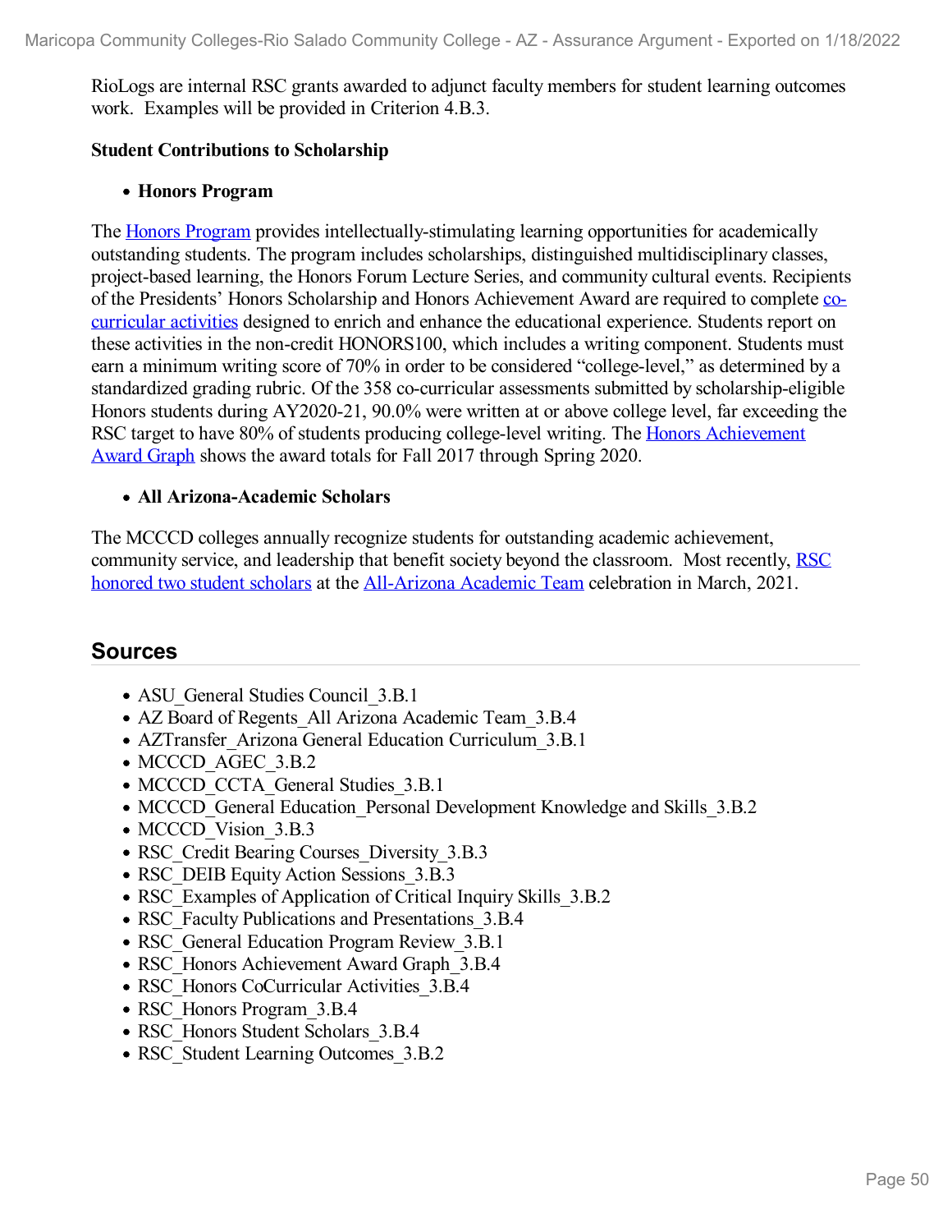RioLogs are internal RSC grants awarded to adjunct faculty members for student learning outcomes work. Examples will be provided in Criterion 4.B.3.

**Student Contributions to Scholarship**

- **Honors Program**

The Honors Program provides intellectually-stimulating learning opportunities for academically outstanding students. The program includes scholarships, distinguished multidisciplinary classes, project-based learning, the Honors Forum Lecture Series, and community cultural events. Recipients of the Presidents' Honors Scholarship and Honors Achievement Award are required to complete co-curricular activities designed to enrich and enhance the educational experience. Students report on these activities in the non-credit HONORS100, which includes a writing component. Students must earn a minimum writing score of 70% in order to be considered "college-level," as determined by a standardized grading rubric. Of the 358 co-curricular assessments submitted by scholarship-eligible Honors students during AY2020-21, 90.0% were written at or above college level, far exceeding the RSC target to have 80% of students producing college-level writing. The Honors Achievement Award Graph shows the award totals for Fall 2017 through Spring 2020.

- **All Arizona-Academic Scholars**

The MCCCD colleges annually recognize students for outstanding academic achievement, community service, and leadership that benefit society beyond the classroom. Most recently, RSC honored two student scholars at the All-Arizona Academic Team celebration in March, 2021.

## Sources

- ASU_General Studies Council_3.B.1
- AZ Board of Regents_All Arizona Academic Team_3.B.4
- AZTransfer_Arizona General Education Curriculum_3.B.1
- MCCCD_AGEC_3.B.2
- MCCCD_CCTA_General Studies_3.B.1
- MCCCD_General Education_Personal Development Knowledge and Skills_3.B.2
- MCCCD_Vision_3.B.3
- RSC_Credit Bearing Courses_Diversity_3.B.3
- RSC_DEIB Equity Action Sessions_3.B.3
- RSC_Examples of Application of Critical Inquiry Skills_3.B.2
- RSC_Faculty Publications and Presentations_3.B.4
- RSC_General Education Program Review_3.B.1
- RSC_Honors Achievement Award Graph_3.B.4
- RSC_Honors CoCurricular Activities_3.B.4
- RSC_Honors Program_3.B.4
- RSC_Honors Student Scholars_3.B.4
- RSC_Student Learning Outcomes_3.B.2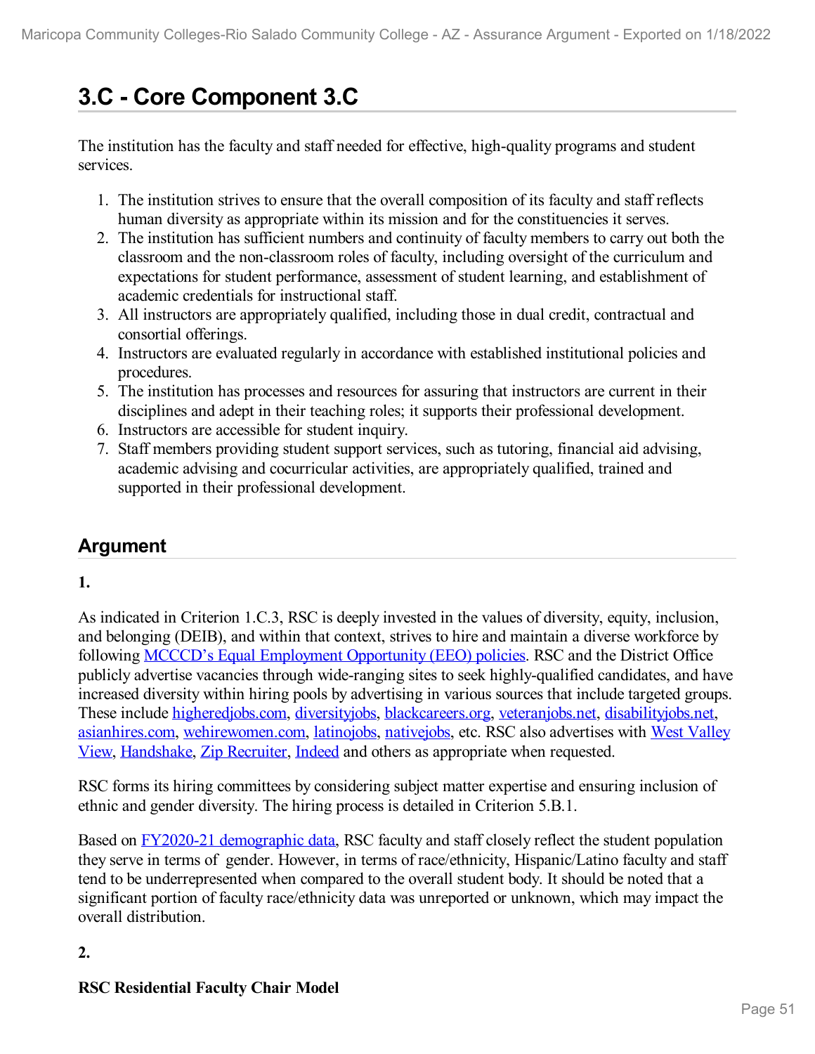# 3.C - Core Component 3.C

The institution has the faculty and staff needed for effective, high-quality programs and student services.

1. The institution strives to ensure that the overall composition of its faculty and staff reflects human diversity as appropriate within its mission and for the constituencies it serves.
2. The institution has sufficient numbers and continuity of faculty members to carry out both the classroom and the non-classroom roles of faculty, including oversight of the curriculum and expectations for student performance, assessment of student learning, and establishment of academic credentials for instructional staff.
3. All instructors are appropriately qualified, including those in dual credit, contractual and consortial offerings.
4. Instructors are evaluated regularly in accordance with established institutional policies and procedures.
5. The institution has processes and resources for assuring that instructors are current in their disciplines and adept in their teaching roles; it supports their professional development.
6. Instructors are accessible for student inquiry.
7. Staff members providing student support services, such as tutoring, financial aid advising, academic advising and cocurricular activities, are appropriately qualified, trained and supported in their professional development.

## Argument

**1.**

As indicated in Criterion 1.C.3, RSC is deeply invested in the values of diversity, equity, inclusion, and belonging (DEIB), and within that context, strives to hire and maintain a diverse workforce by following MCCCD's Equal Employment Opportunity (EEO) policies. RSC and the District Office publicly advertise vacancies through wide-ranging sites to seek highly-qualified candidates, and have increased diversity within hiring pools by advertising in various sources that include targeted groups. These include higheredjobs.com, diversityjobs, blackcareers.org, veteranjobs.net, disabilityjobs.net, asianhires.com, wehirewomen.com, latinojobs, nativejobs, etc. RSC also advertises with West Valley View, Handshake, Zip Recruiter, Indeed and others as appropriate when requested.

RSC forms its hiring committees by considering subject matter expertise and ensuring inclusion of ethnic and gender diversity. The hiring process is detailed in Criterion 5.B.1.

Based on FY2020-21 demographic data, RSC faculty and staff closely reflect the student population they serve in terms of gender. However, in terms of race/ethnicity, Hispanic/Latino faculty and staff tend to be underrepresented when compared to the overall student body. It should be noted that a significant portion of faculty race/ethnicity data was unreported or unknown, which may impact the overall distribution.

**2.**

**RSC Residential Faculty Chair Model**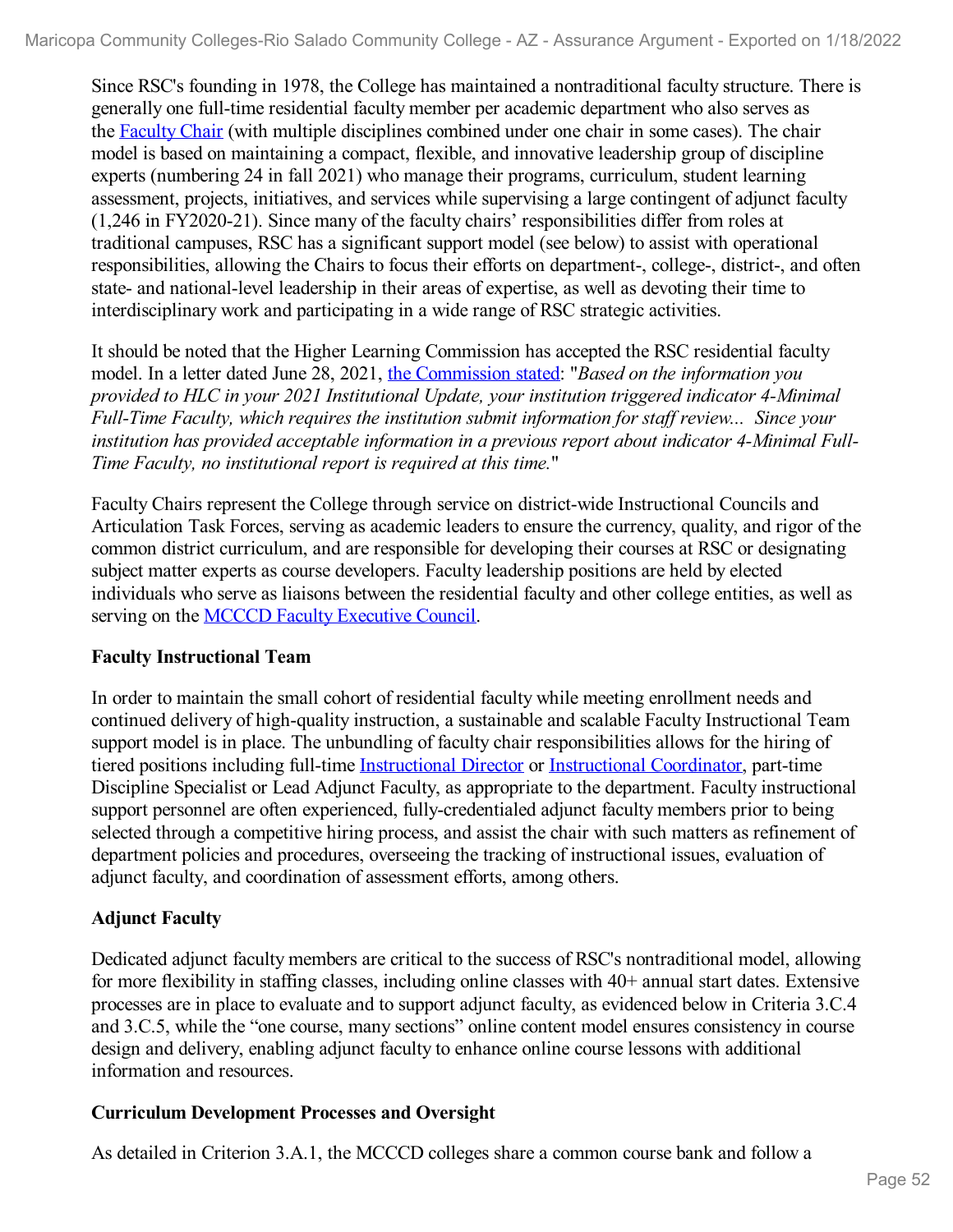Since RSC's founding in 1978, the College has maintained a nontraditional faculty structure. There is generally one full-time residential faculty member per academic department who also serves as the Faculty Chair (with multiple disciplines combined under one chair in some cases). The chair model is based on maintaining a compact, flexible, and innovative leadership group of discipline experts (numbering 24 in fall 2021) who manage their programs, curriculum, student learning assessment, projects, initiatives, and services while supervising a large contingent of adjunct faculty (1,246 in FY2020-21). Since many of the faculty chairs' responsibilities differ from roles at traditional campuses, RSC has a significant support model (see below) to assist with operational responsibilities, allowing the Chairs to focus their efforts on department-, college-, district-, and often state- and national-level leadership in their areas of expertise, as well as devoting their time to interdisciplinary work and participating in a wide range of RSC strategic activities.

It should be noted that the Higher Learning Commission has accepted the RSC residential faculty model. In a letter dated June 28, 2021, the Commission stated: "*Based on the information you provided to HLC in your 2021 Institutional Update, your institution triggered indicator 4-Minimal Full-Time Faculty, which requires the institution submit information for staff review... Since your institution has provided acceptable information in a previous report about indicator 4-Minimal Full-Time Faculty, no institutional report is required at this time.*"

Faculty Chairs represent the College through service on district-wide Instructional Councils and Articulation Task Forces, serving as academic leaders to ensure the currency, quality, and rigor of the common district curriculum, and are responsible for developing their courses at RSC or designating subject matter experts as course developers. Faculty leadership positions are held by elected individuals who serve as liaisons between the residential faculty and other college entities, as well as serving on the MCCCD Faculty Executive Council.

**Faculty Instructional Team**

In order to maintain the small cohort of residential faculty while meeting enrollment needs and continued delivery of high-quality instruction, a sustainable and scalable Faculty Instructional Team support model is in place. The unbundling of faculty chair responsibilities allows for the hiring of tiered positions including full-time Instructional Director or Instructional Coordinator, part-time Discipline Specialist or Lead Adjunct Faculty, as appropriate to the department. Faculty instructional support personnel are often experienced, fully-credentialed adjunct faculty members prior to being selected through a competitive hiring process, and assist the chair with such matters as refinement of department policies and procedures, overseeing the tracking of instructional issues, evaluation of adjunct faculty, and coordination of assessment efforts, among others.

**Adjunct Faculty**

Dedicated adjunct faculty members are critical to the success of RSC's nontraditional model, allowing for more flexibility in staffing classes, including online classes with 40+ annual start dates. Extensive processes are in place to evaluate and to support adjunct faculty, as evidenced below in Criteria 3.C.4 and 3.C.5, while the "one course, many sections" online content model ensures consistency in course design and delivery, enabling adjunct faculty to enhance online course lessons with additional information and resources.

**Curriculum Development Processes and Oversight**

As detailed in Criterion 3.A.1, the MCCCD colleges share a common course bank and follow a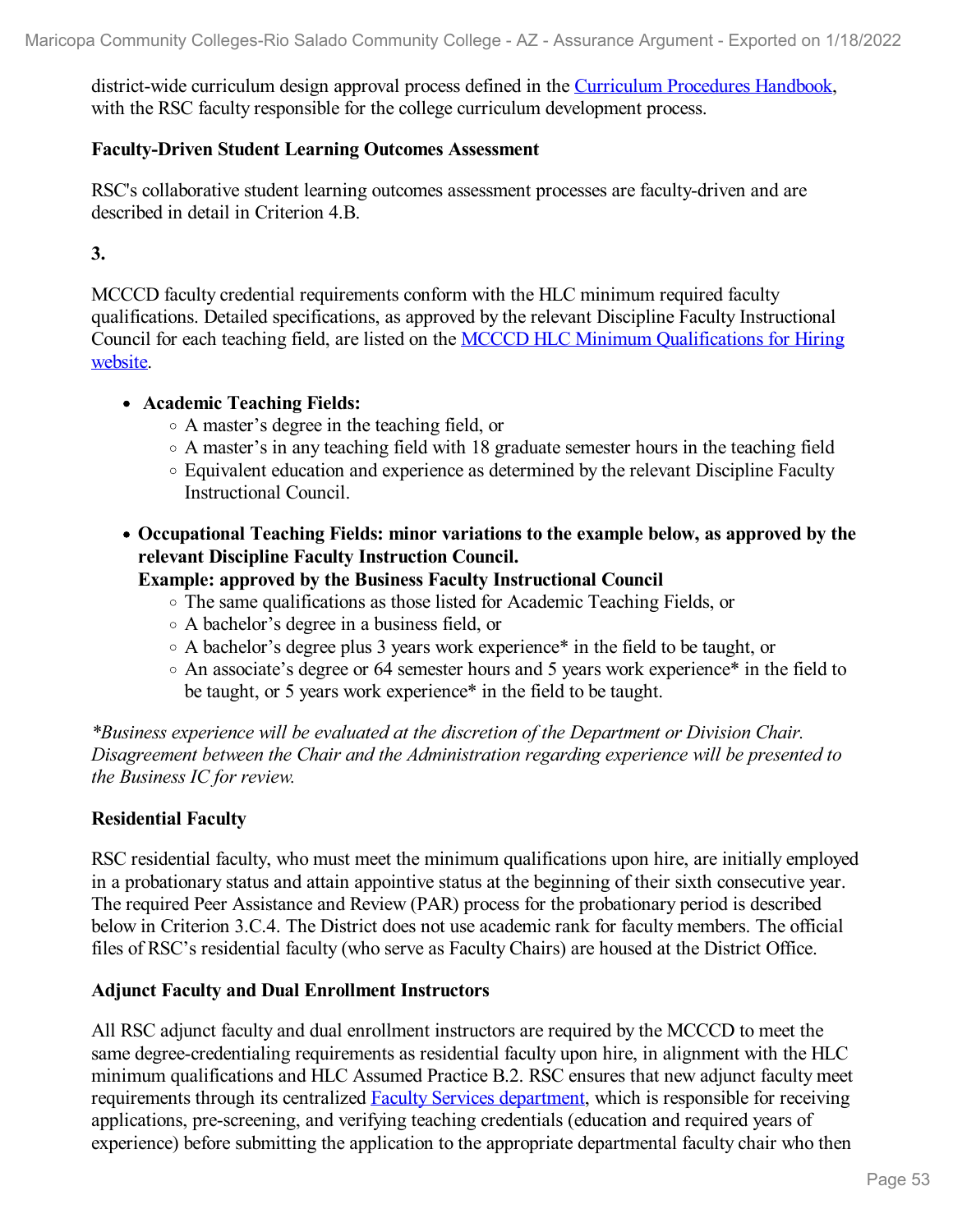district-wide curriculum design approval process defined in the Curriculum Procedures Handbook, with the RSC faculty responsible for the college curriculum development process.

**Faculty-Driven Student Learning Outcomes Assessment**

RSC's collaborative student learning outcomes assessment processes are faculty-driven and are described in detail in Criterion 4.B.

**3.**

MCCCD faculty credential requirements conform with the HLC minimum required faculty qualifications. Detailed specifications, as approved by the relevant Discipline Faculty Instructional Council for each teaching field, are listed on the MCCCD HLC Minimum Qualifications for Hiring website.

- **Academic Teaching Fields:**
  - A master's degree in the teaching field, or
  - A master's in any teaching field with 18 graduate semester hours in the teaching field
  - Equivalent education and experience as determined by the relevant Discipline Faculty Instructional Council.
- **Occupational Teaching Fields: minor variations to the example below, as approved by the relevant Discipline Faculty Instruction Council.**
  **Example: approved by the Business Faculty Instructional Council**
  - The same qualifications as those listed for Academic Teaching Fields, or
  - A bachelor's degree in a business field, or
  - A bachelor's degree plus 3 years work experience* in the field to be taught, or
  - An associate's degree or 64 semester hours and 5 years work experience* in the field to be taught, or 5 years work experience* in the field to be taught.

*\*Business experience will be evaluated at the discretion of the Department or Division Chair. Disagreement between the Chair and the Administration regarding experience will be presented to the Business IC for review.*

**Residential Faculty**

RSC residential faculty, who must meet the minimum qualifications upon hire, are initially employed in a probationary status and attain appointive status at the beginning of their sixth consecutive year. The required Peer Assistance and Review (PAR) process for the probationary period is described below in Criterion 3.C.4. The District does not use academic rank for faculty members. The official files of RSC's residential faculty (who serve as Faculty Chairs) are housed at the District Office.

**Adjunct Faculty and Dual Enrollment Instructors**

All RSC adjunct faculty and dual enrollment instructors are required by the MCCCD to meet the same degree-credentialing requirements as residential faculty upon hire, in alignment with the HLC minimum qualifications and HLC Assumed Practice B.2. RSC ensures that new adjunct faculty meet requirements through its centralized Faculty Services department, which is responsible for receiving applications, pre-screening, and verifying teaching credentials (education and required years of experience) before submitting the application to the appropriate departmental faculty chair who then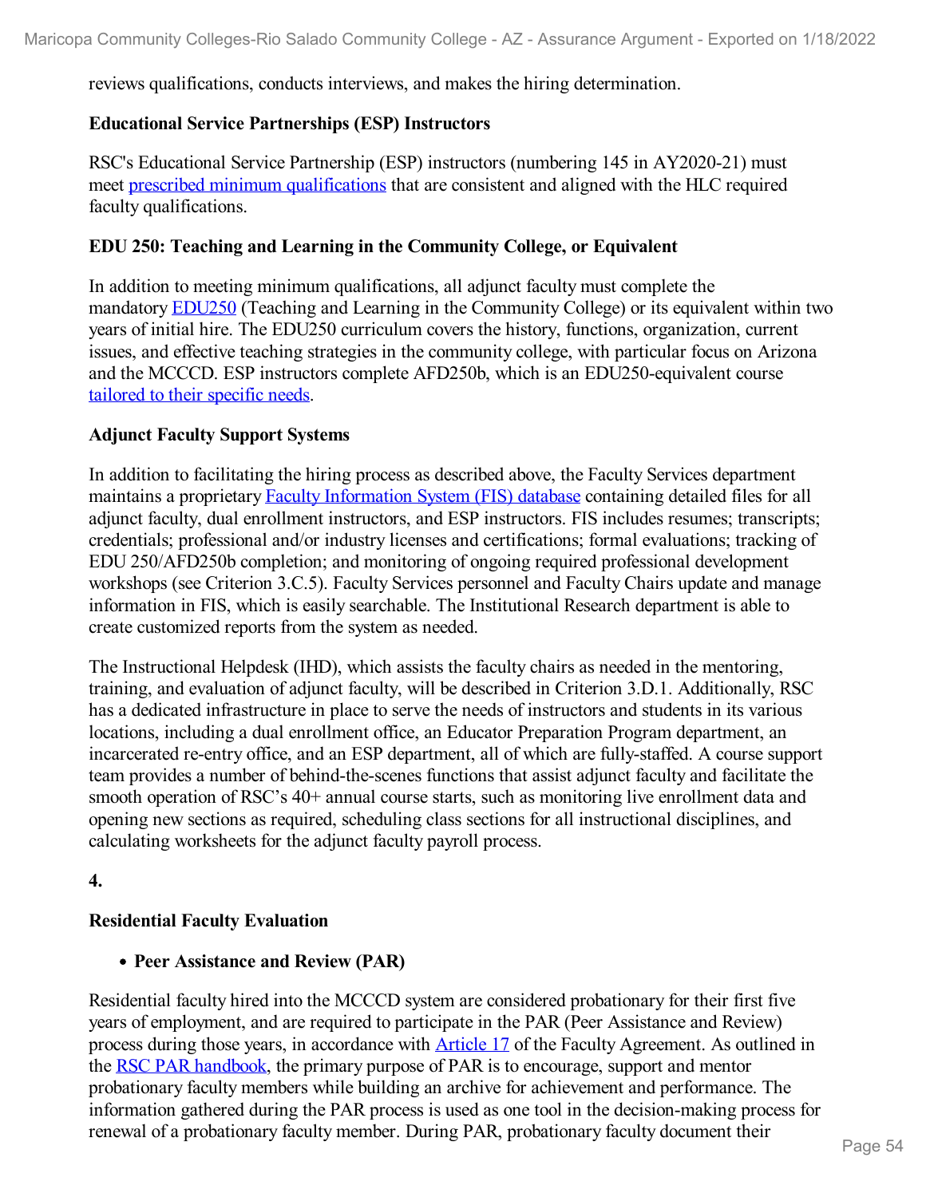reviews qualifications, conducts interviews, and makes the hiring determination.

**Educational Service Partnerships (ESP) Instructors**

RSC's Educational Service Partnership (ESP) instructors (numbering 145 in AY2020-21) must meet prescribed minimum qualifications that are consistent and aligned with the HLC required faculty qualifications.

**EDU 250: Teaching and Learning in the Community College, or Equivalent**

In addition to meeting minimum qualifications, all adjunct faculty must complete the mandatory EDU250 (Teaching and Learning in the Community College) or its equivalent within two years of initial hire. The EDU250 curriculum covers the history, functions, organization, current issues, and effective teaching strategies in the community college, with particular focus on Arizona and the MCCCD. ESP instructors complete AFD250b, which is an EDU250-equivalent course tailored to their specific needs.

**Adjunct Faculty Support Systems**

In addition to facilitating the hiring process as described above, the Faculty Services department maintains a proprietary Faculty Information System (FIS) database containing detailed files for all adjunct faculty, dual enrollment instructors, and ESP instructors. FIS includes resumes; transcripts; credentials; professional and/or industry licenses and certifications; formal evaluations; tracking of EDU 250/AFD250b completion; and monitoring of ongoing required professional development workshops (see Criterion 3.C.5). Faculty Services personnel and Faculty Chairs update and manage information in FIS, which is easily searchable. The Institutional Research department is able to create customized reports from the system as needed.

The Instructional Helpdesk (IHD), which assists the faculty chairs as needed in the mentoring, training, and evaluation of adjunct faculty, will be described in Criterion 3.D.1. Additionally, RSC has a dedicated infrastructure in place to serve the needs of instructors and students in its various locations, including a dual enrollment office, an Educator Preparation Program department, an incarcerated re-entry office, and an ESP department, all of which are fully-staffed. A course support team provides a number of behind-the-scenes functions that assist adjunct faculty and facilitate the smooth operation of RSC's 40+ annual course starts, such as monitoring live enrollment data and opening new sections as required, scheduling class sections for all instructional disciplines, and calculating worksheets for the adjunct faculty payroll process.

**4.**

**Residential Faculty Evaluation**

- **Peer Assistance and Review (PAR)**

Residential faculty hired into the MCCCD system are considered probationary for their first five years of employment, and are required to participate in the PAR (Peer Assistance and Review) process during those years, in accordance with Article 17 of the Faculty Agreement. As outlined in the RSC PAR handbook, the primary purpose of PAR is to encourage, support and mentor probationary faculty members while building an archive for achievement and performance. The information gathered during the PAR process is used as one tool in the decision-making process for renewal of a probationary faculty member. During PAR, probationary faculty document their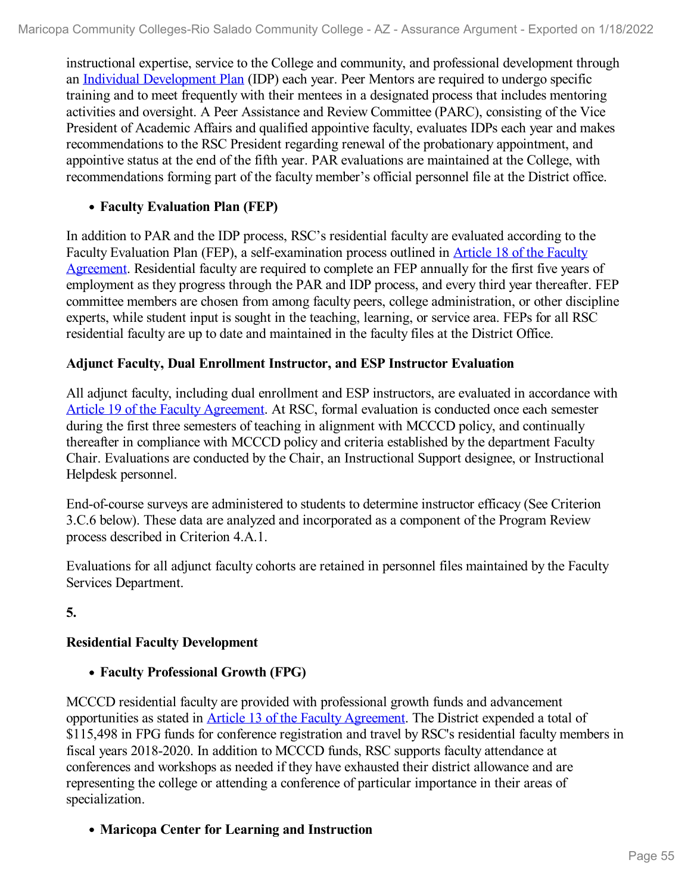instructional expertise, service to the College and community, and professional development through an Individual Development Plan (IDP) each year. Peer Mentors are required to undergo specific training and to meet frequently with their mentees in a designated process that includes mentoring activities and oversight. A Peer Assistance and Review Committee (PARC), consisting of the Vice President of Academic Affairs and qualified appointive faculty, evaluates IDPs each year and makes recommendations to the RSC President regarding renewal of the probationary appointment, and appointive status at the end of the fifth year. PAR evaluations are maintained at the College, with recommendations forming part of the faculty member's official personnel file at the District office.

- **Faculty Evaluation Plan (FEP)**

In addition to PAR and the IDP process, RSC's residential faculty are evaluated according to the Faculty Evaluation Plan (FEP), a self-examination process outlined in Article 18 of the Faculty Agreement. Residential faculty are required to complete an FEP annually for the first five years of employment as they progress through the PAR and IDP process, and every third year thereafter. FEP committee members are chosen from among faculty peers, college administration, or other discipline experts, while student input is sought in the teaching, learning, or service area. FEPs for all RSC residential faculty are up to date and maintained in the faculty files at the District Office.

**Adjunct Faculty, Dual Enrollment Instructor, and ESP Instructor Evaluation**

All adjunct faculty, including dual enrollment and ESP instructors, are evaluated in accordance with Article 19 of the Faculty Agreement. At RSC, formal evaluation is conducted once each semester during the first three semesters of teaching in alignment with MCCCD policy, and continually thereafter in compliance with MCCCD policy and criteria established by the department Faculty Chair. Evaluations are conducted by the Chair, an Instructional Support designee, or Instructional Helpdesk personnel.

End-of-course surveys are administered to students to determine instructor efficacy (See Criterion 3.C.6 below). These data are analyzed and incorporated as a component of the Program Review process described in Criterion 4.A.1.

Evaluations for all adjunct faculty cohorts are retained in personnel files maintained by the Faculty Services Department.

**5.**

**Residential Faculty Development**

- **Faculty Professional Growth (FPG)**

MCCCD residential faculty are provided with professional growth funds and advancement opportunities as stated in Article 13 of the Faculty Agreement. The District expended a total of $115,498 in FPG funds for conference registration and travel by RSC's residential faculty members in fiscal years 2018-2020. In addition to MCCCD funds, RSC supports faculty attendance at conferences and workshops as needed if they have exhausted their district allowance and are representing the college or attending a conference of particular importance in their areas of specialization.

- **Maricopa Center for Learning and Instruction**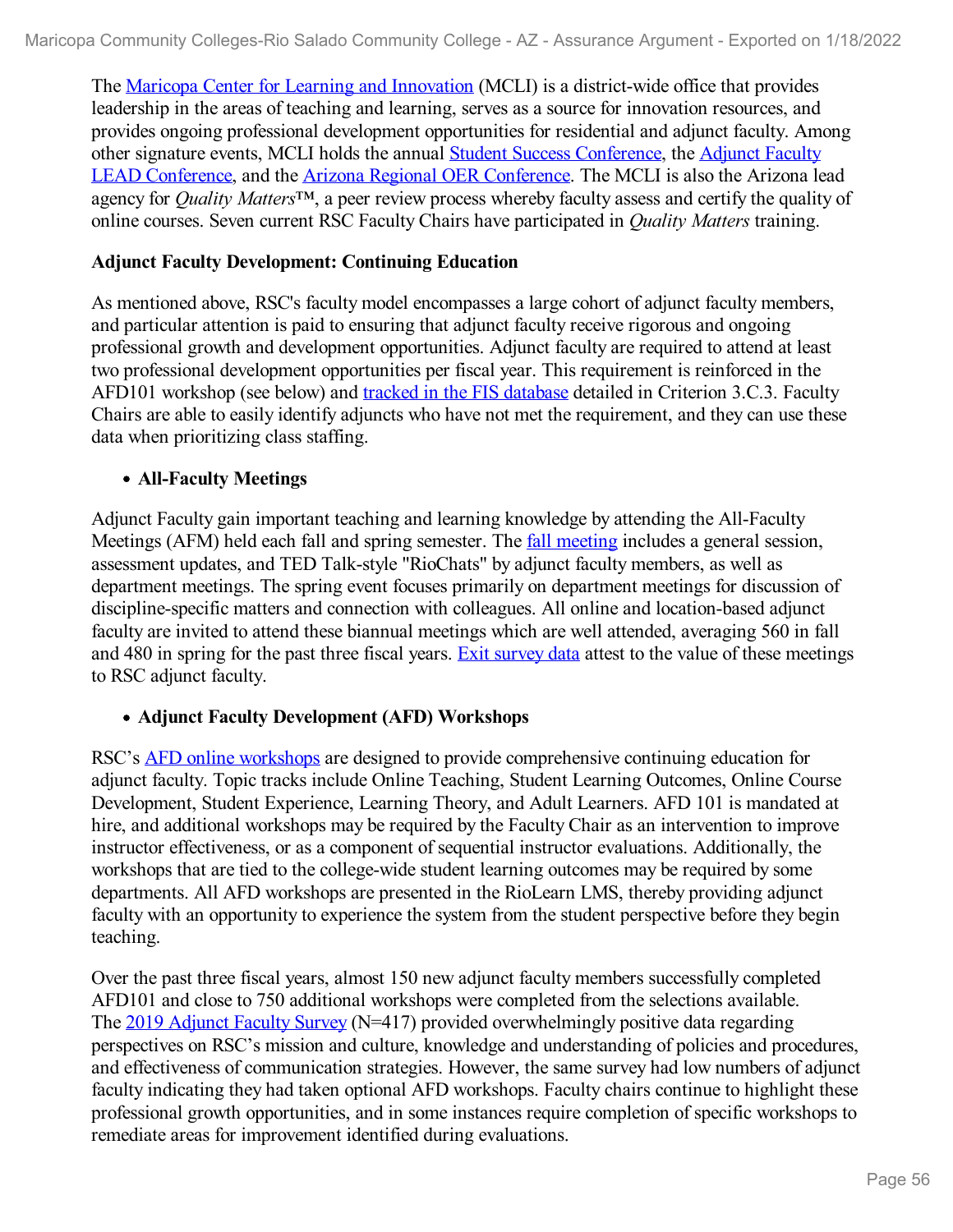The Maricopa Center for Learning and Innovation (MCLI) is a district-wide office that provides leadership in the areas of teaching and learning, serves as a source for innovation resources, and provides ongoing professional development opportunities for residential and adjunct faculty. Among other signature events, MCLI holds the annual Student Success Conference, the Adjunct Faculty LEAD Conference, and the Arizona Regional OER Conference. The MCLI is also the Arizona lead agency for *Quality Matters*™, a peer review process whereby faculty assess and certify the quality of online courses. Seven current RSC Faculty Chairs have participated in *Quality Matters* training.

**Adjunct Faculty Development: Continuing Education**

As mentioned above, RSC's faculty model encompasses a large cohort of adjunct faculty members, and particular attention is paid to ensuring that adjunct faculty receive rigorous and ongoing professional growth and development opportunities. Adjunct faculty are required to attend at least two professional development opportunities per fiscal year. This requirement is reinforced in the AFD101 workshop (see below) and tracked in the FIS database detailed in Criterion 3.C.3. Faculty Chairs are able to easily identify adjuncts who have not met the requirement, and they can use these data when prioritizing class staffing.

- **All-Faculty Meetings**

Adjunct Faculty gain important teaching and learning knowledge by attending the All-Faculty Meetings (AFM) held each fall and spring semester. The fall meeting includes a general session, assessment updates, and TED Talk-style "RioChats" by adjunct faculty members, as well as department meetings. The spring event focuses primarily on department meetings for discussion of discipline-specific matters and connection with colleagues. All online and location-based adjunct faculty are invited to attend these biannual meetings which are well attended, averaging 560 in fall and 480 in spring for the past three fiscal years. Exit survey data attest to the value of these meetings to RSC adjunct faculty.

- **Adjunct Faculty Development (AFD) Workshops**

RSC's AFD online workshops are designed to provide comprehensive continuing education for adjunct faculty. Topic tracks include Online Teaching, Student Learning Outcomes, Online Course Development, Student Experience, Learning Theory, and Adult Learners. AFD 101 is mandated at hire, and additional workshops may be required by the Faculty Chair as an intervention to improve instructor effectiveness, or as a component of sequential instructor evaluations. Additionally, the workshops that are tied to the college-wide student learning outcomes may be required by some departments. All AFD workshops are presented in the RioLearn LMS, thereby providing adjunct faculty with an opportunity to experience the system from the student perspective before they begin teaching.

Over the past three fiscal years, almost 150 new adjunct faculty members successfully completed AFD101 and close to 750 additional workshops were completed from the selections available. The 2019 Adjunct Faculty Survey (N=417) provided overwhelmingly positive data regarding perspectives on RSC's mission and culture, knowledge and understanding of policies and procedures, and effectiveness of communication strategies. However, the same survey had low numbers of adjunct faculty indicating they had taken optional AFD workshops. Faculty chairs continue to highlight these professional growth opportunities, and in some instances require completion of specific workshops to remediate areas for improvement identified during evaluations.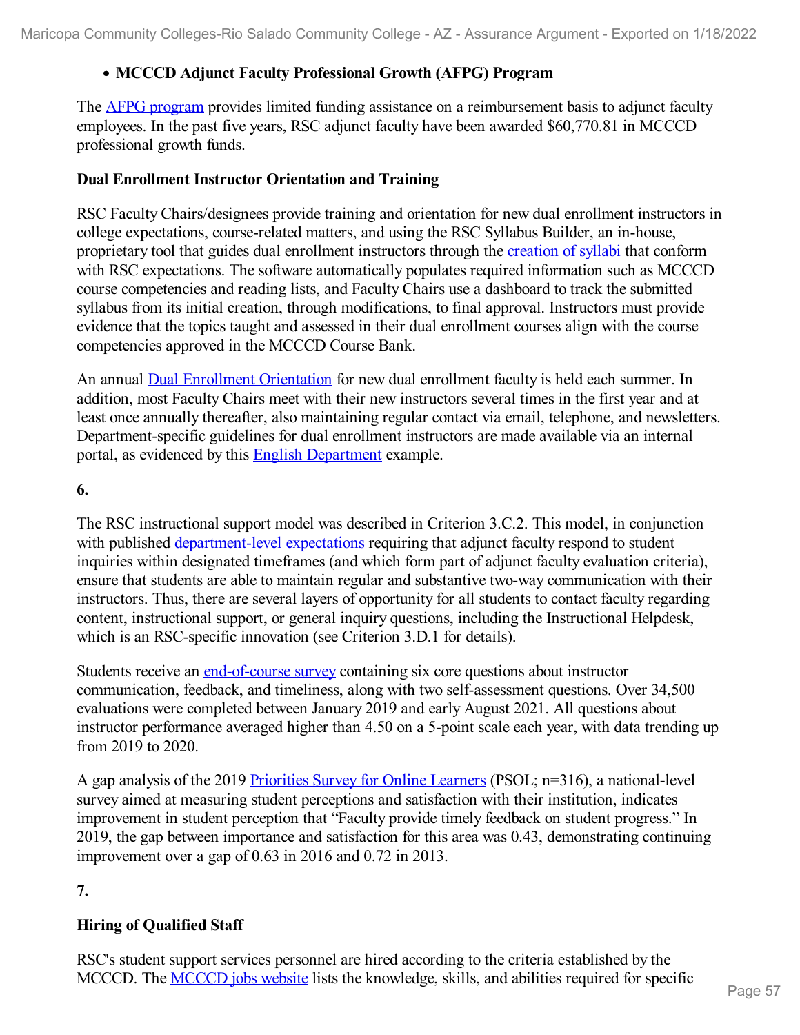- **MCCCD Adjunct Faculty Professional Growth (AFPG) Program**

The AFPG program provides limited funding assistance on a reimbursement basis to adjunct faculty employees. In the past five years, RSC adjunct faculty have been awarded $60,770.81 in MCCCD professional growth funds.

**Dual Enrollment Instructor Orientation and Training**

RSC Faculty Chairs/designees provide training and orientation for new dual enrollment instructors in college expectations, course-related matters, and using the RSC Syllabus Builder, an in-house, proprietary tool that guides dual enrollment instructors through the creation of syllabi that conform with RSC expectations. The software automatically populates required information such as MCCCD course competencies and reading lists, and Faculty Chairs use a dashboard to track the submitted syllabus from its initial creation, through modifications, to final approval. Instructors must provide evidence that the topics taught and assessed in their dual enrollment courses align with the course competencies approved in the MCCCD Course Bank.

An annual Dual Enrollment Orientation for new dual enrollment faculty is held each summer. In addition, most Faculty Chairs meet with their new instructors several times in the first year and at least once annually thereafter, also maintaining regular contact via email, telephone, and newsletters. Department-specific guidelines for dual enrollment instructors are made available via an internal portal, as evidenced by this English Department example.

**6.**

The RSC instructional support model was described in Criterion 3.C.2. This model, in conjunction with published department-level expectations requiring that adjunct faculty respond to student inquiries within designated timeframes (and which form part of adjunct faculty evaluation criteria), ensure that students are able to maintain regular and substantive two-way communication with their instructors. Thus, there are several layers of opportunity for all students to contact faculty regarding content, instructional support, or general inquiry questions, including the Instructional Helpdesk, which is an RSC-specific innovation (see Criterion 3.D.1 for details).

Students receive an end-of-course survey containing six core questions about instructor communication, feedback, and timeliness, along with two self-assessment questions. Over 34,500 evaluations were completed between January 2019 and early August 2021. All questions about instructor performance averaged higher than 4.50 on a 5-point scale each year, with data trending up from 2019 to 2020.

A gap analysis of the 2019 Priorities Survey for Online Learners (PSOL; n=316), a national-level survey aimed at measuring student perceptions and satisfaction with their institution, indicates improvement in student perception that "Faculty provide timely feedback on student progress." In 2019, the gap between importance and satisfaction for this area was 0.43, demonstrating continuing improvement over a gap of 0.63 in 2016 and 0.72 in 2013.

**7.**

**Hiring of Qualified Staff**

RSC's student support services personnel are hired according to the criteria established by the MCCCD. The MCCCD jobs website lists the knowledge, skills, and abilities required for specific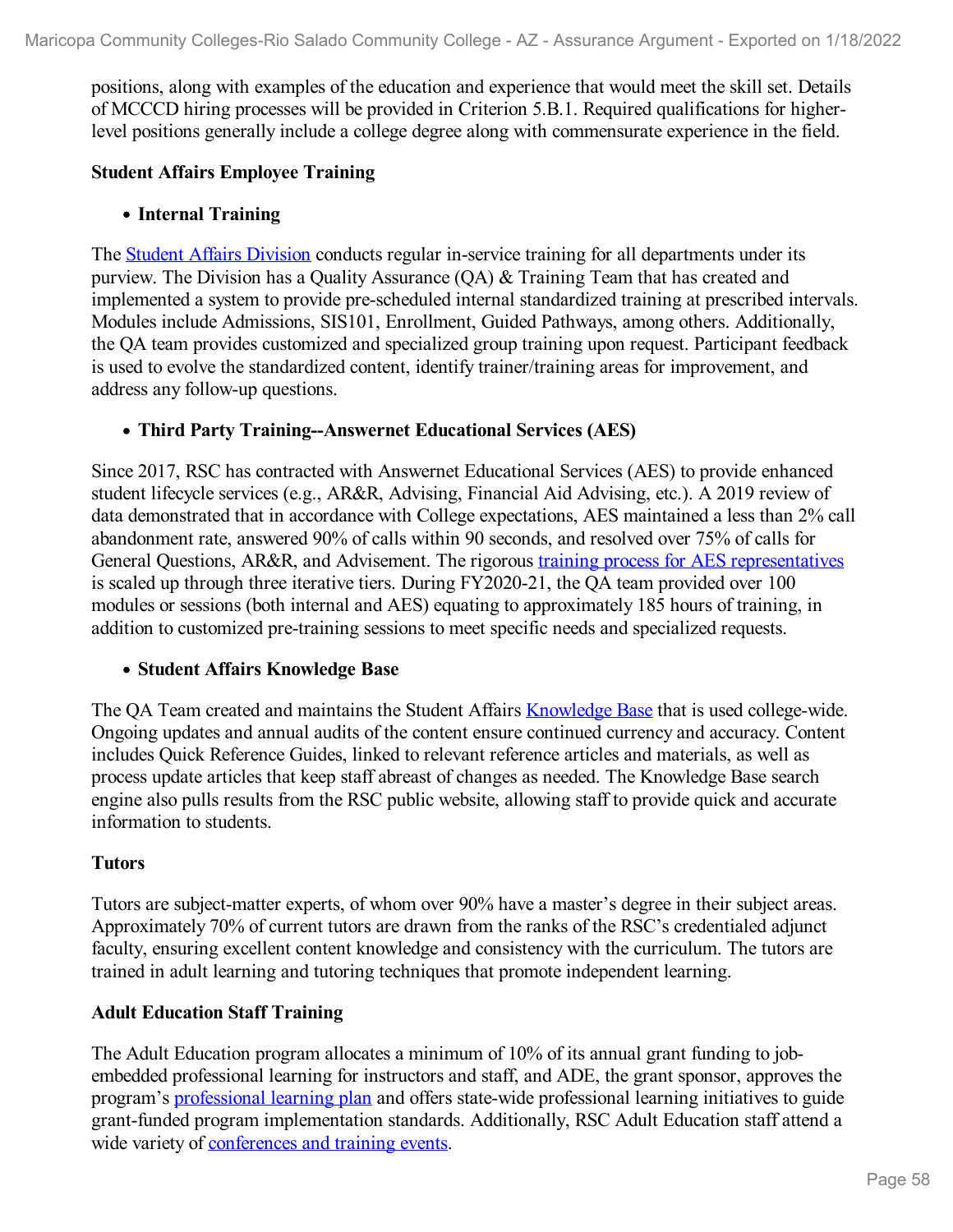positions, along with examples of the education and experience that would meet the skill set. Details of MCCCD hiring processes will be provided in Criterion 5.B.1. Required qualifications for higher-level positions generally include a college degree along with commensurate experience in the field.

**Student Affairs Employee Training**

- **Internal Training**

The Student Affairs Division conducts regular in-service training for all departments under its purview. The Division has a Quality Assurance (QA) & Training Team that has created and implemented a system to provide pre-scheduled internal standardized training at prescribed intervals. Modules include Admissions, SIS101, Enrollment, Guided Pathways, among others. Additionally, the QA team provides customized and specialized group training upon request. Participant feedback is used to evolve the standardized content, identify trainer/training areas for improvement, and address any follow-up questions.

- **Third Party Training--Answernet Educational Services (AES)**

Since 2017, RSC has contracted with Answernet Educational Services (AES) to provide enhanced student lifecycle services (e.g., AR&R, Advising, Financial Aid Advising, etc.). A 2019 review of data demonstrated that in accordance with College expectations, AES maintained a less than 2% call abandonment rate, answered 90% of calls within 90 seconds, and resolved over 75% of calls for General Questions, AR&R, and Advisement. The rigorous training process for AES representatives is scaled up through three iterative tiers. During FY2020-21, the QA team provided over 100 modules or sessions (both internal and AES) equating to approximately 185 hours of training, in addition to customized pre-training sessions to meet specific needs and specialized requests.

- **Student Affairs Knowledge Base**

The QA Team created and maintains the Student Affairs Knowledge Base that is used college-wide. Ongoing updates and annual audits of the content ensure continued currency and accuracy. Content includes Quick Reference Guides, linked to relevant reference articles and materials, as well as process update articles that keep staff abreast of changes as needed. The Knowledge Base search engine also pulls results from the RSC public website, allowing staff to provide quick and accurate information to students.

**Tutors**

Tutors are subject-matter experts, of whom over 90% have a master's degree in their subject areas. Approximately 70% of current tutors are drawn from the ranks of the RSC's credentialed adjunct faculty, ensuring excellent content knowledge and consistency with the curriculum. The tutors are trained in adult learning and tutoring techniques that promote independent learning.

**Adult Education Staff Training**

The Adult Education program allocates a minimum of 10% of its annual grant funding to job-embedded professional learning for instructors and staff, and ADE, the grant sponsor, approves the program's professional learning plan and offers state-wide professional learning initiatives to guide grant-funded program implementation standards. Additionally, RSC Adult Education staff attend a wide variety of conferences and training events.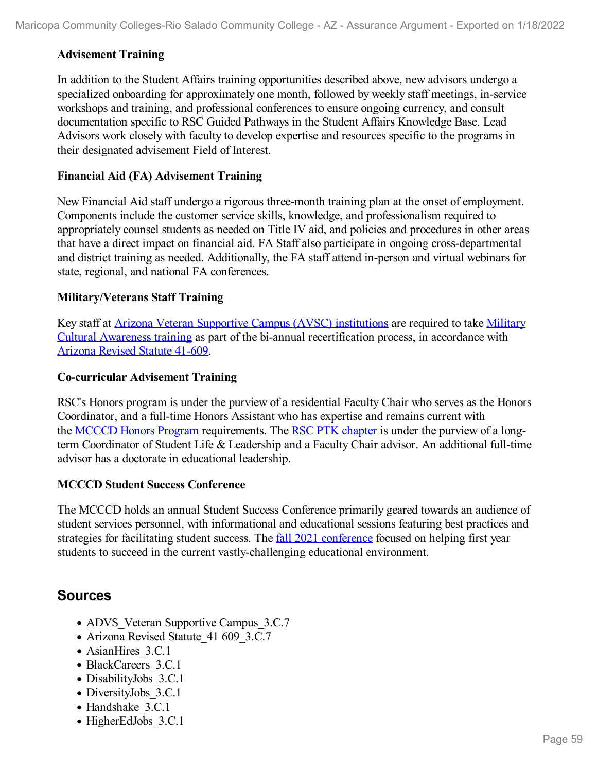**Advisement Training**

In addition to the Student Affairs training opportunities described above, new advisors undergo a specialized onboarding for approximately one month, followed by weekly staff meetings, in-service workshops and training, and professional conferences to ensure ongoing currency, and consult documentation specific to RSC Guided Pathways in the Student Affairs Knowledge Base. Lead Advisors work closely with faculty to develop expertise and resources specific to the programs in their designated advisement Field of Interest.

**Financial Aid (FA) Advisement Training**

New Financial Aid staff undergo a rigorous three-month training plan at the onset of employment. Components include the customer service skills, knowledge, and professionalism required to appropriately counsel students as needed on Title IV aid, and policies and procedures in other areas that have a direct impact on financial aid. FA Staff also participate in ongoing cross-departmental and district training as needed. Additionally, the FA staff attend in-person and virtual webinars for state, regional, and national FA conferences.

**Military/Veterans Staff Training**

Key staff at Arizona Veteran Supportive Campus (AVSC) institutions are required to take Military Cultural Awareness training as part of the bi-annual recertification process, in accordance with Arizona Revised Statute 41-609.

**Co-curricular Advisement Training**

RSC's Honors program is under the purview of a residential Faculty Chair who serves as the Honors Coordinator, and a full-time Honors Assistant who has expertise and remains current with the MCCCD Honors Program requirements. The RSC PTK chapter is under the purview of a long-term Coordinator of Student Life & Leadership and a Faculty Chair advisor. An additional full-time advisor has a doctorate in educational leadership.

**MCCCD Student Success Conference**

The MCCCD holds an annual Student Success Conference primarily geared towards an audience of student services personnel, with informational and educational sessions featuring best practices and strategies for facilitating student success. The fall 2021 conference focused on helping first year students to succeed in the current vastly-challenging educational environment.

## Sources

- ADVS_Veteran Supportive Campus_3.C.7
- Arizona Revised Statute_41 609_3.C.7
- AsianHires_3.C.1
- BlackCareers_3.C.1
- DisabilityJobs_3.C.1
- DiversityJobs_3.C.1
- Handshake_3.C.1
- HigherEdJobs_3.C.1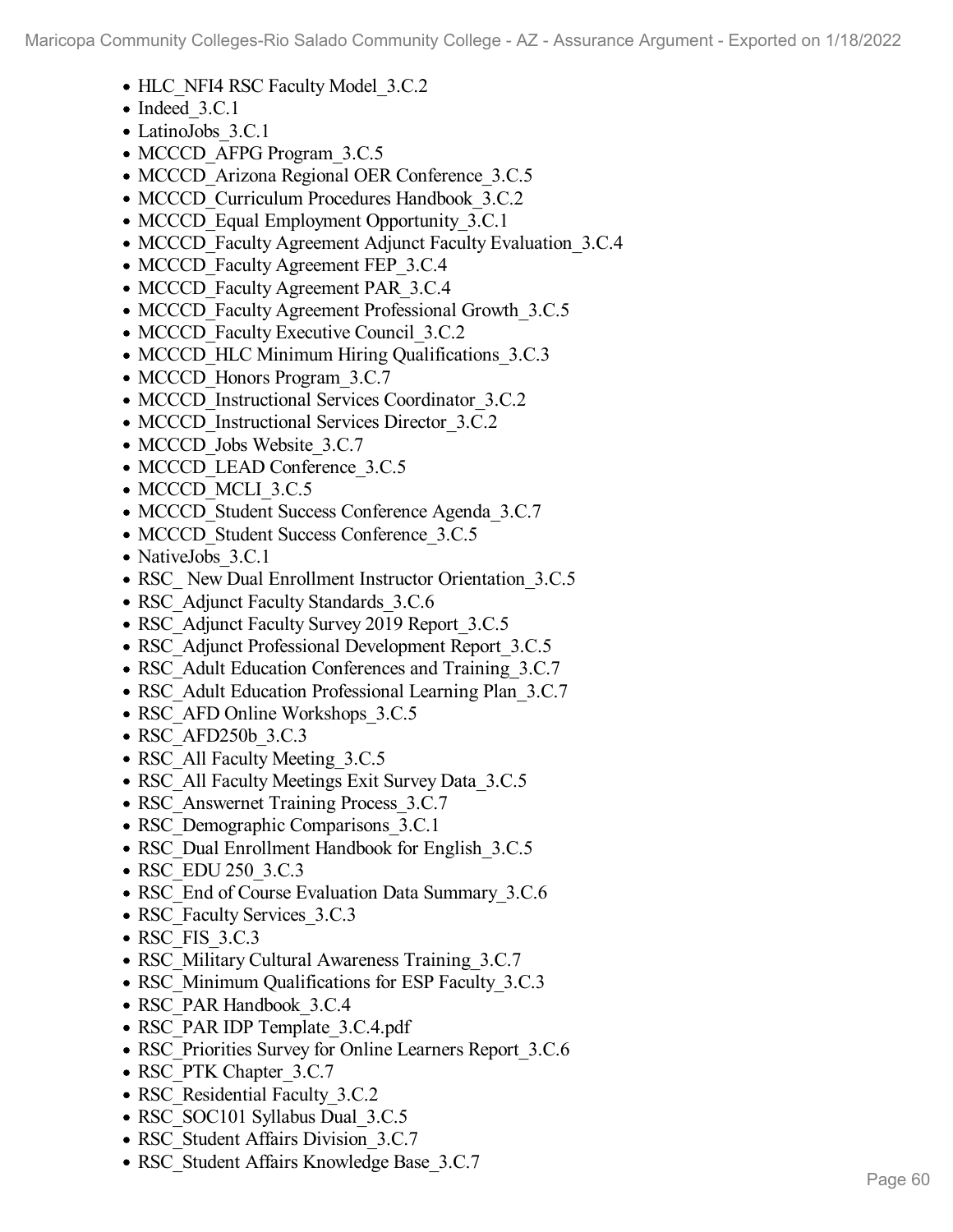- HLC_NFI4 RSC Faculty Model_3.C.2
- Indeed_3.C.1
- LatinoJobs_3.C.1
- MCCCD_AFPG Program_3.C.5
- MCCCD_Arizona Regional OER Conference_3.C.5
- MCCCD_Curriculum Procedures Handbook_3.C.2
- MCCCD_Equal Employment Opportunity_3.C.1
- MCCCD_Faculty Agreement Adjunct Faculty Evaluation_3.C.4
- MCCCD_Faculty Agreement FEP_3.C.4
- MCCCD_Faculty Agreement PAR_3.C.4
- MCCCD_Faculty Agreement Professional Growth_3.C.5
- MCCCD_Faculty Executive Council_3.C.2
- MCCCD_HLC Minimum Hiring Qualifications_3.C.3
- MCCCD_Honors Program_3.C.7
- MCCCD_Instructional Services Coordinator_3.C.2
- MCCCD_Instructional Services Director_3.C.2
- MCCCD_Jobs Website_3.C.7
- MCCCD_LEAD Conference_3.C.5
- MCCCD_MCLI_3.C.5
- MCCCD_Student Success Conference Agenda_3.C.7
- MCCCD_Student Success Conference_3.C.5
- NativeJobs_3.C.1
- RSC_ New Dual Enrollment Instructor Orientation_3.C.5
- RSC_Adjunct Faculty Standards_3.C.6
- RSC_Adjunct Faculty Survey 2019 Report_3.C.5
- RSC_Adjunct Professional Development Report_3.C.5
- RSC_Adult Education Conferences and Training_3.C.7
- RSC_Adult Education Professional Learning Plan_3.C.7
- RSC_AFD Online Workshops_3.C.5
- RSC_AFD250b_3.C.3
- RSC_All Faculty Meeting_3.C.5
- RSC_All Faculty Meetings Exit Survey Data_3.C.5
- RSC_Answernet Training Process_3.C.7
- RSC_Demographic Comparisons_3.C.1
- RSC_Dual Enrollment Handbook for English_3.C.5
- RSC_EDU 250_3.C.3
- RSC_End of Course Evaluation Data Summary_3.C.6
- RSC_Faculty Services_3.C.3
- RSC_FIS_3.C.3
- RSC_Military Cultural Awareness Training_3.C.7
- RSC_Minimum Qualifications for ESP Faculty_3.C.3
- RSC_PAR Handbook_3.C.4
- RSC_PAR IDP Template_3.C.4.pdf
- RSC_Priorities Survey for Online Learners Report_3.C.6
- RSC_PTK Chapter_3.C.7
- RSC_Residential Faculty_3.C.2
- RSC_SOC101 Syllabus Dual_3.C.5
- RSC_Student Affairs Division_3.C.7
- RSC_Student Affairs Knowledge Base_3.C.7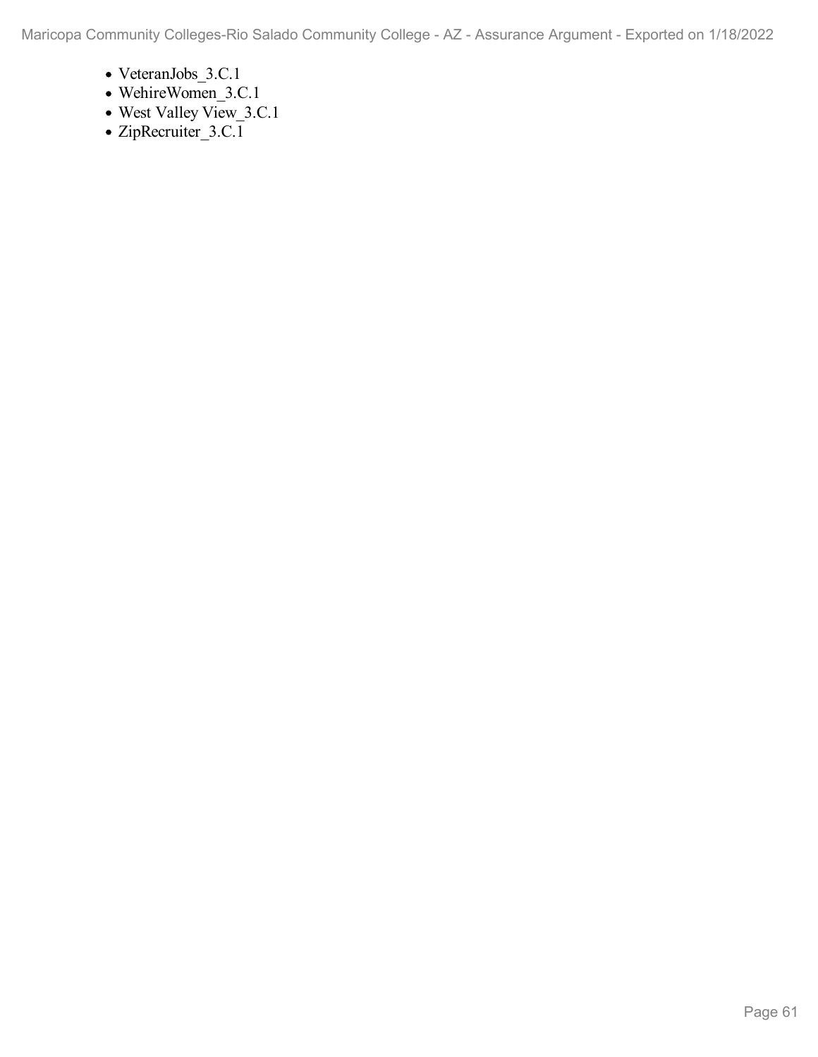- VeteranJobs_3.C.1
- WehireWomen_3.C.1
- West Valley View_3.C.1
- ZipRecruiter_3.C.1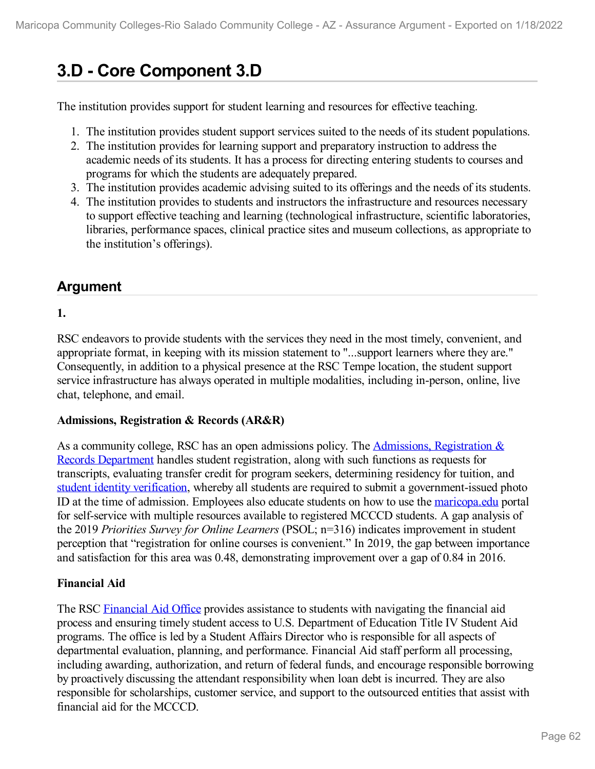# 3.D - Core Component 3.D

The institution provides support for student learning and resources for effective teaching.

1. The institution provides student support services suited to the needs of its student populations.
2. The institution provides for learning support and preparatory instruction to address the academic needs of its students. It has a process for directing entering students to courses and programs for which the students are adequately prepared.
3. The institution provides academic advising suited to its offerings and the needs of its students.
4. The institution provides to students and instructors the infrastructure and resources necessary to support effective teaching and learning (technological infrastructure, scientific laboratories, libraries, performance spaces, clinical practice sites and museum collections, as appropriate to the institution's offerings).

## Argument

**1.**

RSC endeavors to provide students with the services they need in the most timely, convenient, and appropriate format, in keeping with its mission statement to "...support learners where they are." Consequently, in addition to a physical presence at the RSC Tempe location, the student support service infrastructure has always operated in multiple modalities, including in-person, online, live chat, telephone, and email.

**Admissions, Registration & Records (AR&R)**

As a community college, RSC has an open admissions policy. The Admissions, Registration & Records Department handles student registration, along with such functions as requests for transcripts, evaluating transfer credit for program seekers, determining residency for tuition, and student identity verification, whereby all students are required to submit a government-issued photo ID at the time of admission. Employees also educate students on how to use the maricopa.edu portal for self-service with multiple resources available to registered MCCCD students. A gap analysis of the 2019 *Priorities Survey for Online Learners* (PSOL; n=316) indicates improvement in student perception that "registration for online courses is convenient." In 2019, the gap between importance and satisfaction for this area was 0.48, demonstrating improvement over a gap of 0.84 in 2016.

**Financial Aid**

The RSC Financial Aid Office provides assistance to students with navigating the financial aid process and ensuring timely student access to U.S. Department of Education Title IV Student Aid programs. The office is led by a Student Affairs Director who is responsible for all aspects of departmental evaluation, planning, and performance. Financial Aid staff perform all processing, including awarding, authorization, and return of federal funds, and encourage responsible borrowing by proactively discussing the attendant responsibility when loan debt is incurred. They are also responsible for scholarships, customer service, and support to the outsourced entities that assist with financial aid for the MCCCD.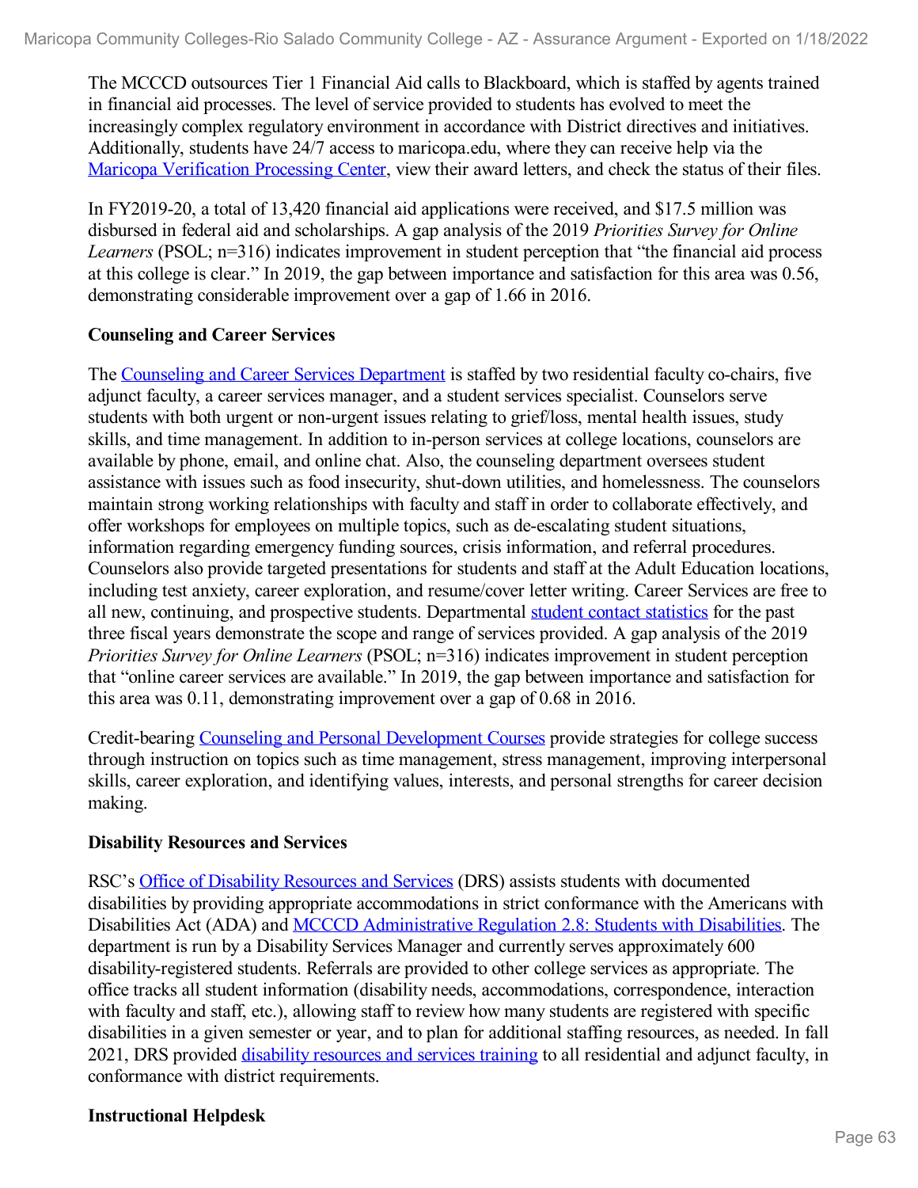The MCCCD outsources Tier 1 Financial Aid calls to Blackboard, which is staffed by agents trained in financial aid processes. The level of service provided to students has evolved to meet the increasingly complex regulatory environment in accordance with District directives and initiatives. Additionally, students have 24/7 access to maricopa.edu, where they can receive help via the Maricopa Verification Processing Center, view their award letters, and check the status of their files.

In FY2019-20, a total of 13,420 financial aid applications were received, and $17.5 million was disbursed in federal aid and scholarships. A gap analysis of the 2019 *Priorities Survey for Online Learners* (PSOL; n=316) indicates improvement in student perception that "the financial aid process at this college is clear." In 2019, the gap between importance and satisfaction for this area was 0.56, demonstrating considerable improvement over a gap of 1.66 in 2016.

**Counseling and Career Services**

The Counseling and Career Services Department is staffed by two residential faculty co-chairs, five adjunct faculty, a career services manager, and a student services specialist. Counselors serve students with both urgent or non-urgent issues relating to grief/loss, mental health issues, study skills, and time management. In addition to in-person services at college locations, counselors are available by phone, email, and online chat. Also, the counseling department oversees student assistance with issues such as food insecurity, shut-down utilities, and homelessness. The counselors maintain strong working relationships with faculty and staff in order to collaborate effectively, and offer workshops for employees on multiple topics, such as de-escalating student situations, information regarding emergency funding sources, crisis information, and referral procedures. Counselors also provide targeted presentations for students and staff at the Adult Education locations, including test anxiety, career exploration, and resume/cover letter writing. Career Services are free to all new, continuing, and prospective students. Departmental student contact statistics for the past three fiscal years demonstrate the scope and range of services provided. A gap analysis of the 2019 *Priorities Survey for Online Learners* (PSOL; n=316) indicates improvement in student perception that "online career services are available." In 2019, the gap between importance and satisfaction for this area was 0.11, demonstrating improvement over a gap of 0.68 in 2016.

Credit-bearing Counseling and Personal Development Courses provide strategies for college success through instruction on topics such as time management, stress management, improving interpersonal skills, career exploration, and identifying values, interests, and personal strengths for career decision making.

**Disability Resources and Services**

RSC's Office of Disability Resources and Services (DRS) assists students with documented disabilities by providing appropriate accommodations in strict conformance with the Americans with Disabilities Act (ADA) and MCCCD Administrative Regulation 2.8: Students with Disabilities. The department is run by a Disability Services Manager and currently serves approximately 600 disability-registered students. Referrals are provided to other college services as appropriate. The office tracks all student information (disability needs, accommodations, correspondence, interaction with faculty and staff, etc.), allowing staff to review how many students are registered with specific disabilities in a given semester or year, and to plan for additional staffing resources, as needed. In fall 2021, DRS provided disability resources and services training to all residential and adjunct faculty, in conformance with district requirements.

**Instructional Helpdesk**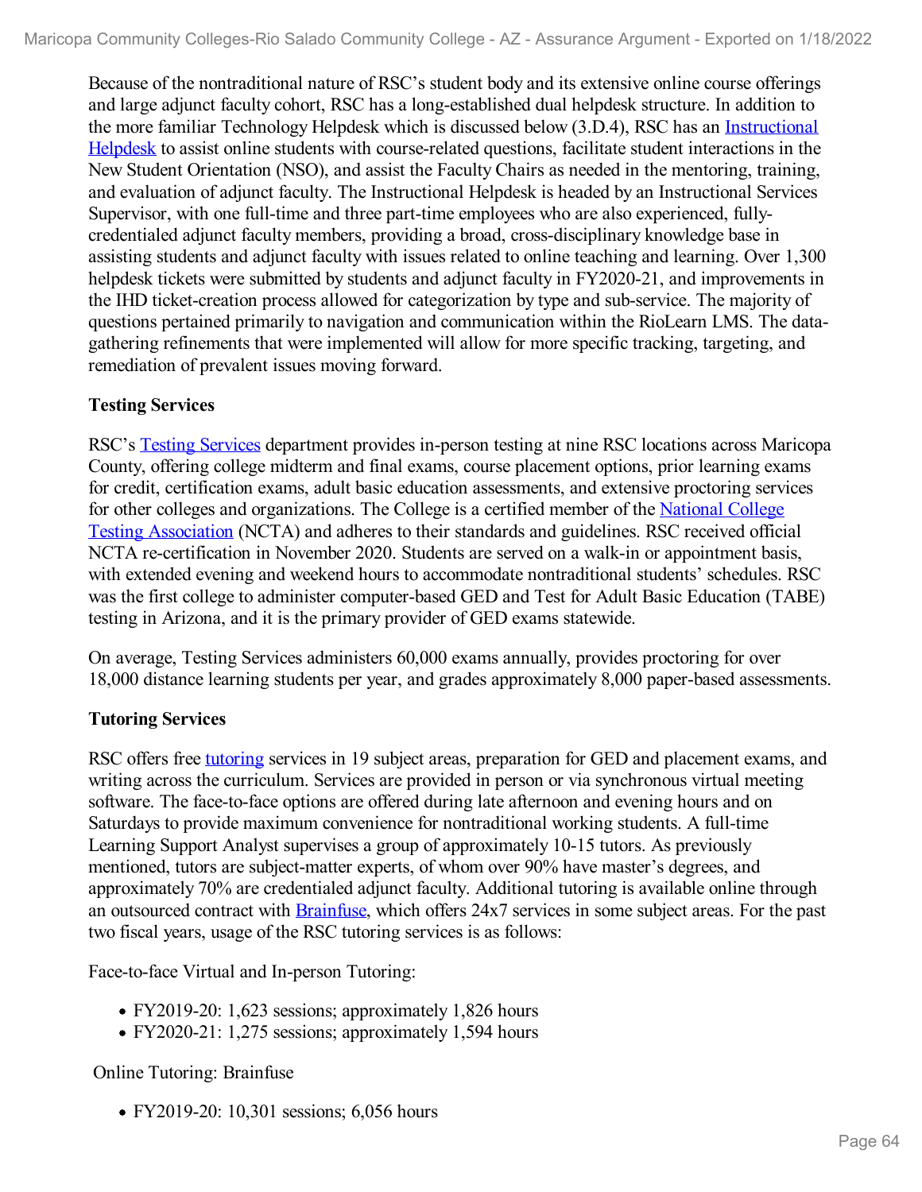Because of the nontraditional nature of RSC's student body and its extensive online course offerings and large adjunct faculty cohort, RSC has a long-established dual helpdesk structure. In addition to the more familiar Technology Helpdesk which is discussed below (3.D.4), RSC has an Instructional Helpdesk to assist online students with course-related questions, facilitate student interactions in the New Student Orientation (NSO), and assist the Faculty Chairs as needed in the mentoring, training, and evaluation of adjunct faculty. The Instructional Helpdesk is headed by an Instructional Services Supervisor, with one full-time and three part-time employees who are also experienced, fully-credentialed adjunct faculty members, providing a broad, cross-disciplinary knowledge base in assisting students and adjunct faculty with issues related to online teaching and learning. Over 1,300 helpdesk tickets were submitted by students and adjunct faculty in FY2020-21, and improvements in the IHD ticket-creation process allowed for categorization by type and sub-service. The majority of questions pertained primarily to navigation and communication within the RioLearn LMS. The data-gathering refinements that were implemented will allow for more specific tracking, targeting, and remediation of prevalent issues moving forward.

**Testing Services**

RSC's Testing Services department provides in-person testing at nine RSC locations across Maricopa County, offering college midterm and final exams, course placement options, prior learning exams for credit, certification exams, adult basic education assessments, and extensive proctoring services for other colleges and organizations. The College is a certified member of the National College Testing Association (NCTA) and adheres to their standards and guidelines. RSC received official NCTA re-certification in November 2020. Students are served on a walk-in or appointment basis, with extended evening and weekend hours to accommodate nontraditional students' schedules. RSC was the first college to administer computer-based GED and Test for Adult Basic Education (TABE) testing in Arizona, and it is the primary provider of GED exams statewide.

On average, Testing Services administers 60,000 exams annually, provides proctoring for over 18,000 distance learning students per year, and grades approximately 8,000 paper-based assessments.

**Tutoring Services**

RSC offers free tutoring services in 19 subject areas, preparation for GED and placement exams, and writing across the curriculum. Services are provided in person or via synchronous virtual meeting software. The face-to-face options are offered during late afternoon and evening hours and on Saturdays to provide maximum convenience for nontraditional working students. A full-time Learning Support Analyst supervises a group of approximately 10-15 tutors. As previously mentioned, tutors are subject-matter experts, of whom over 90% have master's degrees, and approximately 70% are credentialed adjunct faculty. Additional tutoring is available online through an outsourced contract with Brainfuse, which offers 24x7 services in some subject areas. For the past two fiscal years, usage of the RSC tutoring services is as follows:

Face-to-face Virtual and In-person Tutoring:

- FY2019-20: 1,623 sessions; approximately 1,826 hours
- FY2020-21: 1,275 sessions; approximately 1,594 hours

Online Tutoring: Brainfuse

- FY2019-20: 10,301 sessions; 6,056 hours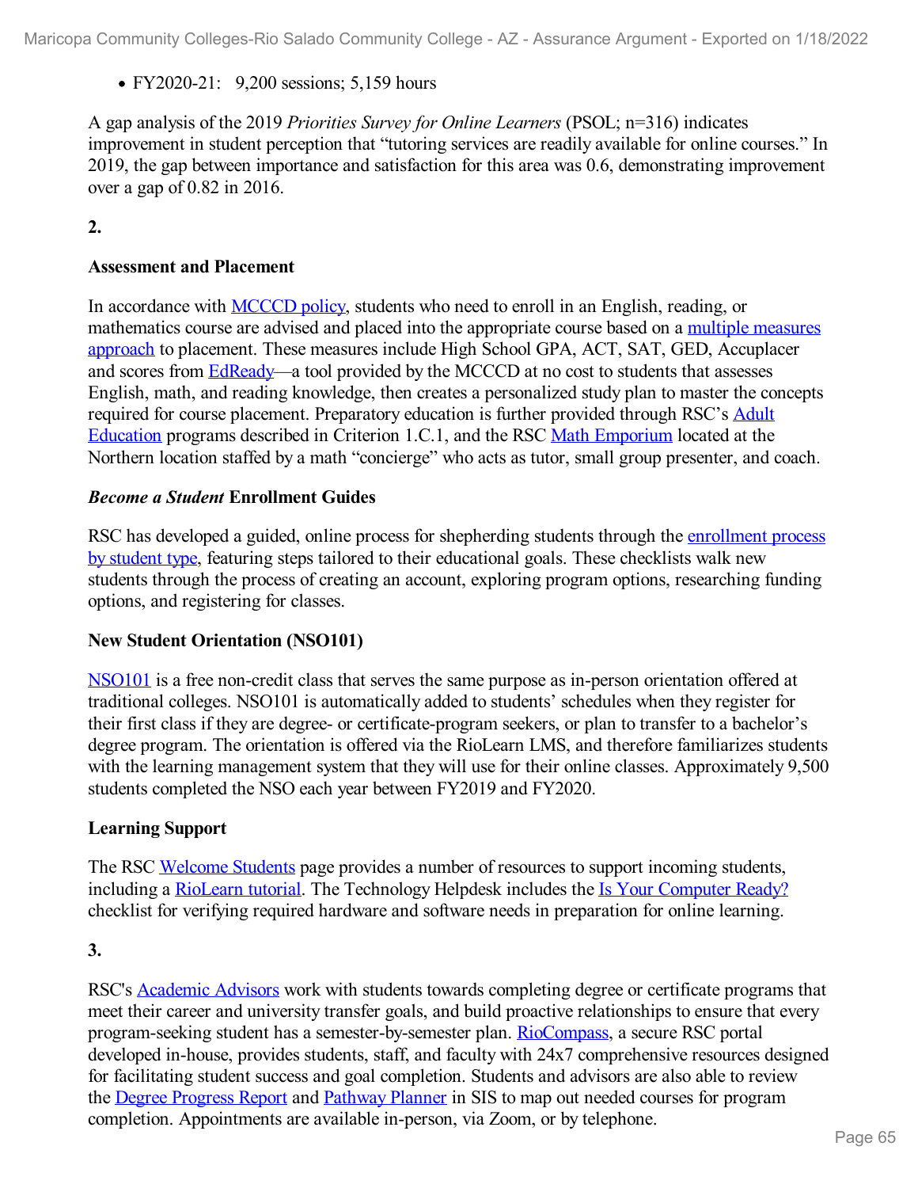- FY2020-21: 9,200 sessions; 5,159 hours

A gap analysis of the 2019 *Priorities Survey for Online Learners* (PSOL; n=316) indicates improvement in student perception that "tutoring services are readily available for online courses." In 2019, the gap between importance and satisfaction for this area was 0.6, demonstrating improvement over a gap of 0.82 in 2016.

**2.**

**Assessment and Placement**

In accordance with MCCCD policy, students who need to enroll in an English, reading, or mathematics course are advised and placed into the appropriate course based on a multiple measures approach to placement. These measures include High School GPA, ACT, SAT, GED, Accuplacer and scores from EdReady—a tool provided by the MCCCD at no cost to students that assesses English, math, and reading knowledge, then creates a personalized study plan to master the concepts required for course placement. Preparatory education is further provided through RSC's Adult Education programs described in Criterion 1.C.1, and the RSC Math Emporium located at the Northern location staffed by a math "concierge" who acts as tutor, small group presenter, and coach.

***Become a Student* Enrollment Guides**

RSC has developed a guided, online process for shepherding students through the enrollment process by student type, featuring steps tailored to their educational goals. These checklists walk new students through the process of creating an account, exploring program options, researching funding options, and registering for classes.

**New Student Orientation (NSO101)**

NSO101 is a free non-credit class that serves the same purpose as in-person orientation offered at traditional colleges. NSO101 is automatically added to students' schedules when they register for their first class if they are degree- or certificate-program seekers, or plan to transfer to a bachelor's degree program. The orientation is offered via the RioLearn LMS, and therefore familiarizes students with the learning management system that they will use for their online classes. Approximately 9,500 students completed the NSO each year between FY2019 and FY2020.

**Learning Support**

The RSC Welcome Students page provides a number of resources to support incoming students, including a RioLearn tutorial. The Technology Helpdesk includes the Is Your Computer Ready? checklist for verifying required hardware and software needs in preparation for online learning.

**3.**

RSC's Academic Advisors work with students towards completing degree or certificate programs that meet their career and university transfer goals, and build proactive relationships to ensure that every program-seeking student has a semester-by-semester plan. RioCompass, a secure RSC portal developed in-house, provides students, staff, and faculty with 24x7 comprehensive resources designed for facilitating student success and goal completion. Students and advisors are also able to review the Degree Progress Report and Pathway Planner in SIS to map out needed courses for program completion. Appointments are available in-person, via Zoom, or by telephone.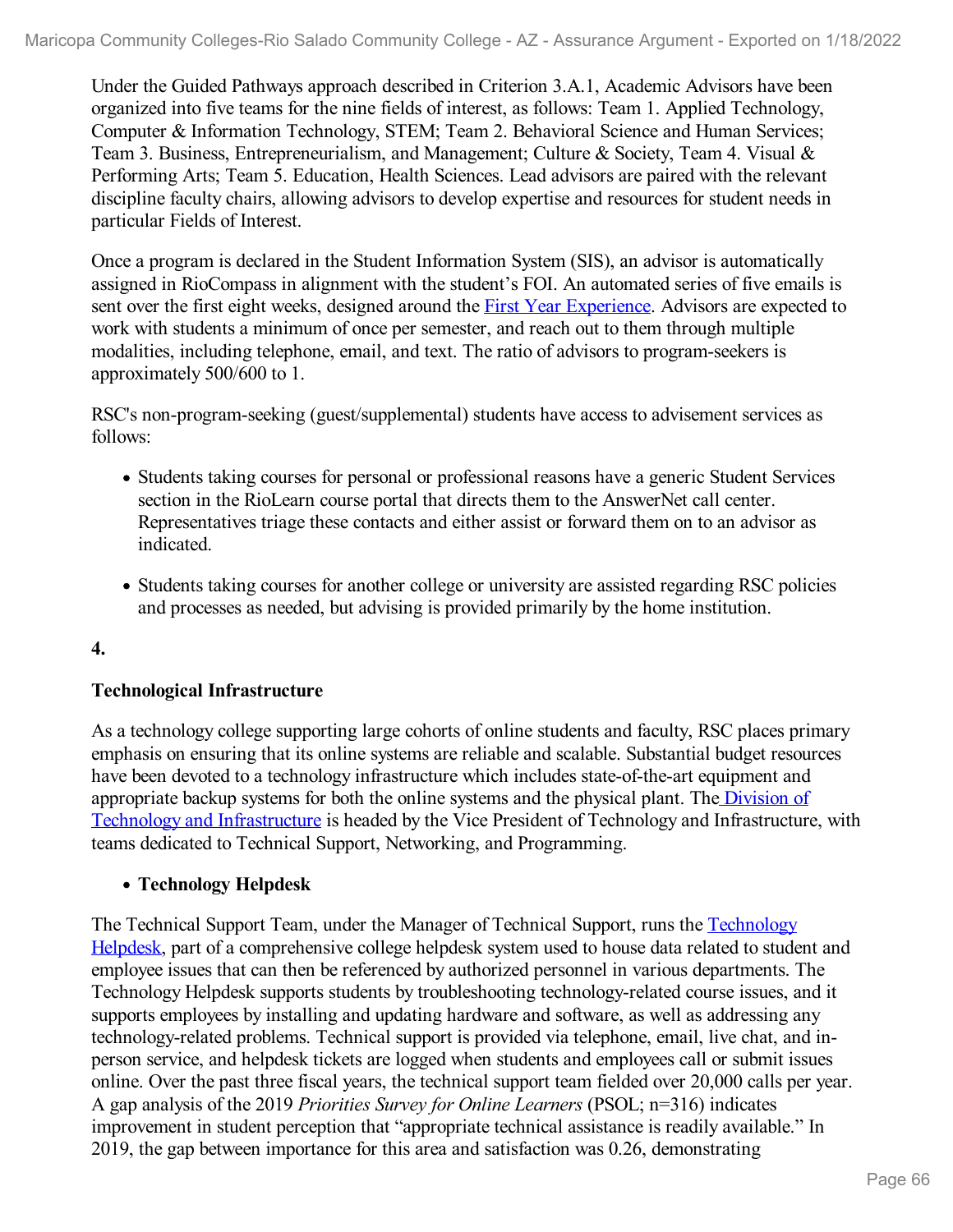Under the Guided Pathways approach described in Criterion 3.A.1, Academic Advisors have been organized into five teams for the nine fields of interest, as follows: Team 1. Applied Technology, Computer & Information Technology, STEM; Team 2. Behavioral Science and Human Services; Team 3. Business, Entrepreneurialism, and Management; Culture & Society, Team 4. Visual & Performing Arts; Team 5. Education, Health Sciences. Lead advisors are paired with the relevant discipline faculty chairs, allowing advisors to develop expertise and resources for student needs in particular Fields of Interest.

Once a program is declared in the Student Information System (SIS), an advisor is automatically assigned in RioCompass in alignment with the student's FOI. An automated series of five emails is sent over the first eight weeks, designed around the First Year Experience. Advisors are expected to work with students a minimum of once per semester, and reach out to them through multiple modalities, including telephone, email, and text. The ratio of advisors to program-seekers is approximately 500/600 to 1.

RSC's non-program-seeking (guest/supplemental) students have access to advisement services as follows:

- Students taking courses for personal or professional reasons have a generic Student Services section in the RioLearn course portal that directs them to the AnswerNet call center. Representatives triage these contacts and either assist or forward them on to an advisor as indicated.
- Students taking courses for another college or university are assisted regarding RSC policies and processes as needed, but advising is provided primarily by the home institution.

**4.**

**Technological Infrastructure**

As a technology college supporting large cohorts of online students and faculty, RSC places primary emphasis on ensuring that its online systems are reliable and scalable. Substantial budget resources have been devoted to a technology infrastructure which includes state-of-the-art equipment and appropriate backup systems for both the online systems and the physical plant. The Division of Technology and Infrastructure is headed by the Vice President of Technology and Infrastructure, with teams dedicated to Technical Support, Networking, and Programming.

- **Technology Helpdesk**

The Technical Support Team, under the Manager of Technical Support, runs the Technology Helpdesk, part of a comprehensive college helpdesk system used to house data related to student and employee issues that can then be referenced by authorized personnel in various departments. The Technology Helpdesk supports students by troubleshooting technology-related course issues, and it supports employees by installing and updating hardware and software, as well as addressing any technology-related problems. Technical support is provided via telephone, email, live chat, and in-person service, and helpdesk tickets are logged when students and employees call or submit issues online. Over the past three fiscal years, the technical support team fielded over 20,000 calls per year. A gap analysis of the 2019 *Priorities Survey for Online Learners* (PSOL; n=316) indicates improvement in student perception that "appropriate technical assistance is readily available." In 2019, the gap between importance for this area and satisfaction was 0.26, demonstrating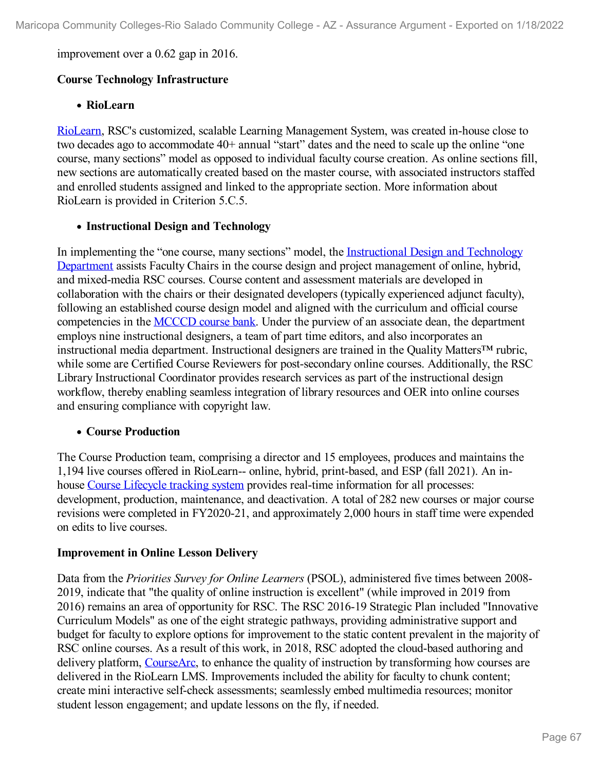improvement over a 0.62 gap in 2016.

**Course Technology Infrastructure**

- **RioLearn**

RioLearn, RSC's customized, scalable Learning Management System, was created in-house close to two decades ago to accommodate 40+ annual "start" dates and the need to scale up the online "one course, many sections" model as opposed to individual faculty course creation. As online sections fill, new sections are automatically created based on the master course, with associated instructors staffed and enrolled students assigned and linked to the appropriate section. More information about RioLearn is provided in Criterion 5.C.5.

- **Instructional Design and Technology**

In implementing the "one course, many sections" model, the Instructional Design and Technology Department assists Faculty Chairs in the course design and project management of online, hybrid, and mixed-media RSC courses. Course content and assessment materials are developed in collaboration with the chairs or their designated developers (typically experienced adjunct faculty), following an established course design model and aligned with the curriculum and official course competencies in the MCCCD course bank. Under the purview of an associate dean, the department employs nine instructional designers, a team of part time editors, and also incorporates an instructional media department. Instructional designers are trained in the Quality Matters™ rubric, while some are Certified Course Reviewers for post-secondary online courses. Additionally, the RSC Library Instructional Coordinator provides research services as part of the instructional design workflow, thereby enabling seamless integration of library resources and OER into online courses and ensuring compliance with copyright law.

- **Course Production**

The Course Production team, comprising a director and 15 employees, produces and maintains the 1,194 live courses offered in RioLearn-- online, hybrid, print-based, and ESP (fall 2021). An in-house Course Lifecycle tracking system provides real-time information for all processes: development, production, maintenance, and deactivation. A total of 282 new courses or major course revisions were completed in FY2020-21, and approximately 2,000 hours in staff time were expended on edits to live courses.

**Improvement in Online Lesson Delivery**

Data from the *Priorities Survey for Online Learners* (PSOL), administered five times between 2008-2019, indicate that "the quality of online instruction is excellent" (while improved in 2019 from 2016) remains an area of opportunity for RSC. The RSC 2016-19 Strategic Plan included "Innovative Curriculum Models" as one of the eight strategic pathways, providing administrative support and budget for faculty to explore options for improvement to the static content prevalent in the majority of RSC online courses. As a result of this work, in 2018, RSC adopted the cloud-based authoring and delivery platform, CourseArc, to enhance the quality of instruction by transforming how courses are delivered in the RioLearn LMS. Improvements included the ability for faculty to chunk content; create mini interactive self-check assessments; seamlessly embed multimedia resources; monitor student lesson engagement; and update lessons on the fly, if needed.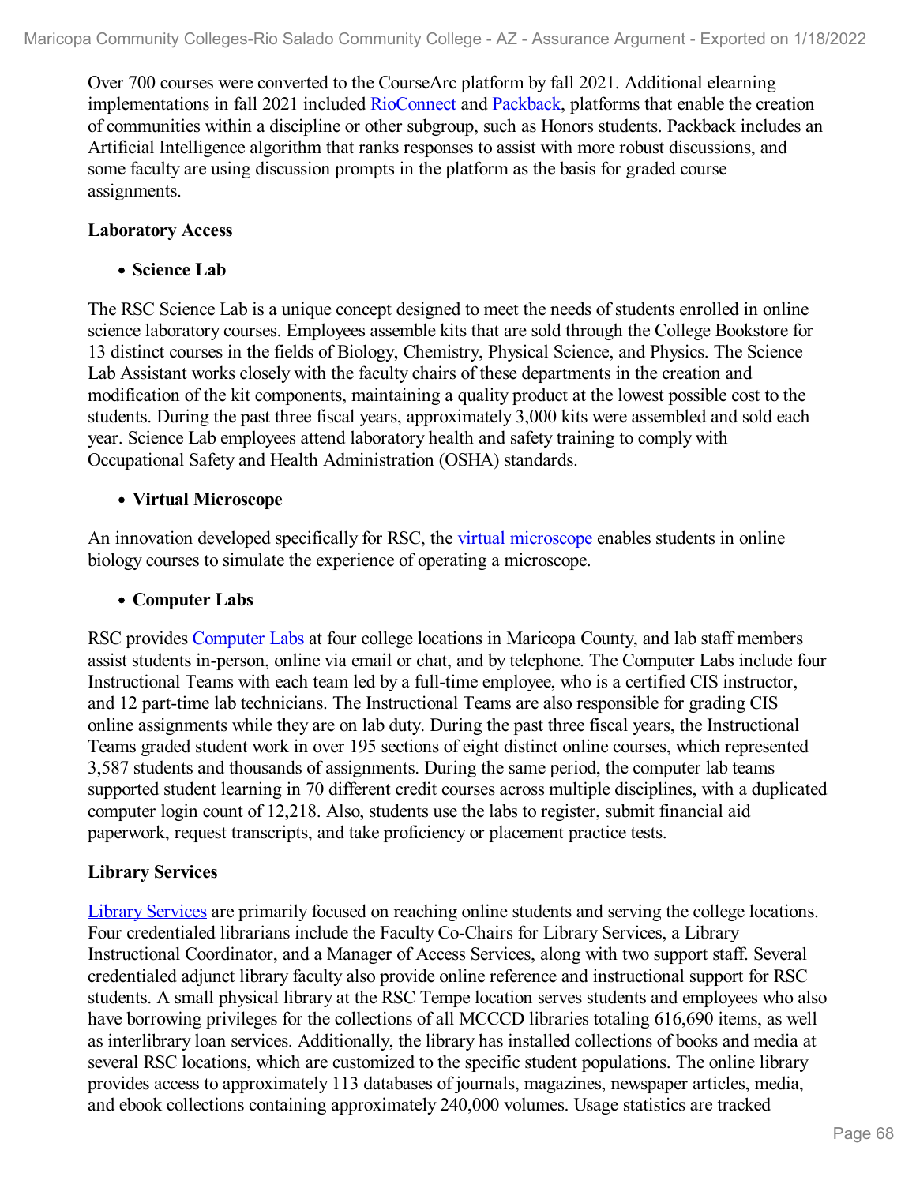Over 700 courses were converted to the CourseArc platform by fall 2021. Additional elearning implementations in fall 2021 included RioConnect and Packback, platforms that enable the creation of communities within a discipline or other subgroup, such as Honors students. Packback includes an Artificial Intelligence algorithm that ranks responses to assist with more robust discussions, and some faculty are using discussion prompts in the platform as the basis for graded course assignments.

**Laboratory Access**

- **Science Lab**

The RSC Science Lab is a unique concept designed to meet the needs of students enrolled in online science laboratory courses. Employees assemble kits that are sold through the College Bookstore for 13 distinct courses in the fields of Biology, Chemistry, Physical Science, and Physics. The Science Lab Assistant works closely with the faculty chairs of these departments in the creation and modification of the kit components, maintaining a quality product at the lowest possible cost to the students. During the past three fiscal years, approximately 3,000 kits were assembled and sold each year. Science Lab employees attend laboratory health and safety training to comply with Occupational Safety and Health Administration (OSHA) standards.

- **Virtual Microscope**

An innovation developed specifically for RSC, the virtual microscope enables students in online biology courses to simulate the experience of operating a microscope.

- **Computer Labs**

RSC provides Computer Labs at four college locations in Maricopa County, and lab staff members assist students in-person, online via email or chat, and by telephone. The Computer Labs include four Instructional Teams with each team led by a full-time employee, who is a certified CIS instructor, and 12 part-time lab technicians. The Instructional Teams are also responsible for grading CIS online assignments while they are on lab duty. During the past three fiscal years, the Instructional Teams graded student work in over 195 sections of eight distinct online courses, which represented 3,587 students and thousands of assignments. During the same period, the computer lab teams supported student learning in 70 different credit courses across multiple disciplines, with a duplicated computer login count of 12,218. Also, students use the labs to register, submit financial aid paperwork, request transcripts, and take proficiency or placement practice tests.

**Library Services**

Library Services are primarily focused on reaching online students and serving the college locations. Four credentialed librarians include the Faculty Co-Chairs for Library Services, a Library Instructional Coordinator, and a Manager of Access Services, along with two support staff. Several credentialed adjunct library faculty also provide online reference and instructional support for RSC students. A small physical library at the RSC Tempe location serves students and employees who also have borrowing privileges for the collections of all MCCCD libraries totaling 616,690 items, as well as interlibrary loan services. Additionally, the library has installed collections of books and media at several RSC locations, which are customized to the specific student populations. The online library provides access to approximately 113 databases of journals, magazines, newspaper articles, media, and ebook collections containing approximately 240,000 volumes. Usage statistics are tracked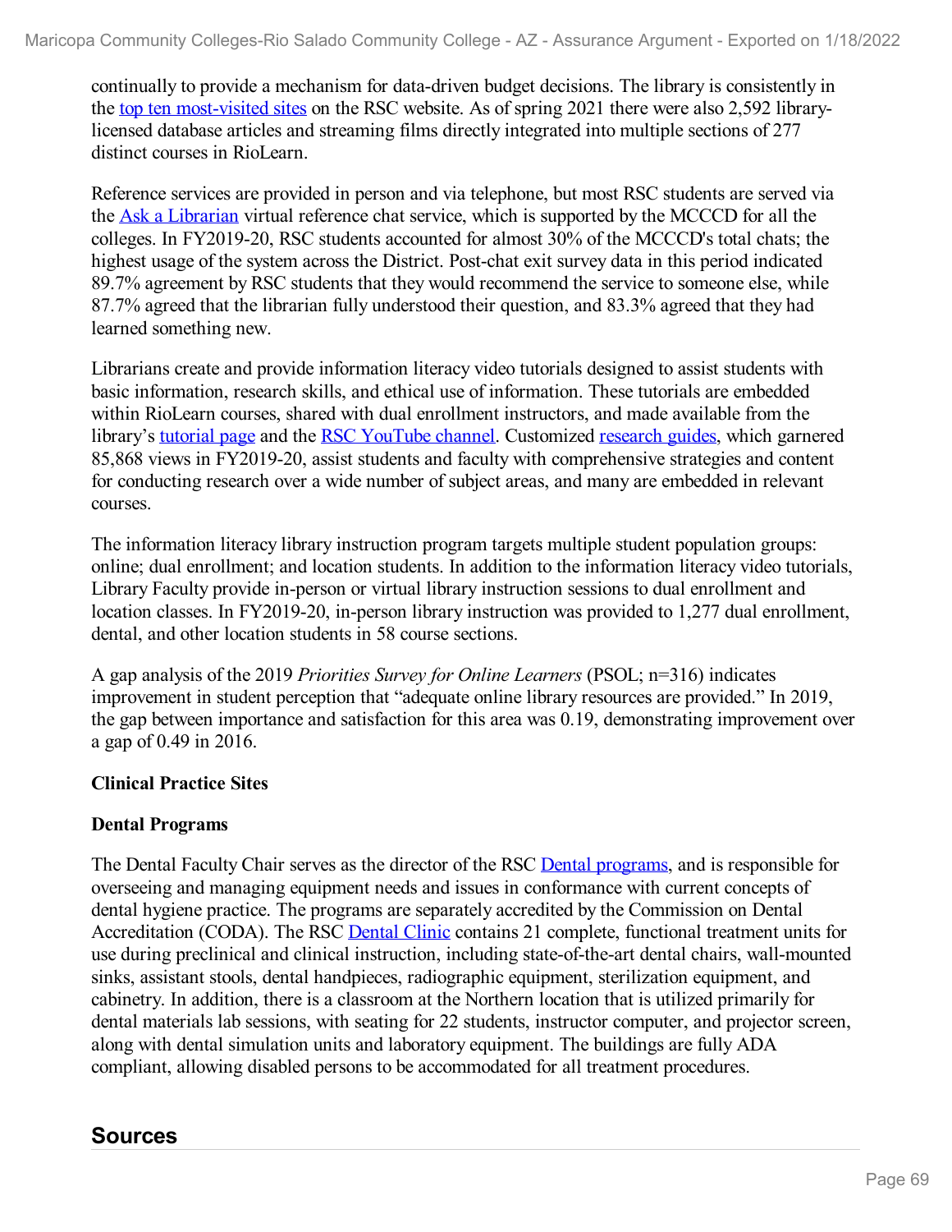continually to provide a mechanism for data-driven budget decisions. The library is consistently in the top ten most-visited sites on the RSC website. As of spring 2021 there were also 2,592 library-licensed database articles and streaming films directly integrated into multiple sections of 277 distinct courses in RioLearn.

Reference services are provided in person and via telephone, but most RSC students are served via the Ask a Librarian virtual reference chat service, which is supported by the MCCCD for all the colleges. In FY2019-20, RSC students accounted for almost 30% of the MCCCD's total chats; the highest usage of the system across the District. Post-chat exit survey data in this period indicated 89.7% agreement by RSC students that they would recommend the service to someone else, while 87.7% agreed that the librarian fully understood their question, and 83.3% agreed that they had learned something new.

Librarians create and provide information literacy video tutorials designed to assist students with basic information, research skills, and ethical use of information. These tutorials are embedded within RioLearn courses, shared with dual enrollment instructors, and made available from the library's tutorial page and the RSC YouTube channel. Customized research guides, which garnered 85,868 views in FY2019-20, assist students and faculty with comprehensive strategies and content for conducting research over a wide number of subject areas, and many are embedded in relevant courses.

The information literacy library instruction program targets multiple student population groups: online; dual enrollment; and location students. In addition to the information literacy video tutorials, Library Faculty provide in-person or virtual library instruction sessions to dual enrollment and location classes. In FY2019-20, in-person library instruction was provided to 1,277 dual enrollment, dental, and other location students in 58 course sections.

A gap analysis of the 2019 *Priorities Survey for Online Learners* (PSOL; n=316) indicates improvement in student perception that "adequate online library resources are provided." In 2019, the gap between importance and satisfaction for this area was 0.19, demonstrating improvement over a gap of 0.49 in 2016.

**Clinical Practice Sites**

**Dental Programs**

The Dental Faculty Chair serves as the director of the RSC Dental programs, and is responsible for overseeing and managing equipment needs and issues in conformance with current concepts of dental hygiene practice. The programs are separately accredited by the Commission on Dental Accreditation (CODA). The RSC Dental Clinic contains 21 complete, functional treatment units for use during preclinical and clinical instruction, including state-of-the-art dental chairs, wall-mounted sinks, assistant stools, dental handpieces, radiographic equipment, sterilization equipment, and cabinetry. In addition, there is a classroom at the Northern location that is utilized primarily for dental materials lab sessions, with seating for 22 students, instructor computer, and projector screen, along with dental simulation units and laboratory equipment. The buildings are fully ADA compliant, allowing disabled persons to be accommodated for all treatment procedures.

## Sources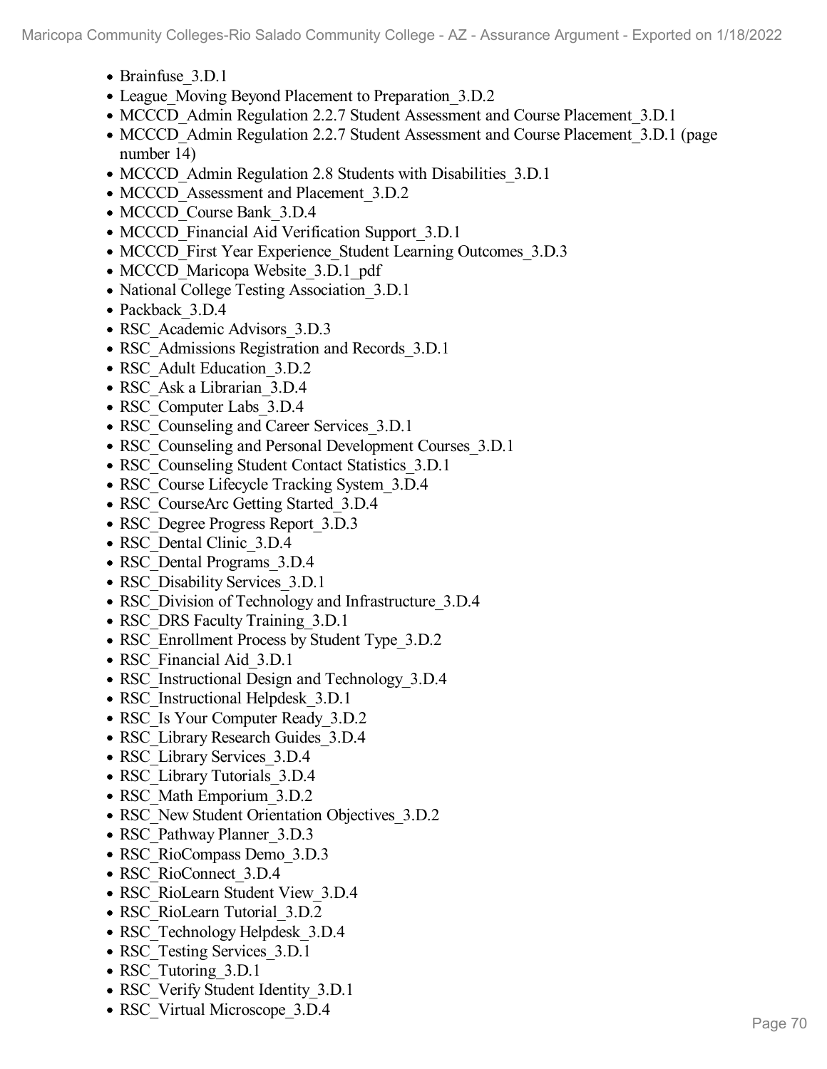- Brainfuse_3.D.1
- League_Moving Beyond Placement to Preparation_3.D.2
- MCCCD_Admin Regulation 2.2.7 Student Assessment and Course Placement_3.D.1
- MCCCD_Admin Regulation 2.2.7 Student Assessment and Course Placement_3.D.1 (page number 14)
- MCCCD_Admin Regulation 2.8 Students with Disabilities_3.D.1
- MCCCD_Assessment and Placement_3.D.2
- MCCCD_Course Bank_3.D.4
- MCCCD_Financial Aid Verification Support_3.D.1
- MCCCD_First Year Experience_Student Learning Outcomes_3.D.3
- MCCCD_Maricopa Website_3.D.1_pdf
- National College Testing Association_3.D.1
- Packback_3.D.4
- RSC_Academic Advisors_3.D.3
- RSC_Admissions Registration and Records_3.D.1
- RSC_Adult Education_3.D.2
- RSC_Ask a Librarian_3.D.4
- RSC_Computer Labs_3.D.4
- RSC_Counseling and Career Services_3.D.1
- RSC_Counseling and Personal Development Courses_3.D.1
- RSC_Counseling Student Contact Statistics_3.D.1
- RSC_Course Lifecycle Tracking System_3.D.4
- RSC_CourseArc Getting Started_3.D.4
- RSC_Degree Progress Report_3.D.3
- RSC_Dental Clinic_3.D.4
- RSC_Dental Programs_3.D.4
- RSC_Disability Services_3.D.1
- RSC_Division of Technology and Infrastructure_3.D.4
- RSC_DRS Faculty Training_3.D.1
- RSC_Enrollment Process by Student Type_3.D.2
- RSC_Financial Aid_3.D.1
- RSC_Instructional Design and Technology_3.D.4
- RSC_Instructional Helpdesk_3.D.1
- RSC_Is Your Computer Ready_3.D.2
- RSC_Library Research Guides_3.D.4
- RSC_Library Services_3.D.4
- RSC_Library Tutorials_3.D.4
- RSC_Math Emporium_3.D.2
- RSC_New Student Orientation Objectives_3.D.2
- RSC_Pathway Planner_3.D.3
- RSC_RioCompass Demo_3.D.3
- RSC_RioConnect_3.D.4
- RSC_RioLearn Student View_3.D.4
- RSC_RioLearn Tutorial_3.D.2
- RSC_Technology Helpdesk_3.D.4
- RSC_Testing Services_3.D.1
- RSC_Tutoring_3.D.1
- RSC_Verify Student Identity_3.D.1
- RSC_Virtual Microscope_3.D.4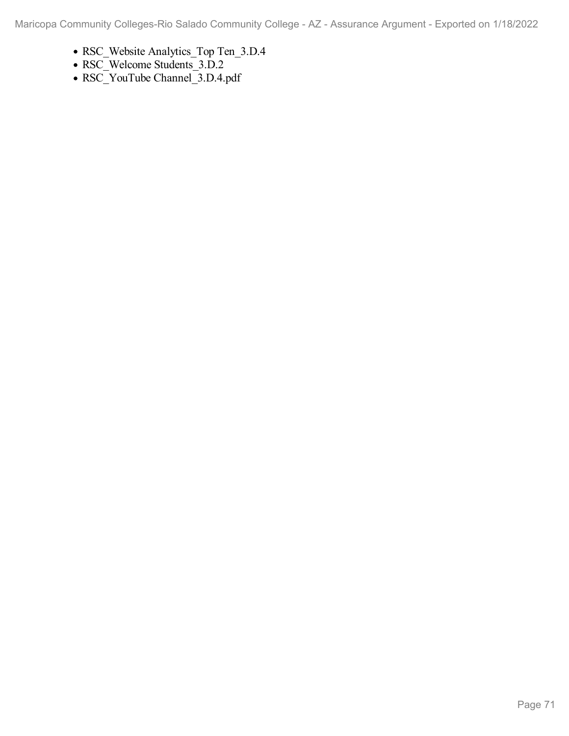- RSC_Website Analytics_Top Ten_3.D.4
- RSC_Welcome Students_3.D.2
- RSC_YouTube Channel_3.D.4.pdf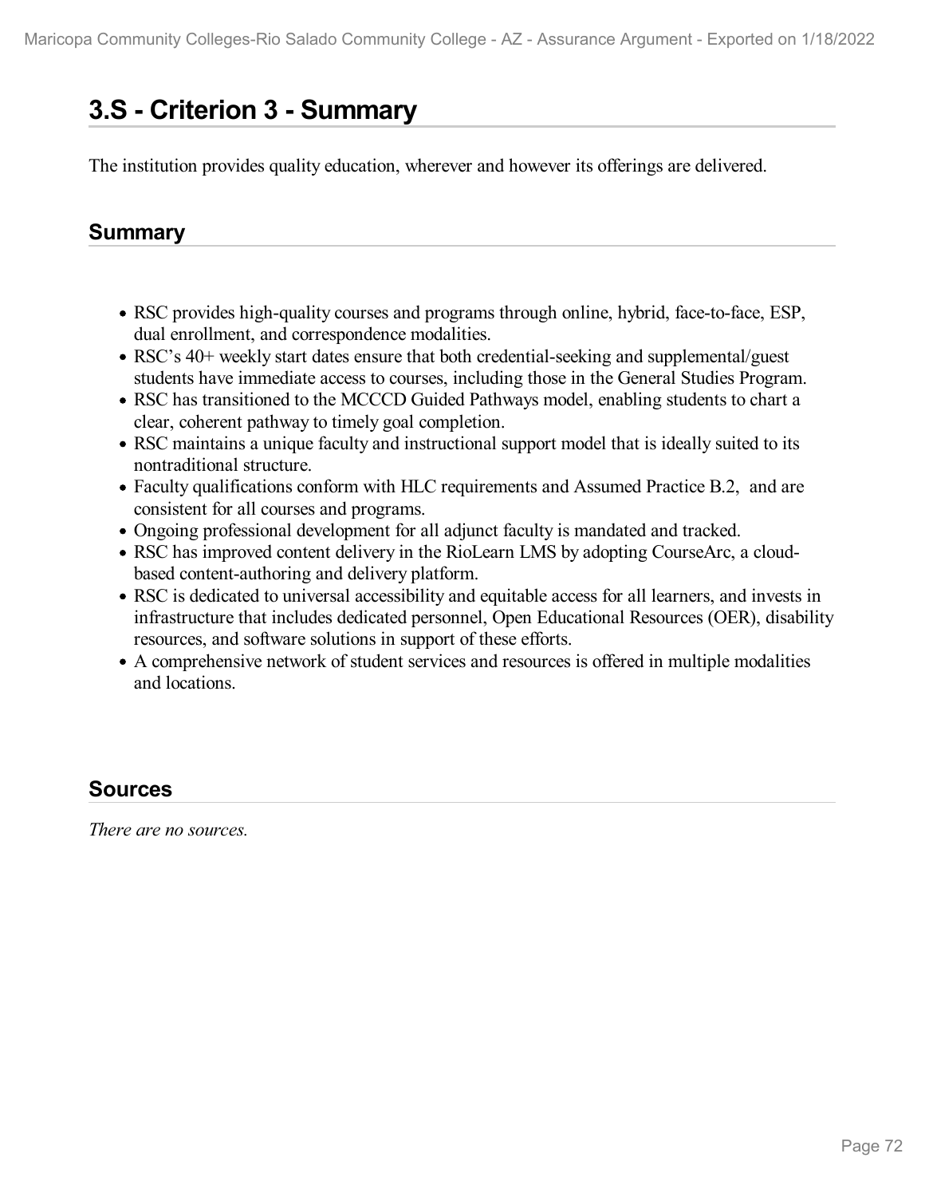# 3.S - Criterion 3 - Summary

The institution provides quality education, wherever and however its offerings are delivered.

## Summary

- RSC provides high-quality courses and programs through online, hybrid, face-to-face, ESP, dual enrollment, and correspondence modalities.
- RSC's 40+ weekly start dates ensure that both credential-seeking and supplemental/guest students have immediate access to courses, including those in the General Studies Program.
- RSC has transitioned to the MCCCD Guided Pathways model, enabling students to chart a clear, coherent pathway to timely goal completion.
- RSC maintains a unique faculty and instructional support model that is ideally suited to its nontraditional structure.
- Faculty qualifications conform with HLC requirements and Assumed Practice B.2, and are consistent for all courses and programs.
- Ongoing professional development for all adjunct faculty is mandated and tracked.
- RSC has improved content delivery in the RioLearn LMS by adopting CourseArc, a cloud-based content-authoring and delivery platform.
- RSC is dedicated to universal accessibility and equitable access for all learners, and invests in infrastructure that includes dedicated personnel, Open Educational Resources (OER), disability resources, and software solutions in support of these efforts.
- A comprehensive network of student services and resources is offered in multiple modalities and locations.

## Sources

*There are no sources.*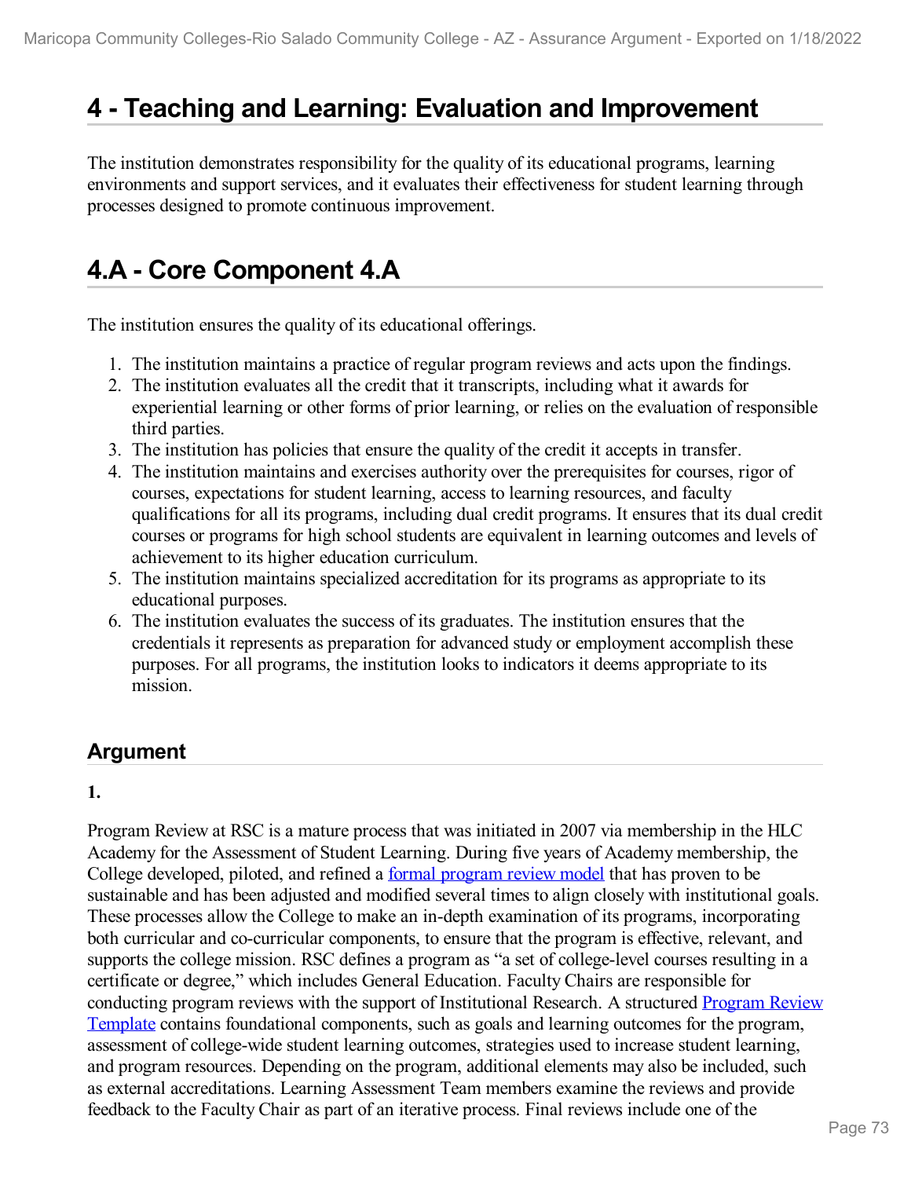# 4 - Teaching and Learning: Evaluation and Improvement

The institution demonstrates responsibility for the quality of its educational programs, learning environments and support services, and it evaluates their effectiveness for student learning through processes designed to promote continuous improvement.

# 4.A - Core Component 4.A

The institution ensures the quality of its educational offerings.

1. The institution maintains a practice of regular program reviews and acts upon the findings.
2. The institution evaluates all the credit that it transcripts, including what it awards for experiential learning or other forms of prior learning, or relies on the evaluation of responsible third parties.
3. The institution has policies that ensure the quality of the credit it accepts in transfer.
4. The institution maintains and exercises authority over the prerequisites for courses, rigor of courses, expectations for student learning, access to learning resources, and faculty qualifications for all its programs, including dual credit programs. It ensures that its dual credit courses or programs for high school students are equivalent in learning outcomes and levels of achievement to its higher education curriculum.
5. The institution maintains specialized accreditation for its programs as appropriate to its educational purposes.
6. The institution evaluates the success of its graduates. The institution ensures that the credentials it represents as preparation for advanced study or employment accomplish these purposes. For all programs, the institution looks to indicators it deems appropriate to its mission.

## Argument

**1.**

Program Review at RSC is a mature process that was initiated in 2007 via membership in the HLC Academy for the Assessment of Student Learning. During five years of Academy membership, the College developed, piloted, and refined a formal program review model that has proven to be sustainable and has been adjusted and modified several times to align closely with institutional goals. These processes allow the College to make an in-depth examination of its programs, incorporating both curricular and co-curricular components, to ensure that the program is effective, relevant, and supports the college mission. RSC defines a program as "a set of college-level courses resulting in a certificate or degree," which includes General Education. Faculty Chairs are responsible for conducting program reviews with the support of Institutional Research. A structured Program Review Template contains foundational components, such as goals and learning outcomes for the program, assessment of college-wide student learning outcomes, strategies used to increase student learning, and program resources. Depending on the program, additional elements may also be included, such as external accreditations. Learning Assessment Team members examine the reviews and provide feedback to the Faculty Chair as part of an iterative process. Final reviews include one of the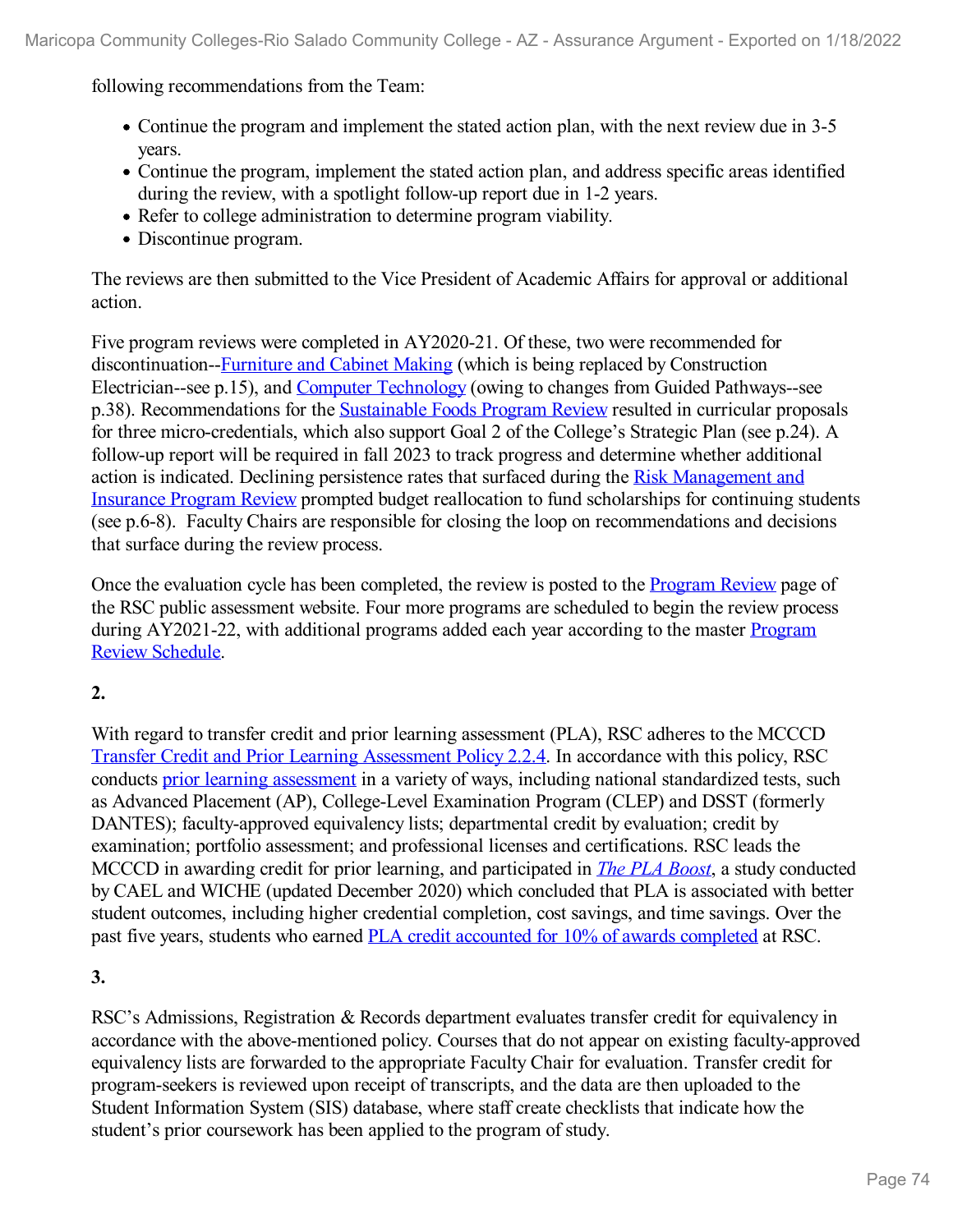following recommendations from the Team:

- Continue the program and implement the stated action plan, with the next review due in 3-5 years.
- Continue the program, implement the stated action plan, and address specific areas identified during the review, with a spotlight follow-up report due in 1-2 years.
- Refer to college administration to determine program viability.
- Discontinue program.

The reviews are then submitted to the Vice President of Academic Affairs for approval or additional action.

Five program reviews were completed in AY2020-21. Of these, two were recommended for discontinuation--Furniture and Cabinet Making (which is being replaced by Construction Electrician--see p.15), and Computer Technology (owing to changes from Guided Pathways--see p.38). Recommendations for the Sustainable Foods Program Review resulted in curricular proposals for three micro-credentials, which also support Goal 2 of the College's Strategic Plan (see p.24). A follow-up report will be required in fall 2023 to track progress and determine whether additional action is indicated. Declining persistence rates that surfaced during the Risk Management and Insurance Program Review prompted budget reallocation to fund scholarships for continuing students (see p.6-8). Faculty Chairs are responsible for closing the loop on recommendations and decisions that surface during the review process.

Once the evaluation cycle has been completed, the review is posted to the Program Review page of the RSC public assessment website. Four more programs are scheduled to begin the review process during AY2021-22, with additional programs added each year according to the master Program Review Schedule.

**2.**

With regard to transfer credit and prior learning assessment (PLA), RSC adheres to the MCCCD Transfer Credit and Prior Learning Assessment Policy 2.2.4. In accordance with this policy, RSC conducts prior learning assessment in a variety of ways, including national standardized tests, such as Advanced Placement (AP), College-Level Examination Program (CLEP) and DSST (formerly DANTES); faculty-approved equivalency lists; departmental credit by evaluation; credit by examination; portfolio assessment; and professional licenses and certifications. RSC leads the MCCCD in awarding credit for prior learning, and participated in *The PLA Boost*, a study conducted by CAEL and WICHE (updated December 2020) which concluded that PLA is associated with better student outcomes, including higher credential completion, cost savings, and time savings. Over the past five years, students who earned PLA credit accounted for 10% of awards completed at RSC.

**3.**

RSC's Admissions, Registration & Records department evaluates transfer credit for equivalency in accordance with the above-mentioned policy. Courses that do not appear on existing faculty-approved equivalency lists are forwarded to the appropriate Faculty Chair for evaluation. Transfer credit for program-seekers is reviewed upon receipt of transcripts, and the data are then uploaded to the Student Information System (SIS) database, where staff create checklists that indicate how the student's prior coursework has been applied to the program of study.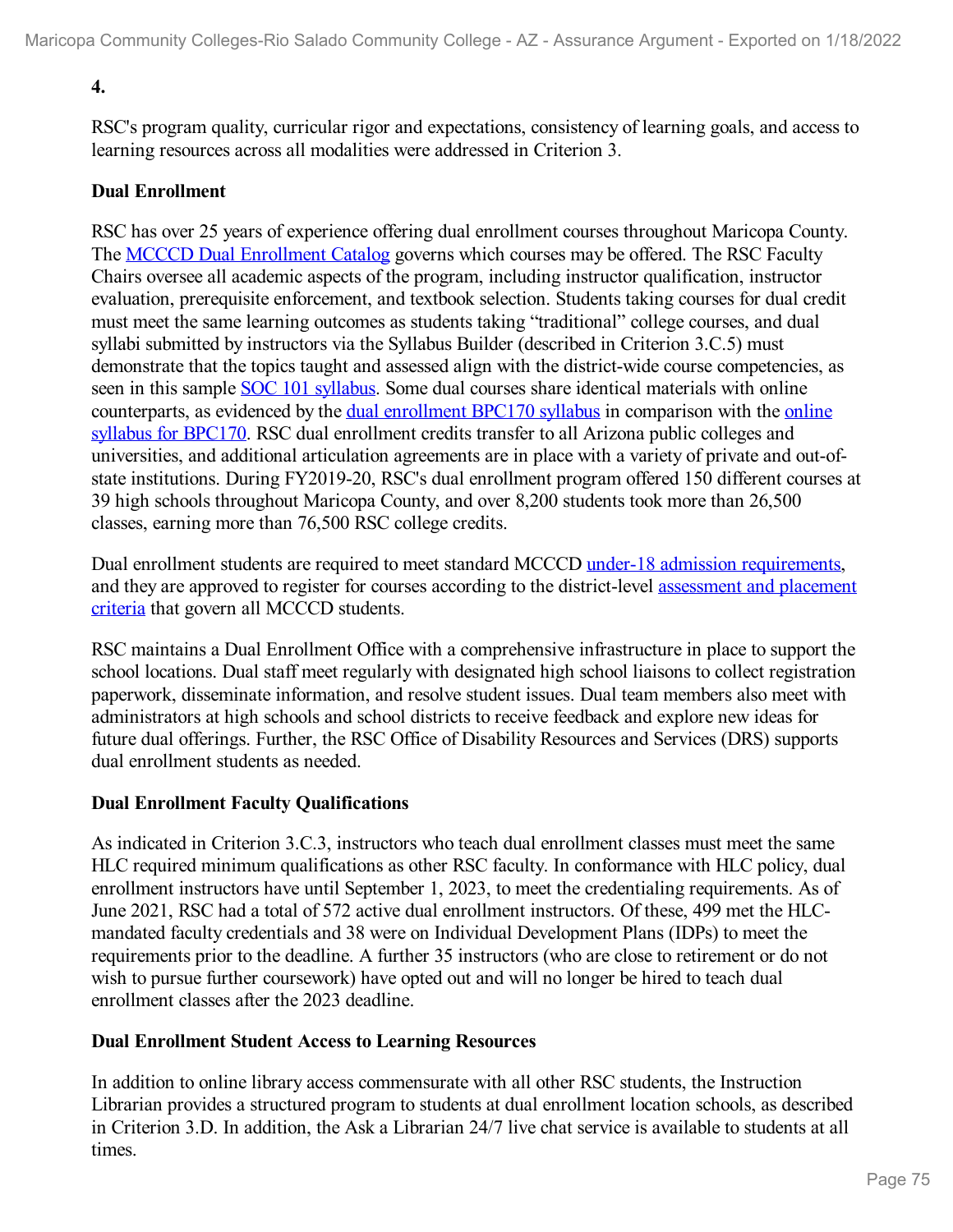**4.**

RSC's program quality, curricular rigor and expectations, consistency of learning goals, and access to learning resources across all modalities were addressed in Criterion 3.

**Dual Enrollment**

RSC has over 25 years of experience offering dual enrollment courses throughout Maricopa County. The MCCCD Dual Enrollment Catalog governs which courses may be offered. The RSC Faculty Chairs oversee all academic aspects of the program, including instructor qualification, instructor evaluation, prerequisite enforcement, and textbook selection. Students taking courses for dual credit must meet the same learning outcomes as students taking "traditional" college courses, and dual syllabi submitted by instructors via the Syllabus Builder (described in Criterion 3.C.5) must demonstrate that the topics taught and assessed align with the district-wide course competencies, as seen in this sample SOC 101 syllabus. Some dual courses share identical materials with online counterparts, as evidenced by the dual enrollment BPC170 syllabus in comparison with the online syllabus for BPC170. RSC dual enrollment credits transfer to all Arizona public colleges and universities, and additional articulation agreements are in place with a variety of private and out-of-state institutions. During FY2019-20, RSC's dual enrollment program offered 150 different courses at 39 high schools throughout Maricopa County, and over 8,200 students took more than 26,500 classes, earning more than 76,500 RSC college credits.

Dual enrollment students are required to meet standard MCCCD under-18 admission requirements, and they are approved to register for courses according to the district-level assessment and placement criteria that govern all MCCCD students.

RSC maintains a Dual Enrollment Office with a comprehensive infrastructure in place to support the school locations. Dual staff meet regularly with designated high school liaisons to collect registration paperwork, disseminate information, and resolve student issues. Dual team members also meet with administrators at high schools and school districts to receive feedback and explore new ideas for future dual offerings. Further, the RSC Office of Disability Resources and Services (DRS) supports dual enrollment students as needed.

**Dual Enrollment Faculty Qualifications**

As indicated in Criterion 3.C.3, instructors who teach dual enrollment classes must meet the same HLC required minimum qualifications as other RSC faculty. In conformance with HLC policy, dual enrollment instructors have until September 1, 2023, to meet the credentialing requirements. As of June 2021, RSC had a total of 572 active dual enrollment instructors. Of these, 499 met the HLC-mandated faculty credentials and 38 were on Individual Development Plans (IDPs) to meet the requirements prior to the deadline. A further 35 instructors (who are close to retirement or do not wish to pursue further coursework) have opted out and will no longer be hired to teach dual enrollment classes after the 2023 deadline.

**Dual Enrollment Student Access to Learning Resources**

In addition to online library access commensurate with all other RSC students, the Instruction Librarian provides a structured program to students at dual enrollment location schools, as described in Criterion 3.D. In addition, the Ask a Librarian 24/7 live chat service is available to students at all times.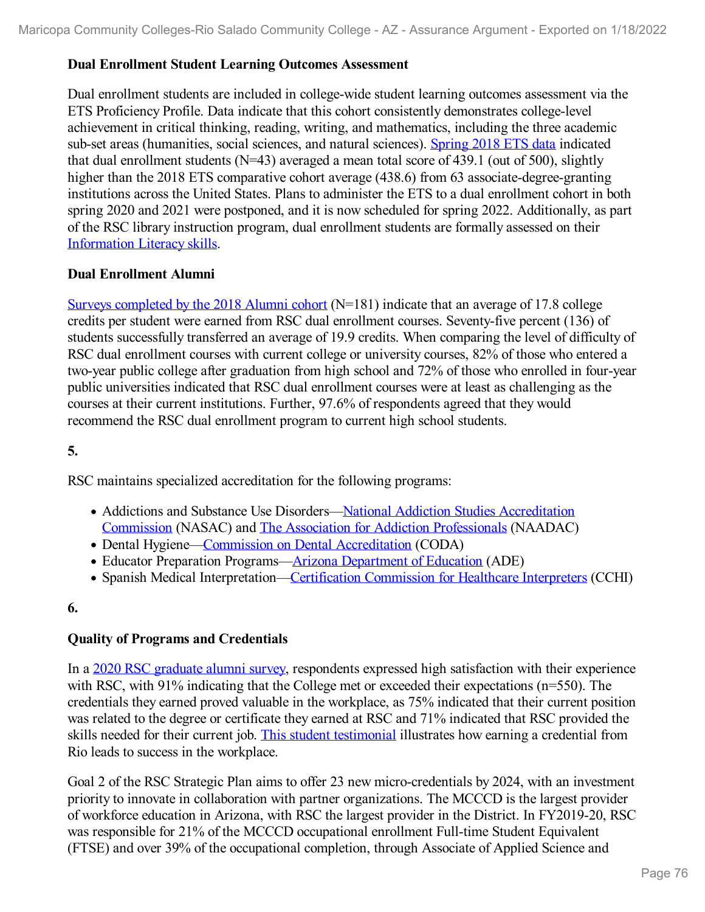**Dual Enrollment Student Learning Outcomes Assessment**

Dual enrollment students are included in college-wide student learning outcomes assessment via the ETS Proficiency Profile. Data indicate that this cohort consistently demonstrates college-level achievement in critical thinking, reading, writing, and mathematics, including the three academic sub-set areas (humanities, social sciences, and natural sciences). Spring 2018 ETS data indicated that dual enrollment students (N=43) averaged a mean total score of 439.1 (out of 500), slightly higher than the 2018 ETS comparative cohort average (438.6) from 63 associate-degree-granting institutions across the United States. Plans to administer the ETS to a dual enrollment cohort in both spring 2020 and 2021 were postponed, and it is now scheduled for spring 2022. Additionally, as part of the RSC library instruction program, dual enrollment students are formally assessed on their Information Literacy skills.

**Dual Enrollment Alumni**

Surveys completed by the 2018 Alumni cohort (N=181) indicate that an average of 17.8 college credits per student were earned from RSC dual enrollment courses. Seventy-five percent (136) of students successfully transferred an average of 19.9 credits. When comparing the level of difficulty of RSC dual enrollment courses with current college or university courses, 82% of those who entered a two-year public college after graduation from high school and 72% of those who enrolled in four-year public universities indicated that RSC dual enrollment courses were at least as challenging as the courses at their current institutions. Further, 97.6% of respondents agreed that they would recommend the RSC dual enrollment program to current high school students.

**5.**

RSC maintains specialized accreditation for the following programs:

- Addictions and Substance Use Disorders—National Addiction Studies Accreditation Commission (NASAC) and The Association for Addiction Professionals (NAADAC)
- Dental Hygiene—Commission on Dental Accreditation (CODA)
- Educator Preparation Programs—Arizona Department of Education (ADE)
- Spanish Medical Interpretation—Certification Commission for Healthcare Interpreters (CCHI)

**6.**

**Quality of Programs and Credentials**

In a 2020 RSC graduate alumni survey, respondents expressed high satisfaction with their experience with RSC, with 91% indicating that the College met or exceeded their expectations (n=550). The credentials they earned proved valuable in the workplace, as 75% indicated that their current position was related to the degree or certificate they earned at RSC and 71% indicated that RSC provided the skills needed for their current job. This student testimonial illustrates how earning a credential from Rio leads to success in the workplace.

Goal 2 of the RSC Strategic Plan aims to offer 23 new micro-credentials by 2024, with an investment priority to innovate in collaboration with partner organizations. The MCCCD is the largest provider of workforce education in Arizona, with RSC the largest provider in the District. In FY2019-20, RSC was responsible for 21% of the MCCCD occupational enrollment Full-time Student Equivalent (FTSE) and over 39% of the occupational completion, through Associate of Applied Science and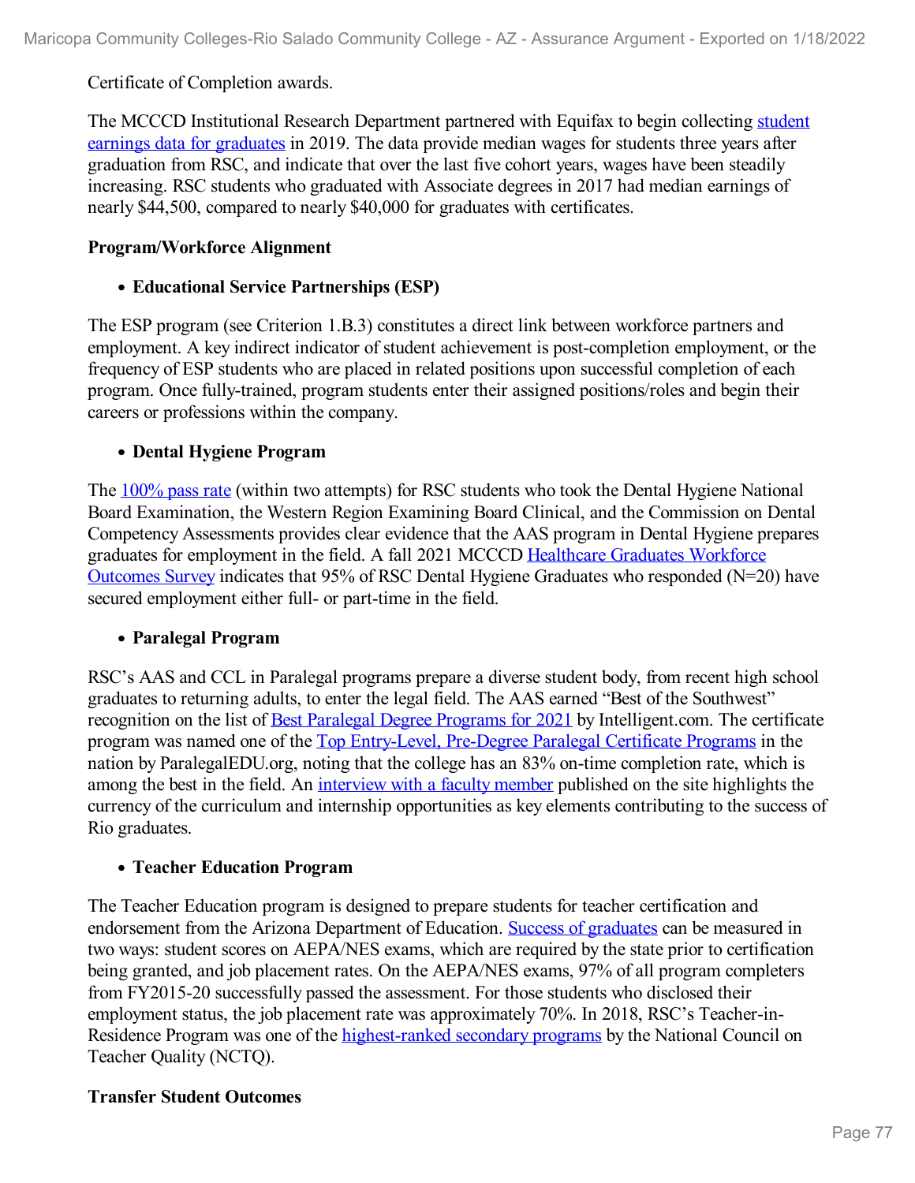Certificate of Completion awards.

The MCCCD Institutional Research Department partnered with Equifax to begin collecting student earnings data for graduates in 2019. The data provide median wages for students three years after graduation from RSC, and indicate that over the last five cohort years, wages have been steadily increasing. RSC students who graduated with Associate degrees in 2017 had median earnings of nearly $44,500, compared to nearly $40,000 for graduates with certificates.

**Program/Workforce Alignment**

- **Educational Service Partnerships (ESP)**

The ESP program (see Criterion 1.B.3) constitutes a direct link between workforce partners and employment. A key indirect indicator of student achievement is post-completion employment, or the frequency of ESP students who are placed in related positions upon successful completion of each program. Once fully-trained, program students enter their assigned positions/roles and begin their careers or professions within the company.

- **Dental Hygiene Program**

The 100% pass rate (within two attempts) for RSC students who took the Dental Hygiene National Board Examination, the Western Region Examining Board Clinical, and the Commission on Dental Competency Assessments provides clear evidence that the AAS program in Dental Hygiene prepares graduates for employment in the field. A fall 2021 MCCCD Healthcare Graduates Workforce Outcomes Survey indicates that 95% of RSC Dental Hygiene Graduates who responded (N=20) have secured employment either full- or part-time in the field.

- **Paralegal Program**

RSC's AAS and CCL in Paralegal programs prepare a diverse student body, from recent high school graduates to returning adults, to enter the legal field. The AAS earned "Best of the Southwest" recognition on the list of Best Paralegal Degree Programs for 2021 by Intelligent.com. The certificate program was named one of the Top Entry-Level, Pre-Degree Paralegal Certificate Programs in the nation by ParalegalEDU.org, noting that the college has an 83% on-time completion rate, which is among the best in the field. An interview with a faculty member published on the site highlights the currency of the curriculum and internship opportunities as key elements contributing to the success of Rio graduates.

- **Teacher Education Program**

The Teacher Education program is designed to prepare students for teacher certification and endorsement from the Arizona Department of Education. Success of graduates can be measured in two ways: student scores on AEPA/NES exams, which are required by the state prior to certification being granted, and job placement rates. On the AEPA/NES exams, 97% of all program completers from FY2015-20 successfully passed the assessment. For those students who disclosed their employment status, the job placement rate was approximately 70%. In 2018, RSC's Teacher-in-Residence Program was one of the highest-ranked secondary programs by the National Council on Teacher Quality (NCTQ).

**Transfer Student Outcomes**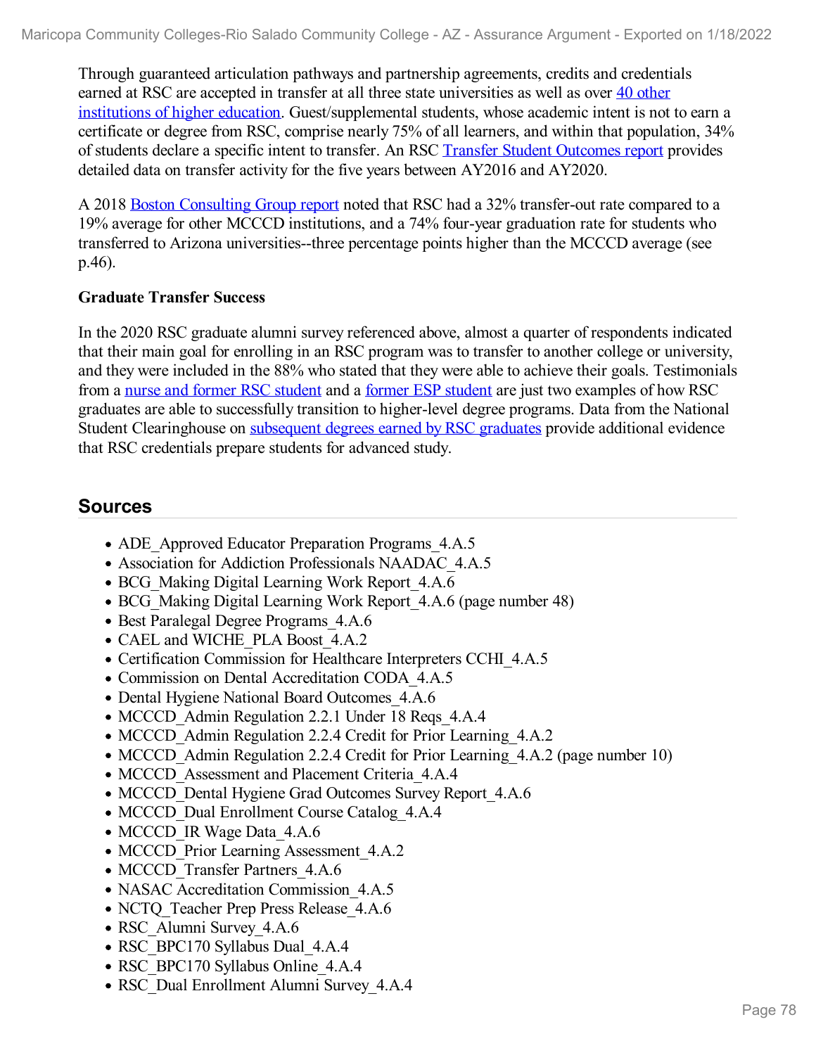Through guaranteed articulation pathways and partnership agreements, credits and credentials earned at RSC are accepted in transfer at all three state universities as well as over 40 other institutions of higher education. Guest/supplemental students, whose academic intent is not to earn a certificate or degree from RSC, comprise nearly 75% of all learners, and within that population, 34% of students declare a specific intent to transfer. An RSC Transfer Student Outcomes report provides detailed data on transfer activity for the five years between AY2016 and AY2020.

A 2018 Boston Consulting Group report noted that RSC had a 32% transfer-out rate compared to a 19% average for other MCCCD institutions, and a 74% four-year graduation rate for students who transferred to Arizona universities--three percentage points higher than the MCCCD average (see p.46).

**Graduate Transfer Success**

In the 2020 RSC graduate alumni survey referenced above, almost a quarter of respondents indicated that their main goal for enrolling in an RSC program was to transfer to another college or university, and they were included in the 88% who stated that they were able to achieve their goals. Testimonials from a nurse and former RSC student and a former ESP student are just two examples of how RSC graduates are able to successfully transition to higher-level degree programs. Data from the National Student Clearinghouse on subsequent degrees earned by RSC graduates provide additional evidence that RSC credentials prepare students for advanced study.

## Sources

- ADE_Approved Educator Preparation Programs_4.A.5
- Association for Addiction Professionals NAADAC_4.A.5
- BCG_Making Digital Learning Work Report_4.A.6
- BCG_Making Digital Learning Work Report_4.A.6 (page number 48)
- Best Paralegal Degree Programs_4.A.6
- CAEL and WICHE_PLA Boost_4.A.2
- Certification Commission for Healthcare Interpreters CCHI_4.A.5
- Commission on Dental Accreditation CODA_4.A.5
- Dental Hygiene National Board Outcomes_4.A.6
- MCCCD_Admin Regulation 2.2.1 Under 18 Reqs_4.A.4
- MCCCD_Admin Regulation 2.2.4 Credit for Prior Learning_4.A.2
- MCCCD_Admin Regulation 2.2.4 Credit for Prior Learning_4.A.2 (page number 10)
- MCCCD_Assessment and Placement Criteria_4.A.4
- MCCCD_Dental Hygiene Grad Outcomes Survey Report_4.A.6
- MCCCD_Dual Enrollment Course Catalog_4.A.4
- MCCCD_IR Wage Data_4.A.6
- MCCCD_Prior Learning Assessment_4.A.2
- MCCCD_Transfer Partners_4.A.6
- NASAC Accreditation Commission_4.A.5
- NCTQ_Teacher Prep Press Release_4.A.6
- RSC_Alumni Survey_4.A.6
- RSC_BPC170 Syllabus Dual_4.A.4
- RSC_BPC170 Syllabus Online_4.A.4
- RSC_Dual Enrollment Alumni Survey_4.A.4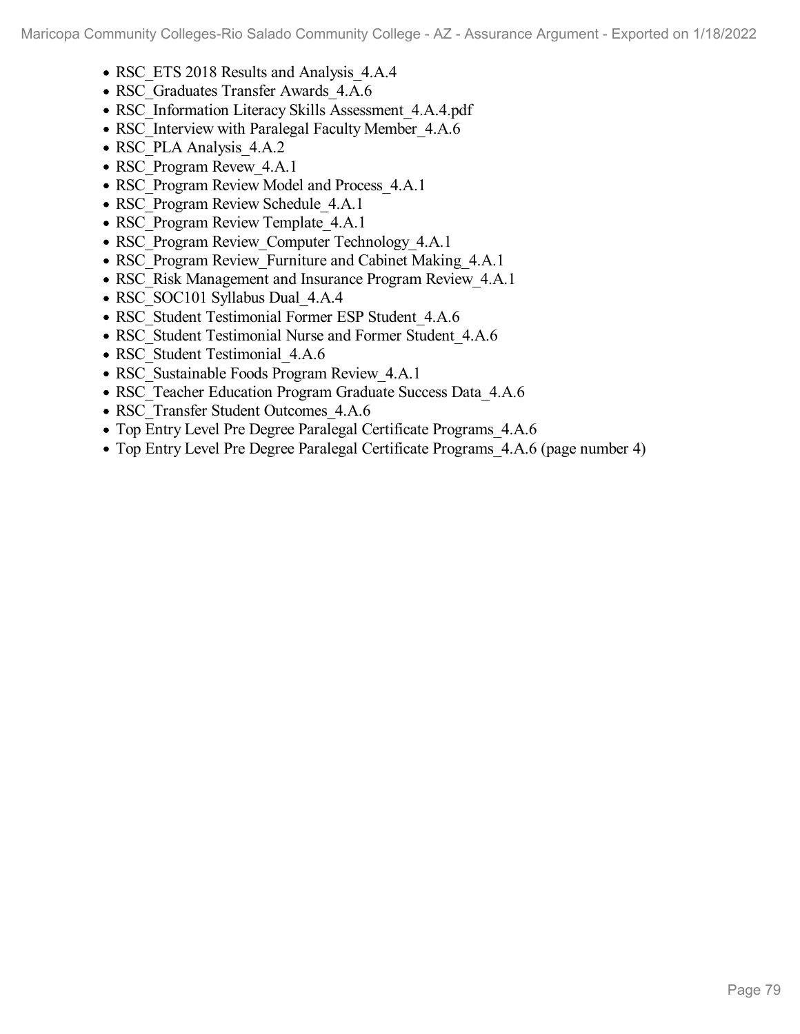- RSC_ETS 2018 Results and Analysis_4.A.4
- RSC_Graduates Transfer Awards_4.A.6
- RSC_Information Literacy Skills Assessment_4.A.4.pdf
- RSC_Interview with Paralegal Faculty Member_4.A.6
- RSC_PLA Analysis_4.A.2
- RSC_Program Revew_4.A.1
- RSC_Program Review Model and Process_4.A.1
- RSC_Program Review Schedule_4.A.1
- RSC_Program Review Template_4.A.1
- RSC_Program Review_Computer Technology_4.A.1
- RSC_Program Review_Furniture and Cabinet Making_4.A.1
- RSC_Risk Management and Insurance Program Review_4.A.1
- RSC_SOC101 Syllabus Dual_4.A.4
- RSC_Student Testimonial Former ESP Student_4.A.6
- RSC_Student Testimonial Nurse and Former Student_4.A.6
- RSC_Student Testimonial_4.A.6
- RSC_Sustainable Foods Program Review_4.A.1
- RSC_Teacher Education Program Graduate Success Data_4.A.6
- RSC_Transfer Student Outcomes_4.A.6
- Top Entry Level Pre Degree Paralegal Certificate Programs_4.A.6
- Top Entry Level Pre Degree Paralegal Certificate Programs_4.A.6 (page number 4)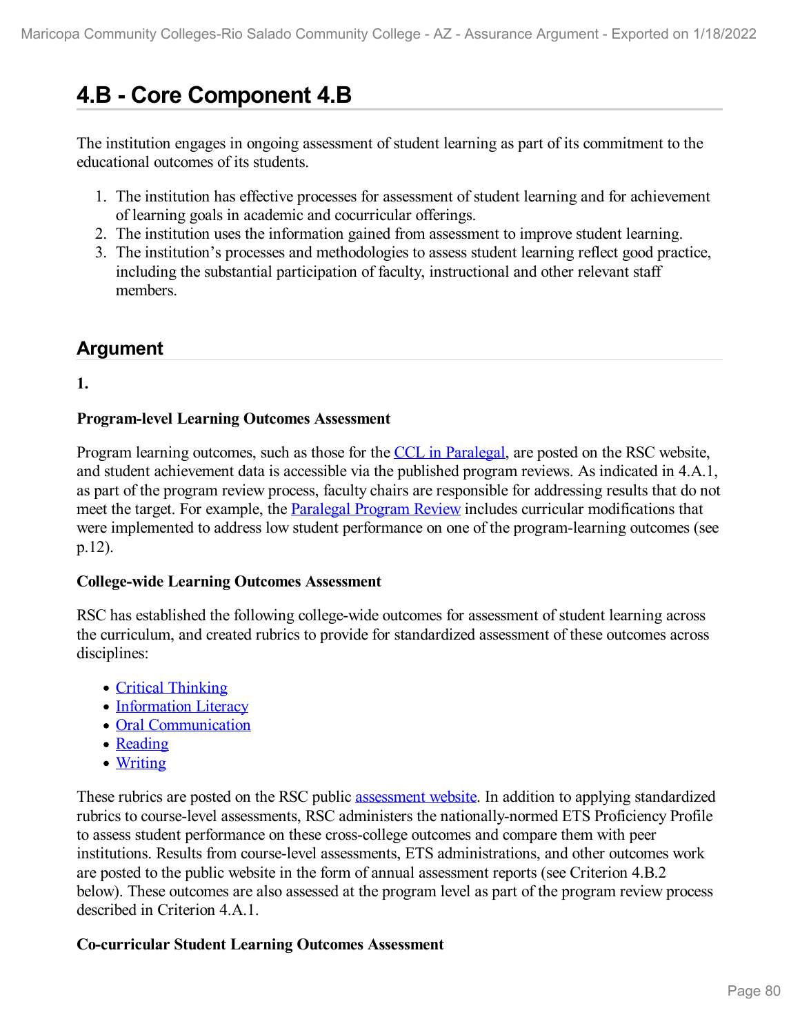# 4.B - Core Component 4.B

The institution engages in ongoing assessment of student learning as part of its commitment to the educational outcomes of its students.

1. The institution has effective processes for assessment of student learning and for achievement of learning goals in academic and cocurricular offerings.
2. The institution uses the information gained from assessment to improve student learning.
3. The institution's processes and methodologies to assess student learning reflect good practice, including the substantial participation of faculty, instructional and other relevant staff members.

## Argument

**1.**

**Program-level Learning Outcomes Assessment**

Program learning outcomes, such as those for the CCL in Paralegal, are posted on the RSC website, and student achievement data is accessible via the published program reviews. As indicated in 4.A.1, as part of the program review process, faculty chairs are responsible for addressing results that do not meet the target. For example, the Paralegal Program Review includes curricular modifications that were implemented to address low student performance on one of the program-learning outcomes (see p.12).

**College-wide Learning Outcomes Assessment**

RSC has established the following college-wide outcomes for assessment of student learning across the curriculum, and created rubrics to provide for standardized assessment of these outcomes across disciplines:

- Critical Thinking
- Information Literacy
- Oral Communication
- Reading
- Writing

These rubrics are posted on the RSC public assessment website. In addition to applying standardized rubrics to course-level assessments, RSC administers the nationally-normed ETS Proficiency Profile to assess student performance on these cross-college outcomes and compare them with peer institutions. Results from course-level assessments, ETS administrations, and other outcomes work are posted to the public website in the form of annual assessment reports (see Criterion 4.B.2 below). These outcomes are also assessed at the program level as part of the program review process described in Criterion 4.A.1.

**Co-curricular Student Learning Outcomes Assessment**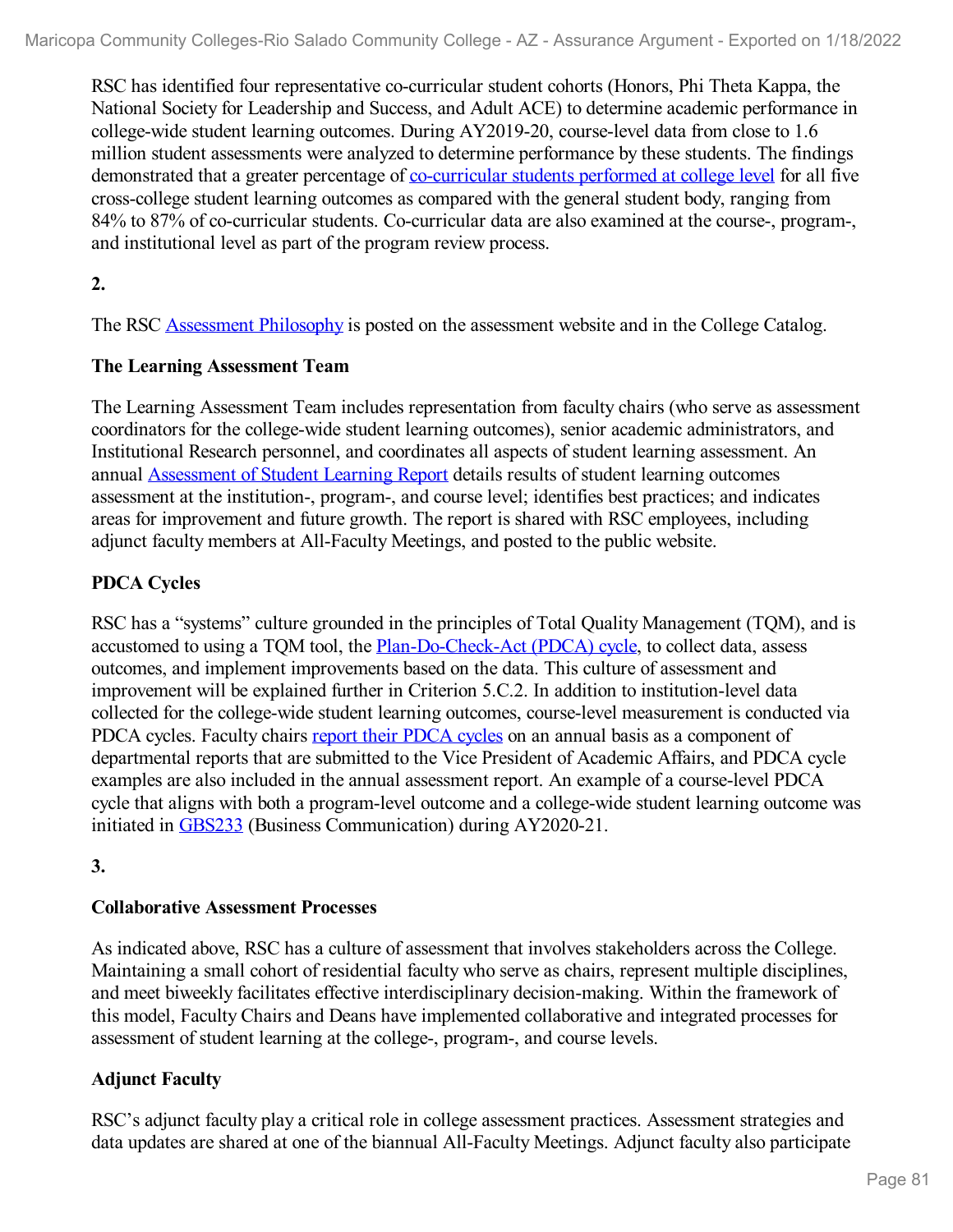RSC has identified four representative co-curricular student cohorts (Honors, Phi Theta Kappa, the National Society for Leadership and Success, and Adult ACE) to determine academic performance in college-wide student learning outcomes. During AY2019-20, course-level data from close to 1.6 million student assessments were analyzed to determine performance by these students. The findings demonstrated that a greater percentage of co-curricular students performed at college level for all five cross-college student learning outcomes as compared with the general student body, ranging from 84% to 87% of co-curricular students. Co-curricular data are also examined at the course-, program-, and institutional level as part of the program review process.

**2.**

The RSC Assessment Philosophy is posted on the assessment website and in the College Catalog.

**The Learning Assessment Team**

The Learning Assessment Team includes representation from faculty chairs (who serve as assessment coordinators for the college-wide student learning outcomes), senior academic administrators, and Institutional Research personnel, and coordinates all aspects of student learning assessment. An annual Assessment of Student Learning Report details results of student learning outcomes assessment at the institution-, program-, and course level; identifies best practices; and indicates areas for improvement and future growth. The report is shared with RSC employees, including adjunct faculty members at All-Faculty Meetings, and posted to the public website.

**PDCA Cycles**

RSC has a "systems" culture grounded in the principles of Total Quality Management (TQM), and is accustomed to using a TQM tool, the Plan-Do-Check-Act (PDCA) cycle, to collect data, assess outcomes, and implement improvements based on the data. This culture of assessment and improvement will be explained further in Criterion 5.C.2. In addition to institution-level data collected for the college-wide student learning outcomes, course-level measurement is conducted via PDCA cycles. Faculty chairs report their PDCA cycles on an annual basis as a component of departmental reports that are submitted to the Vice President of Academic Affairs, and PDCA cycle examples are also included in the annual assessment report. An example of a course-level PDCA cycle that aligns with both a program-level outcome and a college-wide student learning outcome was initiated in GBS233 (Business Communication) during AY2020-21.

**3.**

**Collaborative Assessment Processes**

As indicated above, RSC has a culture of assessment that involves stakeholders across the College. Maintaining a small cohort of residential faculty who serve as chairs, represent multiple disciplines, and meet biweekly facilitates effective interdisciplinary decision-making. Within the framework of this model, Faculty Chairs and Deans have implemented collaborative and integrated processes for assessment of student learning at the college-, program-, and course levels.

**Adjunct Faculty**

RSC's adjunct faculty play a critical role in college assessment practices. Assessment strategies and data updates are shared at one of the biannual All-Faculty Meetings. Adjunct faculty also participate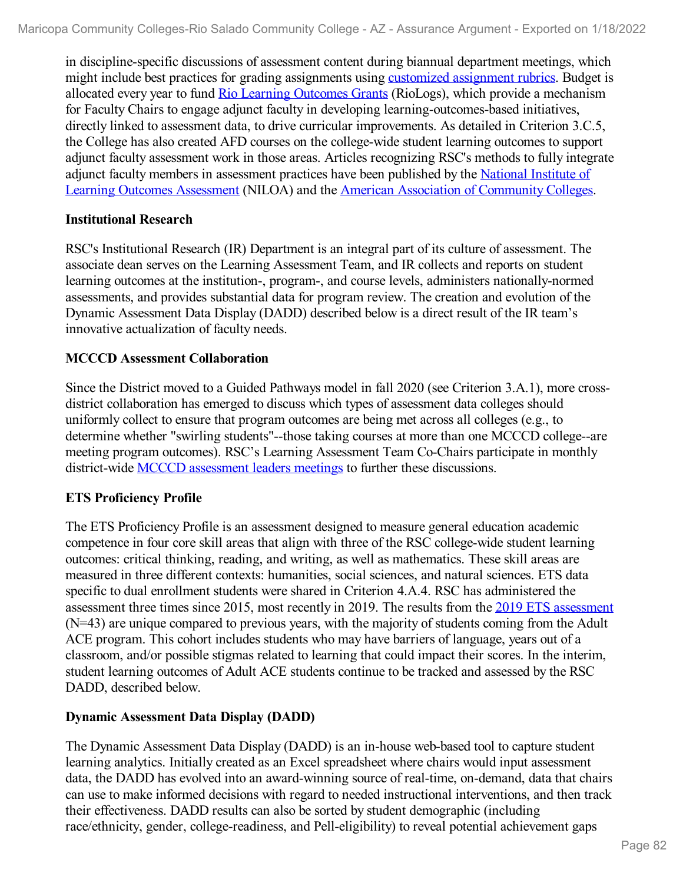in discipline-specific discussions of assessment content during biannual department meetings, which might include best practices for grading assignments using customized assignment rubrics. Budget is allocated every year to fund Rio Learning Outcomes Grants (RioLogs), which provide a mechanism for Faculty Chairs to engage adjunct faculty in developing learning-outcomes-based initiatives, directly linked to assessment data, to drive curricular improvements. As detailed in Criterion 3.C.5, the College has also created AFD courses on the college-wide student learning outcomes to support adjunct faculty assessment work in those areas. Articles recognizing RSC's methods to fully integrate adjunct faculty members in assessment practices have been published by the National Institute of Learning Outcomes Assessment (NILOA) and the American Association of Community Colleges.

**Institutional Research**

RSC's Institutional Research (IR) Department is an integral part of its culture of assessment. The associate dean serves on the Learning Assessment Team, and IR collects and reports on student learning outcomes at the institution-, program-, and course levels, administers nationally-normed assessments, and provides substantial data for program review. The creation and evolution of the Dynamic Assessment Data Display (DADD) described below is a direct result of the IR team's innovative actualization of faculty needs.

**MCCCD Assessment Collaboration**

Since the District moved to a Guided Pathways model in fall 2020 (see Criterion 3.A.1), more cross-district collaboration has emerged to discuss which types of assessment data colleges should uniformly collect to ensure that program outcomes are being met across all colleges (e.g., to determine whether "swirling students"--those taking courses at more than one MCCCD college--are meeting program outcomes). RSC's Learning Assessment Team Co-Chairs participate in monthly district-wide MCCCD assessment leaders meetings to further these discussions.

**ETS Proficiency Profile**

The ETS Proficiency Profile is an assessment designed to measure general education academic competence in four core skill areas that align with three of the RSC college-wide student learning outcomes: critical thinking, reading, and writing, as well as mathematics. These skill areas are measured in three different contexts: humanities, social sciences, and natural sciences. ETS data specific to dual enrollment students were shared in Criterion 4.A.4. RSC has administered the assessment three times since 2015, most recently in 2019. The results from the 2019 ETS assessment (N=43) are unique compared to previous years, with the majority of students coming from the Adult ACE program. This cohort includes students who may have barriers of language, years out of a classroom, and/or possible stigmas related to learning that could impact their scores. In the interim, student learning outcomes of Adult ACE students continue to be tracked and assessed by the RSC DADD, described below.

**Dynamic Assessment Data Display (DADD)**

The Dynamic Assessment Data Display (DADD) is an in-house web-based tool to capture student learning analytics. Initially created as an Excel spreadsheet where chairs would input assessment data, the DADD has evolved into an award-winning source of real-time, on-demand, data that chairs can use to make informed decisions with regard to needed instructional interventions, and then track their effectiveness. DADD results can also be sorted by student demographic (including race/ethnicity, gender, college-readiness, and Pell-eligibility) to reveal potential achievement gaps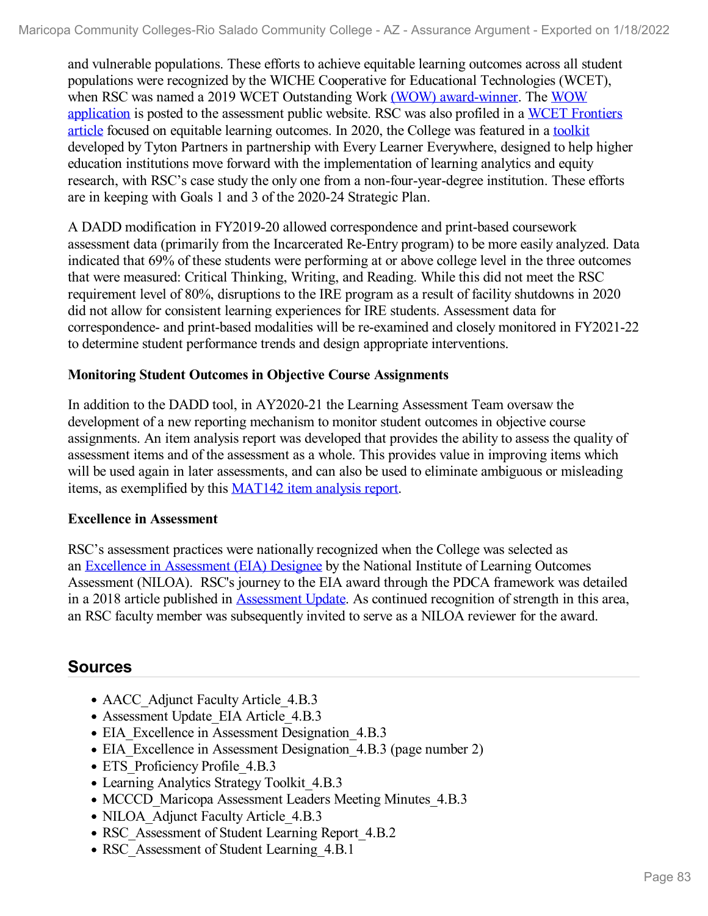and vulnerable populations. These efforts to achieve equitable learning outcomes across all student populations were recognized by the WICHE Cooperative for Educational Technologies (WCET), when RSC was named a 2019 WCET Outstanding Work (WOW) award-winner. The WOW application is posted to the assessment public website. RSC was also profiled in a WCET Frontiers article focused on equitable learning outcomes. In 2020, the College was featured in a toolkit developed by Tyton Partners in partnership with Every Learner Everywhere, designed to help higher education institutions move forward with the implementation of learning analytics and equity research, with RSC's case study the only one from a non-four-year-degree institution. These efforts are in keeping with Goals 1 and 3 of the 2020-24 Strategic Plan.

A DADD modification in FY2019-20 allowed correspondence and print-based coursework assessment data (primarily from the Incarcerated Re-Entry program) to be more easily analyzed. Data indicated that 69% of these students were performing at or above college level in the three outcomes that were measured: Critical Thinking, Writing, and Reading. While this did not meet the RSC requirement level of 80%, disruptions to the IRE program as a result of facility shutdowns in 2020 did not allow for consistent learning experiences for IRE students. Assessment data for correspondence- and print-based modalities will be re-examined and closely monitored in FY2021-22 to determine student performance trends and design appropriate interventions.

**Monitoring Student Outcomes in Objective Course Assignments**

In addition to the DADD tool, in AY2020-21 the Learning Assessment Team oversaw the development of a new reporting mechanism to monitor student outcomes in objective course assignments. An item analysis report was developed that provides the ability to assess the quality of assessment items and of the assessment as a whole. This provides value in improving items which will be used again in later assessments, and can also be used to eliminate ambiguous or misleading items, as exemplified by this MAT142 item analysis report.

**Excellence in Assessment**

RSC's assessment practices were nationally recognized when the College was selected as an Excellence in Assessment (EIA) Designee by the National Institute of Learning Outcomes Assessment (NILOA). RSC's journey to the EIA award through the PDCA framework was detailed in a 2018 article published in Assessment Update. As continued recognition of strength in this area, an RSC faculty member was subsequently invited to serve as a NILOA reviewer for the award.

## Sources

- AACC_Adjunct Faculty Article_4.B.3
- Assessment Update_EIA Article_4.B.3
- EIA_Excellence in Assessment Designation_4.B.3
- EIA_Excellence in Assessment Designation_4.B.3 (page number 2)
- ETS_Proficiency Profile_4.B.3
- Learning Analytics Strategy Toolkit_4.B.3
- MCCCD_Maricopa Assessment Leaders Meeting Minutes_4.B.3
- NILOA_Adjunct Faculty Article_4.B.3
- RSC_Assessment of Student Learning Report_4.B.2
- RSC_Assessment of Student Learning_4.B.1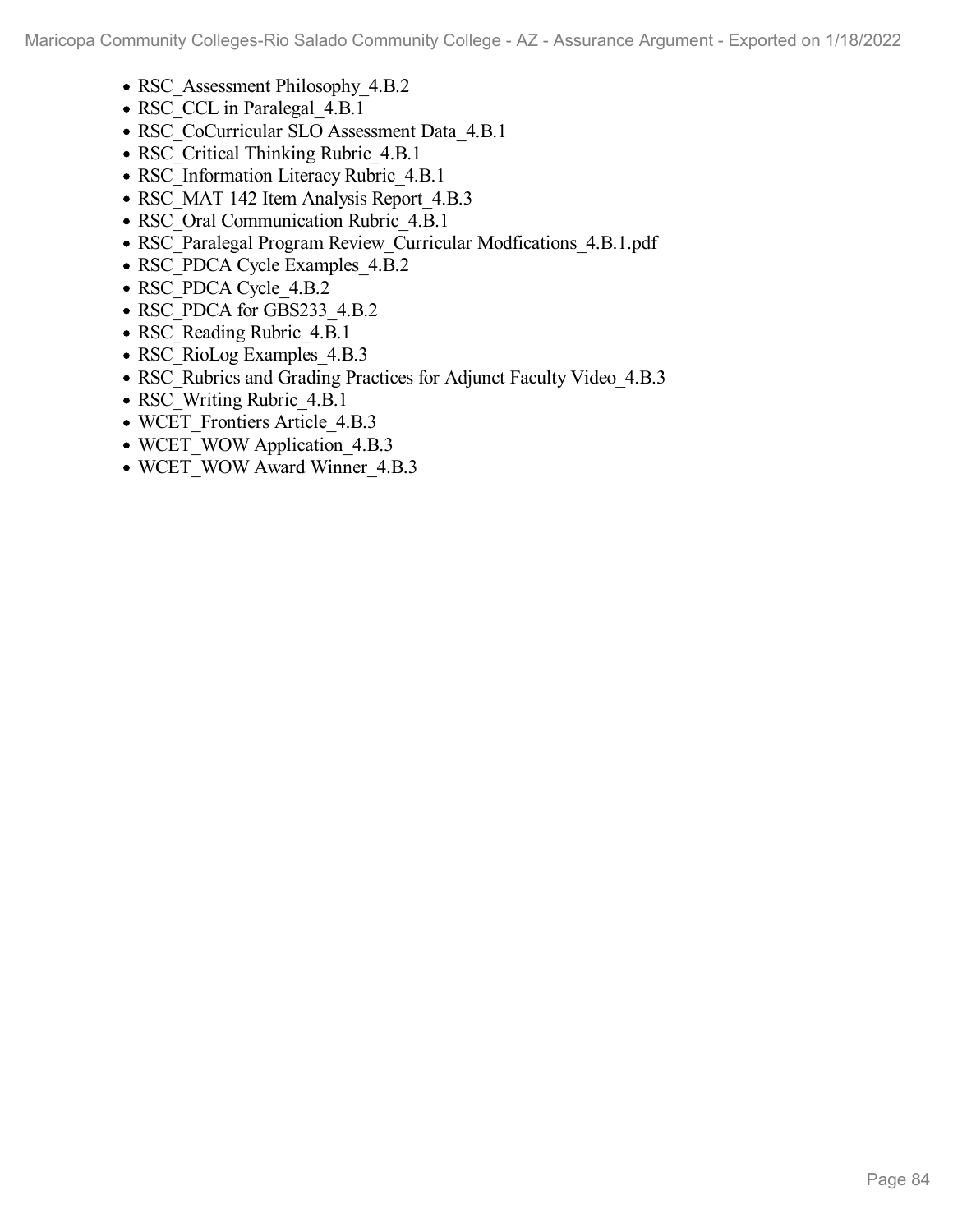- RSC_Assessment Philosophy_4.B.2
- RSC_CCL in Paralegal_4.B.1
- RSC_CoCurricular SLO Assessment Data_4.B.1
- RSC_Critical Thinking Rubric_4.B.1
- RSC_Information Literacy Rubric_4.B.1
- RSC_MAT 142 Item Analysis Report_4.B.3
- RSC_Oral Communication Rubric_4.B.1
- RSC_Paralegal Program Review_Curricular Modfications_4.B.1.pdf
- RSC_PDCA Cycle Examples_4.B.2
- RSC_PDCA Cycle_4.B.2
- RSC_PDCA for GBS233_4.B.2
- RSC_Reading Rubric_4.B.1
- RSC_RioLog Examples_4.B.3
- RSC_Rubrics and Grading Practices for Adjunct Faculty Video_4.B.3
- RSC_Writing Rubric_4.B.1
- WCET_Frontiers Article_4.B.3
- WCET_WOW Application_4.B.3
- WCET_WOW Award Winner_4.B.3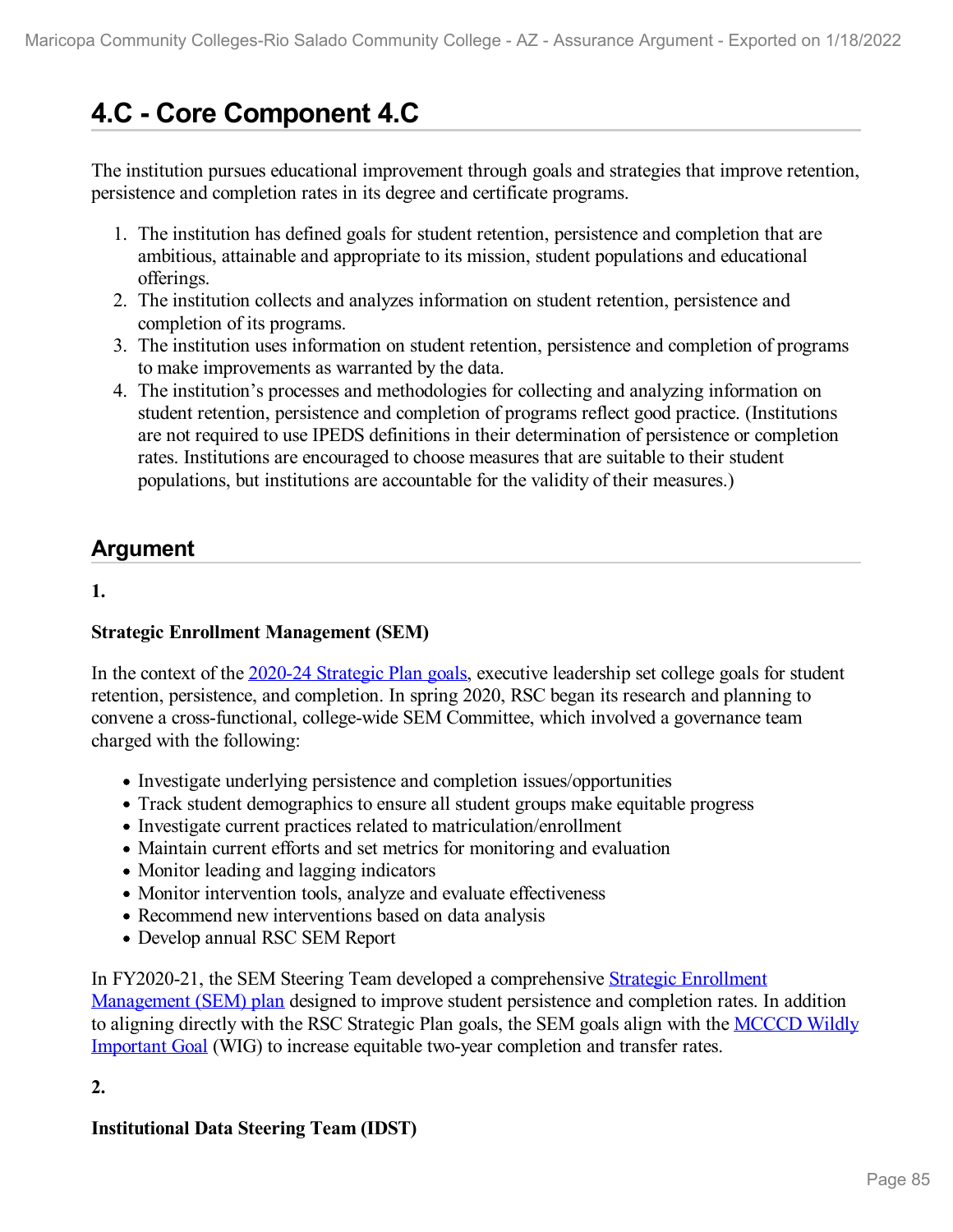# 4.C - Core Component 4.C

The institution pursues educational improvement through goals and strategies that improve retention, persistence and completion rates in its degree and certificate programs.

1. The institution has defined goals for student retention, persistence and completion that are ambitious, attainable and appropriate to its mission, student populations and educational offerings.
2. The institution collects and analyzes information on student retention, persistence and completion of its programs.
3. The institution uses information on student retention, persistence and completion of programs to make improvements as warranted by the data.
4. The institution's processes and methodologies for collecting and analyzing information on student retention, persistence and completion of programs reflect good practice. (Institutions are not required to use IPEDS definitions in their determination of persistence or completion rates. Institutions are encouraged to choose measures that are suitable to their student populations, but institutions are accountable for the validity of their measures.)

## Argument

**1.**

**Strategic Enrollment Management (SEM)**

In the context of the 2020-24 Strategic Plan goals, executive leadership set college goals for student retention, persistence, and completion. In spring 2020, RSC began its research and planning to convene a cross-functional, college-wide SEM Committee, which involved a governance team charged with the following:

- Investigate underlying persistence and completion issues/opportunities
- Track student demographics to ensure all student groups make equitable progress
- Investigate current practices related to matriculation/enrollment
- Maintain current efforts and set metrics for monitoring and evaluation
- Monitor leading and lagging indicators
- Monitor intervention tools, analyze and evaluate effectiveness
- Recommend new interventions based on data analysis
- Develop annual RSC SEM Report

In FY2020-21, the SEM Steering Team developed a comprehensive Strategic Enrollment Management (SEM) plan designed to improve student persistence and completion rates. In addition to aligning directly with the RSC Strategic Plan goals, the SEM goals align with the MCCCD Wildly Important Goal (WIG) to increase equitable two-year completion and transfer rates.

**2.**

**Institutional Data Steering Team (IDST)**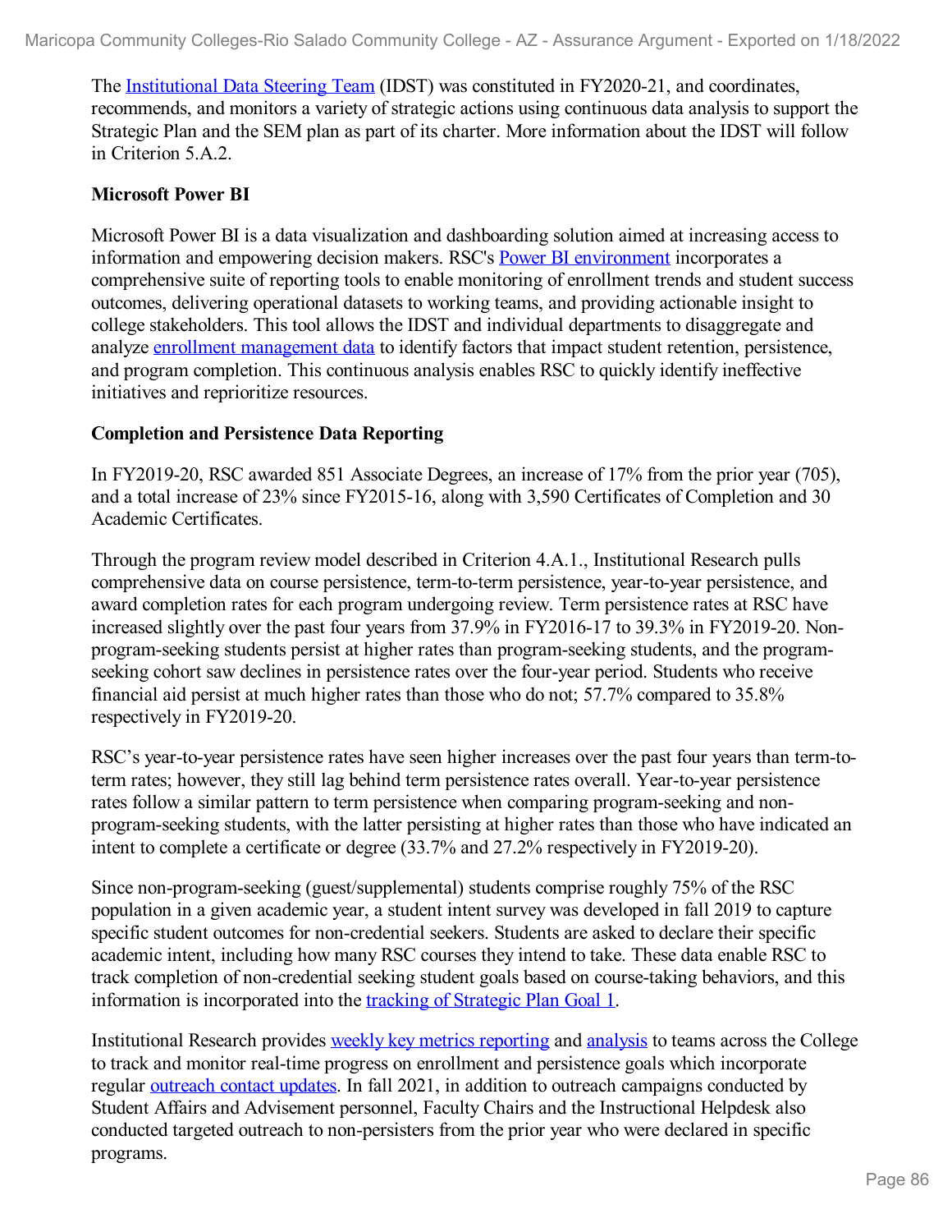The Institutional Data Steering Team (IDST) was constituted in FY2020-21, and coordinates, recommends, and monitors a variety of strategic actions using continuous data analysis to support the Strategic Plan and the SEM plan as part of its charter. More information about the IDST will follow in Criterion 5.A.2.

**Microsoft Power BI**

Microsoft Power BI is a data visualization and dashboarding solution aimed at increasing access to information and empowering decision makers. RSC's Power BI environment incorporates a comprehensive suite of reporting tools to enable monitoring of enrollment trends and student success outcomes, delivering operational datasets to working teams, and providing actionable insight to college stakeholders. This tool allows the IDST and individual departments to disaggregate and analyze enrollment management data to identify factors that impact student retention, persistence, and program completion. This continuous analysis enables RSC to quickly identify ineffective initiatives and reprioritize resources.

**Completion and Persistence Data Reporting**

In FY2019-20, RSC awarded 851 Associate Degrees, an increase of 17% from the prior year (705), and a total increase of 23% since FY2015-16, along with 3,590 Certificates of Completion and 30 Academic Certificates.

Through the program review model described in Criterion 4.A.1., Institutional Research pulls comprehensive data on course persistence, term-to-term persistence, year-to-year persistence, and award completion rates for each program undergoing review. Term persistence rates at RSC have increased slightly over the past four years from 37.9% in FY2016-17 to 39.3% in FY2019-20. Non-program-seeking students persist at higher rates than program-seeking students, and the program-seeking cohort saw declines in persistence rates over the four-year period. Students who receive financial aid persist at much higher rates than those who do not; 57.7% compared to 35.8% respectively in FY2019-20.

RSC's year-to-year persistence rates have seen higher increases over the past four years than term-to-term rates; however, they still lag behind term persistence rates overall. Year-to-year persistence rates follow a similar pattern to term persistence when comparing program-seeking and non-program-seeking students, with the latter persisting at higher rates than those who have indicated an intent to complete a certificate or degree (33.7% and 27.2% respectively in FY2019-20).

Since non-program-seeking (guest/supplemental) students comprise roughly 75% of the RSC population in a given academic year, a student intent survey was developed in fall 2019 to capture specific student outcomes for non-credential seekers. Students are asked to declare their specific academic intent, including how many RSC courses they intend to take. These data enable RSC to track completion of non-credential seeking student goals based on course-taking behaviors, and this information is incorporated into the tracking of Strategic Plan Goal 1.

Institutional Research provides weekly key metrics reporting and analysis to teams across the College to track and monitor real-time progress on enrollment and persistence goals which incorporate regular outreach contact updates. In fall 2021, in addition to outreach campaigns conducted by Student Affairs and Advisement personnel, Faculty Chairs and the Instructional Helpdesk also conducted targeted outreach to non-persisters from the prior year who were declared in specific programs.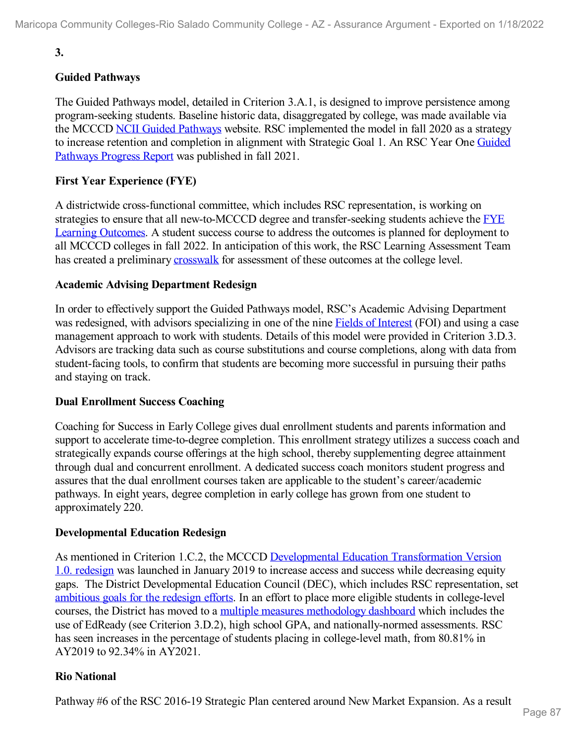**3.**

**Guided Pathways**

The Guided Pathways model, detailed in Criterion 3.A.1, is designed to improve persistence among program-seeking students. Baseline historic data, disaggregated by college, was made available via the MCCCD NCII Guided Pathways website. RSC implemented the model in fall 2020 as a strategy to increase retention and completion in alignment with Strategic Goal 1. An RSC Year One Guided Pathways Progress Report was published in fall 2021.

**First Year Experience (FYE)**

A districtwide cross-functional committee, which includes RSC representation, is working on strategies to ensure that all new-to-MCCCD degree and transfer-seeking students achieve the FYE Learning Outcomes. A student success course to address the outcomes is planned for deployment to all MCCCD colleges in fall 2022. In anticipation of this work, the RSC Learning Assessment Team has created a preliminary crosswalk for assessment of these outcomes at the college level.

**Academic Advising Department Redesign**

In order to effectively support the Guided Pathways model, RSC's Academic Advising Department was redesigned, with advisors specializing in one of the nine Fields of Interest (FOI) and using a case management approach to work with students. Details of this model were provided in Criterion 3.D.3. Advisors are tracking data such as course substitutions and course completions, along with data from student-facing tools, to confirm that students are becoming more successful in pursuing their paths and staying on track.

**Dual Enrollment Success Coaching**

Coaching for Success in Early College gives dual enrollment students and parents information and support to accelerate time-to-degree completion. This enrollment strategy utilizes a success coach and strategically expands course offerings at the high school, thereby supplementing degree attainment through dual and concurrent enrollment. A dedicated success coach monitors student progress and assures that the dual enrollment courses taken are applicable to the student's career/academic pathways. In eight years, degree completion in early college has grown from one student to approximately 220.

**Developmental Education Redesign**

As mentioned in Criterion 1.C.2, the MCCCD Developmental Education Transformation Version 1.0. redesign was launched in January 2019 to increase access and success while decreasing equity gaps. The District Developmental Education Council (DEC), which includes RSC representation, set ambitious goals for the redesign efforts. In an effort to place more eligible students in college-level courses, the District has moved to a multiple measures methodology dashboard which includes the use of EdReady (see Criterion 3.D.2), high school GPA, and nationally-normed assessments. RSC has seen increases in the percentage of students placing in college-level math, from 80.81% in AY2019 to 92.34% in AY2021.

**Rio National**

Pathway #6 of the RSC 2016-19 Strategic Plan centered around New Market Expansion. As a result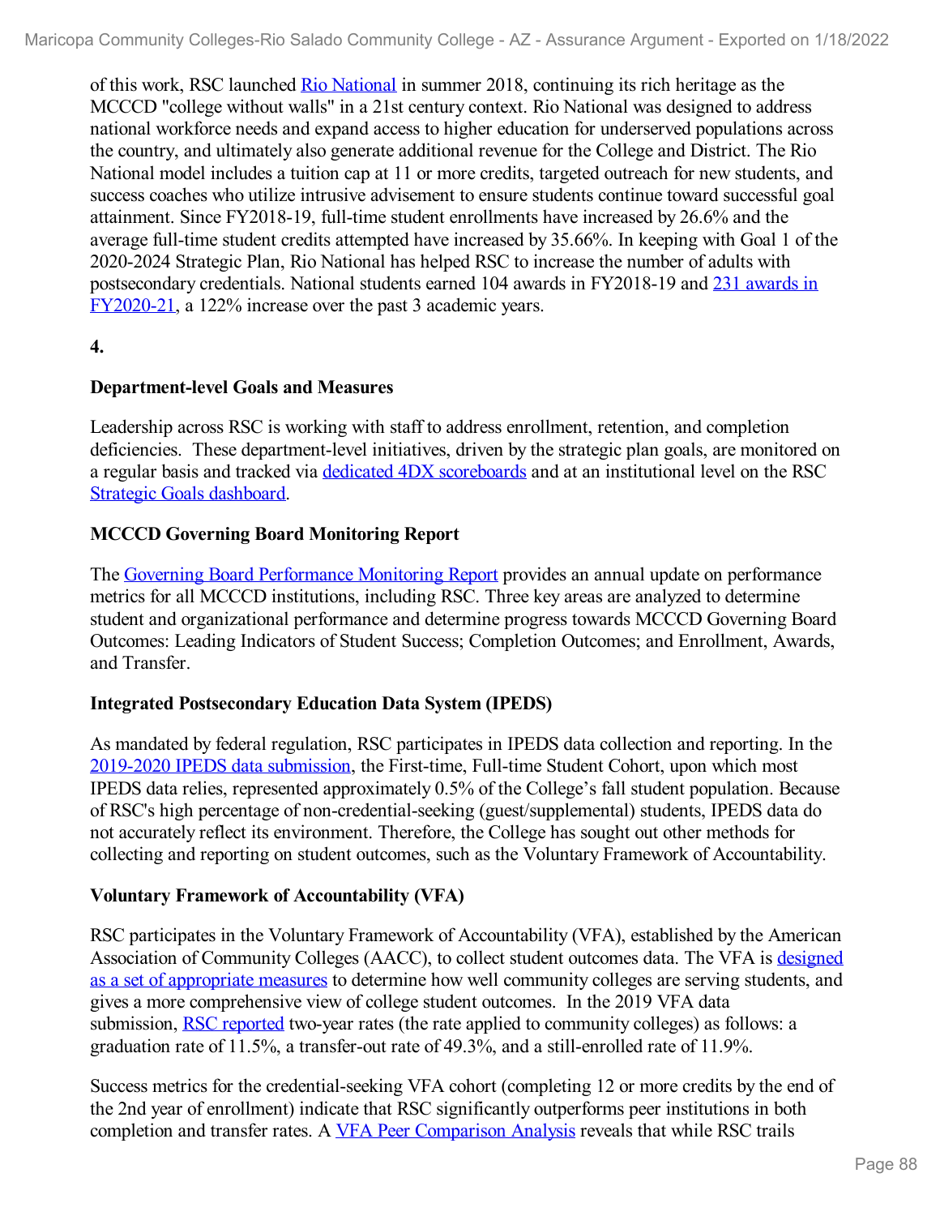of this work, RSC launched Rio National in summer 2018, continuing its rich heritage as the MCCCD "college without walls" in a 21st century context. Rio National was designed to address national workforce needs and expand access to higher education for underserved populations across the country, and ultimately also generate additional revenue for the College and District. The Rio National model includes a tuition cap at 11 or more credits, targeted outreach for new students, and success coaches who utilize intrusive advisement to ensure students continue toward successful goal attainment. Since FY2018-19, full-time student enrollments have increased by 26.6% and the average full-time student credits attempted have increased by 35.66%. In keeping with Goal 1 of the 2020-2024 Strategic Plan, Rio National has helped RSC to increase the number of adults with postsecondary credentials. National students earned 104 awards in FY2018-19 and 231 awards in FY2020-21, a 122% increase over the past 3 academic years.

**4.**

**Department-level Goals and Measures**

Leadership across RSC is working with staff to address enrollment, retention, and completion deficiencies. These department-level initiatives, driven by the strategic plan goals, are monitored on a regular basis and tracked via dedicated 4DX scoreboards and at an institutional level on the RSC Strategic Goals dashboard.

**MCCCD Governing Board Monitoring Report**

The Governing Board Performance Monitoring Report provides an annual update on performance metrics for all MCCCD institutions, including RSC. Three key areas are analyzed to determine student and organizational performance and determine progress towards MCCCD Governing Board Outcomes: Leading Indicators of Student Success; Completion Outcomes; and Enrollment, Awards, and Transfer.

**Integrated Postsecondary Education Data System (IPEDS)**

As mandated by federal regulation, RSC participates in IPEDS data collection and reporting. In the 2019-2020 IPEDS data submission, the First-time, Full-time Student Cohort, upon which most IPEDS data relies, represented approximately 0.5% of the College's fall student population. Because of RSC's high percentage of non-credential-seeking (guest/supplemental) students, IPEDS data do not accurately reflect its environment. Therefore, the College has sought out other methods for collecting and reporting on student outcomes, such as the Voluntary Framework of Accountability.

**Voluntary Framework of Accountability (VFA)**

RSC participates in the Voluntary Framework of Accountability (VFA), established by the American Association of Community Colleges (AACC), to collect student outcomes data. The VFA is designed as a set of appropriate measures to determine how well community colleges are serving students, and gives a more comprehensive view of college student outcomes. In the 2019 VFA data submission, RSC reported two-year rates (the rate applied to community colleges) as follows: a graduation rate of 11.5%, a transfer-out rate of 49.3%, and a still-enrolled rate of 11.9%.

Success metrics for the credential-seeking VFA cohort (completing 12 or more credits by the end of the 2nd year of enrollment) indicate that RSC significantly outperforms peer institutions in both completion and transfer rates. A VFA Peer Comparison Analysis reveals that while RSC trails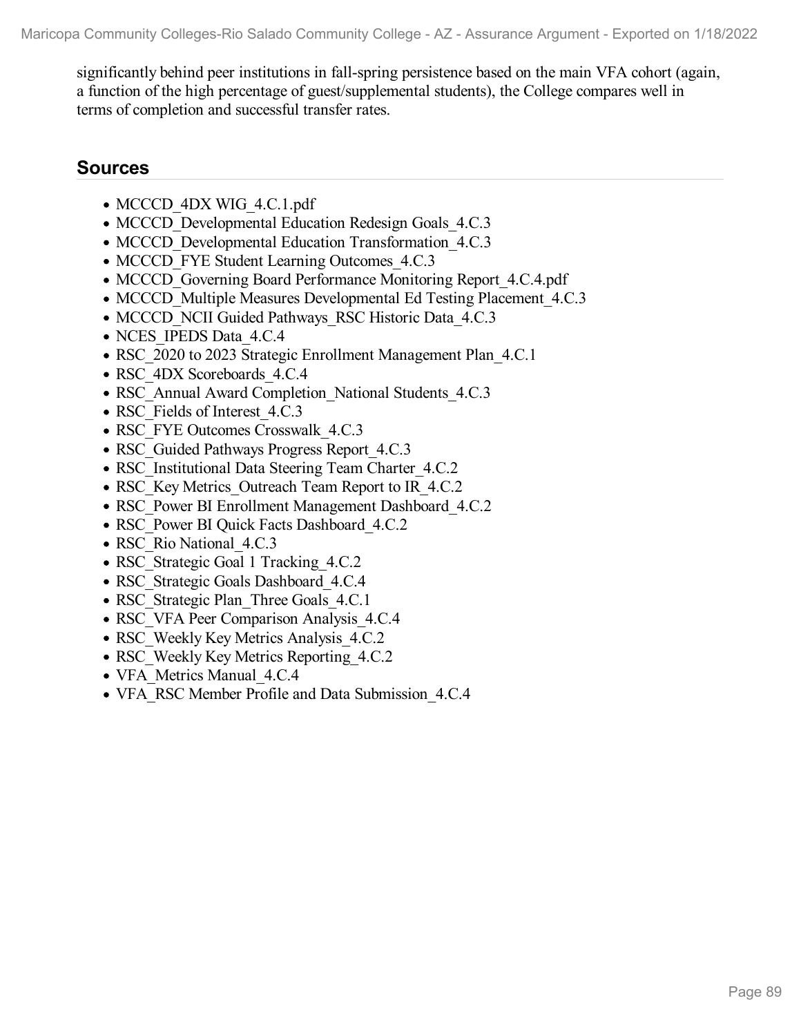significantly behind peer institutions in fall-spring persistence based on the main VFA cohort (again, a function of the high percentage of guest/supplemental students), the College compares well in terms of completion and successful transfer rates.

## Sources

- MCCCD_4DX WIG_4.C.1.pdf
- MCCCD_Developmental Education Redesign Goals_4.C.3
- MCCCD_Developmental Education Transformation_4.C.3
- MCCCD_FYE Student Learning Outcomes_4.C.3
- MCCCD_Governing Board Performance Monitoring Report_4.C.4.pdf
- MCCCD_Multiple Measures Developmental Ed Testing Placement_4.C.3
- MCCCD_NCII Guided Pathways_RSC Historic Data_4.C.3
- NCES_IPEDS Data_4.C.4
- RSC_2020 to 2023 Strategic Enrollment Management Plan_4.C.1
- RSC_4DX Scoreboards_4.C.4
- RSC_Annual Award Completion_National Students_4.C.3
- RSC_Fields of Interest_4.C.3
- RSC_FYE Outcomes Crosswalk_4.C.3
- RSC_Guided Pathways Progress Report_4.C.3
- RSC_Institutional Data Steering Team Charter_4.C.2
- RSC_Key Metrics_Outreach Team Report to IR_4.C.2
- RSC_Power BI Enrollment Management Dashboard_4.C.2
- RSC_Power BI Quick Facts Dashboard_4.C.2
- RSC_Rio National_4.C.3
- RSC_Strategic Goal 1 Tracking_4.C.2
- RSC_Strategic Goals Dashboard_4.C.4
- RSC_Strategic Plan_Three Goals_4.C.1
- RSC_VFA Peer Comparison Analysis_4.C.4
- RSC_Weekly Key Metrics Analysis_4.C.2
- RSC_Weekly Key Metrics Reporting_4.C.2
- VFA_Metrics Manual_4.C.4
- VFA_RSC Member Profile and Data Submission_4.C.4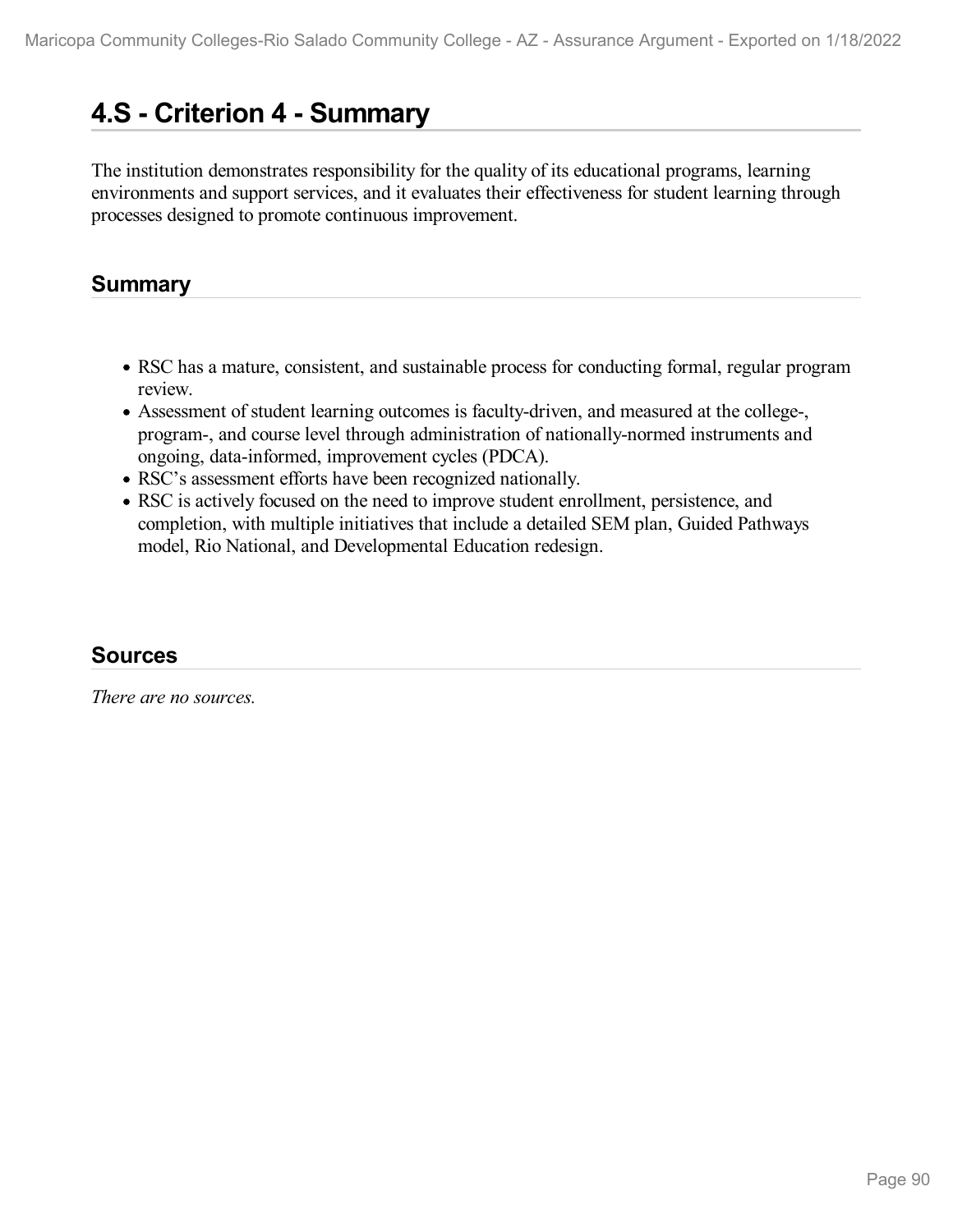# 4.S - Criterion 4 - Summary

The institution demonstrates responsibility for the quality of its educational programs, learning environments and support services, and it evaluates their effectiveness for student learning through processes designed to promote continuous improvement.

## Summary

- RSC has a mature, consistent, and sustainable process for conducting formal, regular program review.
- Assessment of student learning outcomes is faculty-driven, and measured at the college-, program-, and course level through administration of nationally-normed instruments and ongoing, data-informed, improvement cycles (PDCA).
- RSC's assessment efforts have been recognized nationally.
- RSC is actively focused on the need to improve student enrollment, persistence, and completion, with multiple initiatives that include a detailed SEM plan, Guided Pathways model, Rio National, and Developmental Education redesign.

## Sources

*There are no sources.*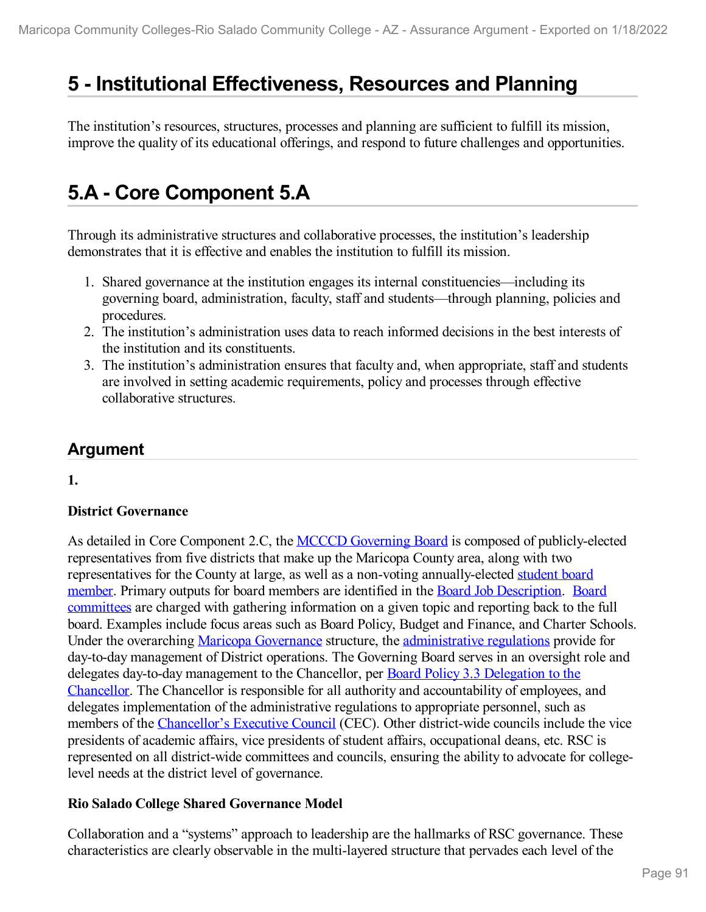# 5 - Institutional Effectiveness, Resources and Planning

The institution's resources, structures, processes and planning are sufficient to fulfill its mission, improve the quality of its educational offerings, and respond to future challenges and opportunities.

# 5.A - Core Component 5.A

Through its administrative structures and collaborative processes, the institution's leadership demonstrates that it is effective and enables the institution to fulfill its mission.

1. Shared governance at the institution engages its internal constituencies—including its governing board, administration, faculty, staff and students—through planning, policies and procedures.
2. The institution's administration uses data to reach informed decisions in the best interests of the institution and its constituents.
3. The institution's administration ensures that faculty and, when appropriate, staff and students are involved in setting academic requirements, policy and processes through effective collaborative structures.

## Argument

**1.**

**District Governance**

As detailed in Core Component 2.C, the MCCCD Governing Board is composed of publicly-elected representatives from five districts that make up the Maricopa County area, along with two representatives for the County at large, as well as a non-voting annually-elected student board member. Primary outputs for board members are identified in the Board Job Description. Board committees are charged with gathering information on a given topic and reporting back to the full board. Examples include focus areas such as Board Policy, Budget and Finance, and Charter Schools. Under the overarching Maricopa Governance structure, the administrative regulations provide for day-to-day management of District operations. The Governing Board serves in an oversight role and delegates day-to-day management to the Chancellor, per Board Policy 3.3 Delegation to the Chancellor. The Chancellor is responsible for all authority and accountability of employees, and delegates implementation of the administrative regulations to appropriate personnel, such as members of the Chancellor's Executive Council (CEC). Other district-wide councils include the vice presidents of academic affairs, vice presidents of student affairs, occupational deans, etc. RSC is represented on all district-wide committees and councils, ensuring the ability to advocate for college-level needs at the district level of governance.

**Rio Salado College Shared Governance Model**

Collaboration and a "systems" approach to leadership are the hallmarks of RSC governance. These characteristics are clearly observable in the multi-layered structure that pervades each level of the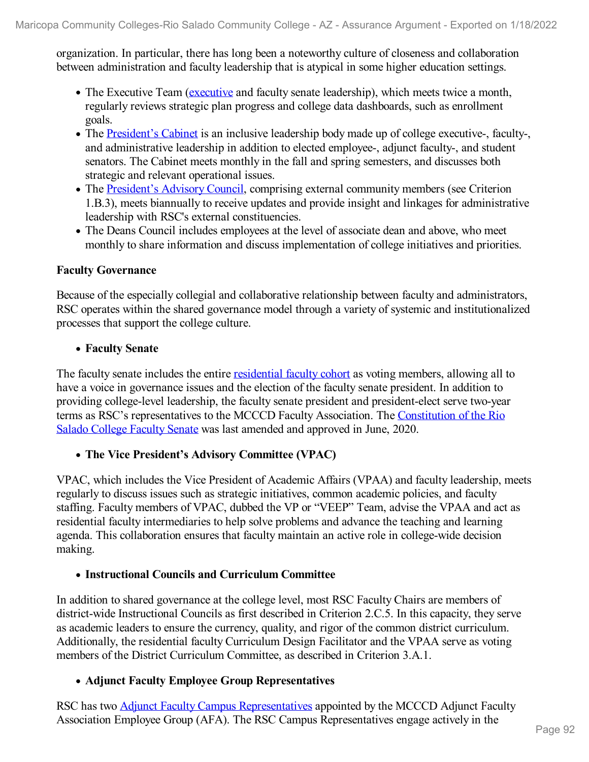organization. In particular, there has long been a noteworthy culture of closeness and collaboration between administration and faculty leadership that is atypical in some higher education settings.

- The Executive Team (executive and faculty senate leadership), which meets twice a month, regularly reviews strategic plan progress and college data dashboards, such as enrollment goals.
- The President's Cabinet is an inclusive leadership body made up of college executive-, faculty-, and administrative leadership in addition to elected employee-, adjunct faculty-, and student senators. The Cabinet meets monthly in the fall and spring semesters, and discusses both strategic and relevant operational issues.
- The President's Advisory Council, comprising external community members (see Criterion 1.B.3), meets biannually to receive updates and provide insight and linkages for administrative leadership with RSC's external constituencies.
- The Deans Council includes employees at the level of associate dean and above, who meet monthly to share information and discuss implementation of college initiatives and priorities.

**Faculty Governance**

Because of the especially collegial and collaborative relationship between faculty and administrators, RSC operates within the shared governance model through a variety of systemic and institutionalized processes that support the college culture.

- **Faculty Senate**

The faculty senate includes the entire residential faculty cohort as voting members, allowing all to have a voice in governance issues and the election of the faculty senate president. In addition to providing college-level leadership, the faculty senate president and president-elect serve two-year terms as RSC's representatives to the MCCCD Faculty Association. The Constitution of the Rio Salado College Faculty Senate was last amended and approved in June, 2020.

- **The Vice President's Advisory Committee (VPAC)**

VPAC, which includes the Vice President of Academic Affairs (VPAA) and faculty leadership, meets regularly to discuss issues such as strategic initiatives, common academic policies, and faculty staffing. Faculty members of VPAC, dubbed the VP or "VEEP" Team, advise the VPAA and act as residential faculty intermediaries to help solve problems and advance the teaching and learning agenda. This collaboration ensures that faculty maintain an active role in college-wide decision making.

- **Instructional Councils and Curriculum Committee**

In addition to shared governance at the college level, most RSC Faculty Chairs are members of district-wide Instructional Councils as first described in Criterion 2.C.5. In this capacity, they serve as academic leaders to ensure the currency, quality, and rigor of the common district curriculum. Additionally, the residential faculty Curriculum Design Facilitator and the VPAA serve as voting members of the District Curriculum Committee, as described in Criterion 3.A.1.

- **Adjunct Faculty Employee Group Representatives**

RSC has two Adjunct Faculty Campus Representatives appointed by the MCCCD Adjunct Faculty Association Employee Group (AFA). The RSC Campus Representatives engage actively in the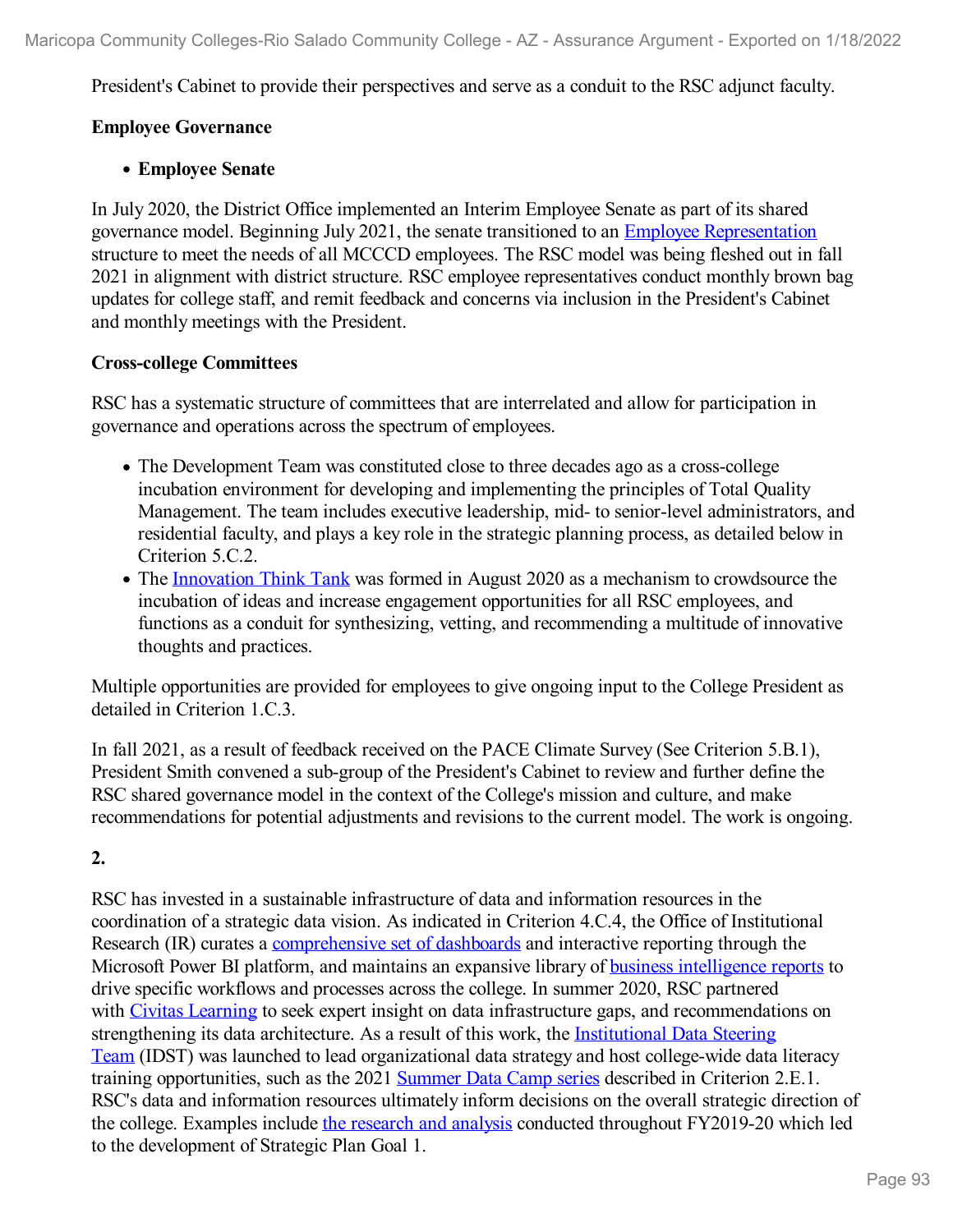President's Cabinet to provide their perspectives and serve as a conduit to the RSC adjunct faculty.

**Employee Governance**

- **Employee Senate**

In July 2020, the District Office implemented an Interim Employee Senate as part of its shared governance model. Beginning July 2021, the senate transitioned to an Employee Representation structure to meet the needs of all MCCCD employees. The RSC model was being fleshed out in fall 2021 in alignment with district structure. RSC employee representatives conduct monthly brown bag updates for college staff, and remit feedback and concerns via inclusion in the President's Cabinet and monthly meetings with the President.

**Cross-college Committees**

RSC has a systematic structure of committees that are interrelated and allow for participation in governance and operations across the spectrum of employees.

- The Development Team was constituted close to three decades ago as a cross-college incubation environment for developing and implementing the principles of Total Quality Management. The team includes executive leadership, mid- to senior-level administrators, and residential faculty, and plays a key role in the strategic planning process, as detailed below in Criterion 5.C.2.
- The Innovation Think Tank was formed in August 2020 as a mechanism to crowdsource the incubation of ideas and increase engagement opportunities for all RSC employees, and functions as a conduit for synthesizing, vetting, and recommending a multitude of innovative thoughts and practices.

Multiple opportunities are provided for employees to give ongoing input to the College President as detailed in Criterion 1.C.3.

In fall 2021, as a result of feedback received on the PACE Climate Survey (See Criterion 5.B.1), President Smith convened a sub-group of the President's Cabinet to review and further define the RSC shared governance model in the context of the College's mission and culture, and make recommendations for potential adjustments and revisions to the current model. The work is ongoing.

**2.**

RSC has invested in a sustainable infrastructure of data and information resources in the coordination of a strategic data vision. As indicated in Criterion 4.C.4, the Office of Institutional Research (IR) curates a comprehensive set of dashboards and interactive reporting through the Microsoft Power BI platform, and maintains an expansive library of business intelligence reports to drive specific workflows and processes across the college. In summer 2020, RSC partnered with Civitas Learning to seek expert insight on data infrastructure gaps, and recommendations on strengthening its data architecture. As a result of this work, the Institutional Data Steering Team (IDST) was launched to lead organizational data strategy and host college-wide data literacy training opportunities, such as the 2021 Summer Data Camp series described in Criterion 2.E.1. RSC's data and information resources ultimately inform decisions on the overall strategic direction of the college. Examples include the research and analysis conducted throughout FY2019-20 which led to the development of Strategic Plan Goal 1.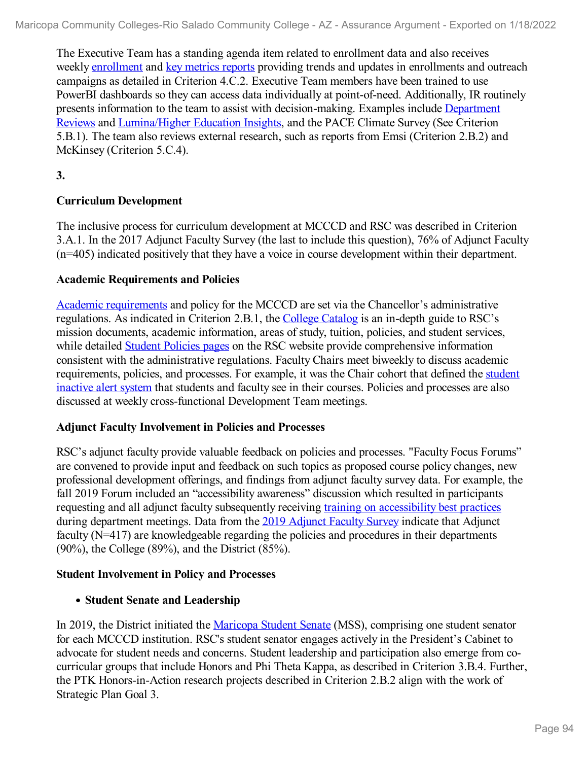The Executive Team has a standing agenda item related to enrollment data and also receives weekly enrollment and key metrics reports providing trends and updates in enrollments and outreach campaigns as detailed in Criterion 4.C.2. Executive Team members have been trained to use PowerBI dashboards so they can access data individually at point-of-need. Additionally, IR routinely presents information to the team to assist with decision-making. Examples include Department Reviews and Lumina/Higher Education Insights, and the PACE Climate Survey (See Criterion 5.B.1). The team also reviews external research, such as reports from Emsi (Criterion 2.B.2) and McKinsey (Criterion 5.C.4).

**3.**

**Curriculum Development**

The inclusive process for curriculum development at MCCCD and RSC was described in Criterion 3.A.1. In the 2017 Adjunct Faculty Survey (the last to include this question), 76% of Adjunct Faculty (n=405) indicated positively that they have a voice in course development within their department.

**Academic Requirements and Policies**

Academic requirements and policy for the MCCCD are set via the Chancellor's administrative regulations. As indicated in Criterion 2.B.1, the College Catalog is an in-depth guide to RSC's mission documents, academic information, areas of study, tuition, policies, and student services, while detailed Student Policies pages on the RSC website provide comprehensive information consistent with the administrative regulations. Faculty Chairs meet biweekly to discuss academic requirements, policies, and processes. For example, it was the Chair cohort that defined the student inactive alert system that students and faculty see in their courses. Policies and processes are also discussed at weekly cross-functional Development Team meetings.

**Adjunct Faculty Involvement in Policies and Processes**

RSC's adjunct faculty provide valuable feedback on policies and processes. "Faculty Focus Forums" are convened to provide input and feedback on such topics as proposed course policy changes, new professional development offerings, and findings from adjunct faculty survey data. For example, the fall 2019 Forum included an "accessibility awareness" discussion which resulted in participants requesting and all adjunct faculty subsequently receiving training on accessibility best practices during department meetings. Data from the 2019 Adjunct Faculty Survey indicate that Adjunct faculty (N=417) are knowledgeable regarding the policies and procedures in their departments (90%), the College (89%), and the District (85%).

**Student Involvement in Policy and Processes**

- **Student Senate and Leadership**

In 2019, the District initiated the Maricopa Student Senate (MSS), comprising one student senator for each MCCCD institution. RSC's student senator engages actively in the President's Cabinet to advocate for student needs and concerns. Student leadership and participation also emerge from co-curricular groups that include Honors and Phi Theta Kappa, as described in Criterion 3.B.4. Further, the PTK Honors-in-Action research projects described in Criterion 2.B.2 align with the work of Strategic Plan Goal 3.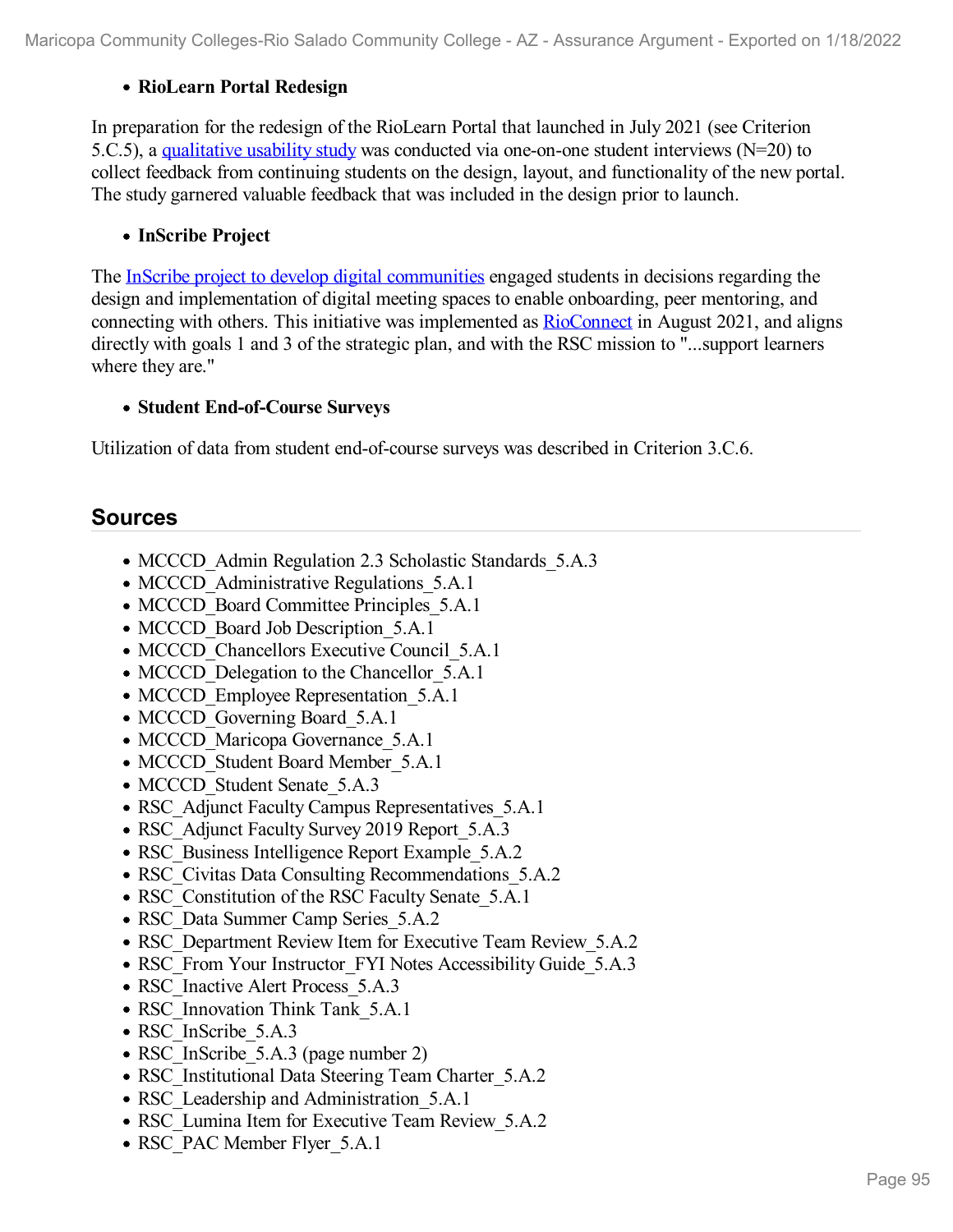- **RioLearn Portal Redesign**

In preparation for the redesign of the RioLearn Portal that launched in July 2021 (see Criterion 5.C.5), a qualitative usability study was conducted via one-on-one student interviews (N=20) to collect feedback from continuing students on the design, layout, and functionality of the new portal. The study garnered valuable feedback that was included in the design prior to launch.

- **InScribe Project**

The InScribe project to develop digital communities engaged students in decisions regarding the design and implementation of digital meeting spaces to enable onboarding, peer mentoring, and connecting with others. This initiative was implemented as RioConnect in August 2021, and aligns directly with goals 1 and 3 of the strategic plan, and with the RSC mission to "...support learners where they are."

- **Student End-of-Course Surveys**

Utilization of data from student end-of-course surveys was described in Criterion 3.C.6.

## Sources

- MCCCD_Admin Regulation 2.3 Scholastic Standards_5.A.3
- MCCCD_Administrative Regulations_5.A.1
- MCCCD_Board Committee Principles_5.A.1
- MCCCD_Board Job Description_5.A.1
- MCCCD_Chancellors Executive Council_5.A.1
- MCCCD_Delegation to the Chancellor_5.A.1
- MCCCD_Employee Representation_5.A.1
- MCCCD_Governing Board_5.A.1
- MCCCD_Maricopa Governance_5.A.1
- MCCCD_Student Board Member_5.A.1
- MCCCD_Student Senate_5.A.3
- RSC_Adjunct Faculty Campus Representatives_5.A.1
- RSC_Adjunct Faculty Survey 2019 Report_5.A.3
- RSC_Business Intelligence Report Example_5.A.2
- RSC_Civitas Data Consulting Recommendations_5.A.2
- RSC_Constitution of the RSC Faculty Senate_5.A.1
- RSC_Data Summer Camp Series_5.A.2
- RSC_Department Review Item for Executive Team Review_5.A.2
- RSC_From Your Instructor_FYI Notes Accessibility Guide_5.A.3
- RSC_Inactive Alert Process_5.A.3
- RSC_Innovation Think Tank_5.A.1
- RSC_InScribe_5.A.3
- RSC_InScribe_5.A.3 (page number 2)
- RSC_Institutional Data Steering Team Charter_5.A.2
- RSC_Leadership and Administration_5.A.1
- RSC_Lumina Item for Executive Team Review_5.A.2
- RSC_PAC Member Flyer_5.A.1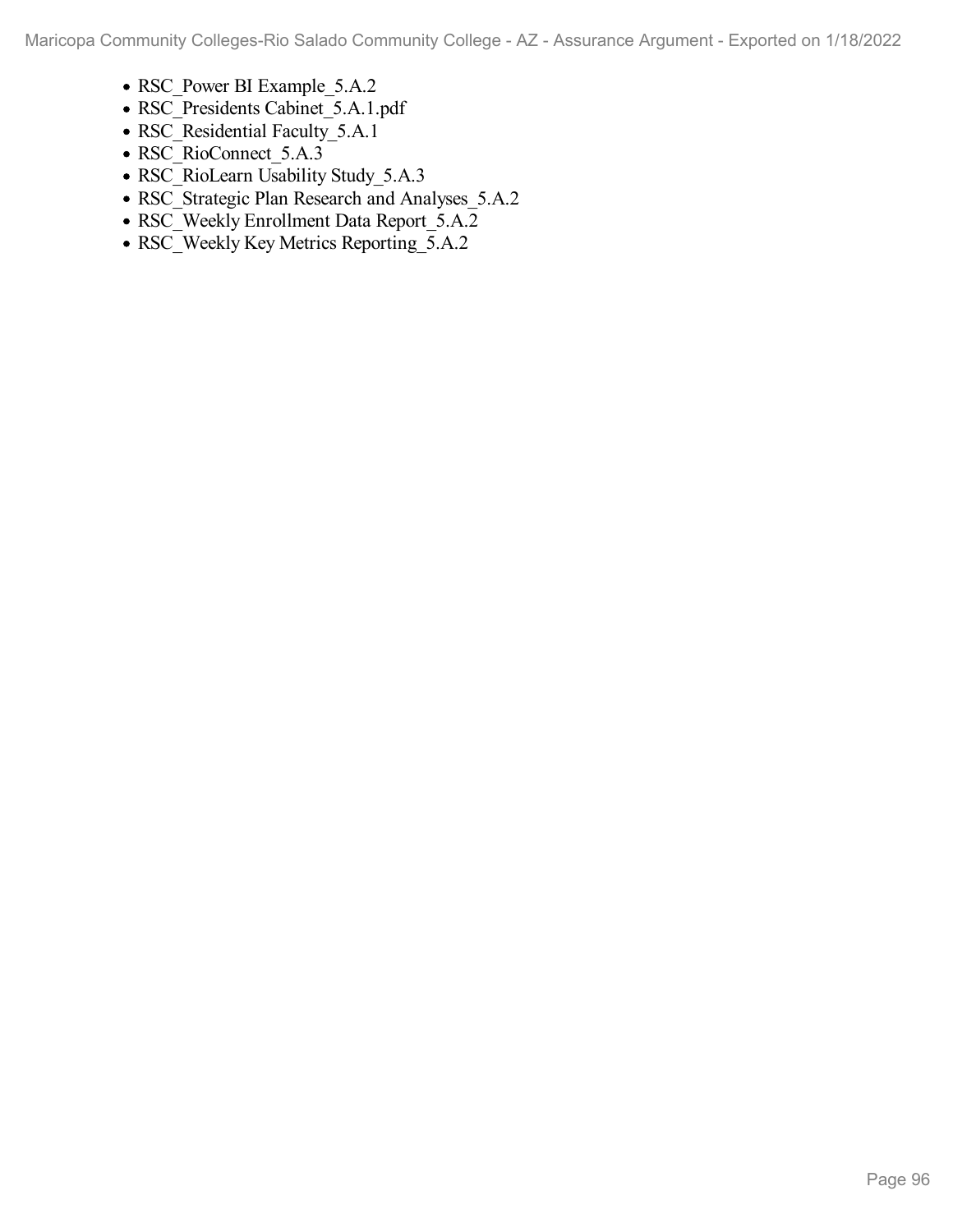- RSC_Power BI Example_5.A.2
- RSC_Presidents Cabinet_5.A.1.pdf
- RSC_Residential Faculty_5.A.1
- RSC_RioConnect_5.A.3
- RSC_RioLearn Usability Study_5.A.3
- RSC_Strategic Plan Research and Analyses_5.A.2
- RSC_Weekly Enrollment Data Report_5.A.2
- RSC_Weekly Key Metrics Reporting_5.A.2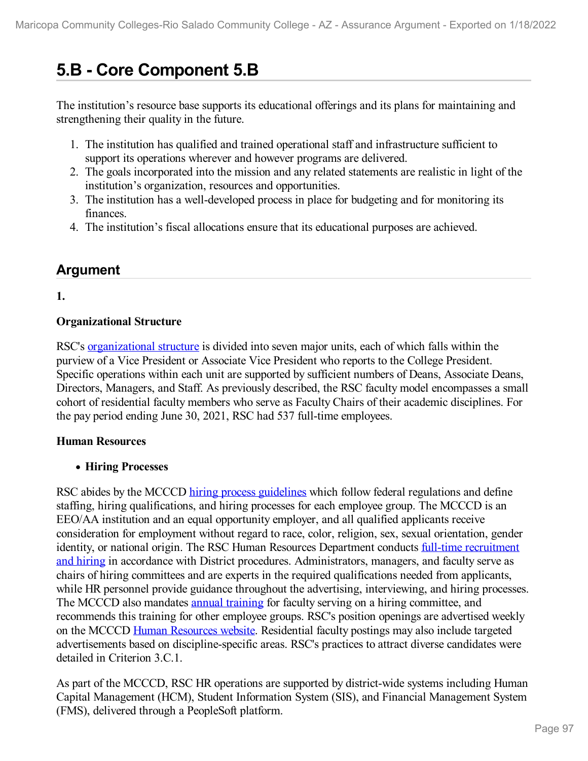# 5.B - Core Component 5.B

The institution's resource base supports its educational offerings and its plans for maintaining and strengthening their quality in the future.

1. The institution has qualified and trained operational staff and infrastructure sufficient to support its operations wherever and however programs are delivered.
2. The goals incorporated into the mission and any related statements are realistic in light of the institution's organization, resources and opportunities.
3. The institution has a well-developed process in place for budgeting and for monitoring its finances.
4. The institution's fiscal allocations ensure that its educational purposes are achieved.

## Argument

**1.**

**Organizational Structure**

RSC's organizational structure is divided into seven major units, each of which falls within the purview of a Vice President or Associate Vice President who reports to the College President. Specific operations within each unit are supported by sufficient numbers of Deans, Associate Deans, Directors, Managers, and Staff. As previously described, the RSC faculty model encompasses a small cohort of residential faculty members who serve as Faculty Chairs of their academic disciplines. For the pay period ending June 30, 2021, RSC had 537 full-time employees.

**Human Resources**

- **Hiring Processes**

RSC abides by the MCCCD hiring process guidelines which follow federal regulations and define staffing, hiring qualifications, and hiring processes for each employee group. The MCCCD is an EEO/AA institution and an equal opportunity employer, and all qualified applicants receive consideration for employment without regard to race, color, religion, sex, sexual orientation, gender identity, or national origin. The RSC Human Resources Department conducts full-time recruitment and hiring in accordance with District procedures. Administrators, managers, and faculty serve as chairs of hiring committees and are experts in the required qualifications needed from applicants, while HR personnel provide guidance throughout the advertising, interviewing, and hiring processes. The MCCCD also mandates annual training for faculty serving on a hiring committee, and recommends this training for other employee groups. RSC's position openings are advertised weekly on the MCCCD Human Resources website. Residential faculty postings may also include targeted advertisements based on discipline-specific areas. RSC's practices to attract diverse candidates were detailed in Criterion 3.C.1.

As part of the MCCCD, RSC HR operations are supported by district-wide systems including Human Capital Management (HCM), Student Information System (SIS), and Financial Management System (FMS), delivered through a PeopleSoft platform.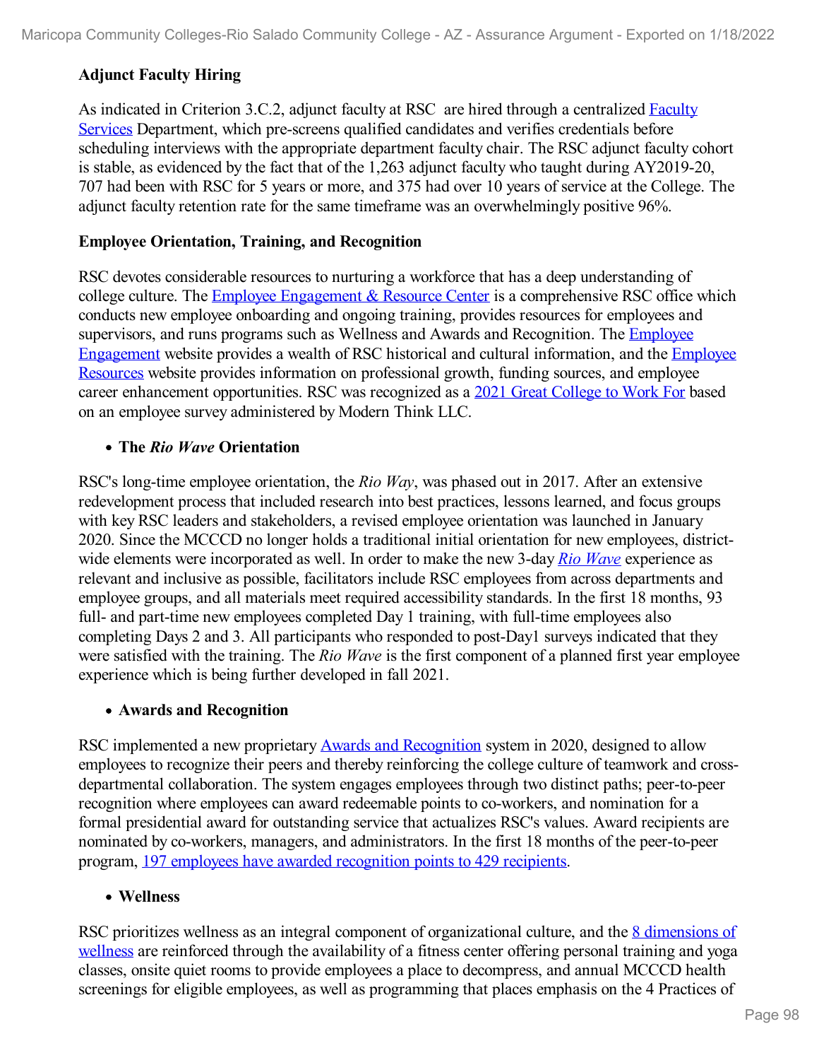**Adjunct Faculty Hiring**

As indicated in Criterion 3.C.2, adjunct faculty at RSC are hired through a centralized Faculty Services Department, which pre-screens qualified candidates and verifies credentials before scheduling interviews with the appropriate department faculty chair. The RSC adjunct faculty cohort is stable, as evidenced by the fact that of the 1,263 adjunct faculty who taught during AY2019-20, 707 had been with RSC for 5 years or more, and 375 had over 10 years of service at the College. The adjunct faculty retention rate for the same timeframe was an overwhelmingly positive 96%.

**Employee Orientation, Training, and Recognition**

RSC devotes considerable resources to nurturing a workforce that has a deep understanding of college culture. The Employee Engagement & Resource Center is a comprehensive RSC office which conducts new employee onboarding and ongoing training, provides resources for employees and supervisors, and runs programs such as Wellness and Awards and Recognition. The Employee Engagement website provides a wealth of RSC historical and cultural information, and the Employee Resources website provides information on professional growth, funding sources, and employee career enhancement opportunities. RSC was recognized as a 2021 Great College to Work For based on an employee survey administered by Modern Think LLC.

- **The *Rio Wave* Orientation**

RSC's long-time employee orientation, the *Rio Way*, was phased out in 2017. After an extensive redevelopment process that included research into best practices, lessons learned, and focus groups with key RSC leaders and stakeholders, a revised employee orientation was launched in January 2020. Since the MCCCD no longer holds a traditional initial orientation for new employees, district-wide elements were incorporated as well. In order to make the new 3-day *Rio Wave* experience as relevant and inclusive as possible, facilitators include RSC employees from across departments and employee groups, and all materials meet required accessibility standards. In the first 18 months, 93 full- and part-time new employees completed Day 1 training, with full-time employees also completing Days 2 and 3. All participants who responded to post-Day1 surveys indicated that they were satisfied with the training. The *Rio Wave* is the first component of a planned first year employee experience which is being further developed in fall 2021.

- **Awards and Recognition**

RSC implemented a new proprietary Awards and Recognition system in 2020, designed to allow employees to recognize their peers and thereby reinforcing the college culture of teamwork and cross-departmental collaboration. The system engages employees through two distinct paths; peer-to-peer recognition where employees can award redeemable points to co-workers, and nomination for a formal presidential award for outstanding service that actualizes RSC's values. Award recipients are nominated by co-workers, managers, and administrators. In the first 18 months of the peer-to-peer program, 197 employees have awarded recognition points to 429 recipients.

- **Wellness**

RSC prioritizes wellness as an integral component of organizational culture, and the 8 dimensions of wellness are reinforced through the availability of a fitness center offering personal training and yoga classes, onsite quiet rooms to provide employees a place to decompress, and annual MCCCD health screenings for eligible employees, as well as programming that places emphasis on the 4 Practices of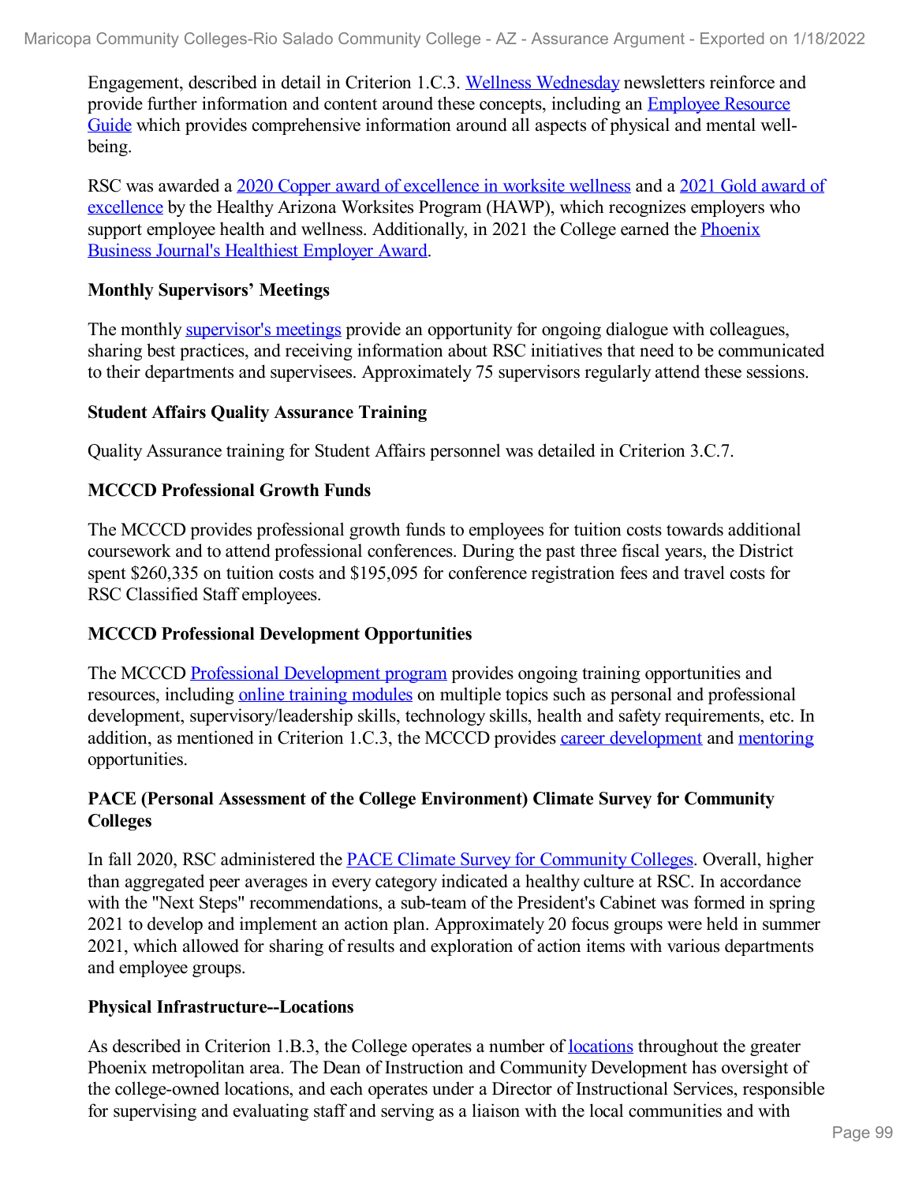Engagement, described in detail in Criterion 1.C.3. Wellness Wednesday newsletters reinforce and provide further information and content around these concepts, including an Employee Resource Guide which provides comprehensive information around all aspects of physical and mental well-being.

RSC was awarded a 2020 Copper award of excellence in worksite wellness and a 2021 Gold award of excellence by the Healthy Arizona Worksites Program (HAWP), which recognizes employers who support employee health and wellness. Additionally, in 2021 the College earned the Phoenix Business Journal's Healthiest Employer Award.

**Monthly Supervisors' Meetings**

The monthly supervisor's meetings provide an opportunity for ongoing dialogue with colleagues, sharing best practices, and receiving information about RSC initiatives that need to be communicated to their departments and supervisees. Approximately 75 supervisors regularly attend these sessions.

**Student Affairs Quality Assurance Training**

Quality Assurance training for Student Affairs personnel was detailed in Criterion 3.C.7.

**MCCCD Professional Growth Funds**

The MCCCD provides professional growth funds to employees for tuition costs towards additional coursework and to attend professional conferences. During the past three fiscal years, the District spent $260,335 on tuition costs and $195,095 for conference registration fees and travel costs for RSC Classified Staff employees.

**MCCCD Professional Development Opportunities**

The MCCCD Professional Development program provides ongoing training opportunities and resources, including online training modules on multiple topics such as personal and professional development, supervisory/leadership skills, technology skills, health and safety requirements, etc. In addition, as mentioned in Criterion 1.C.3, the MCCCD provides career development and mentoring opportunities.

**PACE (Personal Assessment of the College Environment) Climate Survey for Community Colleges**

In fall 2020, RSC administered the PACE Climate Survey for Community Colleges. Overall, higher than aggregated peer averages in every category indicated a healthy culture at RSC. In accordance with the "Next Steps" recommendations, a sub-team of the President's Cabinet was formed in spring 2021 to develop and implement an action plan. Approximately 20 focus groups were held in summer 2021, which allowed for sharing of results and exploration of action items with various departments and employee groups.

**Physical Infrastructure--Locations**

As described in Criterion 1.B.3, the College operates a number of locations throughout the greater Phoenix metropolitan area. The Dean of Instruction and Community Development has oversight of the college-owned locations, and each operates under a Director of Instructional Services, responsible for supervising and evaluating staff and serving as a liaison with the local communities and with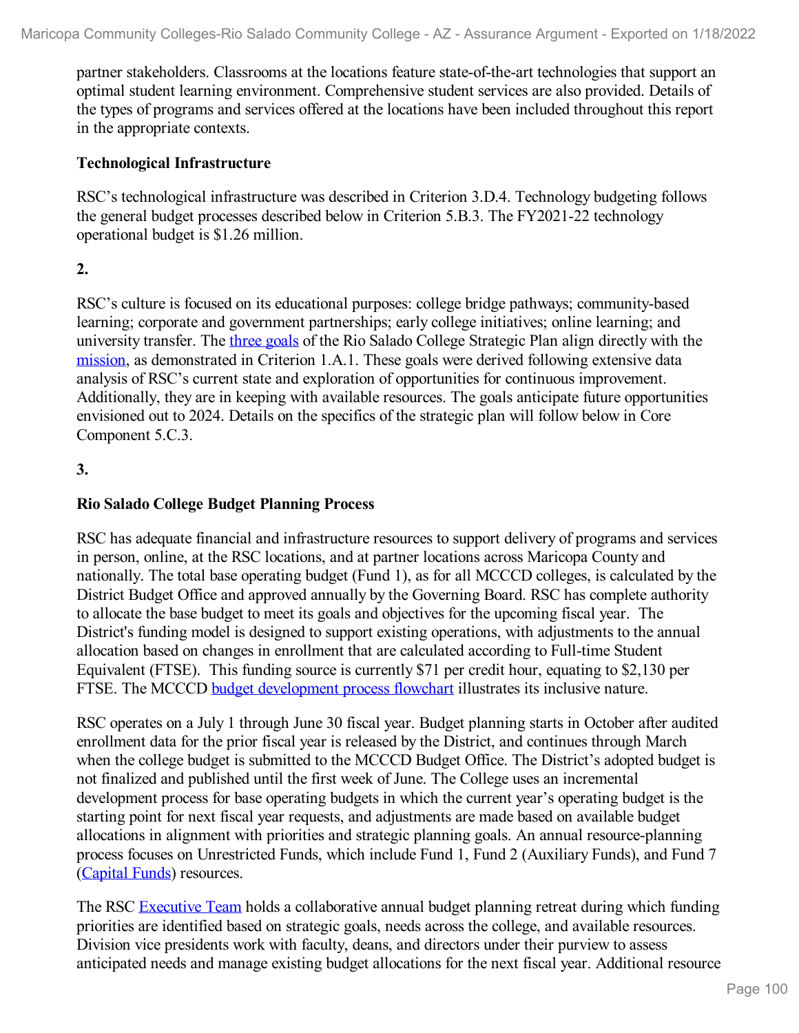partner stakeholders. Classrooms at the locations feature state-of-the-art technologies that support an optimal student learning environment. Comprehensive student services are also provided. Details of the types of programs and services offered at the locations have been included throughout this report in the appropriate contexts.

**Technological Infrastructure**

RSC's technological infrastructure was described in Criterion 3.D.4. Technology budgeting follows the general budget processes described below in Criterion 5.B.3. The FY2021-22 technology operational budget is $1.26 million.

**2.**

RSC's culture is focused on its educational purposes: college bridge pathways; community-based learning; corporate and government partnerships; early college initiatives; online learning; and university transfer. The three goals of the Rio Salado College Strategic Plan align directly with the mission, as demonstrated in Criterion 1.A.1. These goals were derived following extensive data analysis of RSC's current state and exploration of opportunities for continuous improvement. Additionally, they are in keeping with available resources. The goals anticipate future opportunities envisioned out to 2024. Details on the specifics of the strategic plan will follow below in Core Component 5.C.3.

**3.**

**Rio Salado College Budget Planning Process**

RSC has adequate financial and infrastructure resources to support delivery of programs and services in person, online, at the RSC locations, and at partner locations across Maricopa County and nationally. The total base operating budget (Fund 1), as for all MCCCD colleges, is calculated by the District Budget Office and approved annually by the Governing Board. RSC has complete authority to allocate the base budget to meet its goals and objectives for the upcoming fiscal year. The District's funding model is designed to support existing operations, with adjustments to the annual allocation based on changes in enrollment that are calculated according to Full-time Student Equivalent (FTSE). This funding source is currently $71 per credit hour, equating to $2,130 per FTSE. The MCCCD budget development process flowchart illustrates its inclusive nature.

RSC operates on a July 1 through June 30 fiscal year. Budget planning starts in October after audited enrollment data for the prior fiscal year is released by the District, and continues through March when the college budget is submitted to the MCCCD Budget Office. The District's adopted budget is not finalized and published until the first week of June. The College uses an incremental development process for base operating budgets in which the current year's operating budget is the starting point for next fiscal year requests, and adjustments are made based on available budget allocations in alignment with priorities and strategic planning goals. An annual resource-planning process focuses on Unrestricted Funds, which include Fund 1, Fund 2 (Auxiliary Funds), and Fund 7 (Capital Funds) resources.

The RSC Executive Team holds a collaborative annual budget planning retreat during which funding priorities are identified based on strategic goals, needs across the college, and available resources. Division vice presidents work with faculty, deans, and directors under their purview to assess anticipated needs and manage existing budget allocations for the next fiscal year. Additional resource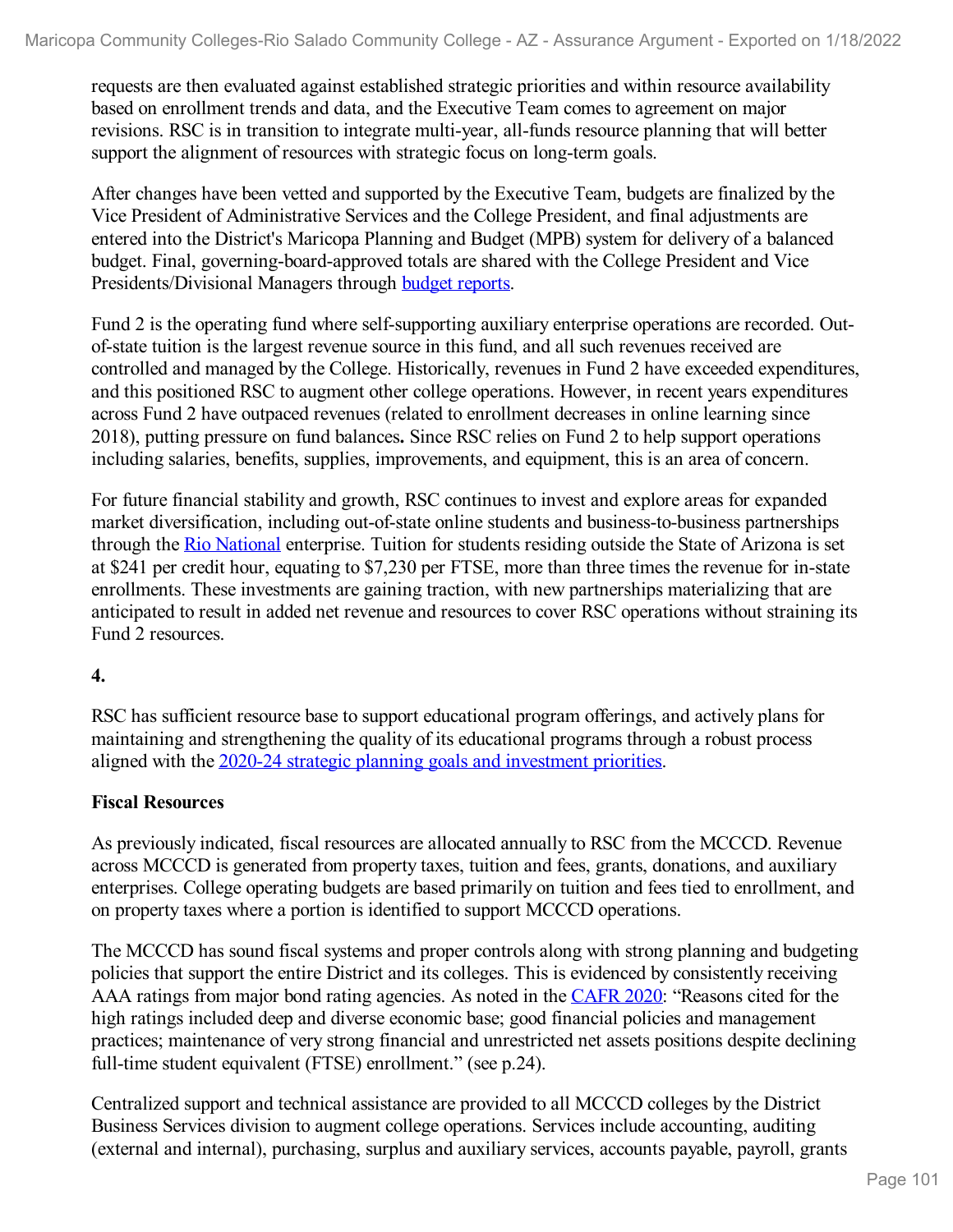requests are then evaluated against established strategic priorities and within resource availability based on enrollment trends and data, and the Executive Team comes to agreement on major revisions. RSC is in transition to integrate multi-year, all-funds resource planning that will better support the alignment of resources with strategic focus on long-term goals.

After changes have been vetted and supported by the Executive Team, budgets are finalized by the Vice President of Administrative Services and the College President, and final adjustments are entered into the District's Maricopa Planning and Budget (MPB) system for delivery of a balanced budget. Final, governing-board-approved totals are shared with the College President and Vice Presidents/Divisional Managers through budget reports.

Fund 2 is the operating fund where self-supporting auxiliary enterprise operations are recorded. Out-of-state tuition is the largest revenue source in this fund, and all such revenues received are controlled and managed by the College. Historically, revenues in Fund 2 have exceeded expenditures, and this positioned RSC to augment other college operations. However, in recent years expenditures across Fund 2 have outpaced revenues (related to enrollment decreases in online learning since 2018), putting pressure on fund balances**.** Since RSC relies on Fund 2 to help support operations including salaries, benefits, supplies, improvements, and equipment, this is an area of concern.

For future financial stability and growth, RSC continues to invest and explore areas for expanded market diversification, including out-of-state online students and business-to-business partnerships through the Rio National enterprise. Tuition for students residing outside the State of Arizona is set at $241 per credit hour, equating to $7,230 per FTSE, more than three times the revenue for in-state enrollments. These investments are gaining traction, with new partnerships materializing that are anticipated to result in added net revenue and resources to cover RSC operations without straining its Fund 2 resources.

**4.**

RSC has sufficient resource base to support educational program offerings, and actively plans for maintaining and strengthening the quality of its educational programs through a robust process aligned with the 2020-24 strategic planning goals and investment priorities.

**Fiscal Resources**

As previously indicated, fiscal resources are allocated annually to RSC from the MCCCD. Revenue across MCCCD is generated from property taxes, tuition and fees, grants, donations, and auxiliary enterprises. College operating budgets are based primarily on tuition and fees tied to enrollment, and on property taxes where a portion is identified to support MCCCD operations.

The MCCCD has sound fiscal systems and proper controls along with strong planning and budgeting policies that support the entire District and its colleges. This is evidenced by consistently receiving AAA ratings from major bond rating agencies. As noted in the CAFR 2020: "Reasons cited for the high ratings included deep and diverse economic base; good financial policies and management practices; maintenance of very strong financial and unrestricted net assets positions despite declining full-time student equivalent (FTSE) enrollment." (see p.24).

Centralized support and technical assistance are provided to all MCCCD colleges by the District Business Services division to augment college operations. Services include accounting, auditing (external and internal), purchasing, surplus and auxiliary services, accounts payable, payroll, grants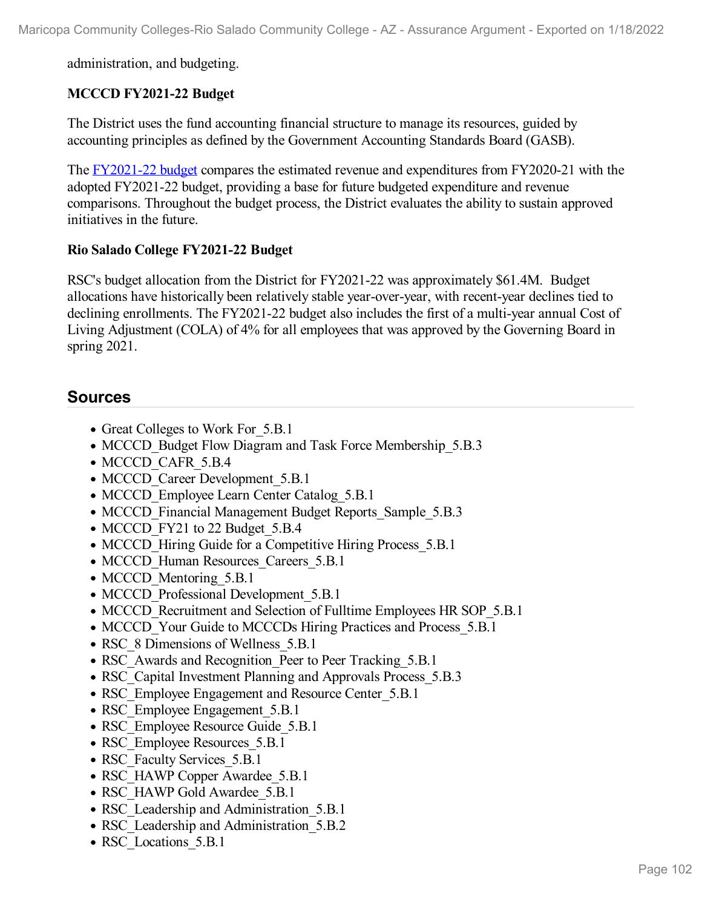administration, and budgeting.

**MCCCD FY2021-22 Budget**

The District uses the fund accounting financial structure to manage its resources, guided by accounting principles as defined by the Government Accounting Standards Board (GASB).

The FY2021-22 budget compares the estimated revenue and expenditures from FY2020-21 with the adopted FY2021-22 budget, providing a base for future budgeted expenditure and revenue comparisons. Throughout the budget process, the District evaluates the ability to sustain approved initiatives in the future.

**Rio Salado College FY2021-22 Budget**

RSC's budget allocation from the District for FY2021-22 was approximately $61.4M. Budget allocations have historically been relatively stable year-over-year, with recent-year declines tied to declining enrollments. The FY2021-22 budget also includes the first of a multi-year annual Cost of Living Adjustment (COLA) of 4% for all employees that was approved by the Governing Board in spring 2021.

## Sources

- Great Colleges to Work For_5.B.1
- MCCCD_Budget Flow Diagram and Task Force Membership_5.B.3
- MCCCD_CAFR_5.B.4
- MCCCD_Career Development_5.B.1
- MCCCD_Employee Learn Center Catalog_5.B.1
- MCCCD_Financial Management Budget Reports_Sample_5.B.3
- MCCCD_FY21 to 22 Budget_5.B.4
- MCCCD_Hiring Guide for a Competitive Hiring Process_5.B.1
- MCCCD_Human Resources_Careers_5.B.1
- MCCCD_Mentoring_5.B.1
- MCCCD_Professional Development_5.B.1
- MCCCD_Recruitment and Selection of Fulltime Employees HR SOP_5.B.1
- MCCCD_Your Guide to MCCCDs Hiring Practices and Process_5.B.1
- RSC_8 Dimensions of Wellness_5.B.1
- RSC_Awards and Recognition_Peer to Peer Tracking_5.B.1
- RSC_Capital Investment Planning and Approvals Process_5.B.3
- RSC_Employee Engagement and Resource Center_5.B.1
- RSC_Employee Engagement_5.B.1
- RSC_Employee Resource Guide_5.B.1
- RSC_Employee Resources_5.B.1
- RSC_Faculty Services_5.B.1
- RSC_HAWP Copper Awardee_5.B.1
- RSC_HAWP Gold Awardee_5.B.1
- RSC_Leadership and Administration_5.B.1
- RSC_Leadership and Administration_5.B.2
- RSC_Locations_5.B.1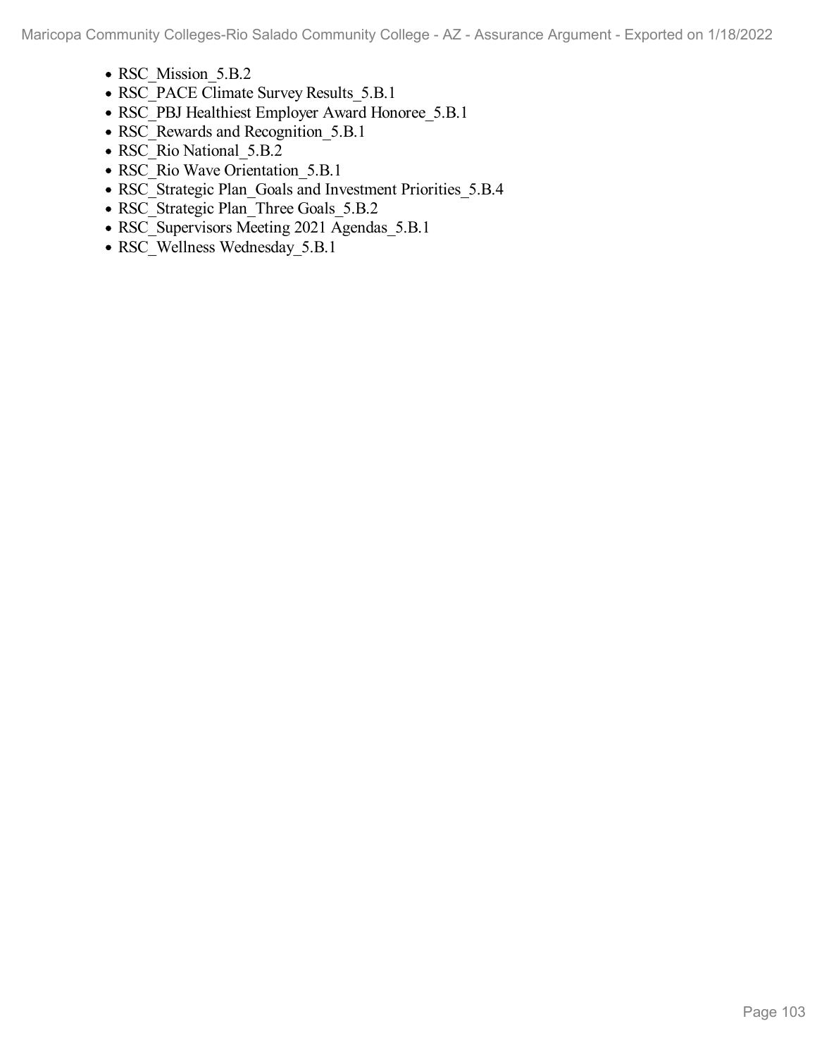- RSC_Mission_5.B.2
- RSC_PACE Climate Survey Results_5.B.1
- RSC_PBJ Healthiest Employer Award Honoree_5.B.1
- RSC_Rewards and Recognition_5.B.1
- RSC_Rio National_5.B.2
- RSC_Rio Wave Orientation_5.B.1
- RSC_Strategic Plan_Goals and Investment Priorities_5.B.4
- RSC_Strategic Plan_Three Goals_5.B.2
- RSC_Supervisors Meeting 2021 Agendas_5.B.1
- RSC_Wellness Wednesday_5.B.1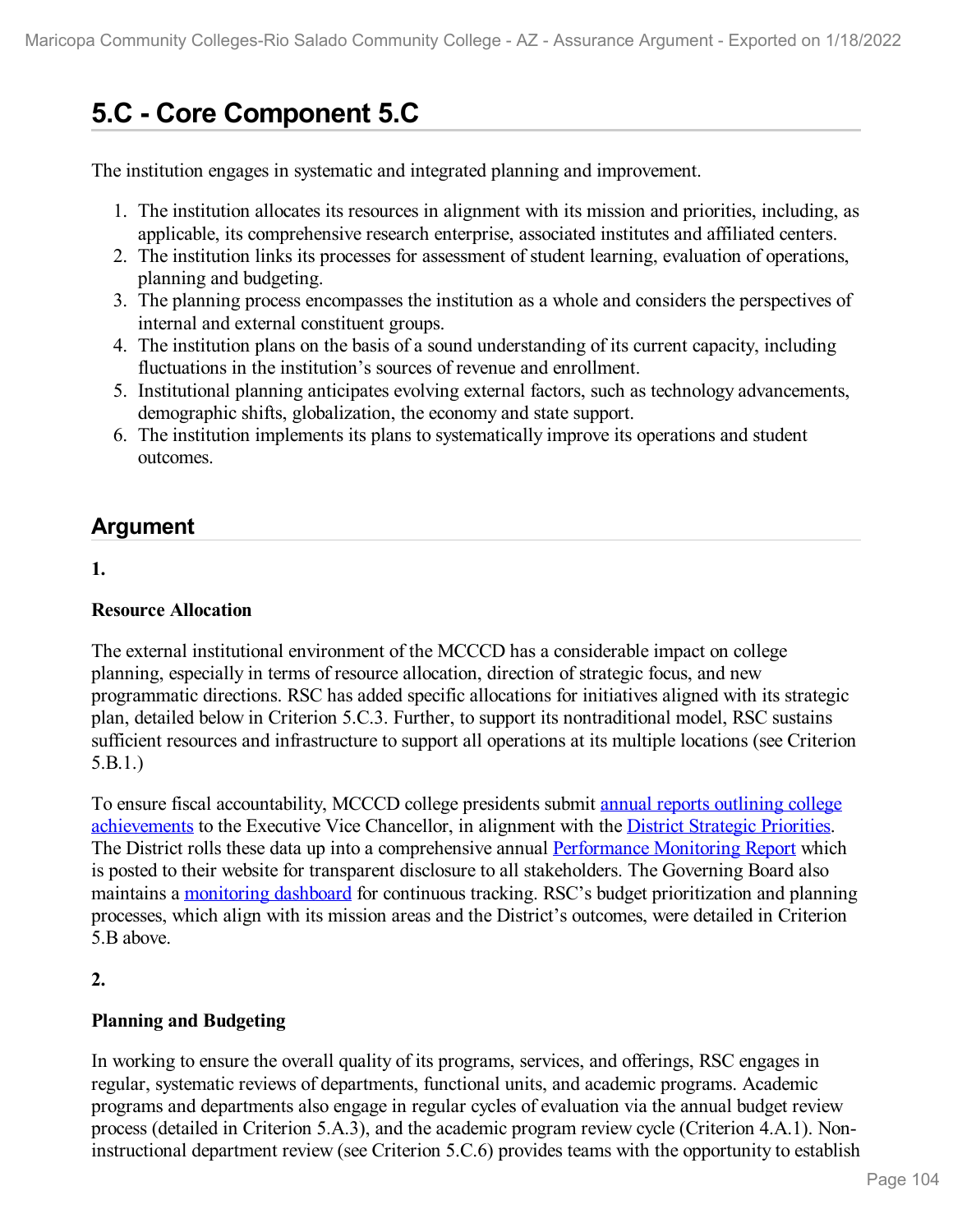# 5.C - Core Component 5.C

The institution engages in systematic and integrated planning and improvement.

1. The institution allocates its resources in alignment with its mission and priorities, including, as applicable, its comprehensive research enterprise, associated institutes and affiliated centers.
2. The institution links its processes for assessment of student learning, evaluation of operations, planning and budgeting.
3. The planning process encompasses the institution as a whole and considers the perspectives of internal and external constituent groups.
4. The institution plans on the basis of a sound understanding of its current capacity, including fluctuations in the institution's sources of revenue and enrollment.
5. Institutional planning anticipates evolving external factors, such as technology advancements, demographic shifts, globalization, the economy and state support.
6. The institution implements its plans to systematically improve its operations and student outcomes.

## Argument

**1.**

**Resource Allocation**

The external institutional environment of the MCCCD has a considerable impact on college planning, especially in terms of resource allocation, direction of strategic focus, and new programmatic directions. RSC has added specific allocations for initiatives aligned with its strategic plan, detailed below in Criterion 5.C.3. Further, to support its nontraditional model, RSC sustains sufficient resources and infrastructure to support all operations at its multiple locations (see Criterion 5.B.1.)

To ensure fiscal accountability, MCCCD college presidents submit annual reports outlining college achievements to the Executive Vice Chancellor, in alignment with the District Strategic Priorities. The District rolls these data up into a comprehensive annual Performance Monitoring Report which is posted to their website for transparent disclosure to all stakeholders. The Governing Board also maintains a monitoring dashboard for continuous tracking. RSC's budget prioritization and planning processes, which align with its mission areas and the District's outcomes, were detailed in Criterion 5.B above.

**2.**

**Planning and Budgeting**

In working to ensure the overall quality of its programs, services, and offerings, RSC engages in regular, systematic reviews of departments, functional units, and academic programs. Academic programs and departments also engage in regular cycles of evaluation via the annual budget review process (detailed in Criterion 5.A.3), and the academic program review cycle (Criterion 4.A.1). Non-instructional department review (see Criterion 5.C.6) provides teams with the opportunity to establish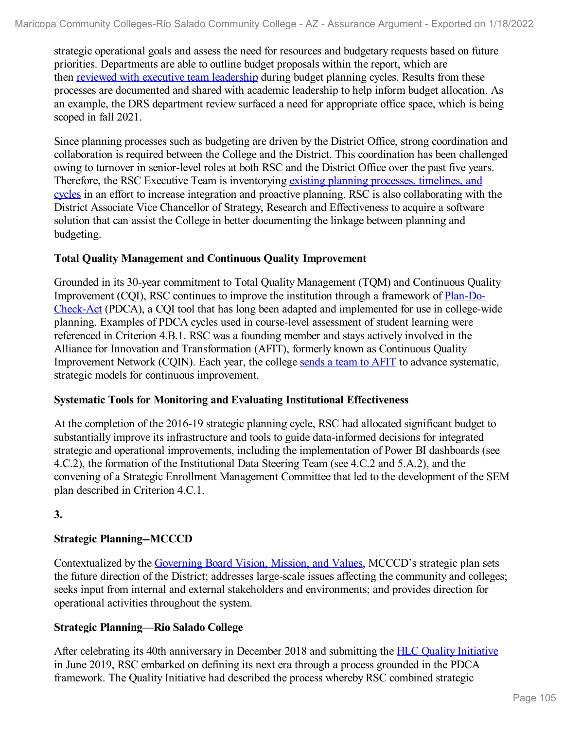strategic operational goals and assess the need for resources and budgetary requests based on future priorities. Departments are able to outline budget proposals within the report, which are then reviewed with executive team leadership during budget planning cycles. Results from these processes are documented and shared with academic leadership to help inform budget allocation. As an example, the DRS department review surfaced a need for appropriate office space, which is being scoped in fall 2021.

Since planning processes such as budgeting are driven by the District Office, strong coordination and collaboration is required between the College and the District. This coordination has been challenged owing to turnover in senior-level roles at both RSC and the District Office over the past five years. Therefore, the RSC Executive Team is inventorying existing planning processes, timelines, and cycles in an effort to increase integration and proactive planning. RSC is also collaborating with the District Associate Vice Chancellor of Strategy, Research and Effectiveness to acquire a software solution that can assist the College in better documenting the linkage between planning and budgeting.

**Total Quality Management and Continuous Quality Improvement**

Grounded in its 30-year commitment to Total Quality Management (TQM) and Continuous Quality Improvement (CQI), RSC continues to improve the institution through a framework of Plan-Do-Check-Act (PDCA), a CQI tool that has long been adapted and implemented for use in college-wide planning. Examples of PDCA cycles used in course-level assessment of student learning were referenced in Criterion 4.B.1. RSC was a founding member and stays actively involved in the Alliance for Innovation and Transformation (AFIT), formerly known as Continuous Quality Improvement Network (CQIN). Each year, the college sends a team to AFIT to advance systematic, strategic models for continuous improvement.

**Systematic Tools for Monitoring and Evaluating Institutional Effectiveness**

At the completion of the 2016-19 strategic planning cycle, RSC had allocated significant budget to substantially improve its infrastructure and tools to guide data-informed decisions for integrated strategic and operational improvements, including the implementation of Power BI dashboards (see 4.C.2), the formation of the Institutional Data Steering Team (see 4.C.2 and 5.A.2), and the convening of a Strategic Enrollment Management Committee that led to the development of the SEM plan described in Criterion 4.C.1.

**3.**

**Strategic Planning--MCCCD**

Contextualized by the Governing Board Vision, Mission, and Values, MCCCD's strategic plan sets the future direction of the District; addresses large-scale issues affecting the community and colleges; seeks input from internal and external stakeholders and environments; and provides direction for operational activities throughout the system.

**Strategic Planning—Rio Salado College**

After celebrating its 40th anniversary in December 2018 and submitting the HLC Quality Initiative in June 2019, RSC embarked on defining its next era through a process grounded in the PDCA framework. The Quality Initiative had described the process whereby RSC combined strategic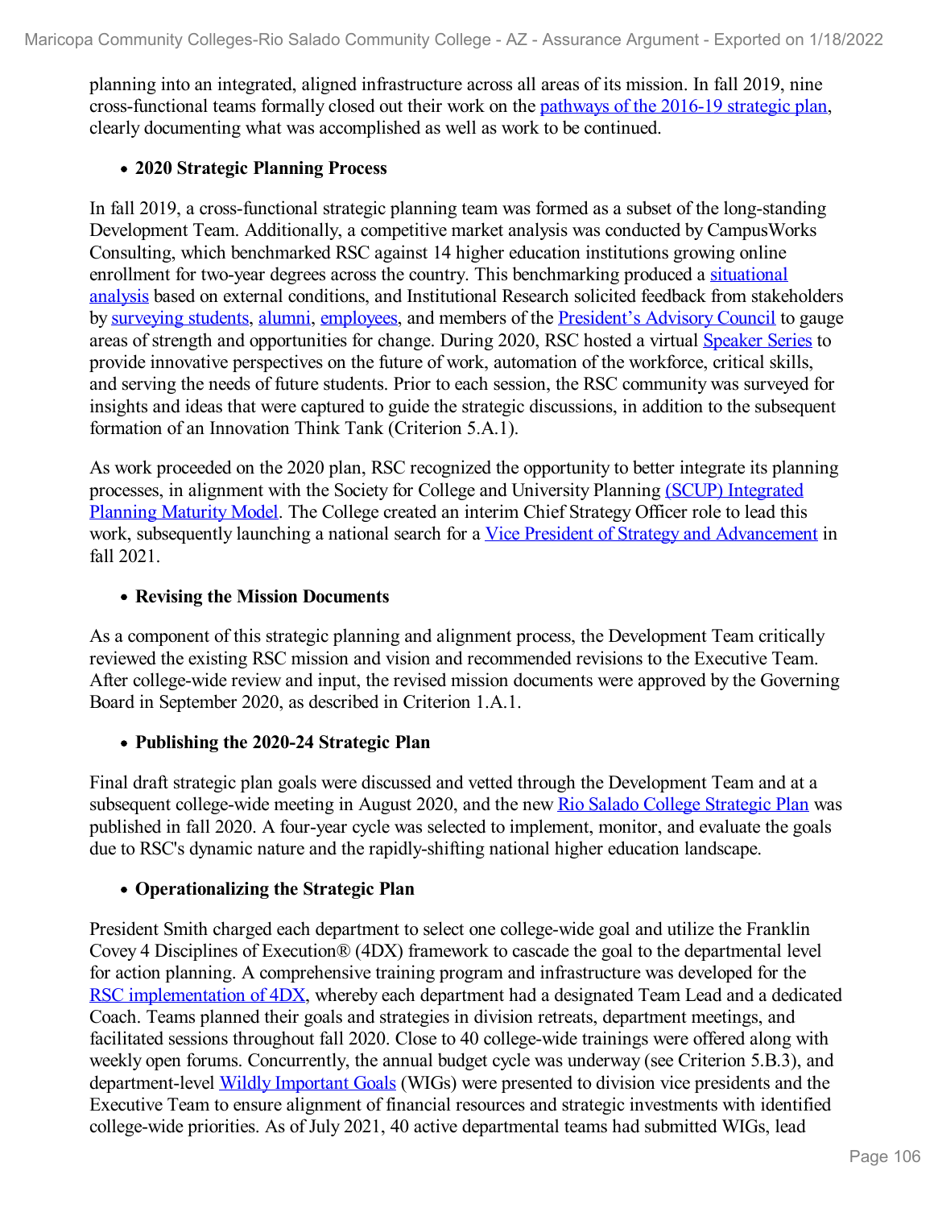planning into an integrated, aligned infrastructure across all areas of its mission. In fall 2019, nine cross-functional teams formally closed out their work on the pathways of the 2016-19 strategic plan, clearly documenting what was accomplished as well as work to be continued.

- **2020 Strategic Planning Process**

In fall 2019, a cross-functional strategic planning team was formed as a subset of the long-standing Development Team. Additionally, a competitive market analysis was conducted by CampusWorks Consulting, which benchmarked RSC against 14 higher education institutions growing online enrollment for two-year degrees across the country. This benchmarking produced a situational analysis based on external conditions, and Institutional Research solicited feedback from stakeholders by surveying students, alumni, employees, and members of the President's Advisory Council to gauge areas of strength and opportunities for change. During 2020, RSC hosted a virtual Speaker Series to provide innovative perspectives on the future of work, automation of the workforce, critical skills, and serving the needs of future students. Prior to each session, the RSC community was surveyed for insights and ideas that were captured to guide the strategic discussions, in addition to the subsequent formation of an Innovation Think Tank (Criterion 5.A.1).

As work proceeded on the 2020 plan, RSC recognized the opportunity to better integrate its planning processes, in alignment with the Society for College and University Planning (SCUP) Integrated Planning Maturity Model. The College created an interim Chief Strategy Officer role to lead this work, subsequently launching a national search for a Vice President of Strategy and Advancement in fall 2021.

- **Revising the Mission Documents**

As a component of this strategic planning and alignment process, the Development Team critically reviewed the existing RSC mission and vision and recommended revisions to the Executive Team. After college-wide review and input, the revised mission documents were approved by the Governing Board in September 2020, as described in Criterion 1.A.1.

- **Publishing the 2020-24 Strategic Plan**

Final draft strategic plan goals were discussed and vetted through the Development Team and at a subsequent college-wide meeting in August 2020, and the new Rio Salado College Strategic Plan was published in fall 2020. A four-year cycle was selected to implement, monitor, and evaluate the goals due to RSC's dynamic nature and the rapidly-shifting national higher education landscape.

- **Operationalizing the Strategic Plan**

President Smith charged each department to select one college-wide goal and utilize the Franklin Covey 4 Disciplines of Execution® (4DX) framework to cascade the goal to the departmental level for action planning. A comprehensive training program and infrastructure was developed for the RSC implementation of 4DX, whereby each department had a designated Team Lead and a dedicated Coach. Teams planned their goals and strategies in division retreats, department meetings, and facilitated sessions throughout fall 2020. Close to 40 college-wide trainings were offered along with weekly open forums. Concurrently, the annual budget cycle was underway (see Criterion 5.B.3), and department-level Wildly Important Goals (WIGs) were presented to division vice presidents and the Executive Team to ensure alignment of financial resources and strategic investments with identified college-wide priorities. As of July 2021, 40 active departmental teams had submitted WIGs, lead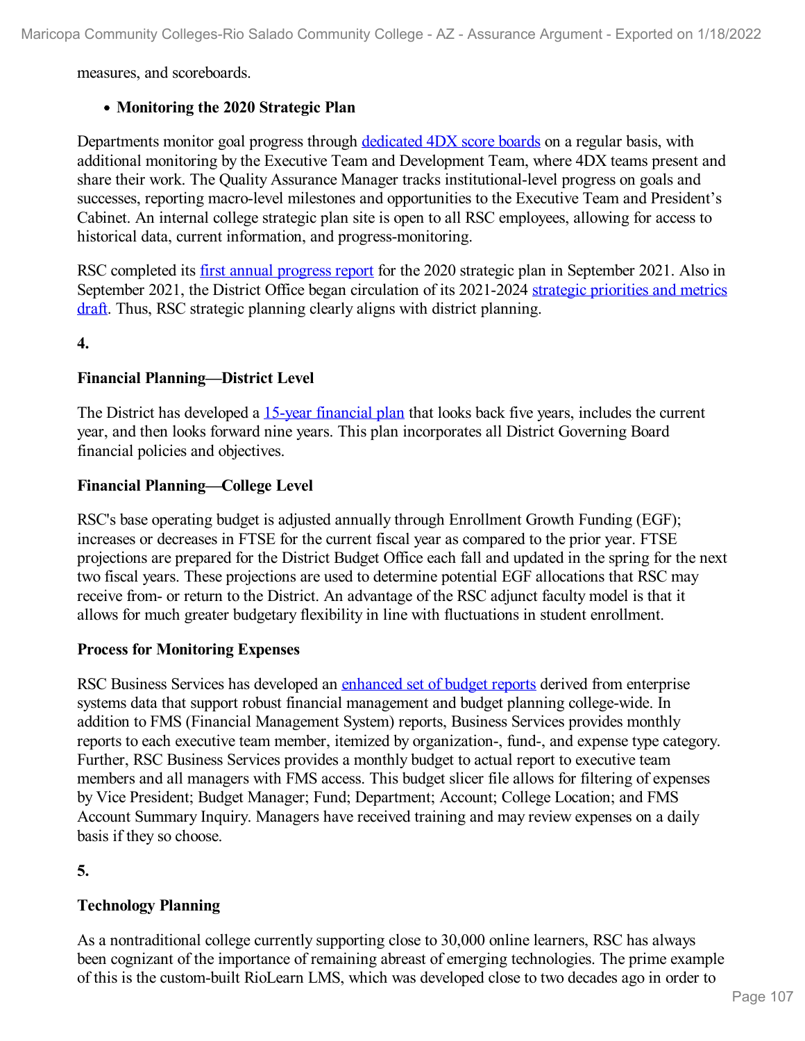measures, and scoreboards.

- **Monitoring the 2020 Strategic Plan**

Departments monitor goal progress through dedicated 4DX score boards on a regular basis, with additional monitoring by the Executive Team and Development Team, where 4DX teams present and share their work. The Quality Assurance Manager tracks institutional-level progress on goals and successes, reporting macro-level milestones and opportunities to the Executive Team and President's Cabinet. An internal college strategic plan site is open to all RSC employees, allowing for access to historical data, current information, and progress-monitoring.

RSC completed its first annual progress report for the 2020 strategic plan in September 2021. Also in September 2021, the District Office began circulation of its 2021-2024 strategic priorities and metrics draft. Thus, RSC strategic planning clearly aligns with district planning.

**4.**

**Financial Planning—District Level**

The District has developed a 15-year financial plan that looks back five years, includes the current year, and then looks forward nine years. This plan incorporates all District Governing Board financial policies and objectives.

**Financial Planning—College Level**

RSC's base operating budget is adjusted annually through Enrollment Growth Funding (EGF); increases or decreases in FTSE for the current fiscal year as compared to the prior year. FTSE projections are prepared for the District Budget Office each fall and updated in the spring for the next two fiscal years. These projections are used to determine potential EGF allocations that RSC may receive from- or return to the District. An advantage of the RSC adjunct faculty model is that it allows for much greater budgetary flexibility in line with fluctuations in student enrollment.

**Process for Monitoring Expenses**

RSC Business Services has developed an enhanced set of budget reports derived from enterprise systems data that support robust financial management and budget planning college-wide. In addition to FMS (Financial Management System) reports, Business Services provides monthly reports to each executive team member, itemized by organization-, fund-, and expense type category. Further, RSC Business Services provides a monthly budget to actual report to executive team members and all managers with FMS access. This budget slicer file allows for filtering of expenses by Vice President; Budget Manager; Fund; Department; Account; College Location; and FMS Account Summary Inquiry. Managers have received training and may review expenses on a daily basis if they so choose.

**5.**

**Technology Planning**

As a nontraditional college currently supporting close to 30,000 online learners, RSC has always been cognizant of the importance of remaining abreast of emerging technologies. The prime example of this is the custom-built RioLearn LMS, which was developed close to two decades ago in order to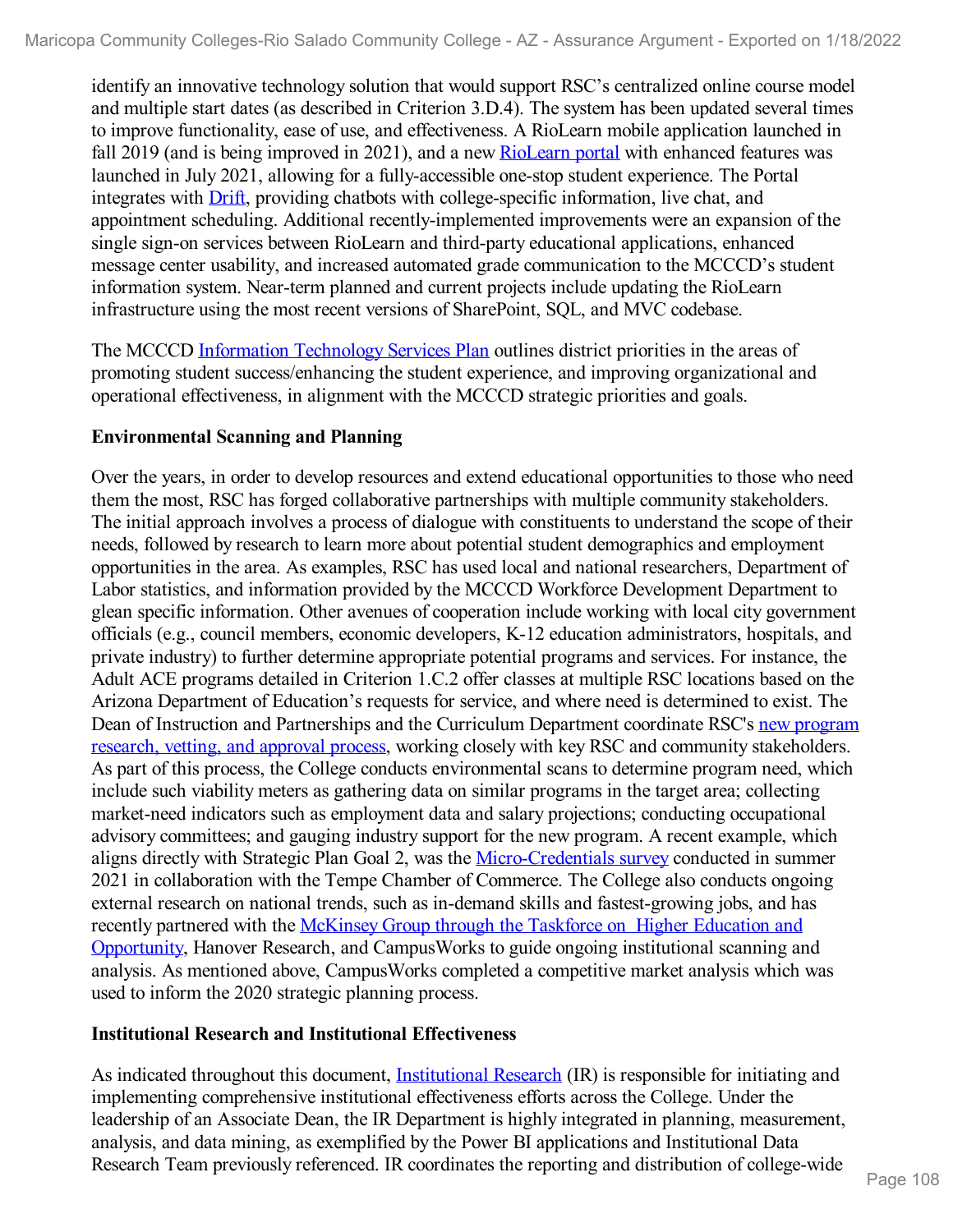identify an innovative technology solution that would support RSC's centralized online course model and multiple start dates (as described in Criterion 3.D.4). The system has been updated several times to improve functionality, ease of use, and effectiveness. A RioLearn mobile application launched in fall 2019 (and is being improved in 2021), and a new RioLearn portal with enhanced features was launched in July 2021, allowing for a fully-accessible one-stop student experience. The Portal integrates with Drift, providing chatbots with college-specific information, live chat, and appointment scheduling. Additional recently-implemented improvements were an expansion of the single sign-on services between RioLearn and third-party educational applications, enhanced message center usability, and increased automated grade communication to the MCCCD's student information system. Near-term planned and current projects include updating the RioLearn infrastructure using the most recent versions of SharePoint, SQL, and MVC codebase.

The MCCCD Information Technology Services Plan outlines district priorities in the areas of promoting student success/enhancing the student experience, and improving organizational and operational effectiveness, in alignment with the MCCCD strategic priorities and goals.

**Environmental Scanning and Planning**

Over the years, in order to develop resources and extend educational opportunities to those who need them the most, RSC has forged collaborative partnerships with multiple community stakeholders. The initial approach involves a process of dialogue with constituents to understand the scope of their needs, followed by research to learn more about potential student demographics and employment opportunities in the area. As examples, RSC has used local and national researchers, Department of Labor statistics, and information provided by the MCCCD Workforce Development Department to glean specific information. Other avenues of cooperation include working with local city government officials (e.g., council members, economic developers, K-12 education administrators, hospitals, and private industry) to further determine appropriate potential programs and services. For instance, the Adult ACE programs detailed in Criterion 1.C.2 offer classes at multiple RSC locations based on the Arizona Department of Education's requests for service, and where need is determined to exist. The Dean of Instruction and Partnerships and the Curriculum Department coordinate RSC's new program research, vetting, and approval process, working closely with key RSC and community stakeholders. As part of this process, the College conducts environmental scans to determine program need, which include such viability meters as gathering data on similar programs in the target area; collecting market-need indicators such as employment data and salary projections; conducting occupational advisory committees; and gauging industry support for the new program. A recent example, which aligns directly with Strategic Plan Goal 2, was the Micro-Credentials survey conducted in summer 2021 in collaboration with the Tempe Chamber of Commerce. The College also conducts ongoing external research on national trends, such as in-demand skills and fastest-growing jobs, and has recently partnered with the McKinsey Group through the Taskforce on Higher Education and Opportunity, Hanover Research, and CampusWorks to guide ongoing institutional scanning and analysis. As mentioned above, CampusWorks completed a competitive market analysis which was used to inform the 2020 strategic planning process.

**Institutional Research and Institutional Effectiveness**

As indicated throughout this document, Institutional Research (IR) is responsible for initiating and implementing comprehensive institutional effectiveness efforts across the College. Under the leadership of an Associate Dean, the IR Department is highly integrated in planning, measurement, analysis, and data mining, as exemplified by the Power BI applications and Institutional Data Research Team previously referenced. IR coordinates the reporting and distribution of college-wide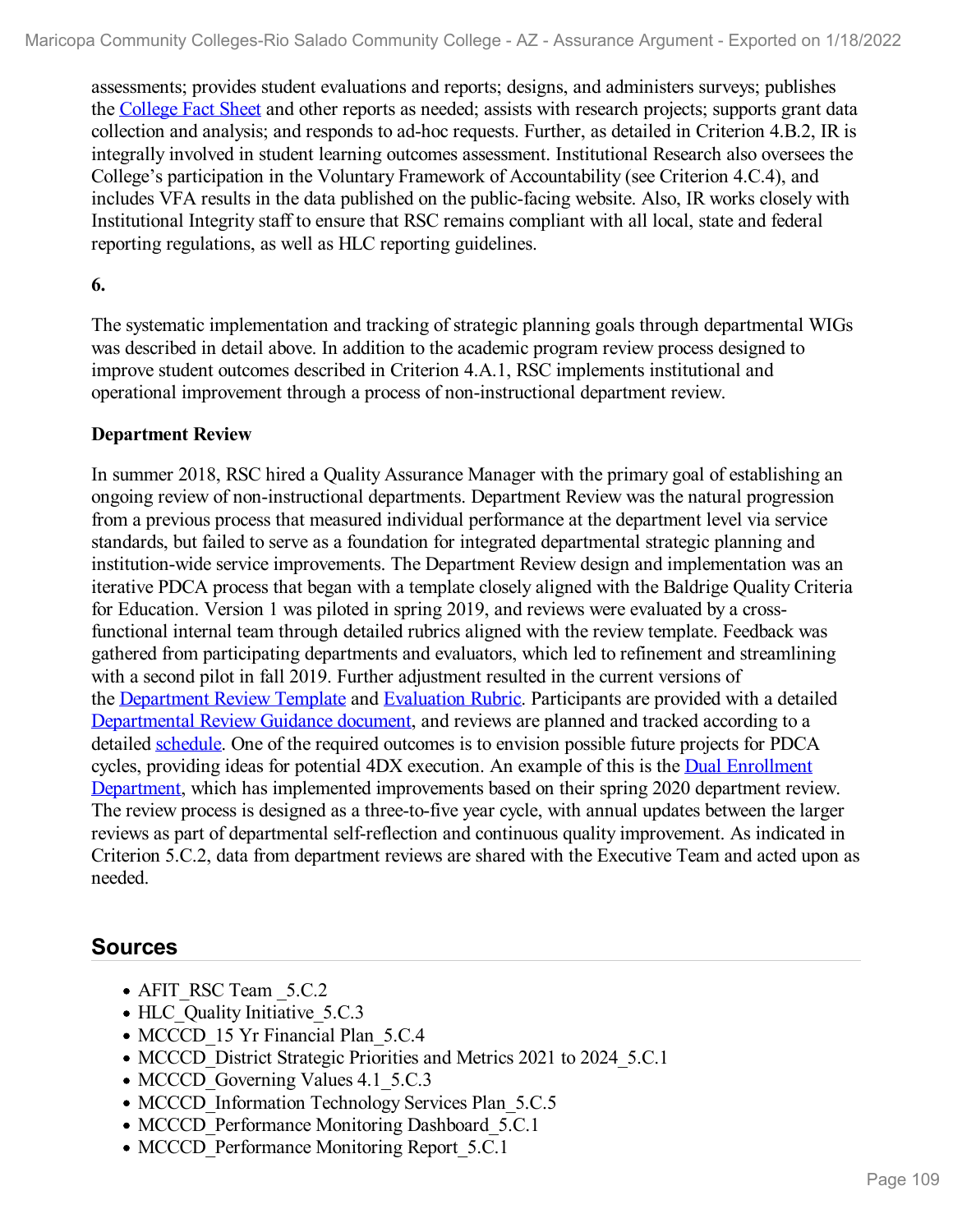assessments; provides student evaluations and reports; designs, and administers surveys; publishes the College Fact Sheet and other reports as needed; assists with research projects; supports grant data collection and analysis; and responds to ad-hoc requests. Further, as detailed in Criterion 4.B.2, IR is integrally involved in student learning outcomes assessment. Institutional Research also oversees the College's participation in the Voluntary Framework of Accountability (see Criterion 4.C.4), and includes VFA results in the data published on the public-facing website. Also, IR works closely with Institutional Integrity staff to ensure that RSC remains compliant with all local, state and federal reporting regulations, as well as HLC reporting guidelines.

**6.**

The systematic implementation and tracking of strategic planning goals through departmental WIGs was described in detail above. In addition to the academic program review process designed to improve student outcomes described in Criterion 4.A.1, RSC implements institutional and operational improvement through a process of non-instructional department review.

**Department Review**

In summer 2018, RSC hired a Quality Assurance Manager with the primary goal of establishing an ongoing review of non-instructional departments. Department Review was the natural progression from a previous process that measured individual performance at the department level via service standards, but failed to serve as a foundation for integrated departmental strategic planning and institution-wide service improvements. The Department Review design and implementation was an iterative PDCA process that began with a template closely aligned with the Baldrige Quality Criteria for Education. Version 1 was piloted in spring 2019, and reviews were evaluated by a cross-functional internal team through detailed rubrics aligned with the review template. Feedback was gathered from participating departments and evaluators, which led to refinement and streamlining with a second pilot in fall 2019. Further adjustment resulted in the current versions of the Department Review Template and Evaluation Rubric. Participants are provided with a detailed Departmental Review Guidance document, and reviews are planned and tracked according to a detailed schedule. One of the required outcomes is to envision possible future projects for PDCA cycles, providing ideas for potential 4DX execution. An example of this is the Dual Enrollment Department, which has implemented improvements based on their spring 2020 department review. The review process is designed as a three-to-five year cycle, with annual updates between the larger reviews as part of departmental self-reflection and continuous quality improvement. As indicated in Criterion 5.C.2, data from department reviews are shared with the Executive Team and acted upon as needed.

## Sources

- AFIT_RSC Team _5.C.2
- HLC_Quality Initiative_5.C.3
- MCCCD_15 Yr Financial Plan_5.C.4
- MCCCD_District Strategic Priorities and Metrics 2021 to 2024_5.C.1
- MCCCD_Governing Values 4.1_5.C.3
- MCCCD_Information Technology Services Plan_5.C.5
- MCCCD_Performance Monitoring Dashboard_5.C.1
- MCCCD_Performance Monitoring Report_5.C.1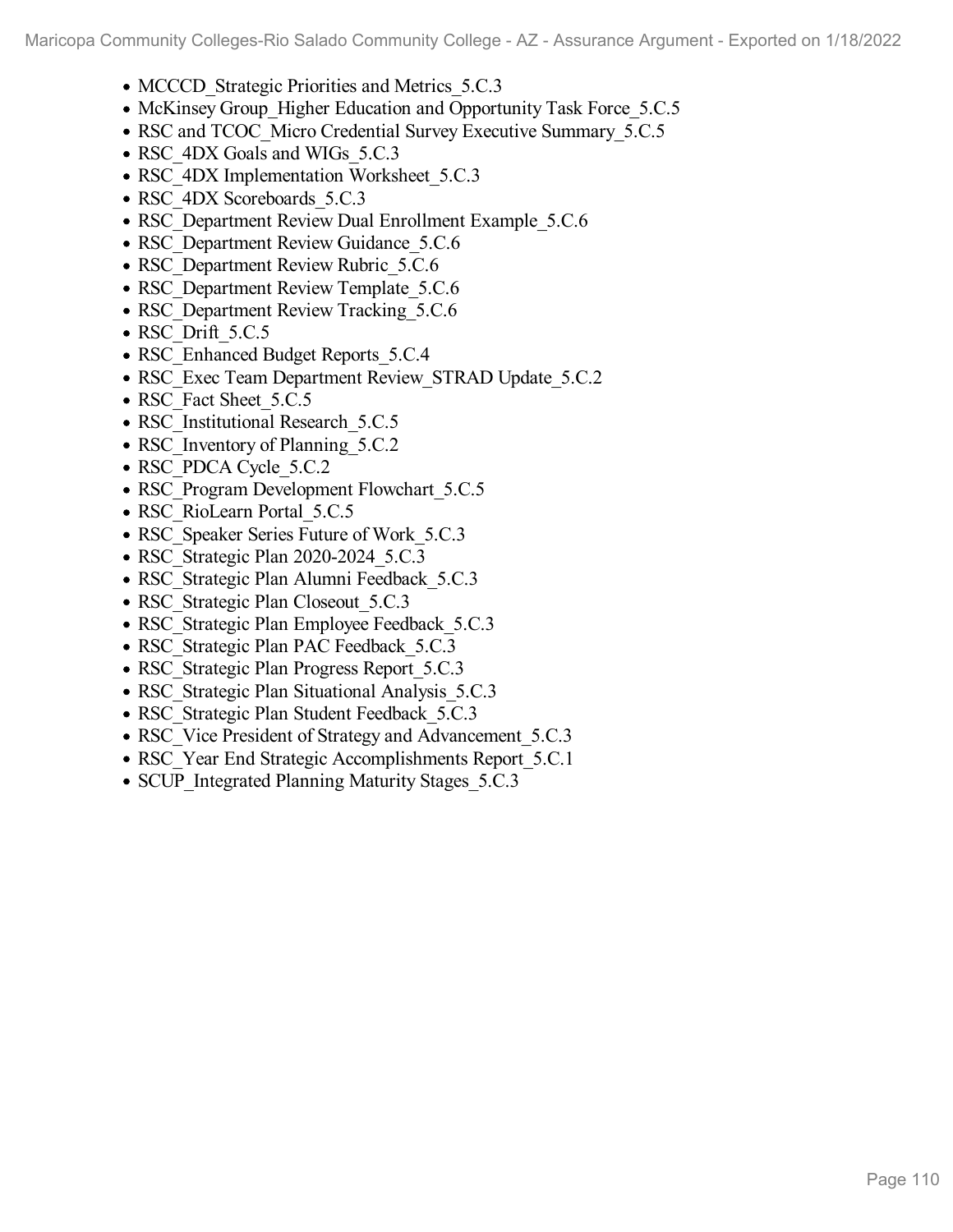- MCCCD_Strategic Priorities and Metrics_5.C.3
- McKinsey Group_Higher Education and Opportunity Task Force_5.C.5
- RSC and TCOC_Micro Credential Survey Executive Summary_5.C.5
- RSC_4DX Goals and WIGs_5.C.3
- RSC_4DX Implementation Worksheet_5.C.3
- RSC_4DX Scoreboards_5.C.3
- RSC_Department Review Dual Enrollment Example_5.C.6
- RSC_Department Review Guidance_5.C.6
- RSC_Department Review Rubric_5.C.6
- RSC_Department Review Template_5.C.6
- RSC_Department Review Tracking_5.C.6
- RSC_Drift_5.C.5
- RSC_Enhanced Budget Reports_5.C.4
- RSC_Exec Team Department Review_STRAD Update_5.C.2
- RSC_Fact Sheet_5.C.5
- RSC_Institutional Research_5.C.5
- RSC_Inventory of Planning_5.C.2
- RSC_PDCA Cycle_5.C.2
- RSC_Program Development Flowchart_5.C.5
- RSC_RioLearn Portal_5.C.5
- RSC_Speaker Series Future of Work_5.C.3
- RSC_Strategic Plan 2020-2024_5.C.3
- RSC_Strategic Plan Alumni Feedback_5.C.3
- RSC_Strategic Plan Closeout_5.C.3
- RSC_Strategic Plan Employee Feedback_5.C.3
- RSC_Strategic Plan PAC Feedback_5.C.3
- RSC_Strategic Plan Progress Report_5.C.3
- RSC_Strategic Plan Situational Analysis_5.C.3
- RSC_Strategic Plan Student Feedback_5.C.3
- RSC_Vice President of Strategy and Advancement_5.C.3
- RSC_Year End Strategic Accomplishments Report_5.C.1
- SCUP_Integrated Planning Maturity Stages_5.C.3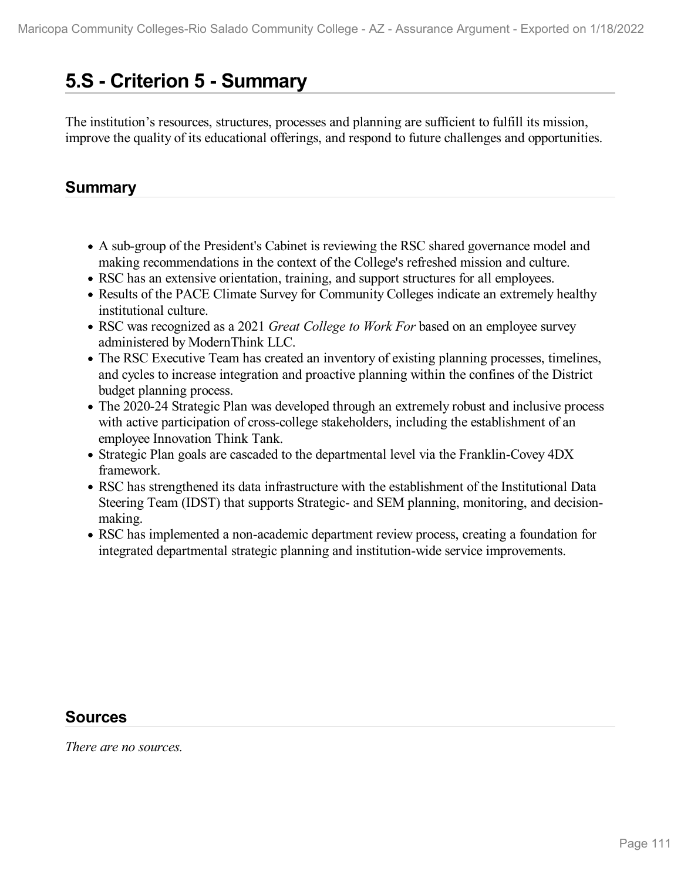# 5.S - Criterion 5 - Summary

The institution's resources, structures, processes and planning are sufficient to fulfill its mission, improve the quality of its educational offerings, and respond to future challenges and opportunities.

## Summary

- A sub-group of the President's Cabinet is reviewing the RSC shared governance model and making recommendations in the context of the College's refreshed mission and culture.
- RSC has an extensive orientation, training, and support structures for all employees.
- Results of the PACE Climate Survey for Community Colleges indicate an extremely healthy institutional culture.
- RSC was recognized as a 2021 *Great College to Work For* based on an employee survey administered by ModernThink LLC.
- The RSC Executive Team has created an inventory of existing planning processes, timelines, and cycles to increase integration and proactive planning within the confines of the District budget planning process.
- The 2020-24 Strategic Plan was developed through an extremely robust and inclusive process with active participation of cross-college stakeholders, including the establishment of an employee Innovation Think Tank.
- Strategic Plan goals are cascaded to the departmental level via the Franklin-Covey 4DX framework.
- RSC has strengthened its data infrastructure with the establishment of the Institutional Data Steering Team (IDST) that supports Strategic- and SEM planning, monitoring, and decision-making.
- RSC has implemented a non-academic department review process, creating a foundation for integrated departmental strategic planning and institution-wide service improvements.

## Sources

*There are no sources.*